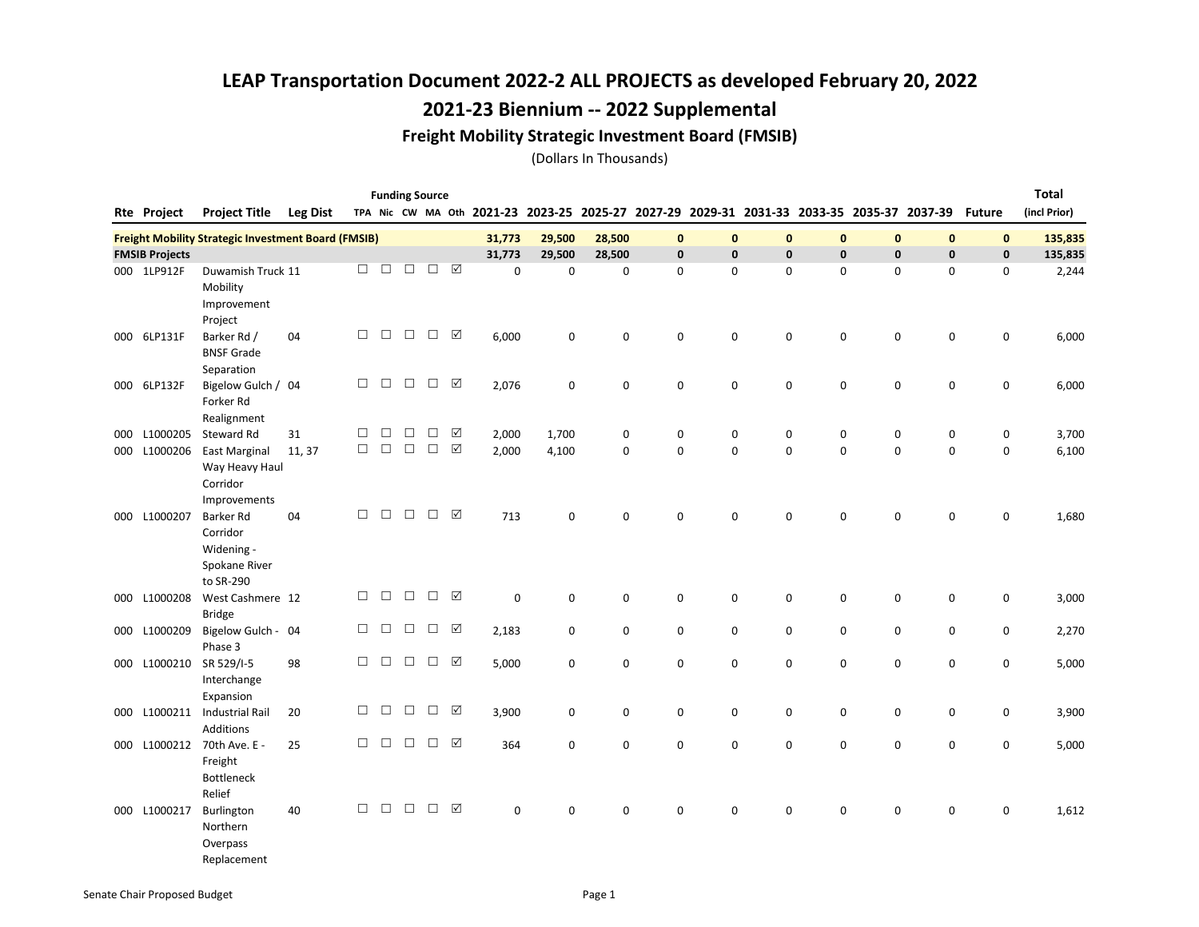# LEAP Transportation Document 2022-2 ALL PROJECTS as developed February 20, 2022

## 2021-23 Biennium -- 2022 Supplemental

### Freight Mobility Strategic Investment Board (FMSIB)

(Dollars In Thousands)

| Rte | Project | Project Title | Leg Dist | Funding Source TPA | Nic | CW | MA | Oth | 2021-23 | 2023-25 | 2025-27 | 2027-29 | 2029-31 | 2031-33 | 2033-35 | 2035-37 | 2037-39 | Future | Total (incl Prior) |
|---|---|---|---|---|---|---|---|---|---|---|---|---|---|---|---|---|---|---|---|
| **Freight Mobility Strategic Investment Board (FMSIB)** | | | | | | | | | **31,773** | **29,500** | **28,500** | **0** | **0** | **0** | **0** | **0** | **0** | **0** | **135,835** |
| **FMSIB Projects** | | | | | | | | | **31,773** | **29,500** | **28,500** | **0** | **0** | **0** | **0** | **0** | **0** | **0** | **135,835** |
| 000 | 1LP912F | Duwamish Truck Mobility Improvement Project | 11 | ☐ | ☐ | ☐ | ☐ | ☑ | 0 | 0 | 0 | 0 | 0 | 0 | 0 | 0 | 0 | 0 | 2,244 |
| 000 | 6LP131F | Barker Rd / BNSF Grade Separation | 04 | ☐ | ☐ | ☐ | ☐ | ☑ | 6,000 | 0 | 0 | 0 | 0 | 0 | 0 | 0 | 0 | 0 | 6,000 |
| 000 | 6LP132F | Bigelow Gulch / Forker Rd Realignment | 04 | ☐ | ☐ | ☐ | ☐ | ☑ | 2,076 | 0 | 0 | 0 | 0 | 0 | 0 | 0 | 0 | 0 | 6,000 |
| 000 | L1000205 | Steward Rd | 31 | ☐ | ☐ | ☐ | ☐ | ☑ | 2,000 | 1,700 | 0 | 0 | 0 | 0 | 0 | 0 | 0 | 0 | 3,700 |
| 000 | L1000206 | East Marginal Way Heavy Haul Corridor Improvements | 11, 37 | ☐ | ☐ | ☐ | ☐ | ☑ | 2,000 | 4,100 | 0 | 0 | 0 | 0 | 0 | 0 | 0 | 0 | 6,100 |
| 000 | L1000207 | Barker Rd Corridor Widening - Spokane River to SR-290 | 04 | ☐ | ☐ | ☐ | ☐ | ☑ | 713 | 0 | 0 | 0 | 0 | 0 | 0 | 0 | 0 | 0 | 1,680 |
| 000 | L1000208 | West Cashmere Bridge | 12 | ☐ | ☐ | ☐ | ☐ | ☑ | 0 | 0 | 0 | 0 | 0 | 0 | 0 | 0 | 0 | 0 | 3,000 |
| 000 | L1000209 | Bigelow Gulch - Phase 3 | 04 | ☐ | ☐ | ☐ | ☐ | ☑ | 2,183 | 0 | 0 | 0 | 0 | 0 | 0 | 0 | 0 | 0 | 2,270 |
| 000 | L1000210 | SR 529/I-5 Interchange Expansion | 98 | ☐ | ☐ | ☐ | ☐ | ☑ | 5,000 | 0 | 0 | 0 | 0 | 0 | 0 | 0 | 0 | 0 | 5,000 |
| 000 | L1000211 | Industrial Rail Additions | 20 | ☐ | ☐ | ☐ | ☐ | ☑ | 3,900 | 0 | 0 | 0 | 0 | 0 | 0 | 0 | 0 | 0 | 3,900 |
| 000 | L1000212 | 70th Ave. E - Freight Bottleneck Relief | 25 | ☐ | ☐ | ☐ | ☐ | ☑ | 364 | 0 | 0 | 0 | 0 | 0 | 0 | 0 | 0 | 0 | 5,000 |
| 000 | L1000217 | Burlington Northern Overpass Replacement | 40 | ☐ | ☐ | ☐ | ☐ | ☑ | 0 | 0 | 0 | 0 | 0 | 0 | 0 | 0 | 0 | 0 | 1,612 |

Senate Chair Proposed Budget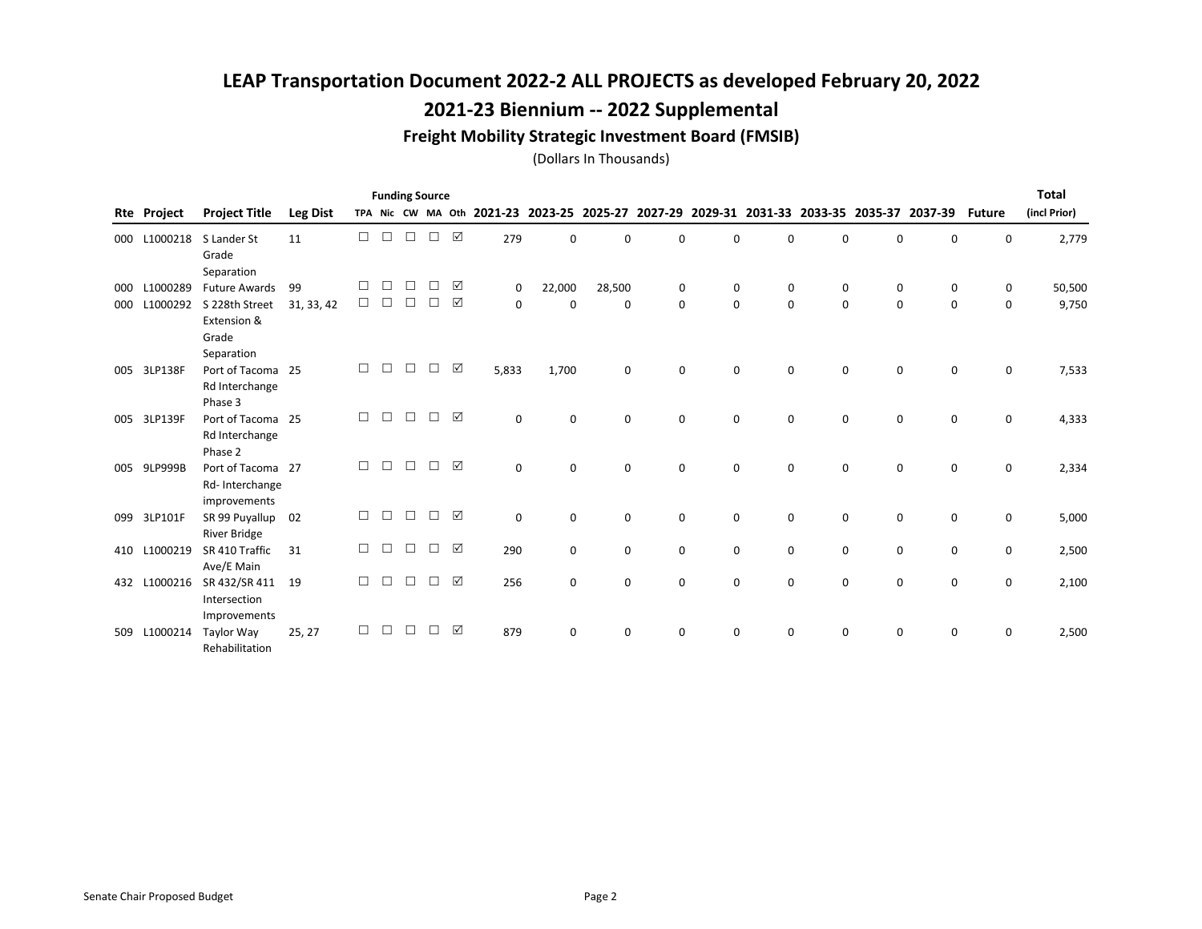# LEAP Transportation Document 2022-2 ALL PROJECTS as developed February 20, 2022

## 2021-23 Biennium -- 2022 Supplemental

### Freight Mobility Strategic Investment Board (FMSIB)

(Dollars In Thousands)

| Rte | Project | Project Title | Leg Dist | Funding Source TPA | Nic | CW | MA | Oth | 2021-23 | 2023-25 | 2025-27 | 2027-29 | 2029-31 | 2031-33 | 2033-35 | 2035-37 | 2037-39 | Future | Total (incl Prior) |
|---|---|---|---|---|---|---|---|---|---|---|---|---|---|---|---|---|---|---|---|
| 000 | L1000218 | S Lander St Grade Separation | 11 | ☐ | ☐ | ☐ | ☐ | ☑ | 279 | 0 | 0 | 0 | 0 | 0 | 0 | 0 | 0 | 0 | 2,779 |
| 000 | L1000289 | Future Awards | 99 | ☐ | ☐ | ☐ | ☐ | ☑ | 0 | 22,000 | 28,500 | 0 | 0 | 0 | 0 | 0 | 0 | 0 | 50,500 |
| 000 | L1000292 | S 228th Street Extension & Grade Separation | 31, 33, 42 | ☐ | ☐ | ☐ | ☐ | ☑ | 0 | 0 | 0 | 0 | 0 | 0 | 0 | 0 | 0 | 0 | 9,750 |
| 005 | 3LP138F | Port of Tacoma Rd Interchange Phase 3 | 25 | ☐ | ☐ | ☐ | ☐ | ☑ | 5,833 | 1,700 | 0 | 0 | 0 | 0 | 0 | 0 | 0 | 0 | 7,533 |
| 005 | 3LP139F | Port of Tacoma Rd Interchange Phase 2 | 25 | ☐ | ☐ | ☐ | ☐ | ☑ | 0 | 0 | 0 | 0 | 0 | 0 | 0 | 0 | 0 | 0 | 4,333 |
| 005 | 9LP999B | Port of Tacoma Rd- Interchange improvements | 27 | ☐ | ☐ | ☐ | ☐ | ☑ | 0 | 0 | 0 | 0 | 0 | 0 | 0 | 0 | 0 | 0 | 2,334 |
| 099 | 3LP101F | SR 99 Puyallup River Bridge | 02 | ☐ | ☐ | ☐ | ☐ | ☑ | 0 | 0 | 0 | 0 | 0 | 0 | 0 | 0 | 0 | 0 | 5,000 |
| 410 | L1000219 | SR 410 Traffic Ave/E Main | 31 | ☐ | ☐ | ☐ | ☐ | ☑ | 290 | 0 | 0 | 0 | 0 | 0 | 0 | 0 | 0 | 0 | 2,500 |
| 432 | L1000216 | SR 432/SR 411 Intersection Improvements | 19 | ☐ | ☐ | ☐ | ☐ | ☑ | 256 | 0 | 0 | 0 | 0 | 0 | 0 | 0 | 0 | 0 | 2,100 |
| 509 | L1000214 | Taylor Way Rehabilitation | 25, 27 | ☐ | ☐ | ☐ | ☐ | ☑ | 879 | 0 | 0 | 0 | 0 | 0 | 0 | 0 | 0 | 0 | 2,500 |

Senate Chair Proposed Budget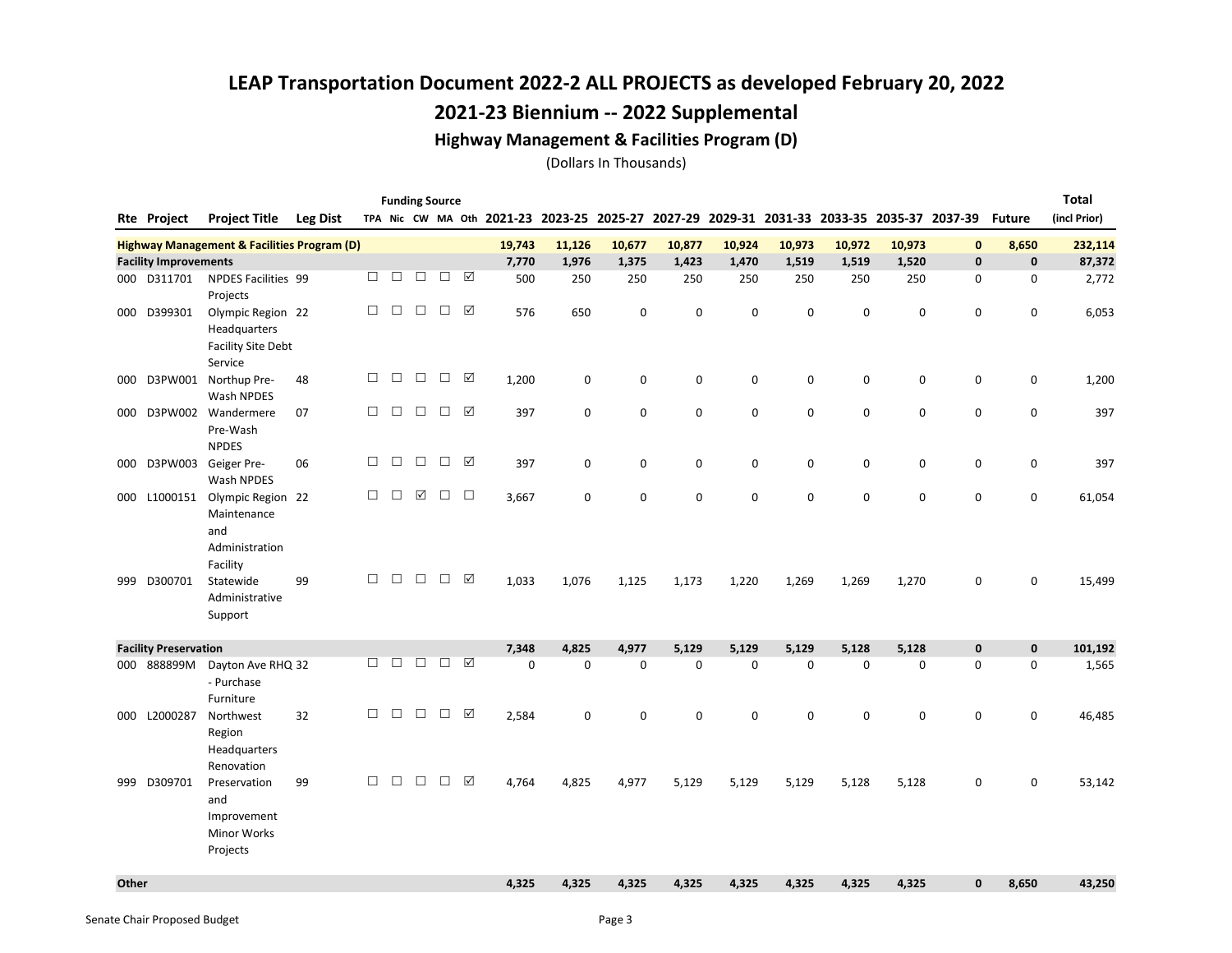# LEAP Transportation Document 2022-2 ALL PROJECTS as developed February 20, 2022

## 2021-23 Biennium -- 2022 Supplemental

### Highway Management & Facilities Program (D)

(Dollars In Thousands)

| Rte | Project | Project Title | Leg Dist | Funding Source TPA | Nic | CW | MA | Oth | 2021-23 | 2023-25 | 2025-27 | 2027-29 | 2029-31 | 2031-33 | 2033-35 | 2035-37 | 2037-39 | Future | Total (incl Prior) |
|---|---|---|---|---|---|---|---|---|---|---|---|---|---|---|---|---|---|---|---|
| **Highway Management & Facilities Program (D)** | | | | | | | | | **19,743** | **11,126** | **10,677** | **10,877** | **10,924** | **10,973** | **10,972** | **10,973** | **0** | **8,650** | **232,114** |
| **Facility Improvements** | | | | | | | | | **7,770** | **1,976** | **1,375** | **1,423** | **1,470** | **1,519** | **1,519** | **1,520** | **0** | **0** | **87,372** |
| 000 | D311701 | NPDES Facilities Projects | 99 | ☐ | ☐ | ☐ | ☐ | ☑ | 500 | 250 | 250 | 250 | 250 | 250 | 250 | 250 | 0 | 0 | 2,772 |
| 000 | D399301 | Olympic Region Headquarters Facility Site Debt Service | 22 | ☐ | ☐ | ☐ | ☐ | ☑ | 576 | 650 | 0 | 0 | 0 | 0 | 0 | 0 | 0 | 0 | 6,053 |
| 000 | D3PW001 | Northup Pre-Wash NPDES | 48 | ☐ | ☐ | ☐ | ☐ | ☑ | 1,200 | 0 | 0 | 0 | 0 | 0 | 0 | 0 | 0 | 0 | 1,200 |
| 000 | D3PW002 | Wandermere Pre-Wash NPDES | 07 | ☐ | ☐ | ☐ | ☐ | ☑ | 397 | 0 | 0 | 0 | 0 | 0 | 0 | 0 | 0 | 0 | 397 |
| 000 | D3PW003 | Geiger Pre-Wash NPDES | 06 | ☐ | ☐ | ☐ | ☐ | ☑ | 397 | 0 | 0 | 0 | 0 | 0 | 0 | 0 | 0 | 0 | 397 |
| 000 | L1000151 | Olympic Region Maintenance and Administration Facility | 22 | ☐ | ☐ | ☑ | ☐ | ☐ | 3,667 | 0 | 0 | 0 | 0 | 0 | 0 | 0 | 0 | 0 | 61,054 |
| 999 | D300701 | Statewide Administrative Support | 99 | ☐ | ☐ | ☐ | ☐ | ☑ | 1,033 | 1,076 | 1,125 | 1,173 | 1,220 | 1,269 | 1,269 | 1,270 | 0 | 0 | 15,499 |
| **Facility Preservation** | | | | | | | | | **7,348** | **4,825** | **4,977** | **5,129** | **5,129** | **5,129** | **5,128** | **5,128** | **0** | **0** | **101,192** |
| 000 | 888899M | Dayton Ave RHQ - Purchase Furniture | 32 | ☐ | ☐ | ☐ | ☐ | ☑ | 0 | 0 | 0 | 0 | 0 | 0 | 0 | 0 | 0 | 0 | 1,565 |
| 000 | L2000287 | Northwest Region Headquarters Renovation | 32 | ☐ | ☐ | ☐ | ☐ | ☑ | 2,584 | 0 | 0 | 0 | 0 | 0 | 0 | 0 | 0 | 0 | 46,485 |
| 999 | D309701 | Preservation and Improvement Minor Works Projects | 99 | ☐ | ☐ | ☐ | ☐ | ☑ | 4,764 | 4,825 | 4,977 | 5,129 | 5,129 | 5,129 | 5,128 | 5,128 | 0 | 0 | 53,142 |
| **Other** | | | | | | | | | **4,325** | **4,325** | **4,325** | **4,325** | **4,325** | **4,325** | **4,325** | **4,325** | **0** | **8,650** | **43,250** |

Senate Chair Proposed Budget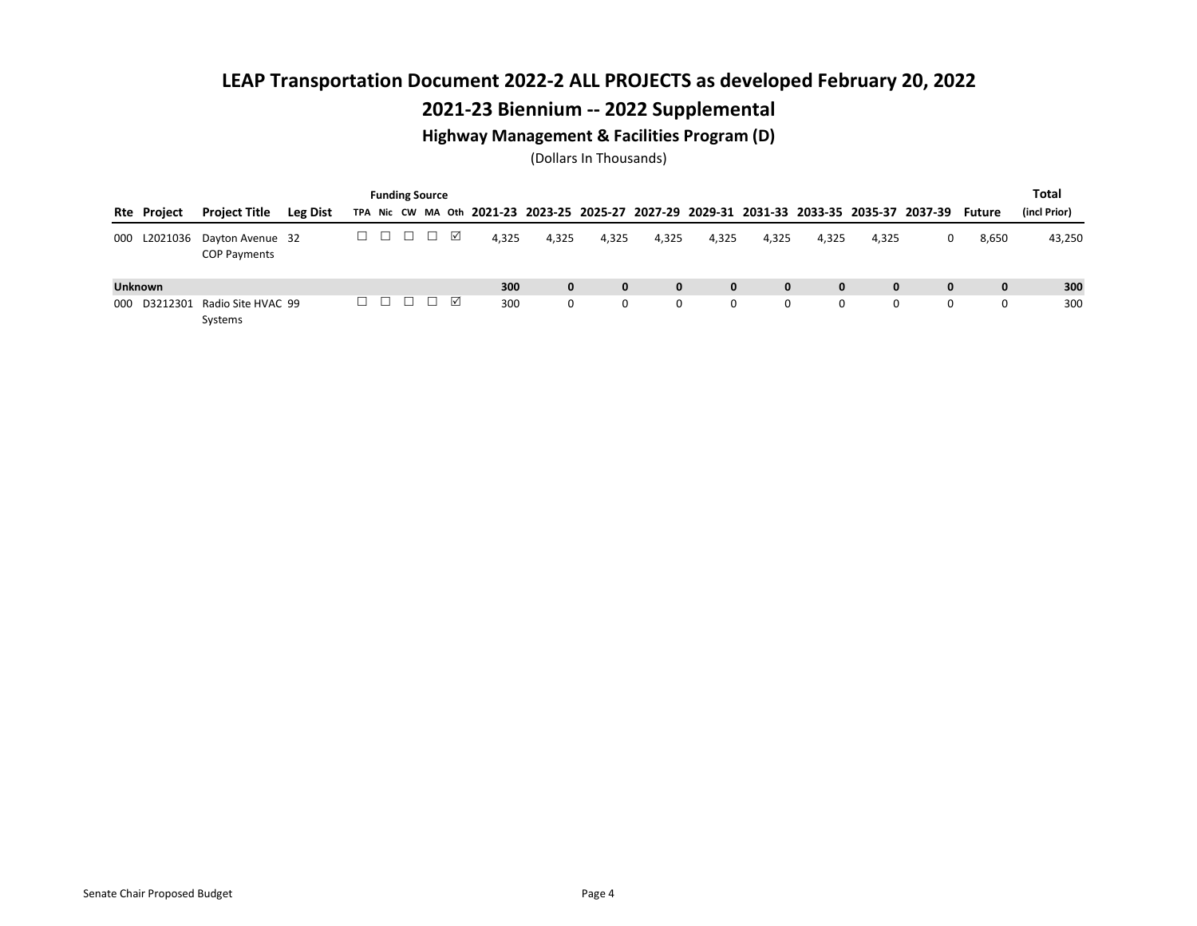# LEAP Transportation Document 2022-2 ALL PROJECTS as developed February 20, 2022

## 2021-23 Biennium -- 2022 Supplemental

### Highway Management & Facilities Program (D)

(Dollars In Thousands)

| Rte | Project | Project Title | Leg Dist | Funding Source TPA | Nic | CW | MA | Oth | 2021-23 | 2023-25 | 2025-27 | 2027-29 | 2029-31 | 2031-33 | 2033-35 | 2035-37 | 2037-39 | Future | Total (incl Prior) |
|---|---|---|---|---|---|---|---|---|---|---|---|---|---|---|---|---|---|---|---|
| 000 | L2021036 | Dayton Avenue COP Payments | 32 | ☐ | ☐ | ☐ | ☐ | ☑ | 4,325 | 4,325 | 4,325 | 4,325 | 4,325 | 4,325 | 4,325 | 4,325 | 0 | 8,650 | 43,250 |
| **Unknown** | | | | | | | | | **300** | **0** | **0** | **0** | **0** | **0** | **0** | **0** | **0** | **0** | **300** |
| 000 | D3212301 | Radio Site HVAC Systems | 99 | ☐ | ☐ | ☐ | ☐ | ☑ | 300 | 0 | 0 | 0 | 0 | 0 | 0 | 0 | 0 | 0 | 300 |

Senate Chair Proposed Budget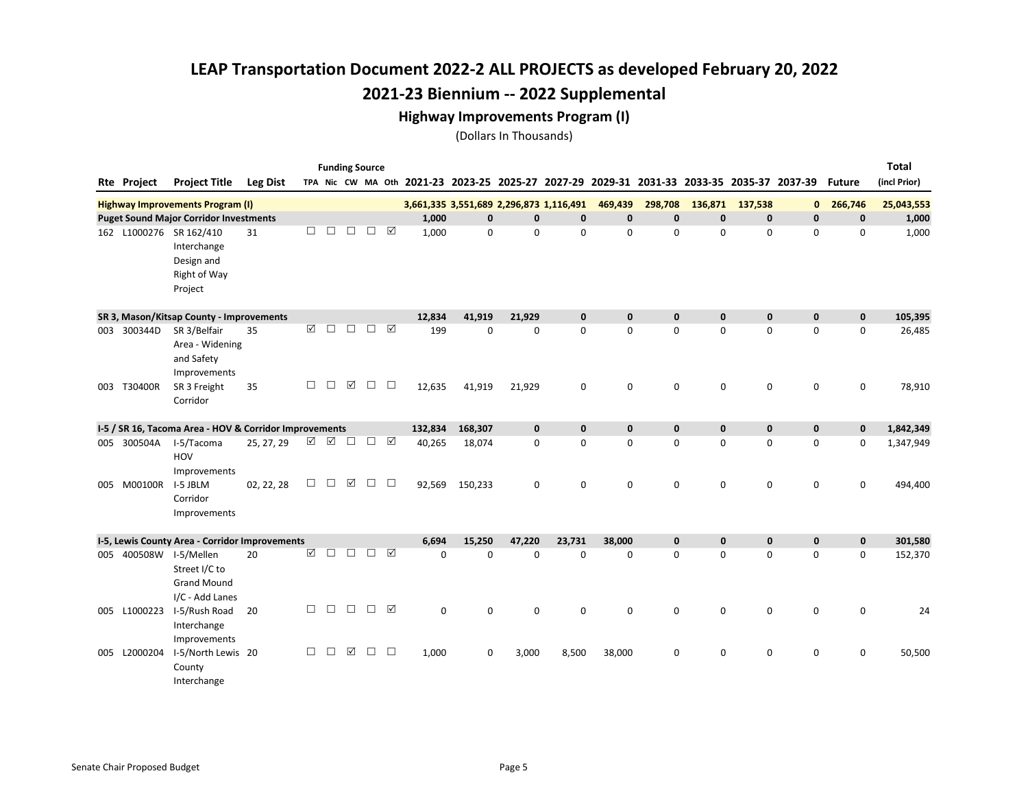# LEAP Transportation Document 2022-2 ALL PROJECTS as developed February 20, 2022

## 2021-23 Biennium -- 2022 Supplemental

### Highway Improvements Program (I)

(Dollars In Thousands)

| Rte | Project | Project Title | Leg Dist | TPA | Nic | CW | MA | Oth | 2021-23 | 2023-25 | 2025-27 | 2027-29 | 2029-31 | 2031-33 | 2033-35 | 2035-37 | 2037-39 | Future | Total (incl Prior) |
|---|---|---|---|---|---|---|---|---|---|---|---|---|---|---|---|---|---|---|---|
| **Highway Improvements Program (I)** | | | | | | | | | **3,661,335** | **3,551,689** | **2,296,873** | **1,116,491** | **469,439** | **298,708** | **136,871** | **137,538** | **0** | **266,746** | **25,043,553** |
| **Puget Sound Major Corridor Investments** | | | | | | | | | **1,000** | **0** | **0** | **0** | **0** | **0** | **0** | **0** | **0** | **0** | **1,000** |
| 162 | L1000276 | SR 162/410 Interchange Design and Right of Way Project | 31 | ☐ | ☐ | ☐ | ☐ | ☑ | 1,000 | 0 | 0 | 0 | 0 | 0 | 0 | 0 | 0 | 0 | 1,000 |
| **SR 3, Mason/Kitsap County - Improvements** | | | | | | | | | **12,834** | **41,919** | **21,929** | **0** | **0** | **0** | **0** | **0** | **0** | **0** | **105,395** |
| 003 | 300344D | SR 3/Belfair Area - Widening and Safety Improvements | 35 | ☑ | ☐ | ☐ | ☐ | ☑ | 199 | 0 | 0 | 0 | 0 | 0 | 0 | 0 | 0 | 0 | 26,485 |
| 003 | T30400R | SR 3 Freight Corridor | 35 | ☐ | ☐ | ☑ | ☐ | ☐ | 12,635 | 41,919 | 21,929 | 0 | 0 | 0 | 0 | 0 | 0 | 0 | 78,910 |
| **I-5 / SR 16, Tacoma Area - HOV & Corridor Improvements** | | | | | | | | | **132,834** | **168,307** | **0** | **0** | **0** | **0** | **0** | **0** | **0** | **0** | **1,842,349** |
| 005 | 300504A | I-5/Tacoma HOV Improvements | 25, 27, 29 | ☑ | ☑ | ☐ | ☐ | ☑ | 40,265 | 18,074 | 0 | 0 | 0 | 0 | 0 | 0 | 0 | 0 | 1,347,949 |
| 005 | M00100R | I-5 JBLM Corridor Improvements | 02, 22, 28 | ☐ | ☐ | ☑ | ☐ | ☐ | 92,569 | 150,233 | 0 | 0 | 0 | 0 | 0 | 0 | 0 | 0 | 494,400 |
| **I-5, Lewis County Area - Corridor Improvements** | | | | | | | | | **6,694** | **15,250** | **47,220** | **23,731** | **38,000** | **0** | **0** | **0** | **0** | **0** | **301,580** |
| 005 | 400508W | I-5/Mellen Street I/C to Grand Mound I/C - Add Lanes | 20 | ☑ | ☐ | ☐ | ☐ | ☑ | 0 | 0 | 0 | 0 | 0 | 0 | 0 | 0 | 0 | 0 | 152,370 |
| 005 | L1000223 | I-5/Rush Road Interchange Improvements | 20 | ☐ | ☐ | ☐ | ☐ | ☑ | 0 | 0 | 0 | 0 | 0 | 0 | 0 | 0 | 0 | 0 | 24 |
| 005 | L2000204 | I-5/North Lewis County Interchange | 20 | ☐ | ☐ | ☑ | ☐ | ☐ | 1,000 | 0 | 3,000 | 8,500 | 38,000 | 0 | 0 | 0 | 0 | 0 | 50,500 |

Senate Chair Proposed Budget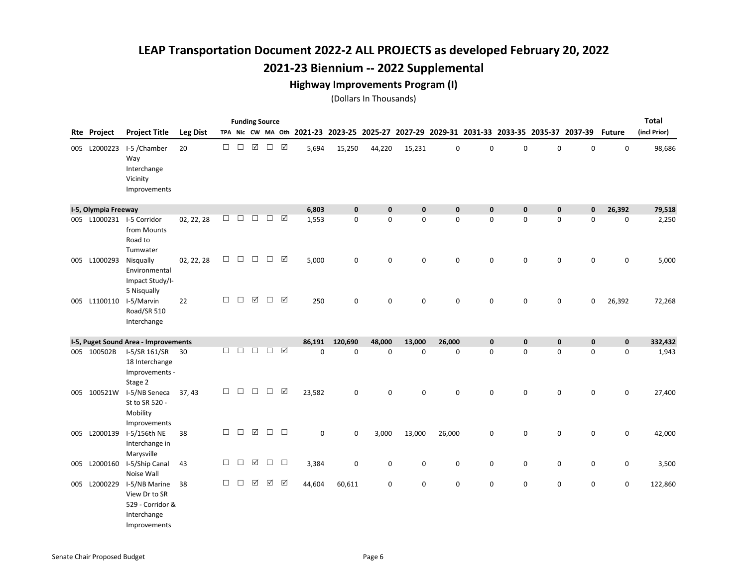# LEAP Transportation Document 2022-2 ALL PROJECTS as developed February 20, 2022

## 2021-23 Biennium -- 2022 Supplemental

### Highway Improvements Program (I)

(Dollars In Thousands)

| Rte | Project | Project Title | Leg Dist | Funding Source TPA | Nic | CW | MA | Oth | 2021-23 | 2023-25 | 2025-27 | 2027-29 | 2029-31 | 2031-33 | 2033-35 | 2035-37 | 2037-39 | Future | Total (incl Prior) |
|---|---|---|---|---|---|---|---|---|---|---|---|---|---|---|---|---|---|---|---|
| 005 | L2000223 | I-5 /Chamber Way Interchange Vicinity Improvements | 20 | ☐ | ☐ | ☑ | ☐ | ☑ | 5,694 | 15,250 | 44,220 | 15,231 | 0 | 0 | 0 | 0 | 0 | 0 | 98,686 |
| **I-5, Olympia Freeway** | | | | | | | | | **6,803** | **0** | **0** | **0** | **0** | **0** | **0** | **0** | **0** | **26,392** | **79,518** |
| 005 | L1000231 | I-5 Corridor from Mounts Road to Tumwater | 02, 22, 28 | ☐ | ☐ | ☐ | ☐ | ☑ | 1,553 | 0 | 0 | 0 | 0 | 0 | 0 | 0 | 0 | 0 | 2,250 |
| 005 | L1000293 | Nisqually Environmental Impact Study/I-5 Nisqually | 02, 22, 28 | ☐ | ☐ | ☐ | ☐ | ☑ | 5,000 | 0 | 0 | 0 | 0 | 0 | 0 | 0 | 0 | 0 | 5,000 |
| 005 | L1100110 | I-5/Marvin Road/SR 510 Interchange | 22 | ☐ | ☐ | ☑ | ☐ | ☑ | 250 | 0 | 0 | 0 | 0 | 0 | 0 | 0 | 0 | 26,392 | 72,268 |
| **I-5, Puget Sound Area - Improvements** | | | | | | | | | **86,191** | **120,690** | **48,000** | **13,000** | **26,000** | **0** | **0** | **0** | **0** | **0** | **332,432** |
| 005 | 100502B | I-5/SR 161/SR 18 Interchange Improvements - Stage 2 | 30 | ☐ | ☐ | ☐ | ☐ | ☑ | 0 | 0 | 0 | 0 | 0 | 0 | 0 | 0 | 0 | 0 | 1,943 |
| 005 | 100521W | I-5/NB Seneca St to SR 520 - Mobility Improvements | 37, 43 | ☐ | ☐ | ☐ | ☐ | ☑ | 23,582 | 0 | 0 | 0 | 0 | 0 | 0 | 0 | 0 | 0 | 27,400 |
| 005 | L2000139 | I-5/156th NE Interchange in Marysville | 38 | ☐ | ☐ | ☑ | ☐ | ☐ | 0 | 0 | 3,000 | 13,000 | 26,000 | 0 | 0 | 0 | 0 | 0 | 42,000 |
| 005 | L2000160 | I-5/Ship Canal Noise Wall | 43 | ☐ | ☐ | ☑ | ☐ | ☐ | 3,384 | 0 | 0 | 0 | 0 | 0 | 0 | 0 | 0 | 0 | 3,500 |
| 005 | L2000229 | I-5/NB Marine View Dr to SR 529 - Corridor & Interchange Improvements | 38 | ☐ | ☐ | ☑ | ☑ | ☑ | 44,604 | 60,611 | 0 | 0 | 0 | 0 | 0 | 0 | 0 | 0 | 122,860 |

Senate Chair Proposed Budget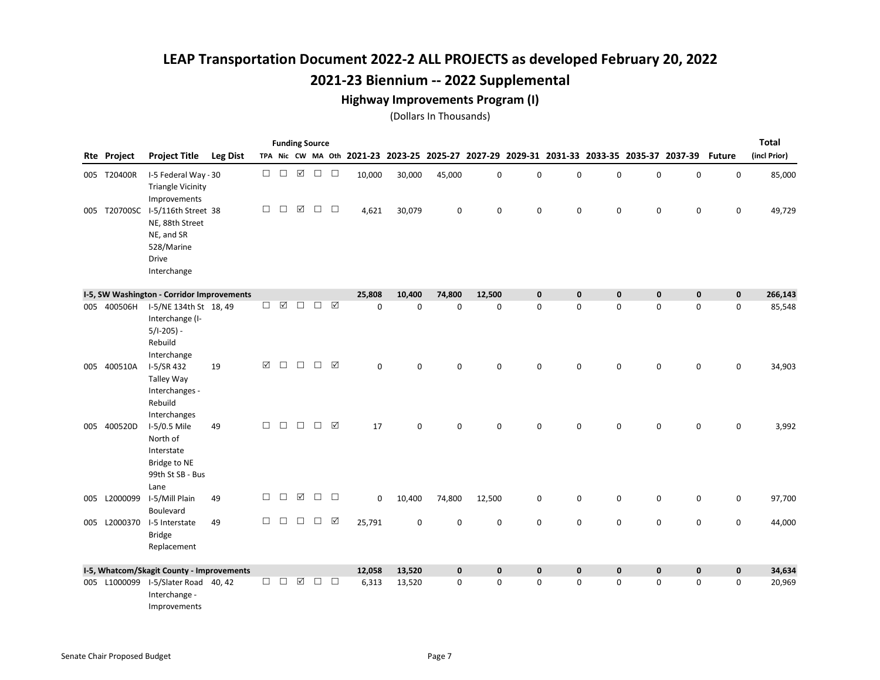# LEAP Transportation Document 2022-2 ALL PROJECTS as developed February 20, 2022

## 2021-23 Biennium -- 2022 Supplemental

### Highway Improvements Program (I)

(Dollars In Thousands)

| Rte | Project | Project Title | Leg Dist | Funding Source TPA | Nic | CW | MA | Oth | 2021-23 | 2023-25 | 2025-27 | 2027-29 | 2029-31 | 2031-33 | 2033-35 | 2035-37 | 2037-39 | Future | Total (incl Prior) |
|---|---|---|---|---|---|---|---|---|---|---|---|---|---|---|---|---|---|---|---|
| 005 | T20400R | I-5 Federal Way - Triangle Vicinity Improvements | 30 | ☐ | ☐ | ☑ | ☐ | ☐ | 10,000 | 30,000 | 45,000 | 0 | 0 | 0 | 0 | 0 | 0 | 0 | 85,000 |
| 005 | T20700SC | I-5/116th Street NE, 88th Street NE, and SR 528/Marine Drive Interchange | 38 | ☐ | ☐ | ☑ | ☐ | ☐ | 4,621 | 30,079 | 0 | 0 | 0 | 0 | 0 | 0 | 0 | 0 | 49,729 |
| **I-5, SW Washington - Corridor Improvements** | | | | | | | | | **25,808** | **10,400** | **74,800** | **12,500** | **0** | **0** | **0** | **0** | **0** | **0** | **266,143** |
| 005 | 400506H | I-5/NE 134th St Interchange (I-5/I-205) - Rebuild Interchange | 18, 49 | ☐ | ☑ | ☐ | ☐ | ☑ | 0 | 0 | 0 | 0 | 0 | 0 | 0 | 0 | 0 | 0 | 85,548 |
| 005 | 400510A | I-5/SR 432 Talley Way Interchanges - Rebuild Interchanges | 19 | ☑ | ☐ | ☐ | ☐ | ☑ | 0 | 0 | 0 | 0 | 0 | 0 | 0 | 0 | 0 | 0 | 34,903 |
| 005 | 400520D | I-5/0.5 Mile North of Interstate Bridge to NE 99th St SB - Bus Lane | 49 | ☐ | ☐ | ☐ | ☐ | ☑ | 17 | 0 | 0 | 0 | 0 | 0 | 0 | 0 | 0 | 0 | 3,992 |
| 005 | L2000099 | I-5/Mill Plain Boulevard | 49 | ☐ | ☐ | ☑ | ☐ | ☐ | 0 | 10,400 | 74,800 | 12,500 | 0 | 0 | 0 | 0 | 0 | 0 | 97,700 |
| 005 | L2000370 | I-5 Interstate Bridge Replacement | 49 | ☐ | ☐ | ☐ | ☐ | ☑ | 25,791 | 0 | 0 | 0 | 0 | 0 | 0 | 0 | 0 | 0 | 44,000 |
| **I-5, Whatcom/Skagit County - Improvements** | | | | | | | | | **12,058** | **13,520** | **0** | **0** | **0** | **0** | **0** | **0** | **0** | **0** | **34,634** |
| 005 | L1000099 | I-5/Slater Road Interchange - Improvements | 40, 42 | ☐ | ☐ | ☑ | ☐ | ☐ | 6,313 | 13,520 | 0 | 0 | 0 | 0 | 0 | 0 | 0 | 0 | 20,969 |

Senate Chair Proposed Budget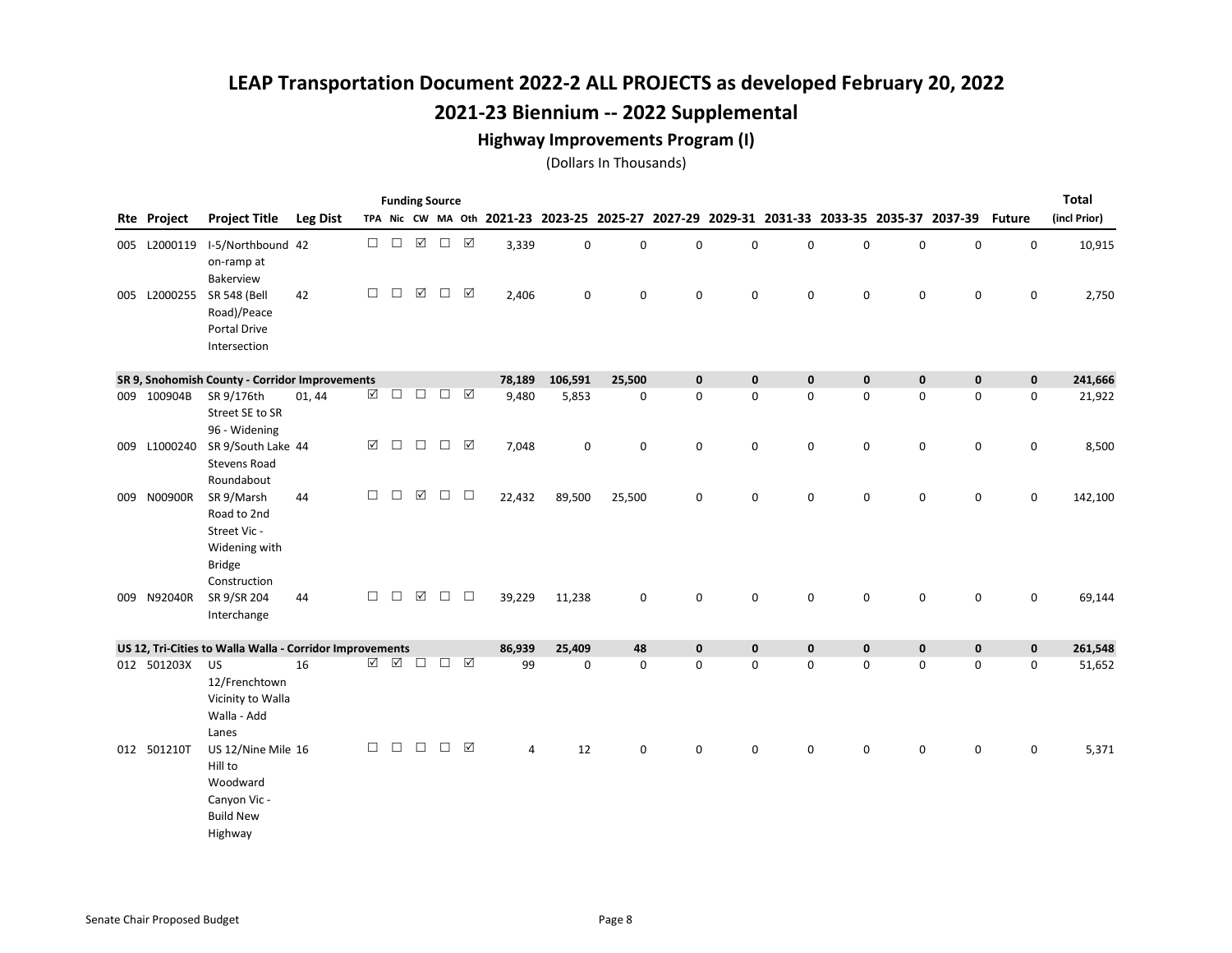# LEAP Transportation Document 2022-2 ALL PROJECTS as developed February 20, 2022

## 2021-23 Biennium -- 2022 Supplemental

### Highway Improvements Program (I)

(Dollars In Thousands)

| Rte | Project | Project Title | Leg Dist | TPA | Nic | CW | MA | Oth | 2021-23 | 2023-25 | 2025-27 | 2027-29 | 2029-31 | 2031-33 | 2033-35 | 2035-37 | 2037-39 | Future | Total (incl Prior) |
|---|---|---|---|---|---|---|---|---|---|---|---|---|---|---|---|---|---|---|---|
| 005 | L2000119 | I-5/Northbound on-ramp at Bakerview | 42 | ☐ | ☐ | ☑ | ☐ | ☑ | 3,339 | 0 | 0 | 0 | 0 | 0 | 0 | 0 | 0 | 0 | 10,915 |
| 005 | L2000255 | SR 548 (Bell Road)/Peace Portal Drive Intersection | 42 | ☐ | ☐ | ☑ | ☐ | ☑ | 2,406 | 0 | 0 | 0 | 0 | 0 | 0 | 0 | 0 | 0 | 2,750 |
| **SR 9, Snohomish County - Corridor Improvements** | | | | | | | | | **78,189** | **106,591** | **25,500** | **0** | **0** | **0** | **0** | **0** | **0** | **0** | **241,666** |
| 009 | 100904B | SR 9/176th Street SE to SR 96 - Widening | 01, 44 | ☑ | ☐ | ☐ | ☐ | ☑ | 9,480 | 5,853 | 0 | 0 | 0 | 0 | 0 | 0 | 0 | 0 | 21,922 |
| 009 | L1000240 | SR 9/South Lake Stevens Road Roundabout | 44 | ☑ | ☐ | ☐ | ☐ | ☑ | 7,048 | 0 | 0 | 0 | 0 | 0 | 0 | 0 | 0 | 0 | 8,500 |
| 009 | N00900R | SR 9/Marsh Road to 2nd Street Vic - Widening with Bridge Construction | 44 | ☐ | ☐ | ☑ | ☐ | ☐ | 22,432 | 89,500 | 25,500 | 0 | 0 | 0 | 0 | 0 | 0 | 0 | 142,100 |
| 009 | N92040R | SR 9/SR 204 Interchange | 44 | ☐ | ☐ | ☑ | ☐ | ☐ | 39,229 | 11,238 | 0 | 0 | 0 | 0 | 0 | 0 | 0 | 0 | 69,144 |
| **US 12, Tri-Cities to Walla Walla - Corridor Improvements** | | | | | | | | | **86,939** | **25,409** | **48** | **0** | **0** | **0** | **0** | **0** | **0** | **0** | **261,548** |
| 012 | 501203X | US 12/Frenchtown Vicinity to Walla Walla - Add Lanes | 16 | ☑ | ☑ | ☐ | ☐ | ☑ | 99 | 0 | 0 | 0 | 0 | 0 | 0 | 0 | 0 | 0 | 51,652 |
| 012 | 501210T | US 12/Nine Mile Hill to Woodward Canyon Vic - Build New Highway | 16 | ☐ | ☐ | ☐ | ☐ | ☑ | 4 | 12 | 0 | 0 | 0 | 0 | 0 | 0 | 0 | 0 | 5,371 |

Senate Chair Proposed Budget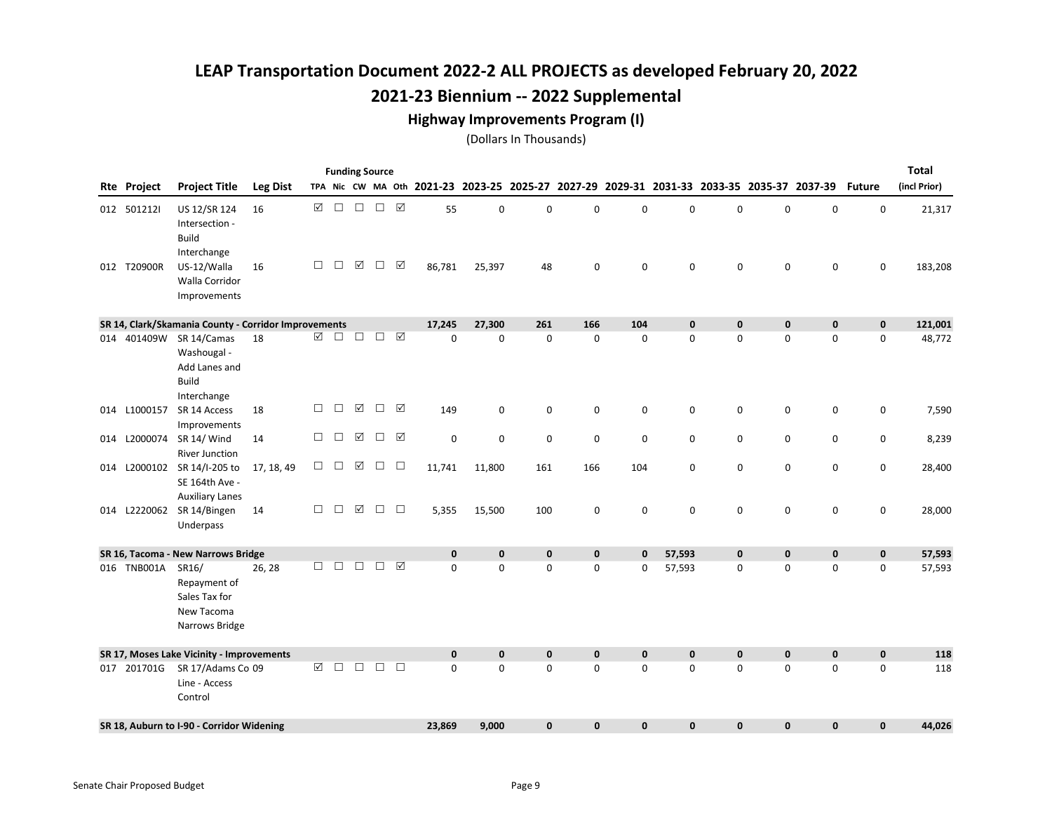# LEAP Transportation Document 2022-2 ALL PROJECTS as developed February 20, 2022

## 2021-23 Biennium -- 2022 Supplemental

### Highway Improvements Program (I)

(Dollars In Thousands)

| Rte | Project | Project Title | Leg Dist | Funding Source TPA | Nic | CW | MA | Oth | 2021-23 | 2023-25 | 2025-27 | 2027-29 | 2029-31 | 2031-33 | 2033-35 | 2035-37 | 2037-39 | Future | Total (incl Prior) |
|---|---|---|---|---|---|---|---|---|---|---|---|---|---|---|---|---|---|---|---|
| 012 | 501212I | US 12/SR 124 Intersection - Build Interchange | 16 | ☑ | ☐ | ☐ | ☐ | ☑ | 55 | 0 | 0 | 0 | 0 | 0 | 0 | 0 | 0 | 0 | 21,317 |
| 012 | T20900R | US-12/Walla Walla Corridor Improvements | 16 | ☐ | ☐ | ☑ | ☐ | ☑ | 86,781 | 25,397 | 48 | 0 | 0 | 0 | 0 | 0 | 0 | 0 | 183,208 |
| **SR 14, Clark/Skamania County - Corridor Improvements** | | | | | | | | | **17,245** | **27,300** | **261** | **166** | **104** | **0** | **0** | **0** | **0** | **0** | **121,001** |
| 014 | 401409W | SR 14/Camas Washougal - Add Lanes and Build Interchange | 18 | ☑ | ☐ | ☐ | ☐ | ☑ | 0 | 0 | 0 | 0 | 0 | 0 | 0 | 0 | 0 | 0 | 48,772 |
| 014 | L1000157 | SR 14 Access Improvements | 18 | ☐ | ☐ | ☑ | ☐ | ☑ | 149 | 0 | 0 | 0 | 0 | 0 | 0 | 0 | 0 | 0 | 7,590 |
| 014 | L2000074 | SR 14/ Wind River Junction | 14 | ☐ | ☐ | ☑ | ☐ | ☑ | 0 | 0 | 0 | 0 | 0 | 0 | 0 | 0 | 0 | 0 | 8,239 |
| 014 | L2000102 | SR 14/I-205 to SE 164th Ave - Auxiliary Lanes | 17, 18, 49 | ☐ | ☐ | ☑ | ☐ | ☐ | 11,741 | 11,800 | 161 | 166 | 104 | 0 | 0 | 0 | 0 | 0 | 28,400 |
| 014 | L2220062 | SR 14/Bingen Underpass | 14 | ☐ | ☐ | ☑ | ☐ | ☐ | 5,355 | 15,500 | 100 | 0 | 0 | 0 | 0 | 0 | 0 | 0 | 28,000 |
| **SR 16, Tacoma - New Narrows Bridge** | | | | | | | | | **0** | **0** | **0** | **0** | **0** | **57,593** | **0** | **0** | **0** | **0** | **57,593** |
| 016 | TNB001A | SR16/ Repayment of Sales Tax for New Tacoma Narrows Bridge | 26, 28 | ☐ | ☐ | ☐ | ☐ | ☑ | 0 | 0 | 0 | 0 | 0 | 57,593 | 0 | 0 | 0 | 0 | 57,593 |
| **SR 17, Moses Lake Vicinity - Improvements** | | | | | | | | | **0** | **0** | **0** | **0** | **0** | **0** | **0** | **0** | **0** | **0** | **118** |
| 017 | 201701G | SR 17/Adams Co Line - Access Control | 09 | ☑ | ☐ | ☐ | ☐ | ☐ | 0 | 0 | 0 | 0 | 0 | 0 | 0 | 0 | 0 | 0 | 118 |
| **SR 18, Auburn to I-90 - Corridor Widening** | | | | | | | | | **23,869** | **9,000** | **0** | **0** | **0** | **0** | **0** | **0** | **0** | **0** | **44,026** |

Senate Chair Proposed Budget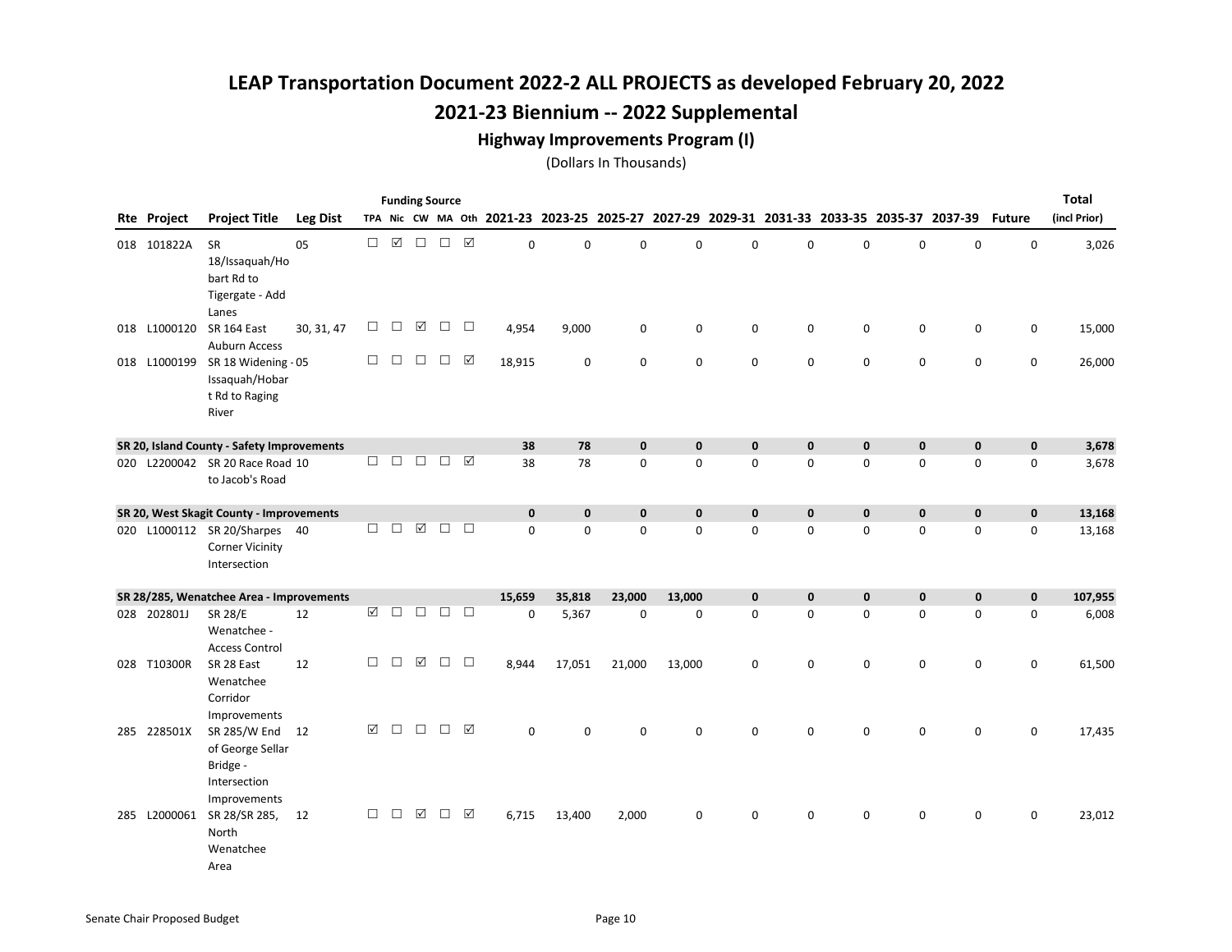# LEAP Transportation Document 2022-2 ALL PROJECTS as developed February 20, 2022

## 2021-23 Biennium -- 2022 Supplemental

### Highway Improvements Program (I)

(Dollars In Thousands)

| Rte | Project | Project Title | Leg Dist | TPA | Nic | CW | MA | Oth | 2021-23 | 2023-25 | 2025-27 | 2027-29 | 2029-31 | 2031-33 | 2033-35 | 2035-37 | 2037-39 | Future | Total (incl Prior) |
|---|---|---|---|---|---|---|---|---|---|---|---|---|---|---|---|---|---|---|---|
| 018 | 101822A | SR 18/Issaquah/Hobart Rd to Tigergate - Add Lanes | 05 | ☐ | ☑ | ☐ | ☐ | ☑ | 0 | 0 | 0 | 0 | 0 | 0 | 0 | 0 | 0 | 0 | 3,026 |
| 018 | L1000120 | SR 164 East Auburn Access | 30, 31, 47 | ☐ | ☐ | ☑ | ☐ | ☐ | 4,954 | 9,000 | 0 | 0 | 0 | 0 | 0 | 0 | 0 | 0 | 15,000 |
| 018 | L1000199 | SR 18 Widening - Issaquah/Hobart Rd to Raging River | 05 | ☐ | ☐ | ☐ | ☐ | ☑ | 18,915 | 0 | 0 | 0 | 0 | 0 | 0 | 0 | 0 | 0 | 26,000 |
| **SR 20, Island County - Safety Improvements** | | | | | | | | | **38** | **78** | **0** | **0** | **0** | **0** | **0** | **0** | **0** | **0** | **3,678** |
| 020 | L2200042 | SR 20 Race Road to Jacob's Road | 10 | ☐ | ☐ | ☐ | ☐ | ☑ | 38 | 78 | 0 | 0 | 0 | 0 | 0 | 0 | 0 | 0 | 3,678 |
| **SR 20, West Skagit County - Improvements** | | | | | | | | | **0** | **0** | **0** | **0** | **0** | **0** | **0** | **0** | **0** | **0** | **13,168** |
| 020 | L1000112 | SR 20/Sharpes Corner Vicinity Intersection | 40 | ☐ | ☐ | ☑ | ☐ | ☐ | 0 | 0 | 0 | 0 | 0 | 0 | 0 | 0 | 0 | 0 | 13,168 |
| **SR 28/285, Wenatchee Area - Improvements** | | | | | | | | | **15,659** | **35,818** | **23,000** | **13,000** | **0** | **0** | **0** | **0** | **0** | **0** | **107,955** |
| 028 | 202801J | SR 28/E Wenatchee - Access Control | 12 | ☑ | ☐ | ☐ | ☐ | ☐ | 0 | 5,367 | 0 | 0 | 0 | 0 | 0 | 0 | 0 | 0 | 6,008 |
| 028 | T10300R | SR 28 East Wenatchee Corridor Improvements | 12 | ☐ | ☐ | ☑ | ☐ | ☐ | 8,944 | 17,051 | 21,000 | 13,000 | 0 | 0 | 0 | 0 | 0 | 0 | 61,500 |
| 285 | 228501X | SR 285/W End of George Sellar Bridge - Intersection Improvements | 12 | ☑ | ☐ | ☐ | ☐ | ☑ | 0 | 0 | 0 | 0 | 0 | 0 | 0 | 0 | 0 | 0 | 17,435 |
| 285 | L2000061 | SR 28/SR 285, North Wenatchee Area | 12 | ☐ | ☐ | ☑ | ☐ | ☑ | 6,715 | 13,400 | 2,000 | 0 | 0 | 0 | 0 | 0 | 0 | 0 | 23,012 |

Senate Chair Proposed Budget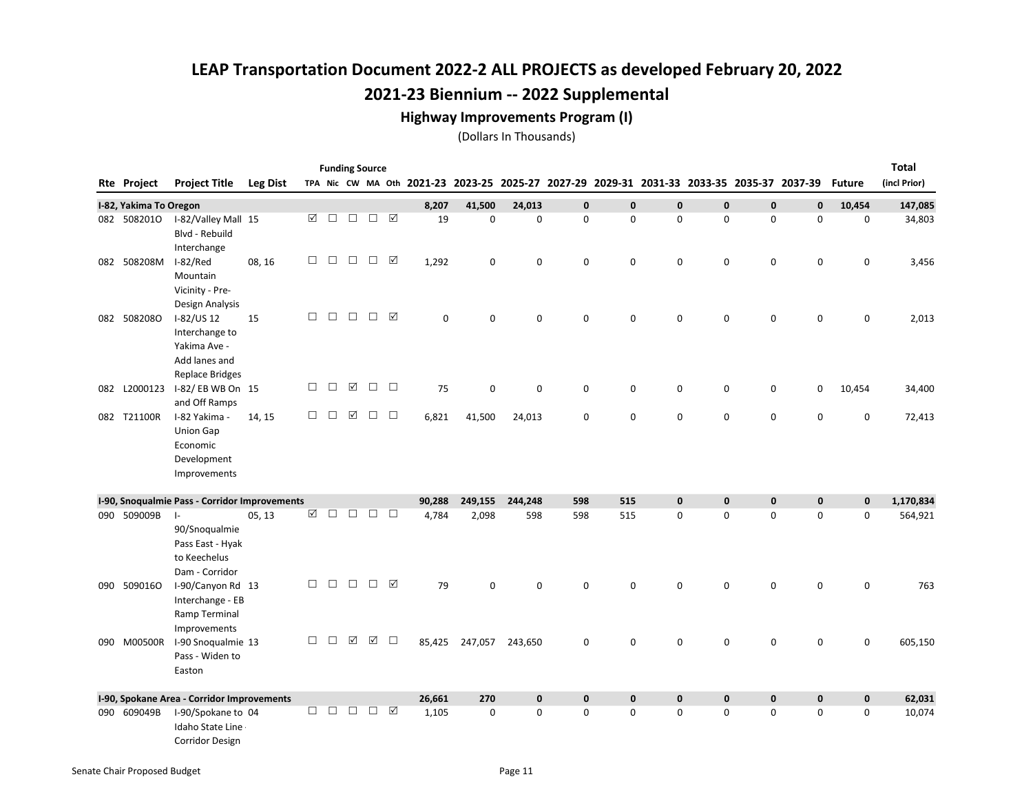# LEAP Transportation Document 2022-2 ALL PROJECTS as developed February 20, 2022

## 2021-23 Biennium -- 2022 Supplemental

### Highway Improvements Program (I)

(Dollars In Thousands)

| Rte | Project | Project Title | Leg Dist | TPA | Nic | CW | MA | Oth | 2021-23 | 2023-25 | 2025-27 | 2027-29 | 2029-31 | 2031-33 | 2033-35 | 2035-37 | 2037-39 | Future | Total (incl Prior) |
|---|---|---|---|---|---|---|---|---|---|---|---|---|---|---|---|---|---|---|---|
| **I-82, Yakima To Oregon** | | | | | | | | | **8,207** | **41,500** | **24,013** | **0** | **0** | **0** | **0** | **0** | **0** | **10,454** | **147,085** |
| 082 | 508201O | I-82/Valley Mall Blvd - Rebuild Interchange | 15 | ☑ | ☐ | ☐ | ☐ | ☑ | 19 | 0 | 0 | 0 | 0 | 0 | 0 | 0 | 0 | 0 | 34,803 |
| 082 | 508208M | I-82/Red Mountain Vicinity - Pre-Design Analysis | 08, 16 | ☐ | ☐ | ☐ | ☐ | ☑ | 1,292 | 0 | 0 | 0 | 0 | 0 | 0 | 0 | 0 | 0 | 3,456 |
| 082 | 508208O | I-82/US 12 Interchange to Yakima Ave - Add lanes and Replace Bridges | 15 | ☐ | ☐ | ☐ | ☐ | ☑ | 0 | 0 | 0 | 0 | 0 | 0 | 0 | 0 | 0 | 0 | 2,013 |
| 082 | L2000123 | I-82/ EB WB On and Off Ramps | 15 | ☐ | ☐ | ☑ | ☐ | ☐ | 75 | 0 | 0 | 0 | 0 | 0 | 0 | 0 | 0 | 10,454 | 34,400 |
| 082 | T21100R | I-82 Yakima - Union Gap Economic Development Improvements | 14, 15 | ☐ | ☐ | ☑ | ☐ | ☐ | 6,821 | 41,500 | 24,013 | 0 | 0 | 0 | 0 | 0 | 0 | 0 | 72,413 |
| **I-90, Snoqualmie Pass - Corridor Improvements** | | | | | | | | | **90,288** | **249,155** | **244,248** | **598** | **515** | **0** | **0** | **0** | **0** | **0** | **1,170,834** |
| 090 | 509009B | I-90/Snoqualmie Pass East - Hyak to Keechelus Dam - Corridor | 05, 13 | ☑ | ☐ | ☐ | ☐ | ☐ | 4,784 | 2,098 | 598 | 598 | 515 | 0 | 0 | 0 | 0 | 0 | 564,921 |
| 090 | 509016O | I-90/Canyon Rd Interchange - EB Ramp Terminal Improvements | 13 | ☐ | ☐ | ☐ | ☐ | ☑ | 79 | 0 | 0 | 0 | 0 | 0 | 0 | 0 | 0 | 0 | 763 |
| 090 | M00500R | I-90 Snoqualmie Pass - Widen to Easton | 13 | ☐ | ☐ | ☑ | ☑ | ☐ | 85,425 | 247,057 | 243,650 | 0 | 0 | 0 | 0 | 0 | 0 | 0 | 605,150 |
| **I-90, Spokane Area - Corridor Improvements** | | | | | | | | | **26,661** | **270** | **0** | **0** | **0** | **0** | **0** | **0** | **0** | **0** | **62,031** |
| 090 | 609049B | I-90/Spokane to Idaho State Line - Corridor Design | 04 | ☐ | ☐ | ☐ | ☐ | ☑ | 1,105 | 0 | 0 | 0 | 0 | 0 | 0 | 0 | 0 | 0 | 10,074 |

Senate Chair Proposed Budget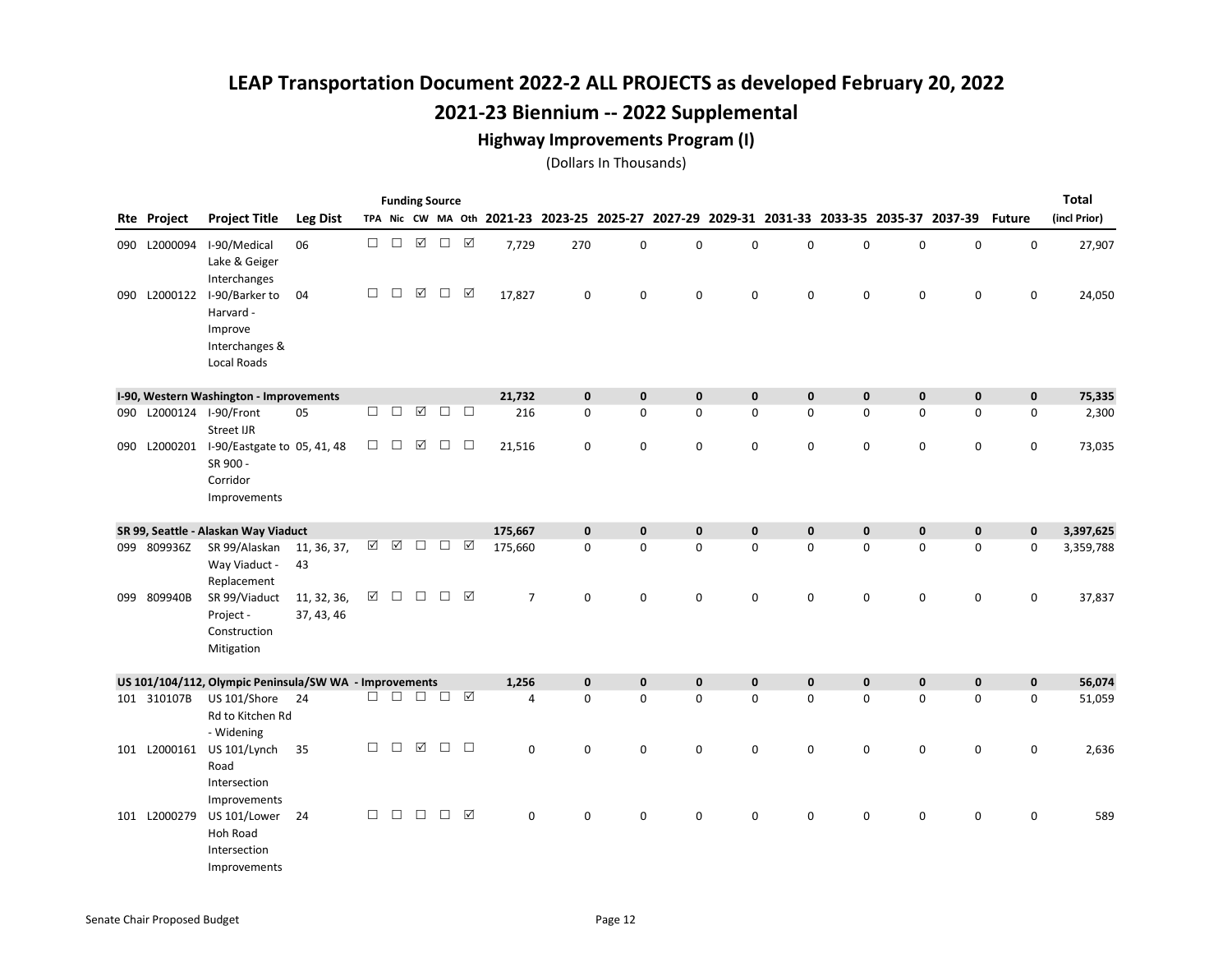# LEAP Transportation Document 2022-2 ALL PROJECTS as developed February 20, 2022

## 2021-23 Biennium -- 2022 Supplemental

### Highway Improvements Program (I)

(Dollars In Thousands)

| Rte | Project | Project Title | Leg Dist | TPA | Nic | CW | MA | Oth | 2021-23 | 2023-25 | 2025-27 | 2027-29 | 2029-31 | 2031-33 | 2033-35 | 2035-37 | 2037-39 | Future | Total (incl Prior) |
|---|---|---|---|---|---|---|---|---|---|---|---|---|---|---|---|---|---|---|---|
| 090 | L2000094 | I-90/Medical Lake & Geiger Interchanges | 06 | ☐ | ☐ | ☑ | ☐ | ☑ | 7,729 | 270 | 0 | 0 | 0 | 0 | 0 | 0 | 0 | 0 | 27,907 |
| 090 | L2000122 | I-90/Barker to Harvard - Improve Interchanges & Local Roads | 04 | ☐ | ☐ | ☑ | ☐ | ☑ | 17,827 | 0 | 0 | 0 | 0 | 0 | 0 | 0 | 0 | 0 | 24,050 |
| **I-90, Western Washington - Improvements** | | | | | | | | | **21,732** | **0** | **0** | **0** | **0** | **0** | **0** | **0** | **0** | **0** | **75,335** |
| 090 | L2000124 | I-90/Front Street IJR | 05 | ☐ | ☐ | ☑ | ☐ | ☐ | 216 | 0 | 0 | 0 | 0 | 0 | 0 | 0 | 0 | 0 | 2,300 |
| 090 | L2000201 | I-90/Eastgate to SR 900 - Corridor Improvements | 05, 41, 48 | ☐ | ☐ | ☑ | ☐ | ☐ | 21,516 | 0 | 0 | 0 | 0 | 0 | 0 | 0 | 0 | 0 | 73,035 |
| **SR 99, Seattle - Alaskan Way Viaduct** | | | | | | | | | **175,667** | **0** | **0** | **0** | **0** | **0** | **0** | **0** | **0** | **0** | **3,397,625** |
| 099 | 809936Z | SR 99/Alaskan Way Viaduct - Replacement | 11, 36, 37, 43 | ☑ | ☑ | ☐ | ☐ | ☑ | 175,660 | 0 | 0 | 0 | 0 | 0 | 0 | 0 | 0 | 0 | 3,359,788 |
| 099 | 809940B | SR 99/Viaduct Project - Construction Mitigation | 11, 32, 36, 37, 43, 46 | ☑ | ☐ | ☐ | ☐ | ☑ | 7 | 0 | 0 | 0 | 0 | 0 | 0 | 0 | 0 | 0 | 37,837 |
| **US 101/104/112, Olympic Peninsula/SW WA - Improvements** | | | | | | | | | **1,256** | **0** | **0** | **0** | **0** | **0** | **0** | **0** | **0** | **0** | **56,074** |
| 101 | 310107B | US 101/Shore Rd to Kitchen Rd - Widening | 24 | ☐ | ☐ | ☐ | ☐ | ☑ | 4 | 0 | 0 | 0 | 0 | 0 | 0 | 0 | 0 | 0 | 51,059 |
| 101 | L2000161 | US 101/Lynch Road Intersection Improvements | 35 | ☐ | ☐ | ☑ | ☐ | ☐ | 0 | 0 | 0 | 0 | 0 | 0 | 0 | 0 | 0 | 0 | 2,636 |
| 101 | L2000279 | US 101/Lower Hoh Road Intersection Improvements | 24 | ☐ | ☐ | ☐ | ☐ | ☑ | 0 | 0 | 0 | 0 | 0 | 0 | 0 | 0 | 0 | 0 | 589 |

Senate Chair Proposed Budget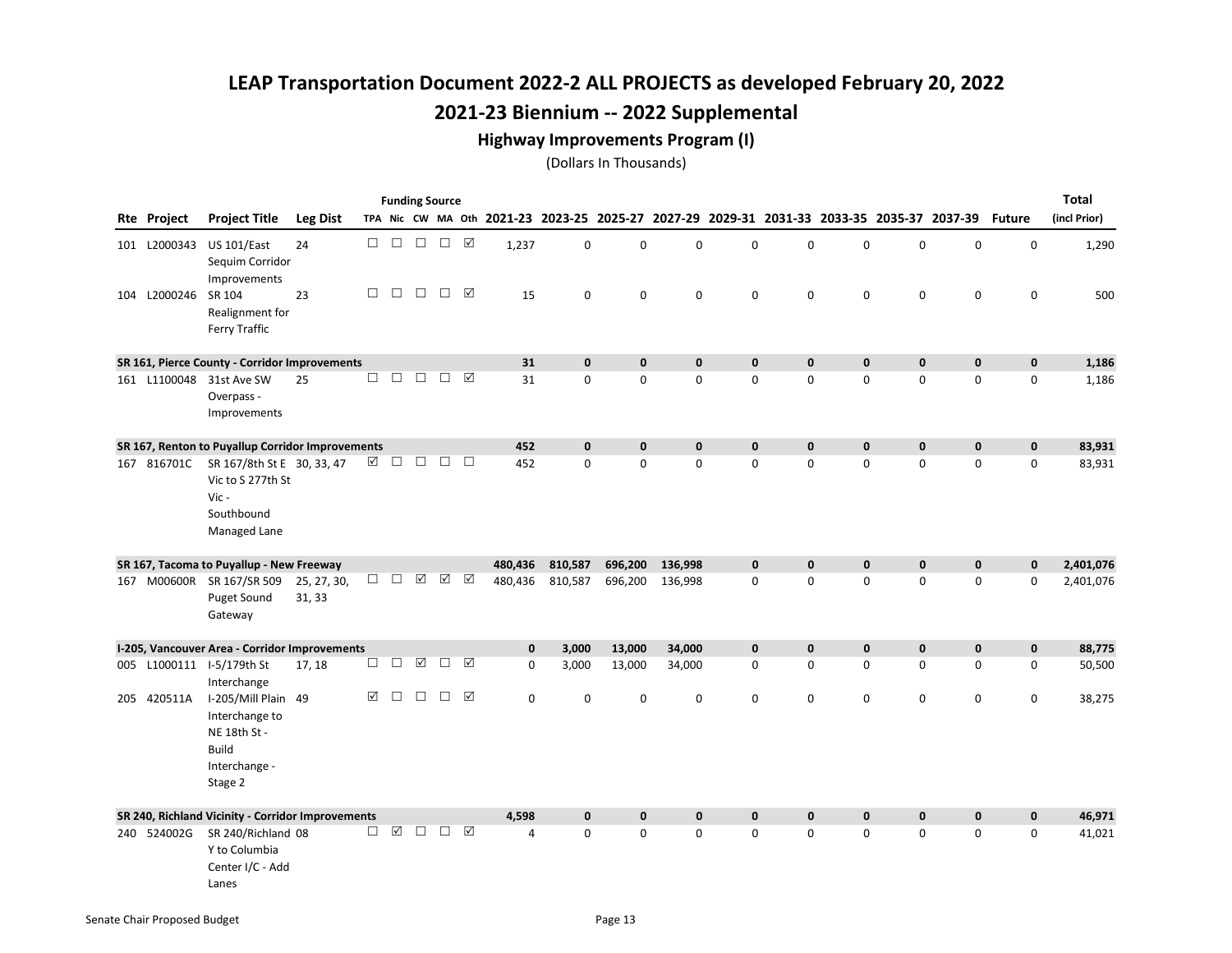# LEAP Transportation Document 2022-2 ALL PROJECTS as developed February 20, 2022

## 2021-23 Biennium -- 2022 Supplemental

### Highway Improvements Program (I)

(Dollars In Thousands)

| Rte | Project | Project Title | Leg Dist | Funding Source TPA | Nic | CW | MA | Oth | 2021-23 | 2023-25 | 2025-27 | 2027-29 | 2029-31 | 2031-33 | 2033-35 | 2035-37 | 2037-39 | Future | Total (incl Prior) |
|---|---|---|---|---|---|---|---|---|---|---|---|---|---|---|---|---|---|---|---|
| 101 | L2000343 | US 101/East Sequim Corridor Improvements | 24 | ☐ | ☐ | ☐ | ☐ | ☑ | 1,237 | 0 | 0 | 0 | 0 | 0 | 0 | 0 | 0 | 0 | 1,290 |
| 104 | L2000246 | SR 104 Realignment for Ferry Traffic | 23 | ☐ | ☐ | ☐ | ☐ | ☑ | 15 | 0 | 0 | 0 | 0 | 0 | 0 | 0 | 0 | 0 | 500 |
| **SR 161, Pierce County - Corridor Improvements** | | | | | | | | | **31** | **0** | **0** | **0** | **0** | **0** | **0** | **0** | **0** | **0** | **1,186** |
| 161 | L1100048 | 31st Ave SW Overpass - Improvements | 25 | ☐ | ☐ | ☐ | ☐ | ☑ | 31 | 0 | 0 | 0 | 0 | 0 | 0 | 0 | 0 | 0 | 1,186 |
| **SR 167, Renton to Puyallup Corridor Improvements** | | | | | | | | | **452** | **0** | **0** | **0** | **0** | **0** | **0** | **0** | **0** | **0** | **83,931** |
| 167 | 816701C | SR 167/8th St E Vic to S 277th St Vic - Southbound Managed Lane | 30, 33, 47 | ☑ | ☐ | ☐ | ☐ | ☐ | 452 | 0 | 0 | 0 | 0 | 0 | 0 | 0 | 0 | 0 | 83,931 |
| **SR 167, Tacoma to Puyallup - New Freeway** | | | | | | | | | **480,436** | **810,587** | **696,200** | **136,998** | **0** | **0** | **0** | **0** | **0** | **0** | **2,401,076** |
| 167 | M00600R | SR 167/SR 509 Puget Sound Gateway | 25, 27, 30, 31, 33 | ☐ | ☐ | ☑ | ☑ | ☑ | 480,436 | 810,587 | 696,200 | 136,998 | 0 | 0 | 0 | 0 | 0 | 0 | 2,401,076 |
| **I-205, Vancouver Area - Corridor Improvements** | | | | | | | | | **0** | **3,000** | **13,000** | **34,000** | **0** | **0** | **0** | **0** | **0** | **0** | **88,775** |
| 005 | L1000111 | I-5/179th St Interchange | 17, 18 | ☐ | ☐ | ☑ | ☐ | ☑ | 0 | 3,000 | 13,000 | 34,000 | 0 | 0 | 0 | 0 | 0 | 0 | 50,500 |
| 205 | 420511A | I-205/Mill Plain Interchange to NE 18th St - Build Interchange - Stage 2 | 49 | ☑ | ☐ | ☐ | ☐ | ☑ | 0 | 0 | 0 | 0 | 0 | 0 | 0 | 0 | 0 | 0 | 38,275 |
| **SR 240, Richland Vicinity - Corridor Improvements** | | | | | | | | | **4,598** | **0** | **0** | **0** | **0** | **0** | **0** | **0** | **0** | **0** | **46,971** |
| 240 | 524002G | SR 240/Richland Y to Columbia Center I/C - Add Lanes | 08 | ☐ | ☑ | ☐ | ☐ | ☑ | 4 | 0 | 0 | 0 | 0 | 0 | 0 | 0 | 0 | 0 | 41,021 |

Senate Chair Proposed Budget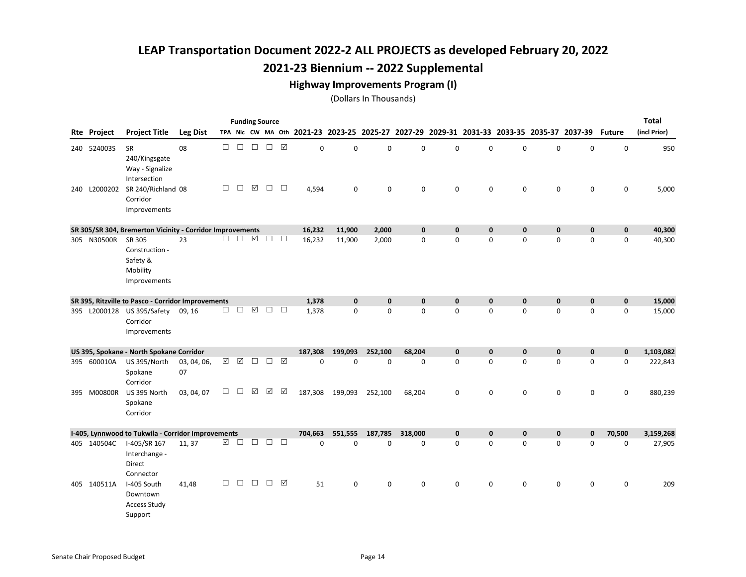# LEAP Transportation Document 2022-2 ALL PROJECTS as developed February 20, 2022

## 2021-23 Biennium -- 2022 Supplemental

### Highway Improvements Program (I)

(Dollars In Thousands)

| Rte | Project | Project Title | Leg Dist | TPA | Nic | CW | MA | Oth | 2021-23 | 2023-25 | 2025-27 | 2027-29 | 2029-31 | 2031-33 | 2033-35 | 2035-37 | 2037-39 | Future | Total (incl Prior) |
|---|---|---|---|---|---|---|---|---|---|---|---|---|---|---|---|---|---|---|---|
| 240 | 524003S | SR 240/Kingsgate Way - Signalize Intersection | 08 | ☐ | ☐ | ☐ | ☐ | ☑ | 0 | 0 | 0 | 0 | 0 | 0 | 0 | 0 | 0 | 0 | 950 |
| 240 | L2000202 | SR 240/Richland Corridor Improvements | 08 | ☐ | ☐ | ☑ | ☐ | ☐ | 4,594 | 0 | 0 | 0 | 0 | 0 | 0 | 0 | 0 | 0 | 5,000 |
| **SR 305/SR 304, Bremerton Vicinity - Corridor Improvements** | | | | | | | | | **16,232** | **11,900** | **2,000** | **0** | **0** | **0** | **0** | **0** | **0** | **0** | **40,300** |
| 305 | N30500R | SR 305 Construction - Safety & Mobility Improvements | 23 | ☐ | ☐ | ☑ | ☐ | ☐ | 16,232 | 11,900 | 2,000 | 0 | 0 | 0 | 0 | 0 | 0 | 0 | 40,300 |
| **SR 395, Ritzville to Pasco - Corridor Improvements** | | | | | | | | | **1,378** | **0** | **0** | **0** | **0** | **0** | **0** | **0** | **0** | **0** | **15,000** |
| 395 | L2000128 | US 395/Safety Corridor Improvements | 09, 16 | ☐ | ☐ | ☑ | ☐ | ☐ | 1,378 | 0 | 0 | 0 | 0 | 0 | 0 | 0 | 0 | 0 | 15,000 |
| **US 395, Spokane - North Spokane Corridor** | | | | | | | | | **187,308** | **199,093** | **252,100** | **68,204** | **0** | **0** | **0** | **0** | **0** | **0** | **1,103,082** |
| 395 | 600010A | US 395/North Spokane Corridor | 03, 04, 06, 07 | ☑ | ☑ | ☐ | ☐ | ☑ | 0 | 0 | 0 | 0 | 0 | 0 | 0 | 0 | 0 | 0 | 222,843 |
| 395 | M00800R | US 395 North Spokane Corridor | 03, 04, 07 | ☐ | ☐ | ☑ | ☑ | ☑ | 187,308 | 199,093 | 252,100 | 68,204 | 0 | 0 | 0 | 0 | 0 | 0 | 880,239 |
| **I-405, Lynnwood to Tukwila - Corridor Improvements** | | | | | | | | | **704,663** | **551,555** | **187,785** | **318,000** | **0** | **0** | **0** | **0** | **0** | **70,500** | **3,159,268** |
| 405 | 140504C | I-405/SR 167 Interchange - Direct Connector | 11, 37 | ☑ | ☐ | ☐ | ☐ | ☐ | 0 | 0 | 0 | 0 | 0 | 0 | 0 | 0 | 0 | 0 | 27,905 |
| 405 | 140511A | I-405 South Downtown Access Study Support | 41,48 | ☐ | ☐ | ☐ | ☐ | ☑ | 51 | 0 | 0 | 0 | 0 | 0 | 0 | 0 | 0 | 0 | 209 |

Senate Chair Proposed Budget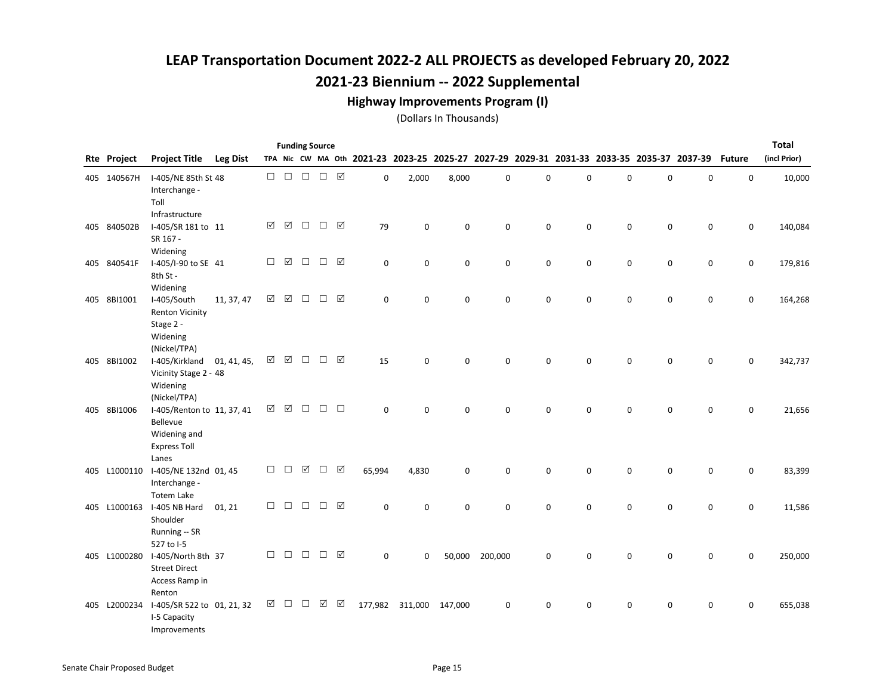# LEAP Transportation Document 2022-2 ALL PROJECTS as developed February 20, 2022

## 2021-23 Biennium -- 2022 Supplemental

### Highway Improvements Program (I)

(Dollars In Thousands)

| Rte | Project | Project Title | Leg Dist | Funding Source TPA | Nic | CW | MA | Oth | 2021-23 | 2023-25 | 2025-27 | 2027-29 | 2029-31 | 2031-33 | 2033-35 | 2035-37 | 2037-39 | Future | Total (incl Prior) |
|---|---|---|---|---|---|---|---|---|---|---|---|---|---|---|---|---|---|---|---|
| 405 | 140567H | I-405/NE 85th St Interchange - Toll Infrastructure | 48 | ☐ | ☐ | ☐ | ☐ | ☑ | 0 | 2,000 | 8,000 | 0 | 0 | 0 | 0 | 0 | 0 | 0 | 10,000 |
| 405 | 840502B | I-405/SR 181 to SR 167 - Widening | 11 | ☑ | ☑ | ☐ | ☐ | ☑ | 79 | 0 | 0 | 0 | 0 | 0 | 0 | 0 | 0 | 0 | 140,084 |
| 405 | 840541F | I-405/I-90 to SE 8th St - Widening | 41 | ☐ | ☑ | ☐ | ☐ | ☑ | 0 | 0 | 0 | 0 | 0 | 0 | 0 | 0 | 0 | 0 | 179,816 |
| 405 | 8BI1001 | I-405/South Renton Vicinity Stage 2 - Widening (Nickel/TPA) | 11, 37, 47 | ☑ | ☑ | ☐ | ☐ | ☑ | 0 | 0 | 0 | 0 | 0 | 0 | 0 | 0 | 0 | 0 | 164,268 |
| 405 | 8BI1002 | I-405/Kirkland Vicinity Stage 2 - Widening (Nickel/TPA) | 01, 41, 45, 48 | ☑ | ☑ | ☐ | ☐ | ☑ | 15 | 0 | 0 | 0 | 0 | 0 | 0 | 0 | 0 | 0 | 342,737 |
| 405 | 8BI1006 | I-405/Renton to Bellevue Widening and Express Toll Lanes | 11, 37, 41 | ☑ | ☑ | ☐ | ☐ | ☐ | 0 | 0 | 0 | 0 | 0 | 0 | 0 | 0 | 0 | 0 | 21,656 |
| 405 | L1000110 | I-405/NE 132nd Interchange - Totem Lake | 01, 45 | ☐ | ☐ | ☑ | ☐ | ☑ | 65,994 | 4,830 | 0 | 0 | 0 | 0 | 0 | 0 | 0 | 0 | 83,399 |
| 405 | L1000163 | I-405 NB Hard Shoulder Running -- SR 527 to I-5 | 01, 21 | ☐ | ☐ | ☐ | ☐ | ☑ | 0 | 0 | 0 | 0 | 0 | 0 | 0 | 0 | 0 | 0 | 11,586 |
| 405 | L1000280 | I-405/North 8th Street Direct Access Ramp in Renton | 37 | ☐ | ☐ | ☐ | ☐ | ☑ | 0 | 0 | 50,000 | 200,000 | 0 | 0 | 0 | 0 | 0 | 0 | 250,000 |
| 405 | L2000234 | I-405/SR 522 to I-5 Capacity Improvements | 01, 21, 32 | ☑ | ☐ | ☐ | ☑ | ☑ | 177,982 | 311,000 | 147,000 | 0 | 0 | 0 | 0 | 0 | 0 | 0 | 655,038 |

Senate Chair Proposed Budget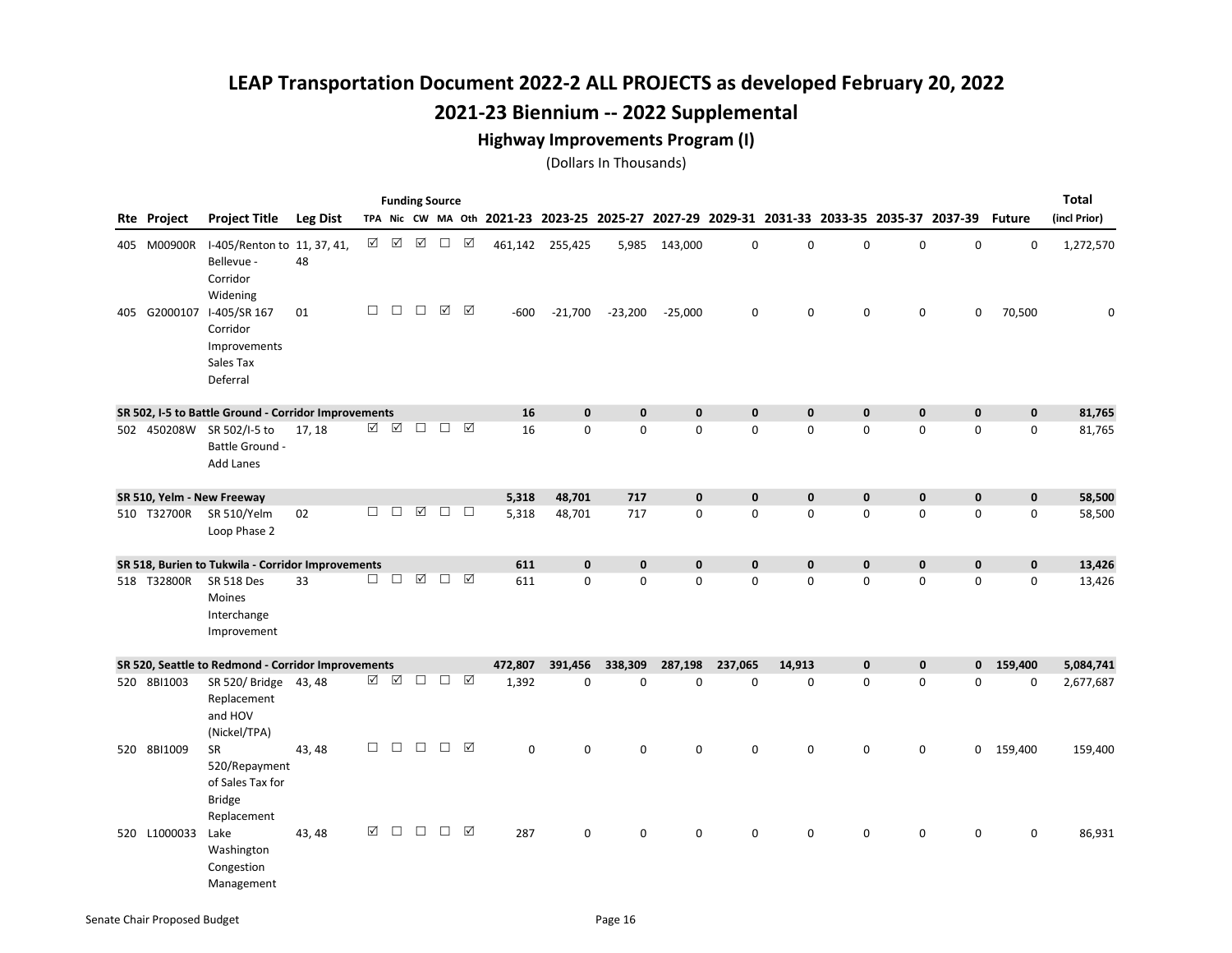# LEAP Transportation Document 2022-2 ALL PROJECTS as developed February 20, 2022

## 2021-23 Biennium -- 2022 Supplemental

### Highway Improvements Program (I)

(Dollars In Thousands)

| Rte | Project | Project Title | Leg Dist | Funding Source TPA | Nic | CW | MA | Oth | 2021-23 | 2023-25 | 2025-27 | 2027-29 | 2029-31 | 2031-33 | 2033-35 | 2035-37 | 2037-39 | Future | Total (incl Prior) |
|---|---|---|---|---|---|---|---|---|---|---|---|---|---|---|---|---|---|---|---|
| 405 | M00900R | I-405/Renton to Bellevue - Corridor Widening | 11, 37, 41, 48 | ☑ | ☑ | ☑ | ☐ | ☑ | 461,142 | 255,425 | 5,985 | 143,000 | 0 | 0 | 0 | 0 | 0 | 0 | 1,272,570 |
| 405 | G2000107 | I-405/SR 167 Corridor Improvements Sales Tax Deferral | 01 | ☐ | ☐ | ☐ | ☑ | ☑ | -600 | -21,700 | -23,200 | -25,000 | 0 | 0 | 0 | 0 | 0 | 70,500 | 0 |
| **SR 502, I-5 to Battle Ground - Corridor Improvements** | | | | | | | | | **16** | **0** | **0** | **0** | **0** | **0** | **0** | **0** | **0** | **0** | **81,765** |
| 502 | 450208W | SR 502/I-5 to Battle Ground - Add Lanes | 17, 18 | ☑ | ☑ | ☐ | ☐ | ☑ | 16 | 0 | 0 | 0 | 0 | 0 | 0 | 0 | 0 | 0 | 81,765 |
| **SR 510, Yelm - New Freeway** | | | | | | | | | **5,318** | **48,701** | **717** | **0** | **0** | **0** | **0** | **0** | **0** | **0** | **58,500** |
| 510 | T32700R | SR 510/Yelm Loop Phase 2 | 02 | ☐ | ☐ | ☑ | ☐ | ☐ | 5,318 | 48,701 | 717 | 0 | 0 | 0 | 0 | 0 | 0 | 0 | 58,500 |
| **SR 518, Burien to Tukwila - Corridor Improvements** | | | | | | | | | **611** | **0** | **0** | **0** | **0** | **0** | **0** | **0** | **0** | **0** | **13,426** |
| 518 | T32800R | SR 518 Des Moines Interchange Improvement | 33 | ☐ | ☐ | ☑ | ☐ | ☑ | 611 | 0 | 0 | 0 | 0 | 0 | 0 | 0 | 0 | 0 | 13,426 |
| **SR 520, Seattle to Redmond - Corridor Improvements** | | | | | | | | | **472,807** | **391,456** | **338,309** | **287,198** | **237,065** | **14,913** | **0** | **0** | **0** | **159,400** | **5,084,741** |
| 520 | 8BI1003 | SR 520/ Bridge Replacement and HOV (Nickel/TPA) | 43, 48 | ☑ | ☑ | ☐ | ☐ | ☑ | 1,392 | 0 | 0 | 0 | 0 | 0 | 0 | 0 | 0 | 0 | 2,677,687 |
| 520 | 8BI1009 | SR 520/Repayment of Sales Tax for Bridge Replacement | 43, 48 | ☐ | ☐ | ☐ | ☐ | ☑ | 0 | 0 | 0 | 0 | 0 | 0 | 0 | 0 | 0 | 159,400 | 159,400 |
| 520 | L1000033 | Lake Washington Congestion Management | 43, 48 | ☑ | ☐ | ☐ | ☐ | ☑ | 287 | 0 | 0 | 0 | 0 | 0 | 0 | 0 | 0 | 0 | 86,931 |

Senate Chair Proposed Budget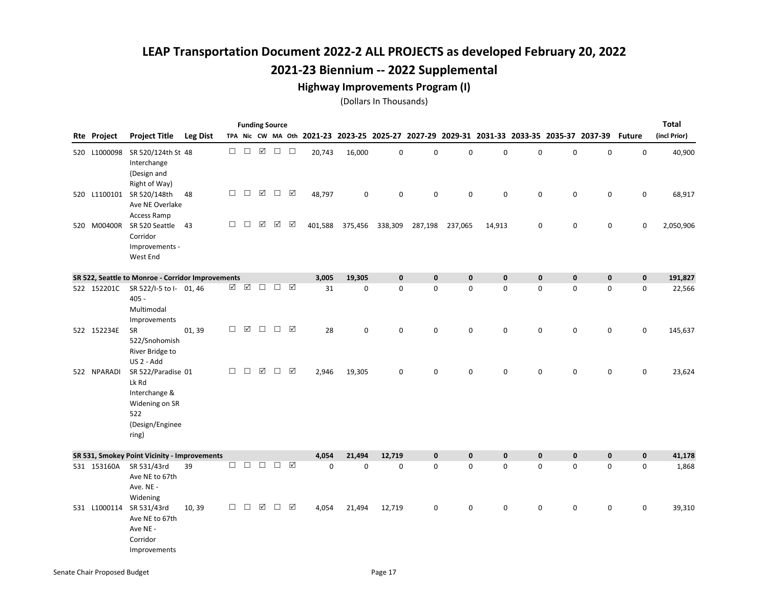# LEAP Transportation Document 2022-2 ALL PROJECTS as developed February 20, 2022

## 2021-23 Biennium -- 2022 Supplemental

### Highway Improvements Program (I)

(Dollars In Thousands)

| Rte | Project | Project Title | Leg Dist | TPA | Nic | CW | MA | Oth | 2021-23 | 2023-25 | 2025-27 | 2027-29 | 2029-31 | 2031-33 | 2033-35 | 2035-37 | 2037-39 | Future | Total (incl Prior) |
|---|---|---|---|---|---|---|---|---|---|---|---|---|---|---|---|---|---|---|---|
| 520 | L1000098 | SR 520/124th St Interchange (Design and Right of Way) | 48 | ☐ | ☐ | ☑ | ☐ | ☐ | 20,743 | 16,000 | 0 | 0 | 0 | 0 | 0 | 0 | 0 | 0 | 40,900 |
| 520 | L1100101 | SR 520/148th Ave NE Overlake Access Ramp | 48 | ☐ | ☐ | ☑ | ☐ | ☑ | 48,797 | 0 | 0 | 0 | 0 | 0 | 0 | 0 | 0 | 0 | 68,917 |
| 520 | M00400R | SR 520 Seattle Corridor Improvements - West End | 43 | ☐ | ☐ | ☑ | ☑ | ☑ | 401,588 | 375,456 | 338,309 | 287,198 | 237,065 | 14,913 | 0 | 0 | 0 | 0 | 2,050,906 |
| **SR 522, Seattle to Monroe - Corridor Improvements** | | | | | | | | | **3,005** | **19,305** | **0** | **0** | **0** | **0** | **0** | **0** | **0** | **0** | **191,827** |
| 522 | 152201C | SR 522/I-5 to I-405 - Multimodal Improvements | 01, 46 | ☑ | ☑ | ☐ | ☐ | ☑ | 31 | 0 | 0 | 0 | 0 | 0 | 0 | 0 | 0 | 0 | 22,566 |
| 522 | 152234E | SR 522/Snohomish River Bridge to US 2 - Add | 01, 39 | ☐ | ☑ | ☐ | ☐ | ☑ | 28 | 0 | 0 | 0 | 0 | 0 | 0 | 0 | 0 | 0 | 145,637 |
| 522 | NPARADI | SR 522/Paradise Lk Rd Interchange & Widening on SR 522 (Design/Engineering) | 01 | ☐ | ☐ | ☑ | ☐ | ☑ | 2,946 | 19,305 | 0 | 0 | 0 | 0 | 0 | 0 | 0 | 0 | 23,624 |
| **SR 531, Smokey Point Vicinity - Improvements** | | | | | | | | | **4,054** | **21,494** | **12,719** | **0** | **0** | **0** | **0** | **0** | **0** | **0** | **41,178** |
| 531 | 153160A | SR 531/43rd Ave NE to 67th Ave. NE - Widening | 39 | ☐ | ☐ | ☐ | ☐ | ☑ | 0 | 0 | 0 | 0 | 0 | 0 | 0 | 0 | 0 | 0 | 1,868 |
| 531 | L1000114 | SR 531/43rd Ave NE to 67th Ave NE - Corridor Improvements | 10, 39 | ☐ | ☐ | ☑ | ☐ | ☑ | 4,054 | 21,494 | 12,719 | 0 | 0 | 0 | 0 | 0 | 0 | 0 | 39,310 |

Senate Chair Proposed Budget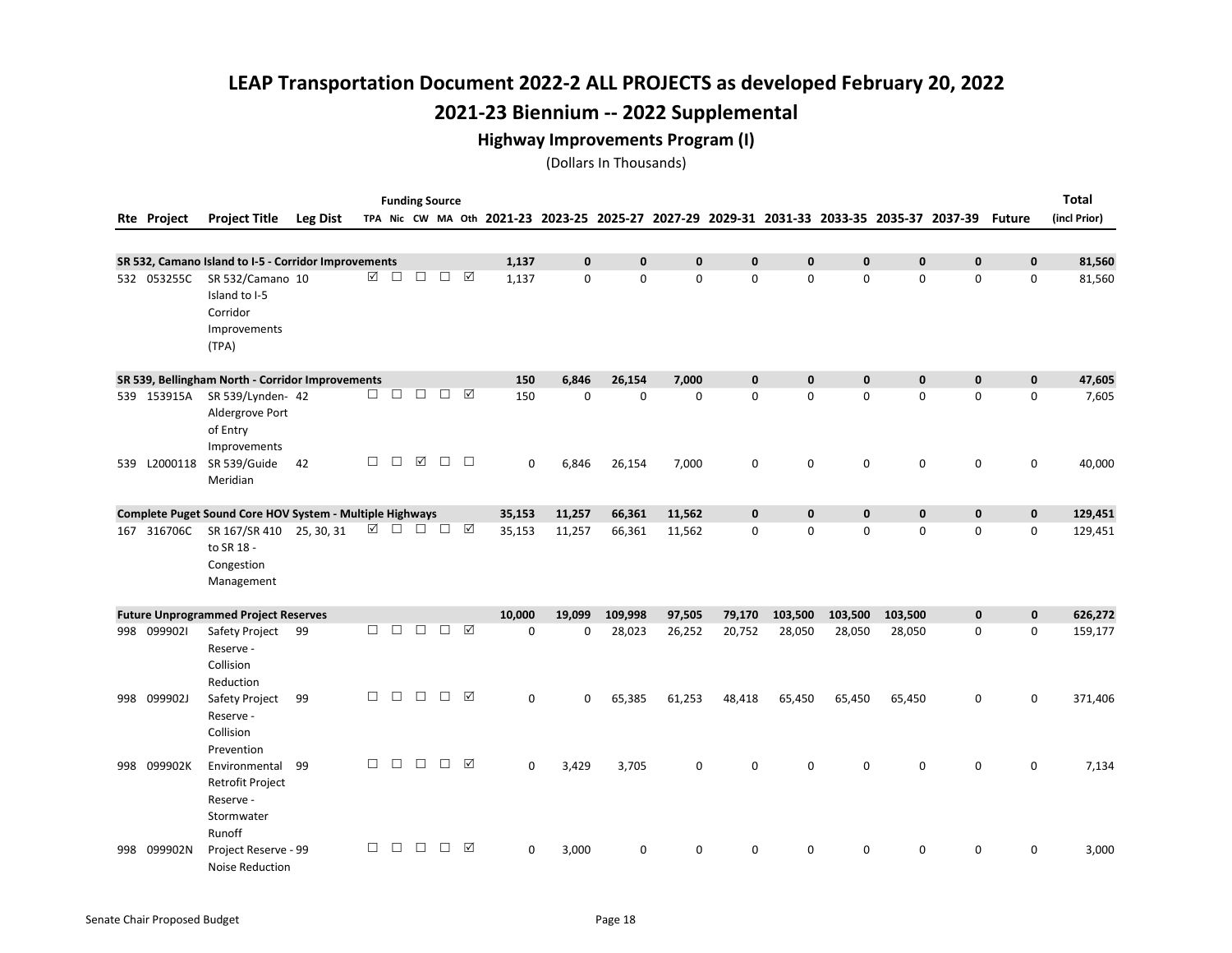# LEAP Transportation Document 2022-2 ALL PROJECTS as developed February 20, 2022

## 2021-23 Biennium -- 2022 Supplemental

### Highway Improvements Program (I)

(Dollars In Thousands)

| Rte | Project | Project Title | Leg Dist | Funding Source TPA | Nic | CW | MA | Oth | 2021-23 | 2023-25 | 2025-27 | 2027-29 | 2029-31 | 2031-33 | 2033-35 | 2035-37 | 2037-39 | Future | Total (incl Prior) |
|---|---|---|---|---|---|---|---|---|---|---|---|---|---|---|---|---|---|---|---|
| **SR 532, Camano Island to I-5 - Corridor Improvements** | | | | | | | | | **1,137** | **0** | **0** | **0** | **0** | **0** | **0** | **0** | **0** | **0** | **81,560** |
| 532 | 053255C | SR 532/Camano Island to I-5 Corridor Improvements (TPA) | 10 | ☑ | ☐ | ☐ | ☐ | ☑ | 1,137 | 0 | 0 | 0 | 0 | 0 | 0 | 0 | 0 | 0 | 81,560 |
| **SR 539, Bellingham North - Corridor Improvements** | | | | | | | | | **150** | **6,846** | **26,154** | **7,000** | **0** | **0** | **0** | **0** | **0** | **0** | **47,605** |
| 539 | 153915A | SR 539/Lynden-Aldergrove Port of Entry Improvements | 42 | ☐ | ☐ | ☐ | ☐ | ☑ | 150 | 0 | 0 | 0 | 0 | 0 | 0 | 0 | 0 | 0 | 7,605 |
| 539 | L2000118 | SR 539/Guide Meridian | 42 | ☐ | ☐ | ☑ | ☐ | ☐ | 0 | 6,846 | 26,154 | 7,000 | 0 | 0 | 0 | 0 | 0 | 0 | 40,000 |
| **Complete Puget Sound Core HOV System - Multiple Highways** | | | | | | | | | **35,153** | **11,257** | **66,361** | **11,562** | **0** | **0** | **0** | **0** | **0** | **0** | **129,451** |
| 167 | 316706C | SR 167/SR 410 to SR 18 - Congestion Management | 25, 30, 31 | ☑ | ☐ | ☐ | ☐ | ☑ | 35,153 | 11,257 | 66,361 | 11,562 | 0 | 0 | 0 | 0 | 0 | 0 | 129,451 |
| **Future Unprogrammed Project Reserves** | | | | | | | | | **10,000** | **19,099** | **109,998** | **97,505** | **79,170** | **103,500** | **103,500** | **103,500** | **0** | **0** | **626,272** |
| 998 | 099902I | Safety Project Reserve - Collision Reduction | 99 | ☐ | ☐ | ☐ | ☐ | ☑ | 0 | 0 | 28,023 | 26,252 | 20,752 | 28,050 | 28,050 | 28,050 | 0 | 0 | 159,177 |
| 998 | 099902J | Safety Project Reserve - Collision Prevention | 99 | ☐ | ☐ | ☐ | ☐ | ☑ | 0 | 0 | 65,385 | 61,253 | 48,418 | 65,450 | 65,450 | 65,450 | 0 | 0 | 371,406 |
| 998 | 099902K | Environmental Retrofit Project Reserve - Stormwater Runoff | 99 | ☐ | ☐ | ☐ | ☐ | ☑ | 0 | 3,429 | 3,705 | 0 | 0 | 0 | 0 | 0 | 0 | 0 | 7,134 |
| 998 | 099902N | Project Reserve - Noise Reduction | 99 | ☐ | ☐ | ☐ | ☐ | ☑ | 0 | 3,000 | 0 | 0 | 0 | 0 | 0 | 0 | 0 | 0 | 3,000 |

Senate Chair Proposed Budget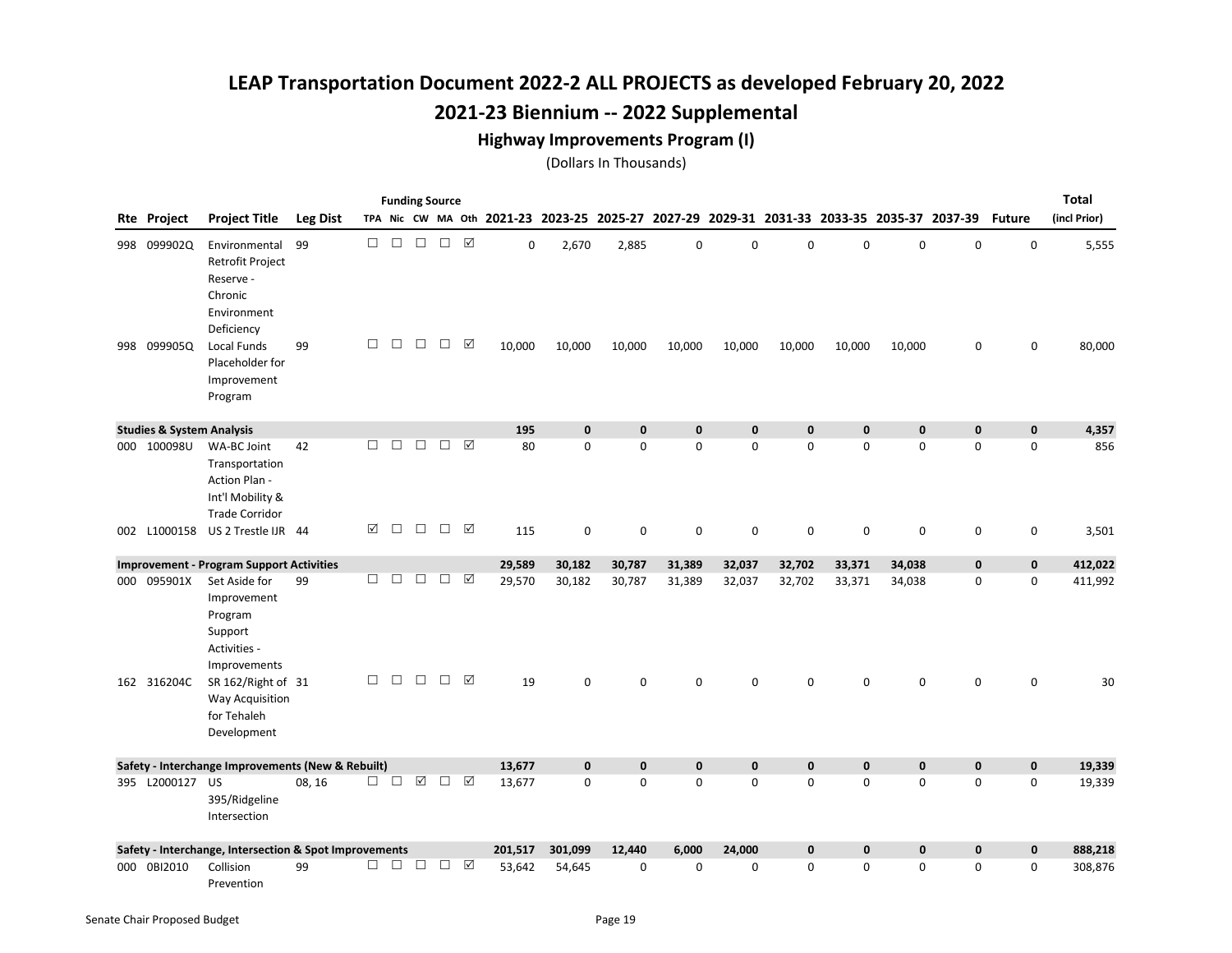# LEAP Transportation Document 2022-2 ALL PROJECTS as developed February 20, 2022

## 2021-23 Biennium -- 2022 Supplemental

### Highway Improvements Program (I)

(Dollars In Thousands)

| Rte | Project | Project Title | Leg Dist | TPA | Nic | CW | MA | Oth | 2021-23 | 2023-25 | 2025-27 | 2027-29 | 2029-31 | 2031-33 | 2033-35 | 2035-37 | 2037-39 | Future | Total (incl Prior) |
|---|---|---|---|---|---|---|---|---|---|---|---|---|---|---|---|---|---|---|---|
| 998 | 099902Q | Environmental Retrofit Project Reserve - Chronic Environment Deficiency | 99 | ☐ | ☐ | ☐ | ☐ | ☑ | 0 | 2,670 | 2,885 | 0 | 0 | 0 | 0 | 0 | 0 | 0 | 5,555 |
| 998 | 099905Q | Local Funds Placeholder for Improvement Program | 99 | ☐ | ☐ | ☐ | ☐ | ☑ | 10,000 | 10,000 | 10,000 | 10,000 | 10,000 | 10,000 | 10,000 | 10,000 | 0 | 0 | 80,000 |
| **Studies & System Analysis** | | | | | | | | | **195** | **0** | **0** | **0** | **0** | **0** | **0** | **0** | **0** | **0** | **4,357** |
| 000 | 100098U | WA-BC Joint Transportation Action Plan - Int'l Mobility & Trade Corridor | 42 | ☐ | ☐ | ☐ | ☐ | ☑ | 80 | 0 | 0 | 0 | 0 | 0 | 0 | 0 | 0 | 0 | 856 |
| 002 | L1000158 | US 2 Trestle IJR | 44 | ☑ | ☐ | ☐ | ☐ | ☑ | 115 | 0 | 0 | 0 | 0 | 0 | 0 | 0 | 0 | 0 | 3,501 |
| **Improvement - Program Support Activities** | | | | | | | | | **29,589** | **30,182** | **30,787** | **31,389** | **32,037** | **32,702** | **33,371** | **34,038** | **0** | **0** | **412,022** |
| 000 | 095901X | Set Aside for Improvement Program Support Activities - Improvements | 99 | ☐ | ☐ | ☐ | ☐ | ☑ | 29,570 | 30,182 | 30,787 | 31,389 | 32,037 | 32,702 | 33,371 | 34,038 | 0 | 0 | 411,992 |
| 162 | 316204C | SR 162/Right of Way Acquisition for Tehaleh Development | 31 | ☐ | ☐ | ☐ | ☐ | ☑ | 19 | 0 | 0 | 0 | 0 | 0 | 0 | 0 | 0 | 0 | 30 |
| **Safety - Interchange Improvements (New & Rebuilt)** | | | | | | | | | **13,677** | **0** | **0** | **0** | **0** | **0** | **0** | **0** | **0** | **0** | **19,339** |
| 395 | L2000127 | US 395/Ridgeline Intersection | 08, 16 | ☐ | ☐ | ☑ | ☐ | ☑ | 13,677 | 0 | 0 | 0 | 0 | 0 | 0 | 0 | 0 | 0 | 19,339 |
| **Safety - Interchange, Intersection & Spot Improvements** | | | | | | | | | **201,517** | **301,099** | **12,440** | **6,000** | **24,000** | **0** | **0** | **0** | **0** | **0** | **888,218** |
| 000 | 0BI2010 | Collision Prevention | 99 | ☐ | ☐ | ☐ | ☐ | ☑ | 53,642 | 54,645 | 0 | 0 | 0 | 0 | 0 | 0 | 0 | 0 | 308,876 |

Senate Chair Proposed Budget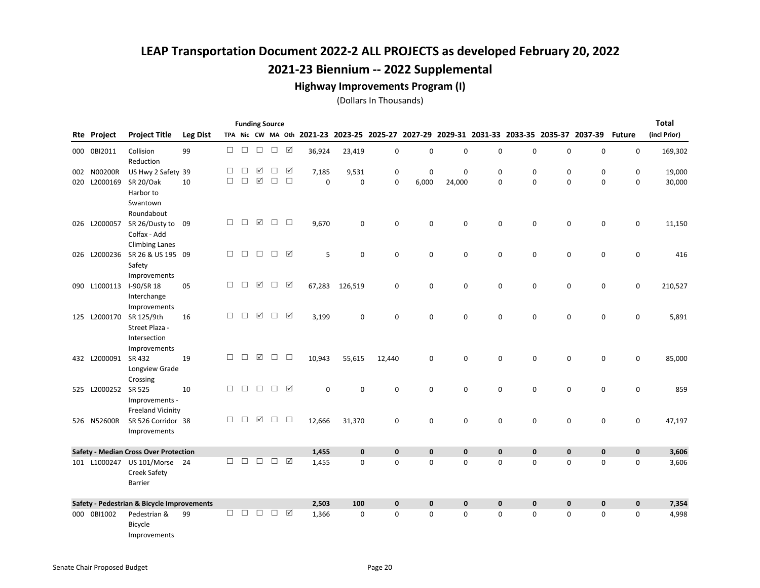# LEAP Transportation Document 2022-2 ALL PROJECTS as developed February 20, 2022

## 2021-23 Biennium -- 2022 Supplemental

### Highway Improvements Program (I)

(Dollars In Thousands)

| Rte | Project | Project Title | Leg Dist | Funding Source TPA | Nic | CW | MA | Oth | 2021-23 | 2023-25 | 2025-27 | 2027-29 | 2029-31 | 2031-33 | 2033-35 | 2035-37 | 2037-39 | Future | Total (incl Prior) |
|---|---|---|---|---|---|---|---|---|---|---|---|---|---|---|---|---|---|---|---|
| 000 | 0BI2011 | Collision Reduction | 99 | ☐ | ☐ | ☐ | ☐ | ☑ | 36,924 | 23,419 | 0 | 0 | 0 | 0 | 0 | 0 | 0 | 0 | 169,302 |
| 002 | N00200R | US Hwy 2 Safety | 39 | ☐ | ☐ | ☑ | ☐ | ☑ | 7,185 | 9,531 | 0 | 0 | 0 | 0 | 0 | 0 | 0 | 0 | 19,000 |
| 020 | L2000169 | SR 20/Oak Harbor to Swantown Roundabout | 10 | ☐ | ☐ | ☑ | ☐ | ☐ | 0 | 0 | 0 | 6,000 | 24,000 | 0 | 0 | 0 | 0 | 0 | 30,000 |
| 026 | L2000057 | SR 26/Dusty to Colfax - Add Climbing Lanes | 09 | ☐ | ☐ | ☑ | ☐ | ☐ | 9,670 | 0 | 0 | 0 | 0 | 0 | 0 | 0 | 0 | 0 | 11,150 |
| 026 | L2000236 | SR 26 & US 195 Safety Improvements | 09 | ☐ | ☐ | ☐ | ☐ | ☑ | 5 | 0 | 0 | 0 | 0 | 0 | 0 | 0 | 0 | 0 | 416 |
| 090 | L1000113 | I-90/SR 18 Interchange Improvements | 05 | ☐ | ☐ | ☑ | ☐ | ☑ | 67,283 | 126,519 | 0 | 0 | 0 | 0 | 0 | 0 | 0 | 0 | 210,527 |
| 125 | L2000170 | SR 125/9th Street Plaza - Intersection Improvements | 16 | ☐ | ☐ | ☑ | ☐ | ☑ | 3,199 | 0 | 0 | 0 | 0 | 0 | 0 | 0 | 0 | 0 | 5,891 |
| 432 | L2000091 | SR 432 Longview Grade Crossing | 19 | ☐ | ☐ | ☑ | ☐ | ☐ | 10,943 | 55,615 | 12,440 | 0 | 0 | 0 | 0 | 0 | 0 | 0 | 85,000 |
| 525 | L2000252 | SR 525 Improvements - Freeland Vicinity | 10 | ☐ | ☐ | ☐ | ☐ | ☑ | 0 | 0 | 0 | 0 | 0 | 0 | 0 | 0 | 0 | 0 | 859 |
| 526 | N52600R | SR 526 Corridor Improvements | 38 | ☐ | ☐ | ☑ | ☐ | ☐ | 12,666 | 31,370 | 0 | 0 | 0 | 0 | 0 | 0 | 0 | 0 | 47,197 |
| **Safety - Median Cross Over Protection** | | | | | | | | | **1,455** | **0** | **0** | **0** | **0** | **0** | **0** | **0** | **0** | **0** | **3,606** |
| 101 | L1000247 | US 101/Morse Creek Safety Barrier | 24 | ☐ | ☐ | ☐ | ☐ | ☑ | 1,455 | 0 | 0 | 0 | 0 | 0 | 0 | 0 | 0 | 0 | 3,606 |
| **Safety - Pedestrian & Bicycle Improvements** | | | | | | | | | **2,503** | **100** | **0** | **0** | **0** | **0** | **0** | **0** | **0** | **0** | **7,354** |
| 000 | 0BI1002 | Pedestrian & Bicycle Improvements | 99 | ☐ | ☐ | ☐ | ☐ | ☑ | 1,366 | 0 | 0 | 0 | 0 | 0 | 0 | 0 | 0 | 0 | 4,998 |

Senate Chair Proposed Budget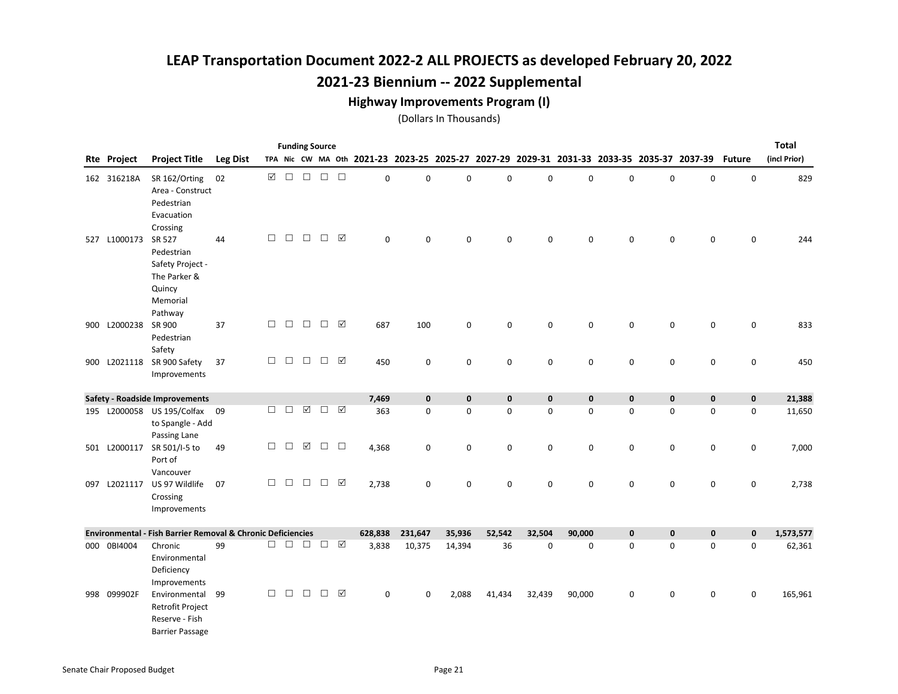# LEAP Transportation Document 2022-2 ALL PROJECTS as developed February 20, 2022

## 2021-23 Biennium -- 2022 Supplemental

### Highway Improvements Program (I)

(Dollars In Thousands)

| Rte | Project | Project Title | Leg Dist | TPA | Nic | CW | MA | Oth | 2021-23 | 2023-25 | 2025-27 | 2027-29 | 2029-31 | 2031-33 | 2033-35 | 2035-37 | 2037-39 | Future | Total (incl Prior) |
|---|---|---|---|---|---|---|---|---|---|---|---|---|---|---|---|---|---|---|---|
| 162 | 316218A | SR 162/Orting Area - Construct Pedestrian Evacuation Crossing | 02 | ☑ | ☐ | ☐ | ☐ | ☐ | 0 | 0 | 0 | 0 | 0 | 0 | 0 | 0 | 0 | 0 | 829 |
| 527 | L1000173 | SR 527 Pedestrian Safety Project - The Parker & Quincy Memorial Pathway | 44 | ☐ | ☐ | ☐ | ☐ | ☑ | 0 | 0 | 0 | 0 | 0 | 0 | 0 | 0 | 0 | 0 | 244 |
| 900 | L2000238 | SR 900 Pedestrian Safety | 37 | ☐ | ☐ | ☐ | ☐ | ☑ | 687 | 100 | 0 | 0 | 0 | 0 | 0 | 0 | 0 | 0 | 833 |
| 900 | L2021118 | SR 900 Safety Improvements | 37 | ☐ | ☐ | ☐ | ☐ | ☑ | 450 | 0 | 0 | 0 | 0 | 0 | 0 | 0 | 0 | 0 | 450 |
| **Safety - Roadside Improvements** | | | | | | | | | **7,469** | **0** | **0** | **0** | **0** | **0** | **0** | **0** | **0** | **0** | **21,388** |
| 195 | L2000058 | US 195/Colfax to Spangle - Add Passing Lane | 09 | ☐ | ☐ | ☑ | ☐ | ☑ | 363 | 0 | 0 | 0 | 0 | 0 | 0 | 0 | 0 | 0 | 11,650 |
| 501 | L2000117 | SR 501/I-5 to Port of Vancouver | 49 | ☐ | ☐ | ☑ | ☐ | ☐ | 4,368 | 0 | 0 | 0 | 0 | 0 | 0 | 0 | 0 | 0 | 7,000 |
| 097 | L2021117 | US 97 Wildlife Crossing Improvements | 07 | ☐ | ☐ | ☐ | ☐ | ☑ | 2,738 | 0 | 0 | 0 | 0 | 0 | 0 | 0 | 0 | 0 | 2,738 |
| **Environmental - Fish Barrier Removal & Chronic Deficiencies** | | | | | | | | | **628,838** | **231,647** | **35,936** | **52,542** | **32,504** | **90,000** | **0** | **0** | **0** | **0** | **1,573,577** |
| 000 | 0BI4004 | Chronic Environmental Deficiency Improvements | 99 | ☐ | ☐ | ☐ | ☐ | ☑ | 3,838 | 10,375 | 14,394 | 36 | 0 | 0 | 0 | 0 | 0 | 0 | 62,361 |
| 998 | 099902F | Environmental Retrofit Project Reserve - Fish Barrier Passage | 99 | ☐ | ☐ | ☐ | ☐ | ☑ | 0 | 0 | 2,088 | 41,434 | 32,439 | 90,000 | 0 | 0 | 0 | 0 | 165,961 |

Senate Chair Proposed Budget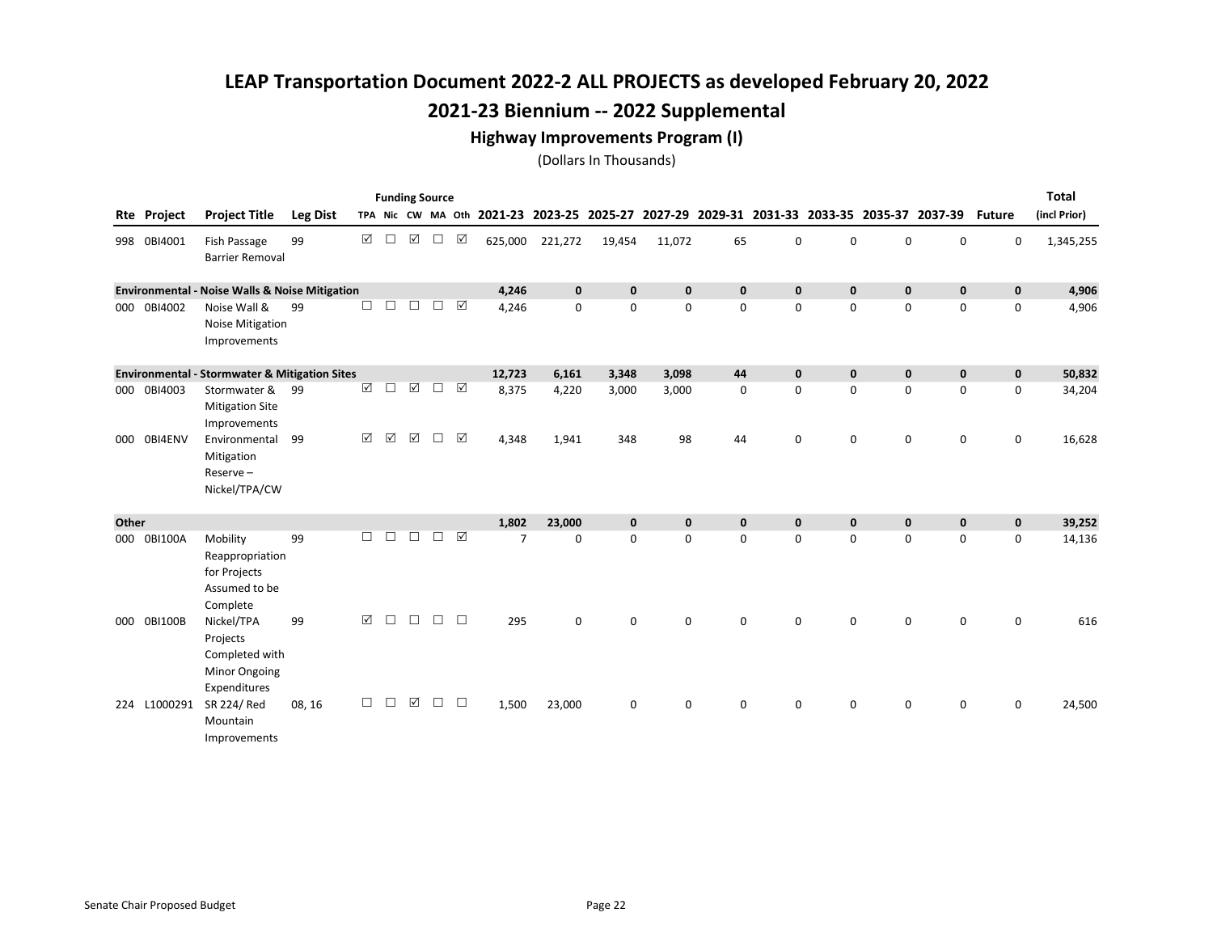# LEAP Transportation Document 2022-2 ALL PROJECTS as developed February 20, 2022

## 2021-23 Biennium -- 2022 Supplemental

### Highway Improvements Program (I)

(Dollars In Thousands)

| Rte | Project | Project Title | Leg Dist | Funding Source TPA | Nic | CW | MA | Oth | 2021-23 | 2023-25 | 2025-27 | 2027-29 | 2029-31 | 2031-33 | 2033-35 | 2035-37 | 2037-39 | Future | Total (incl Prior) |
|---|---|---|---|---|---|---|---|---|---|---|---|---|---|---|---|---|---|---|---|
| 998 | 0BI4001 | Fish Passage Barrier Removal | 99 | ☑ | ☐ | ☑ | ☐ | ☑ | 625,000 | 221,272 | 19,454 | 11,072 | 65 | 0 | 0 | 0 | 0 | 0 | 1,345,255 |
| **Environmental - Noise Walls & Noise Mitigation** | | | | | | | | | **4,246** | **0** | **0** | **0** | **0** | **0** | **0** | **0** | **0** | **0** | **4,906** |
| 000 | 0BI4002 | Noise Wall & Noise Mitigation Improvements | 99 | ☐ | ☐ | ☐ | ☐ | ☑ | 4,246 | 0 | 0 | 0 | 0 | 0 | 0 | 0 | 0 | 0 | 4,906 |
| **Environmental - Stormwater & Mitigation Sites** | | | | | | | | | **12,723** | **6,161** | **3,348** | **3,098** | **44** | **0** | **0** | **0** | **0** | **0** | **50,832** |
| 000 | 0BI4003 | Stormwater & Mitigation Site Improvements | 99 | ☑ | ☐ | ☑ | ☐ | ☑ | 8,375 | 4,220 | 3,000 | 3,000 | 0 | 0 | 0 | 0 | 0 | 0 | 34,204 |
| 000 | 0BI4ENV | Environmental Mitigation Reserve – Nickel/TPA/CW | 99 | ☑ | ☑ | ☑ | ☐ | ☑ | 4,348 | 1,941 | 348 | 98 | 44 | 0 | 0 | 0 | 0 | 0 | 16,628 |
| **Other** | | | | | | | | | **1,802** | **23,000** | **0** | **0** | **0** | **0** | **0** | **0** | **0** | **0** | **39,252** |
| 000 | 0BI100A | Mobility Reappropriation for Projects Assumed to be Complete | 99 | ☐ | ☐ | ☐ | ☐ | ☑ | 7 | 0 | 0 | 0 | 0 | 0 | 0 | 0 | 0 | 0 | 14,136 |
| 000 | 0BI100B | Nickel/TPA Projects Completed with Minor Ongoing Expenditures | 99 | ☑ | ☐ | ☐ | ☐ | ☐ | 295 | 0 | 0 | 0 | 0 | 0 | 0 | 0 | 0 | 0 | 616 |
| 224 | L1000291 | SR 224/ Red Mountain Improvements | 08, 16 | ☐ | ☐ | ☑ | ☐ | ☐ | 1,500 | 23,000 | 0 | 0 | 0 | 0 | 0 | 0 | 0 | 0 | 24,500 |

Senate Chair Proposed Budget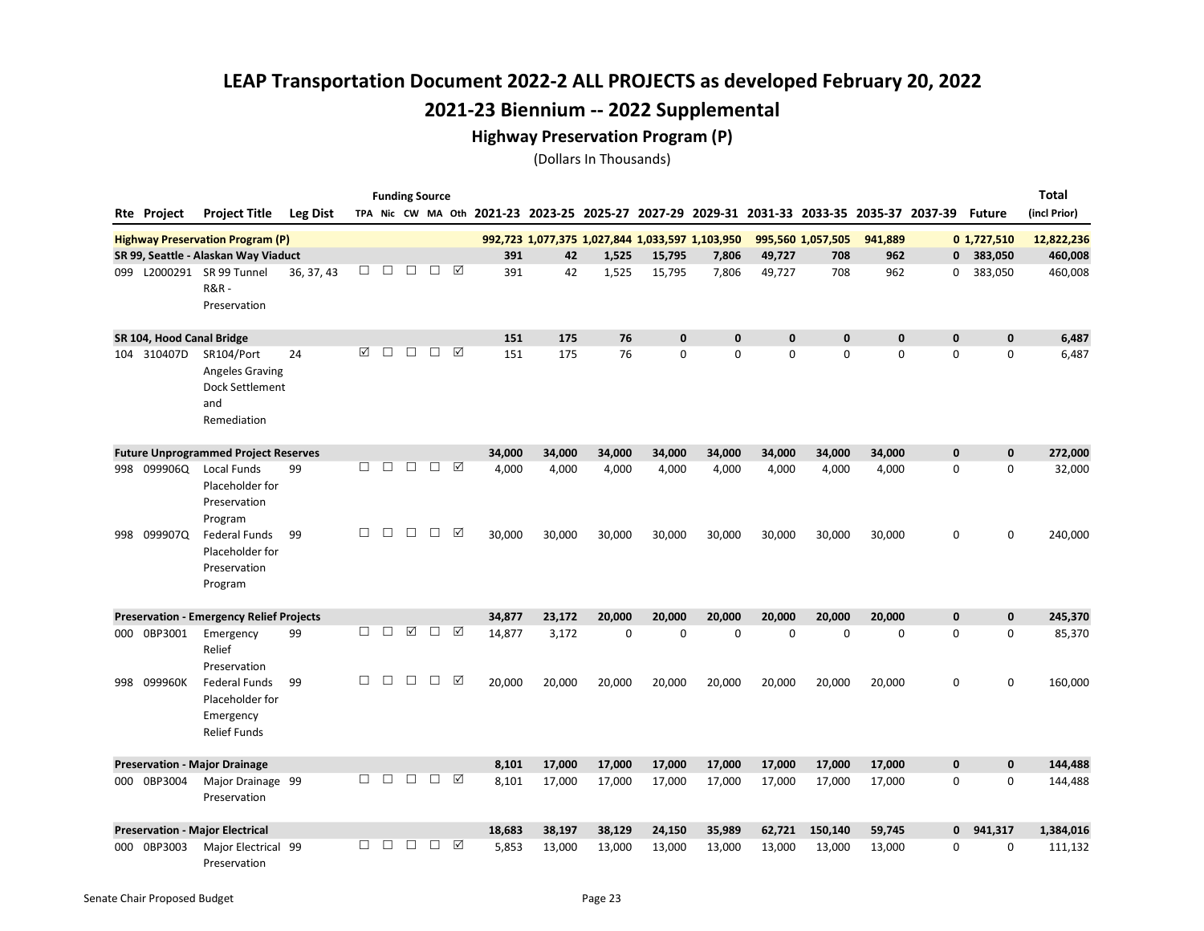# LEAP Transportation Document 2022-2 ALL PROJECTS as developed February 20, 2022

## 2021-23 Biennium -- 2022 Supplemental

### Highway Preservation Program (P)

(Dollars In Thousands)

| Rte | Project | Project Title | Leg Dist | Funding Source TPA | Nic | CW | MA | Oth | 2021-23 | 2023-25 | 2025-27 | 2027-29 | 2029-31 | 2031-33 | 2033-35 | 2035-37 | 2037-39 | Future | Total (incl Prior) |
|---|---|---|---|---|---|---|---|---|---|---|---|---|---|---|---|---|---|---|---|
| **Highway Preservation Program (P)** | | | | | | | | | **992,723** | **1,077,375** | **1,027,844** | **1,033,597** | **1,103,950** | **995,560** | **1,057,505** | **941,889** | **0** | **1,727,510** | **12,822,236** |
| **SR 99, Seattle - Alaskan Way Viaduct** | | | | | | | | | **391** | **42** | **1,525** | **15,795** | **7,806** | **49,727** | **708** | **962** | **0** | **383,050** | **460,008** |
| 099 | L2000291 | SR 99 Tunnel R&R - Preservation | 36, 37, 43 | ☐ | ☐ | ☐ | ☐ | ☑ | 391 | 42 | 1,525 | 15,795 | 7,806 | 49,727 | 708 | 962 | 0 | 383,050 | 460,008 |
| **SR 104, Hood Canal Bridge** | | | | | | | | | **151** | **175** | **76** | **0** | **0** | **0** | **0** | **0** | **0** | **0** | **6,487** |
| 104 | 310407D | SR104/Port Angeles Graving Dock Settlement and Remediation | 24 | ☑ | ☐ | ☐ | ☐ | ☑ | 151 | 175 | 76 | 0 | 0 | 0 | 0 | 0 | 0 | 0 | 6,487 |
| **Future Unprogrammed Project Reserves** | | | | | | | | | **34,000** | **34,000** | **34,000** | **34,000** | **34,000** | **34,000** | **34,000** | **34,000** | **0** | **0** | **272,000** |
| 998 | 099906Q | Local Funds Placeholder for Preservation Program | 99 | ☐ | ☐ | ☐ | ☐ | ☑ | 4,000 | 4,000 | 4,000 | 4,000 | 4,000 | 4,000 | 4,000 | 4,000 | 0 | 0 | 32,000 |
| 998 | 099907Q | Federal Funds Placeholder for Preservation Program | 99 | ☐ | ☐ | ☐ | ☐ | ☑ | 30,000 | 30,000 | 30,000 | 30,000 | 30,000 | 30,000 | 30,000 | 30,000 | 0 | 0 | 240,000 |
| **Preservation - Emergency Relief Projects** | | | | | | | | | **34,877** | **23,172** | **20,000** | **20,000** | **20,000** | **20,000** | **20,000** | **20,000** | **0** | **0** | **245,370** |
| 000 | 0BP3001 | Emergency Relief Preservation | 99 | ☐ | ☐ | ☑ | ☐ | ☑ | 14,877 | 3,172 | 0 | 0 | 0 | 0 | 0 | 0 | 0 | 0 | 85,370 |
| 998 | 099960K | Federal Funds Placeholder for Emergency Relief Funds | 99 | ☐ | ☐ | ☐ | ☐ | ☑ | 20,000 | 20,000 | 20,000 | 20,000 | 20,000 | 20,000 | 20,000 | 20,000 | 0 | 0 | 160,000 |
| **Preservation - Major Drainage** | | | | | | | | | **8,101** | **17,000** | **17,000** | **17,000** | **17,000** | **17,000** | **17,000** | **17,000** | **0** | **0** | **144,488** |
| 000 | 0BP3004 | Major Drainage Preservation | 99 | ☐ | ☐ | ☐ | ☐ | ☑ | 8,101 | 17,000 | 17,000 | 17,000 | 17,000 | 17,000 | 17,000 | 17,000 | 0 | 0 | 144,488 |
| **Preservation - Major Electrical** | | | | | | | | | **18,683** | **38,197** | **38,129** | **24,150** | **35,989** | **62,721** | **150,140** | **59,745** | **0** | **941,317** | **1,384,016** |
| 000 | 0BP3003 | Major Electrical Preservation | 99 | ☐ | ☐ | ☐ | ☐ | ☑ | 5,853 | 13,000 | 13,000 | 13,000 | 13,000 | 13,000 | 13,000 | 13,000 | 0 | 0 | 111,132 |

Senate Chair Proposed Budget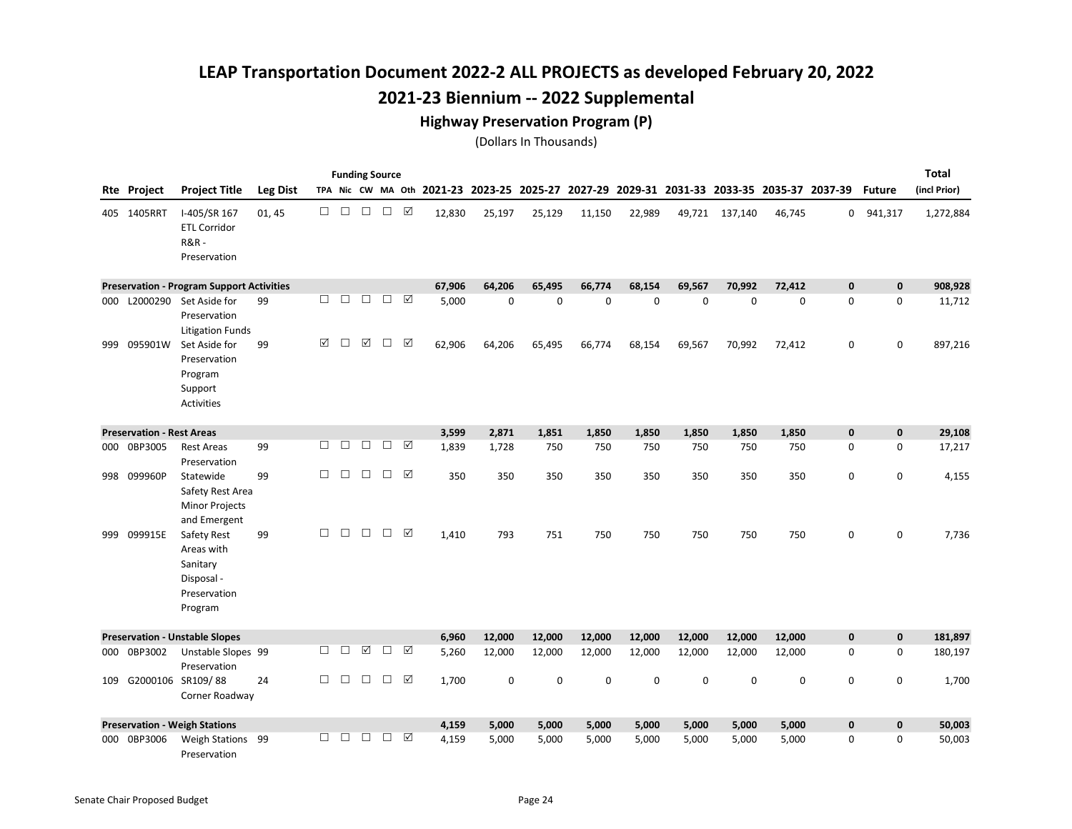# LEAP Transportation Document 2022-2 ALL PROJECTS as developed February 20, 2022

## 2021-23 Biennium -- 2022 Supplemental

### Highway Preservation Program (P)

(Dollars In Thousands)

| Rte | Project | Project Title | Leg Dist | TPA | Nic | CW | MA | Oth | 2021-23 | 2023-25 | 2025-27 | 2027-29 | 2029-31 | 2031-33 | 2033-35 | 2035-37 | 2037-39 | Future | Total (incl Prior) |
|---|---|---|---|---|---|---|---|---|---|---|---|---|---|---|---|---|---|---|---|
| 405 | 1405RRT | I-405/SR 167 ETL Corridor R&R - Preservation | 01, 45 | ☐ | ☐ | ☐ | ☐ | ☑ | 12,830 | 25,197 | 25,129 | 11,150 | 22,989 | 49,721 | 137,140 | 46,745 | 0 | 941,317 | 1,272,884 |
| **Preservation - Program Support Activities** | | | | | | | | | **67,906** | **64,206** | **65,495** | **66,774** | **68,154** | **69,567** | **70,992** | **72,412** | **0** | **0** | **908,928** |
| 000 | L2000290 | Set Aside for Preservation Litigation Funds | 99 | ☐ | ☐ | ☐ | ☐ | ☑ | 5,000 | 0 | 0 | 0 | 0 | 0 | 0 | 0 | 0 | 0 | 11,712 |
| 999 | 095901W | Set Aside for Preservation Program Support Activities | 99 | ☑ | ☐ | ☑ | ☐ | ☑ | 62,906 | 64,206 | 65,495 | 66,774 | 68,154 | 69,567 | 70,992 | 72,412 | 0 | 0 | 897,216 |
| **Preservation - Rest Areas** | | | | | | | | | **3,599** | **2,871** | **1,851** | **1,850** | **1,850** | **1,850** | **1,850** | **1,850** | **0** | **0** | **29,108** |
| 000 | 0BP3005 | Rest Areas Preservation | 99 | ☐ | ☐ | ☐ | ☐ | ☑ | 1,839 | 1,728 | 750 | 750 | 750 | 750 | 750 | 750 | 0 | 0 | 17,217 |
| 998 | 099960P | Statewide Safety Rest Area Minor Projects and Emergent | 99 | ☐ | ☐ | ☐ | ☐ | ☑ | 350 | 350 | 350 | 350 | 350 | 350 | 350 | 350 | 0 | 0 | 4,155 |
| 999 | 099915E | Safety Rest Areas with Sanitary Disposal - Preservation Program | 99 | ☐ | ☐ | ☐ | ☐ | ☑ | 1,410 | 793 | 751 | 750 | 750 | 750 | 750 | 750 | 0 | 0 | 7,736 |
| **Preservation - Unstable Slopes** | | | | | | | | | **6,960** | **12,000** | **12,000** | **12,000** | **12,000** | **12,000** | **12,000** | **12,000** | **0** | **0** | **181,897** |
| 000 | 0BP3002 | Unstable Slopes Preservation | 99 | ☐ | ☐ | ☑ | ☐ | ☑ | 5,260 | 12,000 | 12,000 | 12,000 | 12,000 | 12,000 | 12,000 | 12,000 | 0 | 0 | 180,197 |
| 109 | G2000106 | SR109/ 88 Corner Roadway | 24 | ☐ | ☐ | ☐ | ☐ | ☑ | 1,700 | 0 | 0 | 0 | 0 | 0 | 0 | 0 | 0 | 0 | 1,700 |
| **Preservation - Weigh Stations** | | | | | | | | | **4,159** | **5,000** | **5,000** | **5,000** | **5,000** | **5,000** | **5,000** | **5,000** | **0** | **0** | **50,003** |
| 000 | 0BP3006 | Weigh Stations Preservation | 99 | ☐ | ☐ | ☐ | ☐ | ☑ | 4,159 | 5,000 | 5,000 | 5,000 | 5,000 | 5,000 | 5,000 | 5,000 | 0 | 0 | 50,003 |

Senate Chair Proposed Budget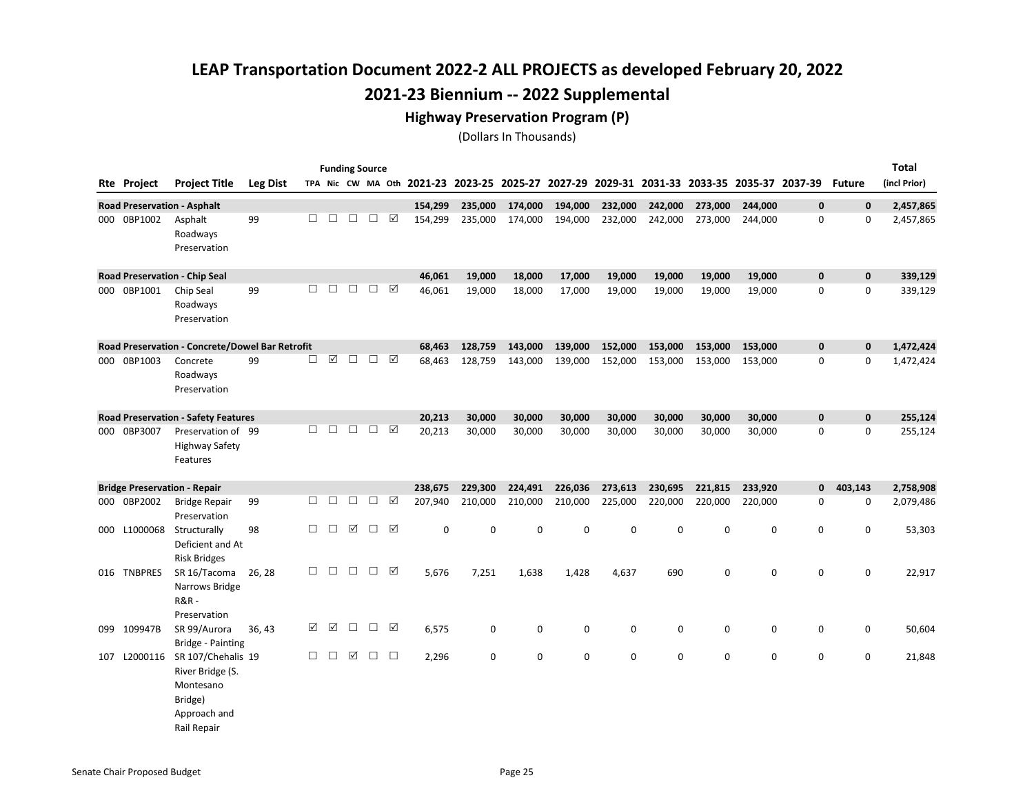# LEAP Transportation Document 2022-2 ALL PROJECTS as developed February 20, 2022

## 2021-23 Biennium -- 2022 Supplemental

### Highway Preservation Program (P)

(Dollars In Thousands)

| Rte | Project | Project Title | Leg Dist | TPA | Nic | CW | MA | Oth | 2021-23 | 2023-25 | 2025-27 | 2027-29 | 2029-31 | 2031-33 | 2033-35 | 2035-37 | 2037-39 | Future | Total (incl Prior) |
|---|---|---|---|---|---|---|---|---|---|---|---|---|---|---|---|---|---|---|---|
| **Road Preservation - Asphalt** | | | | | | | | | **154,299** | **235,000** | **174,000** | **194,000** | **232,000** | **242,000** | **273,000** | **244,000** | **0** | **0** | **2,457,865** |
| 000 | 0BP1002 | Asphalt Roadways Preservation | 99 | ☐ | ☐ | ☐ | ☐ | ☑ | 154,299 | 235,000 | 174,000 | 194,000 | 232,000 | 242,000 | 273,000 | 244,000 | 0 | 0 | 2,457,865 |
| **Road Preservation - Chip Seal** | | | | | | | | | **46,061** | **19,000** | **18,000** | **17,000** | **19,000** | **19,000** | **19,000** | **19,000** | **0** | **0** | **339,129** |
| 000 | 0BP1001 | Chip Seal Roadways Preservation | 99 | ☐ | ☐ | ☐ | ☐ | ☑ | 46,061 | 19,000 | 18,000 | 17,000 | 19,000 | 19,000 | 19,000 | 19,000 | 0 | 0 | 339,129 |
| **Road Preservation - Concrete/Dowel Bar Retrofit** | | | | | | | | | **68,463** | **128,759** | **143,000** | **139,000** | **152,000** | **153,000** | **153,000** | **153,000** | **0** | **0** | **1,472,424** |
| 000 | 0BP1003 | Concrete Roadways Preservation | 99 | ☐ | ☑ | ☐ | ☐ | ☑ | 68,463 | 128,759 | 143,000 | 139,000 | 152,000 | 153,000 | 153,000 | 153,000 | 0 | 0 | 1,472,424 |
| **Road Preservation - Safety Features** | | | | | | | | | **20,213** | **30,000** | **30,000** | **30,000** | **30,000** | **30,000** | **30,000** | **30,000** | **0** | **0** | **255,124** |
| 000 | 0BP3007 | Preservation of Highway Safety Features | 99 | ☐ | ☐ | ☐ | ☐ | ☑ | 20,213 | 30,000 | 30,000 | 30,000 | 30,000 | 30,000 | 30,000 | 30,000 | 0 | 0 | 255,124 |
| **Bridge Preservation - Repair** | | | | | | | | | **238,675** | **229,300** | **224,491** | **226,036** | **273,613** | **230,695** | **221,815** | **233,920** | **0** | **403,143** | **2,758,908** |
| 000 | 0BP2002 | Bridge Repair Preservation | 99 | ☐ | ☐ | ☐ | ☐ | ☑ | 207,940 | 210,000 | 210,000 | 210,000 | 225,000 | 220,000 | 220,000 | 220,000 | 0 | 0 | 2,079,486 |
| 000 | L1000068 | Structurally Deficient and At Risk Bridges | 98 | ☐ | ☐ | ☑ | ☐ | ☑ | 0 | 0 | 0 | 0 | 0 | 0 | 0 | 0 | 0 | 0 | 53,303 |
| 016 | TNBPRES | SR 16/Tacoma Narrows Bridge R&R - Preservation | 26, 28 | ☐ | ☐ | ☐ | ☐ | ☑ | 5,676 | 7,251 | 1,638 | 1,428 | 4,637 | 690 | 0 | 0 | 0 | 0 | 22,917 |
| 099 | 109947B | SR 99/Aurora Bridge - Painting | 36, 43 | ☑ | ☑ | ☐ | ☐ | ☑ | 6,575 | 0 | 0 | 0 | 0 | 0 | 0 | 0 | 0 | 0 | 50,604 |
| 107 | L2000116 | SR 107/Chehalis River Bridge (S. Montesano Bridge) Approach and Rail Repair | 19 | ☐ | ☐ | ☑ | ☐ | ☐ | 2,296 | 0 | 0 | 0 | 0 | 0 | 0 | 0 | 0 | 0 | 21,848 |

Senate Chair Proposed Budget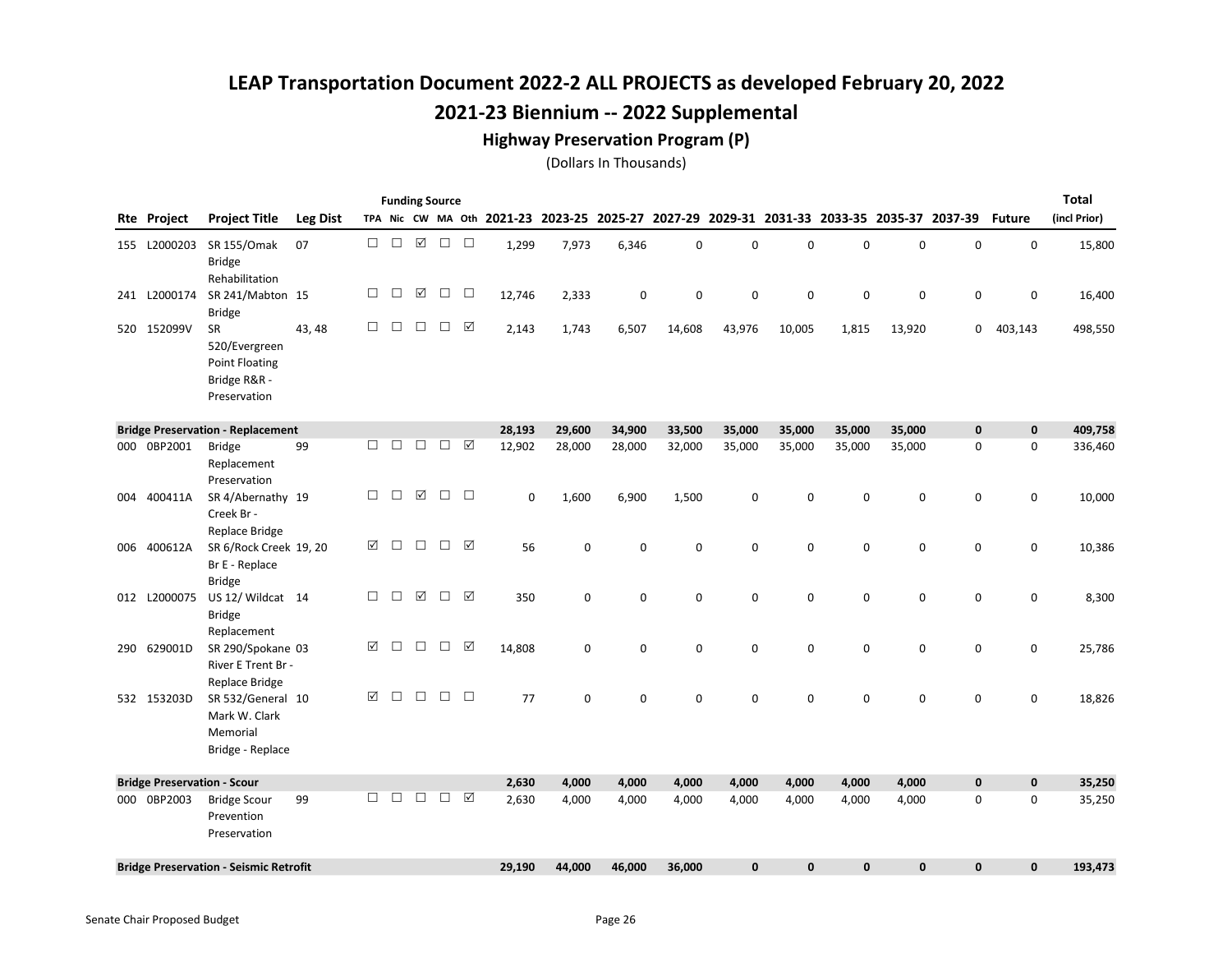# LEAP Transportation Document 2022-2 ALL PROJECTS as developed February 20, 2022

## 2021-23 Biennium -- 2022 Supplemental

### Highway Preservation Program (P)

(Dollars In Thousands)

| Rte | Project | Project Title | Leg Dist | TPA | Nic | CW | MA | Oth | 2021-23 | 2023-25 | 2025-27 | 2027-29 | 2029-31 | 2031-33 | 2033-35 | 2035-37 | 2037-39 | Future | Total (incl Prior) |
|---|---|---|---|---|---|---|---|---|---|---|---|---|---|---|---|---|---|---|---|
| 155 | L2000203 | SR 155/Omak Bridge Rehabilitation | 07 | ☐ | ☐ | ☑ | ☐ | ☐ | 1,299 | 7,973 | 6,346 | 0 | 0 | 0 | 0 | 0 | 0 | 0 | 15,800 |
| 241 | L2000174 | SR 241/Mabton Bridge | 15 | ☐ | ☐ | ☑ | ☐ | ☐ | 12,746 | 2,333 | 0 | 0 | 0 | 0 | 0 | 0 | 0 | 0 | 16,400 |
| 520 | 152099V | SR 520/Evergreen Point Floating Bridge R&R - Preservation | 43, 48 | ☐ | ☐ | ☐ | ☐ | ☑ | 2,143 | 1,743 | 6,507 | 14,608 | 43,976 | 10,005 | 1,815 | 13,920 | 0 | 403,143 | 498,550 |
| **Bridge Preservation - Replacement** | | | | | | | | | **28,193** | **29,600** | **34,900** | **33,500** | **35,000** | **35,000** | **35,000** | **35,000** | **0** | **0** | **409,758** |
| 000 | 0BP2001 | Bridge Replacement Preservation | 99 | ☐ | ☐ | ☐ | ☐ | ☑ | 12,902 | 28,000 | 28,000 | 32,000 | 35,000 | 35,000 | 35,000 | 35,000 | 0 | 0 | 336,460 |
| 004 | 400411A | SR 4/Abernathy Creek Br - Replace Bridge | 19 | ☐ | ☐ | ☑ | ☐ | ☐ | 0 | 1,600 | 6,900 | 1,500 | 0 | 0 | 0 | 0 | 0 | 0 | 10,000 |
| 006 | 400612A | SR 6/Rock Creek Br E - Replace Bridge | 19, 20 | ☑ | ☐ | ☐ | ☐ | ☑ | 56 | 0 | 0 | 0 | 0 | 0 | 0 | 0 | 0 | 0 | 10,386 |
| 012 | L2000075 | US 12/ Wildcat Bridge Replacement | 14 | ☐ | ☐ | ☑ | ☐ | ☑ | 350 | 0 | 0 | 0 | 0 | 0 | 0 | 0 | 0 | 0 | 8,300 |
| 290 | 629001D | SR 290/Spokane River E Trent Br - Replace Bridge | 03 | ☑ | ☐ | ☐ | ☐ | ☑ | 14,808 | 0 | 0 | 0 | 0 | 0 | 0 | 0 | 0 | 0 | 25,786 |
| 532 | 153203D | SR 532/General Mark W. Clark Memorial Bridge - Replace | 10 | ☑ | ☐ | ☐ | ☐ | ☐ | 77 | 0 | 0 | 0 | 0 | 0 | 0 | 0 | 0 | 0 | 18,826 |
| **Bridge Preservation - Scour** | | | | | | | | | **2,630** | **4,000** | **4,000** | **4,000** | **4,000** | **4,000** | **4,000** | **4,000** | **0** | **0** | **35,250** |
| 000 | 0BP2003 | Bridge Scour Prevention Preservation | 99 | ☐ | ☐ | ☐ | ☐ | ☑ | 2,630 | 4,000 | 4,000 | 4,000 | 4,000 | 4,000 | 4,000 | 4,000 | 0 | 0 | 35,250 |
| **Bridge Preservation - Seismic Retrofit** | | | | | | | | | **29,190** | **44,000** | **46,000** | **36,000** | **0** | **0** | **0** | **0** | **0** | **0** | **193,473** |

Senate Chair Proposed Budget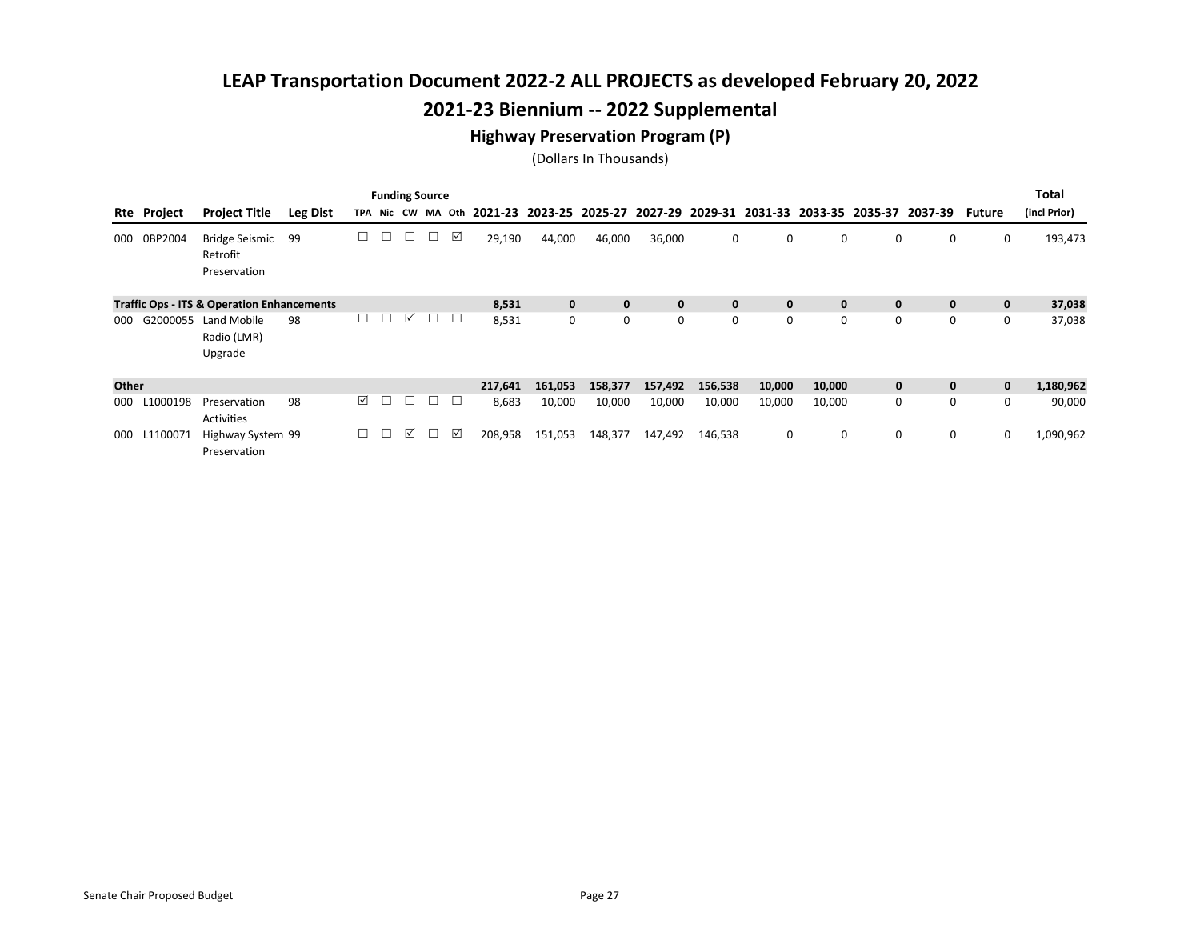# LEAP Transportation Document 2022-2 ALL PROJECTS as developed February 20, 2022

## 2021-23 Biennium -- 2022 Supplemental

### Highway Preservation Program (P)

(Dollars In Thousands)

| Rte | Project | Project Title | Leg Dist | TPA | Nic | CW | MA | Oth | 2021-23 | 2023-25 | 2025-27 | 2027-29 | 2029-31 | 2031-33 | 2033-35 | 2035-37 | 2037-39 | Future | Total (incl Prior) |
|---|---|---|---|---|---|---|---|---|---|---|---|---|---|---|---|---|---|---|---|
| 000 | 0BP2004 | Bridge Seismic Retrofit Preservation | 99 | ☐ | ☐ | ☐ | ☐ | ☑ | 29,190 | 44,000 | 46,000 | 36,000 | 0 | 0 | 0 | 0 | 0 | 0 | 193,473 |
| **Traffic Ops - ITS & Operation Enhancements** | | | | | | | | | **8,531** | **0** | **0** | **0** | **0** | **0** | **0** | **0** | **0** | **0** | **37,038** |
| 000 | G2000055 | Land Mobile Radio (LMR) Upgrade | 98 | ☐ | ☐ | ☑ | ☐ | ☐ | 8,531 | 0 | 0 | 0 | 0 | 0 | 0 | 0 | 0 | 0 | 37,038 |
| **Other** | | | | | | | | | **217,641** | **161,053** | **158,377** | **157,492** | **156,538** | **10,000** | **10,000** | **0** | **0** | **0** | **1,180,962** |
| 000 | L1000198 | Preservation Activities | 98 | ☑ | ☐ | ☐ | ☐ | ☐ | 8,683 | 10,000 | 10,000 | 10,000 | 10,000 | 10,000 | 10,000 | 0 | 0 | 0 | 90,000 |
| 000 | L1100071 | Highway System Preservation | 99 | ☐ | ☐ | ☑ | ☐ | ☑ | 208,958 | 151,053 | 148,377 | 147,492 | 146,538 | 0 | 0 | 0 | 0 | 0 | 1,090,962 |

Senate Chair Proposed Budget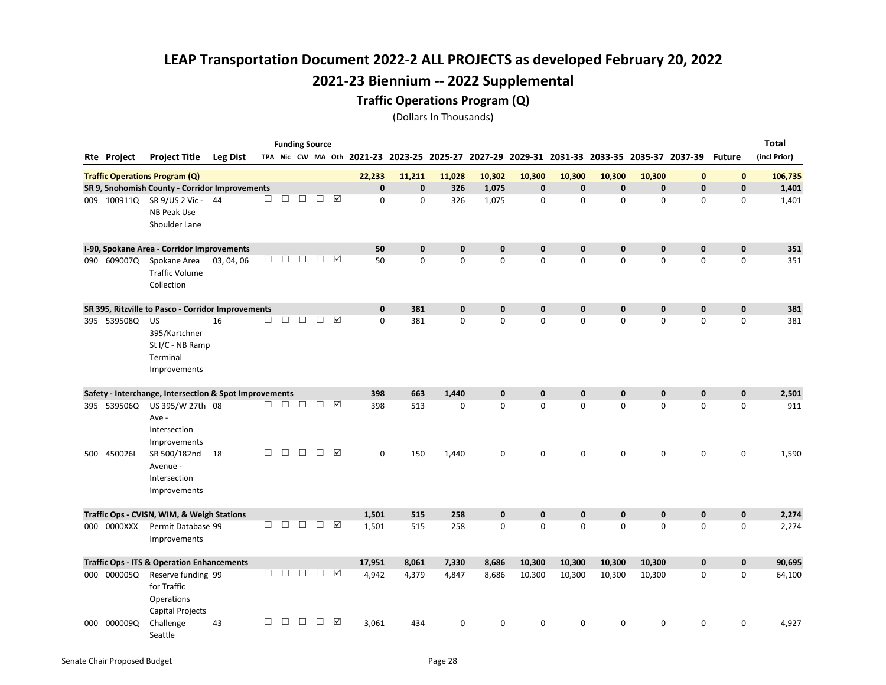# LEAP Transportation Document 2022-2 ALL PROJECTS as developed February 20, 2022

## 2021-23 Biennium -- 2022 Supplemental

### Traffic Operations Program (Q)

(Dollars In Thousands)

| Rte | Project | Project Title | Leg Dist | TPA | Nic | CW | MA | Oth | 2021-23 | 2023-25 | 2025-27 | 2027-29 | 2029-31 | 2031-33 | 2033-35 | 2035-37 | 2037-39 | Future | Total (incl Prior) |
|---|---|---|---|---|---|---|---|---|---|---|---|---|---|---|---|---|---|---|---|
| **Traffic Operations Program (Q)** | | | | | | | | | **22,233** | **11,211** | **11,028** | **10,302** | **10,300** | **10,300** | **10,300** | **10,300** | **0** | **0** | **106,735** |
| **SR 9, Snohomish County - Corridor Improvements** | | | | | | | | | **0** | **0** | **326** | **1,075** | **0** | **0** | **0** | **0** | **0** | **0** | **1,401** |
| 009 | 100911Q | SR 9/US 2 Vic - NB Peak Use Shoulder Lane | 44 | ☐ | ☐ | ☐ | ☐ | ☑ | 0 | 0 | 326 | 1,075 | 0 | 0 | 0 | 0 | 0 | 0 | 1,401 |
| **I-90, Spokane Area - Corridor Improvements** | | | | | | | | | **50** | **0** | **0** | **0** | **0** | **0** | **0** | **0** | **0** | **0** | **351** |
| 090 | 609007Q | Spokane Area Traffic Volume Collection | 03, 04, 06 | ☐ | ☐ | ☐ | ☐ | ☑ | 50 | 0 | 0 | 0 | 0 | 0 | 0 | 0 | 0 | 0 | 351 |
| **SR 395, Ritzville to Pasco - Corridor Improvements** | | | | | | | | | **0** | **381** | **0** | **0** | **0** | **0** | **0** | **0** | **0** | **0** | **381** |
| 395 | 539508Q | US 395/Kartchner St I/C - NB Ramp Terminal Improvements | 16 | ☐ | ☐ | ☐ | ☐ | ☑ | 0 | 381 | 0 | 0 | 0 | 0 | 0 | 0 | 0 | 0 | 381 |
| **Safety - Interchange, Intersection & Spot Improvements** | | | | | | | | | **398** | **663** | **1,440** | **0** | **0** | **0** | **0** | **0** | **0** | **0** | **2,501** |
| 395 | 539506Q | US 395/W 27th Ave - Intersection Improvements | 08 | ☐ | ☐ | ☐ | ☐ | ☑ | 398 | 513 | 0 | 0 | 0 | 0 | 0 | 0 | 0 | 0 | 911 |
| 500 | 450026I | SR 500/182nd Avenue - Intersection Improvements | 18 | ☐ | ☐ | ☐ | ☐ | ☑ | 0 | 150 | 1,440 | 0 | 0 | 0 | 0 | 0 | 0 | 0 | 1,590 |
| **Traffic Ops - CVISN, WIM, & Weigh Stations** | | | | | | | | | **1,501** | **515** | **258** | **0** | **0** | **0** | **0** | **0** | **0** | **0** | **2,274** |
| 000 | 0000XXX | Permit Database Improvements | 99 | ☐ | ☐ | ☐ | ☐ | ☑ | 1,501 | 515 | 258 | 0 | 0 | 0 | 0 | 0 | 0 | 0 | 2,274 |
| **Traffic Ops - ITS & Operation Enhancements** | | | | | | | | | **17,951** | **8,061** | **7,330** | **8,686** | **10,300** | **10,300** | **10,300** | **10,300** | **0** | **0** | **90,695** |
| 000 | 000005Q | Reserve funding for Traffic Operations Capital Projects | 99 | ☐ | ☐ | ☐ | ☐ | ☑ | 4,942 | 4,379 | 4,847 | 8,686 | 10,300 | 10,300 | 10,300 | 10,300 | 0 | 0 | 64,100 |
| 000 | 000009Q | Challenge Seattle | 43 | ☐ | ☐ | ☐ | ☐ | ☑ | 3,061 | 434 | 0 | 0 | 0 | 0 | 0 | 0 | 0 | 0 | 4,927 |

Senate Chair Proposed Budget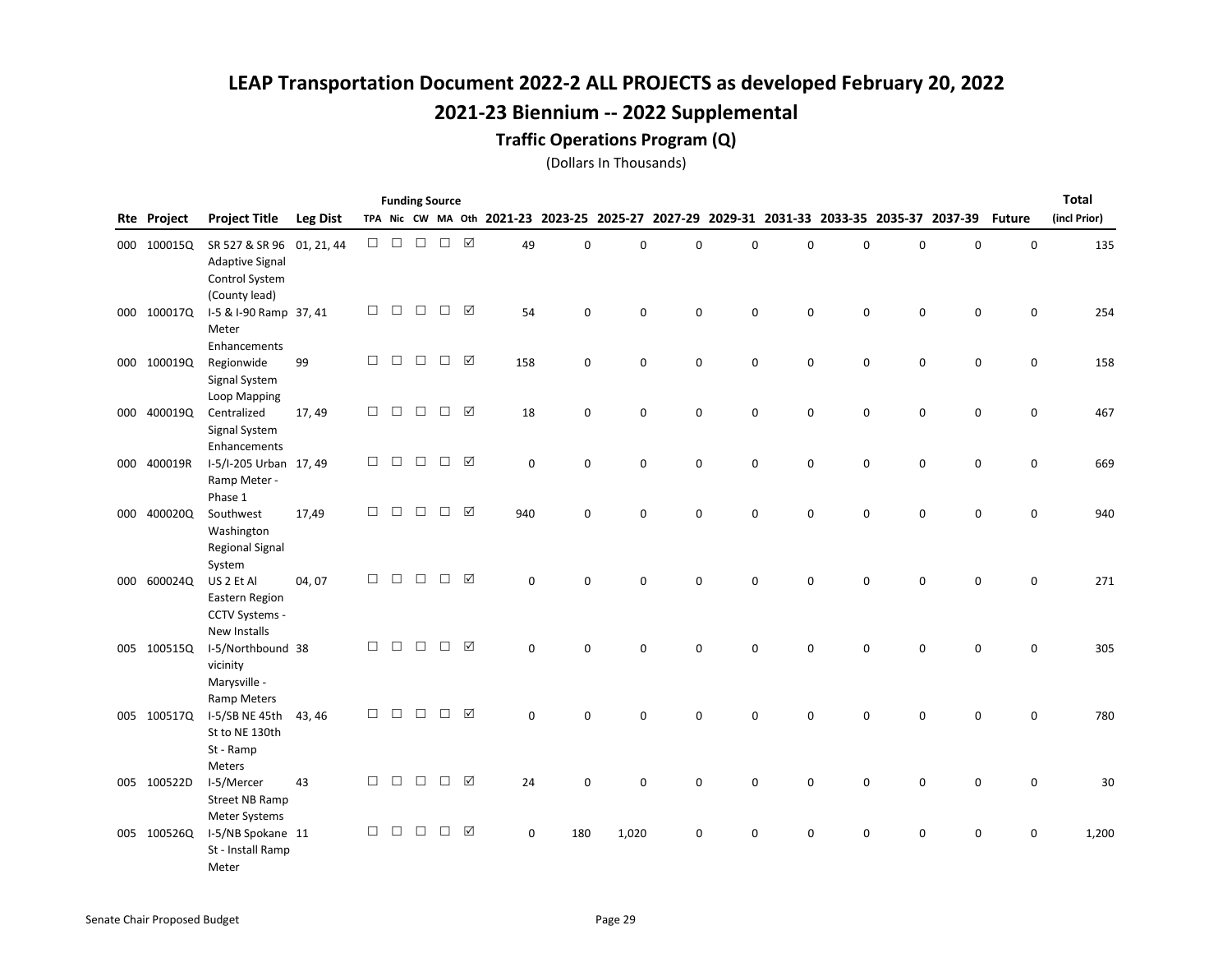# LEAP Transportation Document 2022-2 ALL PROJECTS as developed February 20, 2022

## 2021-23 Biennium -- 2022 Supplemental

### Traffic Operations Program (Q)

(Dollars In Thousands)

| Rte | Project | Project Title | Leg Dist | Funding Source TPA | Nic | CW | MA | Oth | 2021-23 | 2023-25 | 2025-27 | 2027-29 | 2029-31 | 2031-33 | 2033-35 | 2035-37 | 2037-39 | Future | Total (incl Prior) |
|---|---|---|---|---|---|---|---|---|---|---|---|---|---|---|---|---|---|---|---|
| 000 | 100015Q | SR 527 & SR 96 Adaptive Signal Control System (County lead) | 01, 21, 44 | ☐ | ☐ | ☐ | ☐ | ☑ | 49 | 0 | 0 | 0 | 0 | 0 | 0 | 0 | 0 | 0 | 135 |
| 000 | 100017Q | I-5 & I-90 Ramp Meter Enhancements | 37, 41 | ☐ | ☐ | ☐ | ☐ | ☑ | 54 | 0 | 0 | 0 | 0 | 0 | 0 | 0 | 0 | 0 | 254 |
| 000 | 100019Q | Regionwide Signal System Loop Mapping | 99 | ☐ | ☐ | ☐ | ☐ | ☑ | 158 | 0 | 0 | 0 | 0 | 0 | 0 | 0 | 0 | 0 | 158 |
| 000 | 400019Q | Centralized Signal System Enhancements | 17, 49 | ☐ | ☐ | ☐ | ☐ | ☑ | 18 | 0 | 0 | 0 | 0 | 0 | 0 | 0 | 0 | 0 | 467 |
| 000 | 400019R | I-5/I-205 Urban Ramp Meter - Phase 1 | 17, 49 | ☐ | ☐ | ☐ | ☐ | ☑ | 0 | 0 | 0 | 0 | 0 | 0 | 0 | 0 | 0 | 0 | 669 |
| 000 | 400020Q | Southwest Washington Regional Signal System | 17,49 | ☐ | ☐ | ☐ | ☐ | ☑ | 940 | 0 | 0 | 0 | 0 | 0 | 0 | 0 | 0 | 0 | 940 |
| 000 | 600024Q | US 2 Et Al Eastern Region CCTV Systems - New Installs | 04, 07 | ☐ | ☐ | ☐ | ☐ | ☑ | 0 | 0 | 0 | 0 | 0 | 0 | 0 | 0 | 0 | 0 | 271 |
| 005 | 100515Q | I-5/Northbound vicinity Marysville - Ramp Meters | 38 | ☐ | ☐ | ☐ | ☐ | ☑ | 0 | 0 | 0 | 0 | 0 | 0 | 0 | 0 | 0 | 0 | 305 |
| 005 | 100517Q | I-5/SB NE 45th St to NE 130th St - Ramp Meters | 43, 46 | ☐ | ☐ | ☐ | ☐ | ☑ | 0 | 0 | 0 | 0 | 0 | 0 | 0 | 0 | 0 | 0 | 780 |
| 005 | 100522D | I-5/Mercer Street NB Ramp Meter Systems | 43 | ☐ | ☐ | ☐ | ☐ | ☑ | 24 | 0 | 0 | 0 | 0 | 0 | 0 | 0 | 0 | 0 | 30 |
| 005 | 100526Q | I-5/NB Spokane St - Install Ramp Meter | 11 | ☐ | ☐ | ☐ | ☐ | ☑ | 0 | 180 | 1,020 | 0 | 0 | 0 | 0 | 0 | 0 | 0 | 1,200 |

Senate Chair Proposed Budget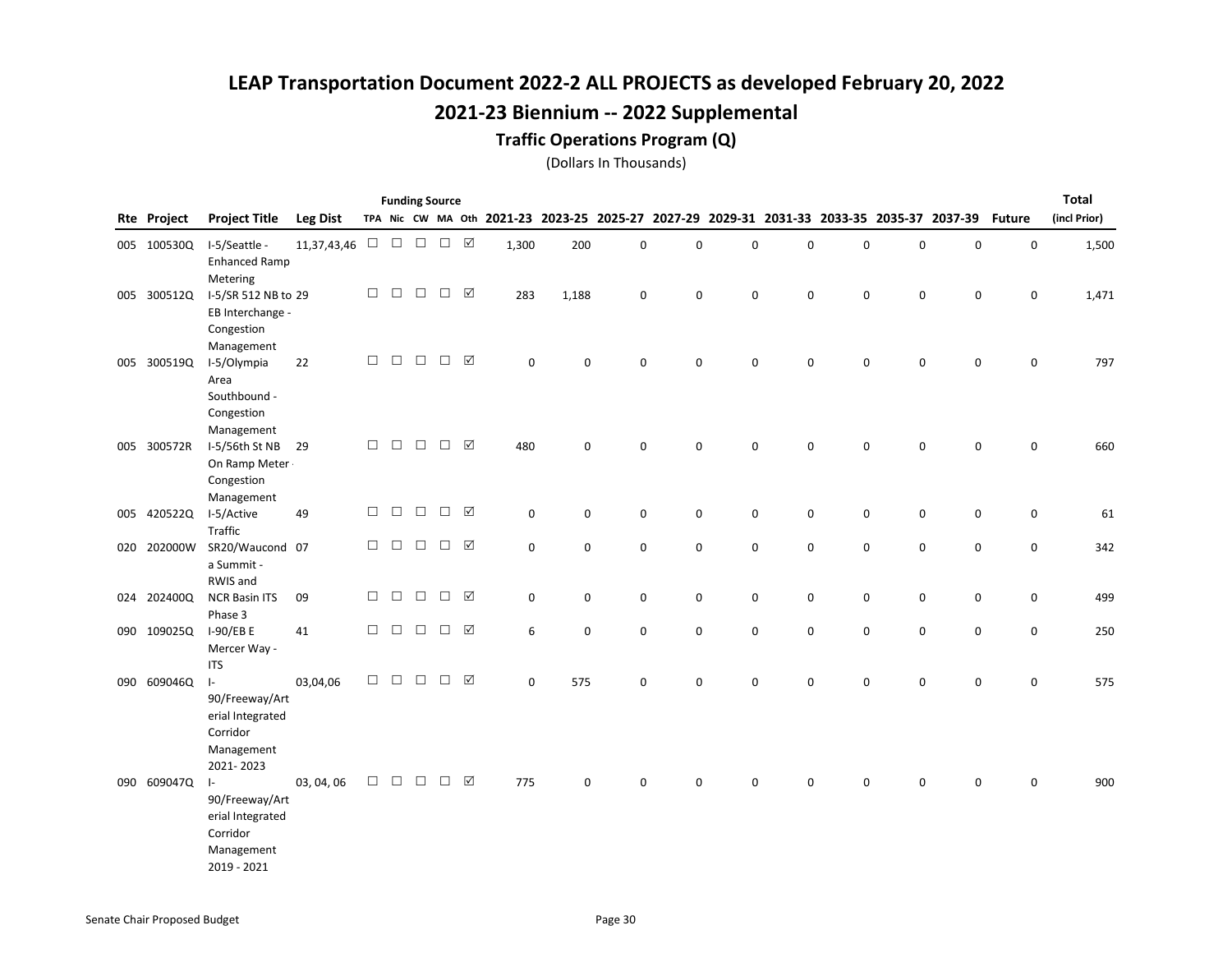# LEAP Transportation Document 2022-2 ALL PROJECTS as developed February 20, 2022

## 2021-23 Biennium -- 2022 Supplemental

### Traffic Operations Program (Q)

(Dollars In Thousands)

| Rte | Project | Project Title | Leg Dist | Funding Source TPA | Nic | CW | MA | Oth | 2021-23 | 2023-25 | 2025-27 | 2027-29 | 2029-31 | 2031-33 | 2033-35 | 2035-37 | 2037-39 | Future | Total (incl Prior) |
|---|---|---|---|---|---|---|---|---|---|---|---|---|---|---|---|---|---|---|---|
| 005 | 100530Q | I-5/Seattle - Enhanced Ramp Metering | 11,37,43,46 | ☐ | ☐ | ☐ | ☐ | ☑ | 1,300 | 200 | 0 | 0 | 0 | 0 | 0 | 0 | 0 | 0 | 1,500 |
| 005 | 300512Q | I-5/SR 512 NB to EB Interchange - Congestion Management | 29 | ☐ | ☐ | ☐ | ☐ | ☑ | 283 | 1,188 | 0 | 0 | 0 | 0 | 0 | 0 | 0 | 0 | 1,471 |
| 005 | 300519Q | I-5/Olympia Area Southbound - Congestion Management | 22 | ☐ | ☐ | ☐ | ☐ | ☑ | 0 | 0 | 0 | 0 | 0 | 0 | 0 | 0 | 0 | 0 | 797 |
| 005 | 300572R | I-5/56th St NB On Ramp Meter - Congestion Management | 29 | ☐ | ☐ | ☐ | ☐ | ☑ | 480 | 0 | 0 | 0 | 0 | 0 | 0 | 0 | 0 | 0 | 660 |
| 005 | 420522Q | I-5/Active Traffic | 49 | ☐ | ☐ | ☐ | ☐ | ☑ | 0 | 0 | 0 | 0 | 0 | 0 | 0 | 0 | 0 | 0 | 61 |
| 020 | 202000W | SR20/Waucond a Summit - RWIS and | 07 | ☐ | ☐ | ☐ | ☐ | ☑ | 0 | 0 | 0 | 0 | 0 | 0 | 0 | 0 | 0 | 0 | 342 |
| 024 | 202400Q | NCR Basin ITS Phase 3 | 09 | ☐ | ☐ | ☐ | ☐ | ☑ | 0 | 0 | 0 | 0 | 0 | 0 | 0 | 0 | 0 | 0 | 499 |
| 090 | 109025Q | I-90/EB E Mercer Way - ITS | 41 | ☐ | ☐ | ☐ | ☐ | ☑ | 6 | 0 | 0 | 0 | 0 | 0 | 0 | 0 | 0 | 0 | 250 |
| 090 | 609046Q | I-90/Freeway/Arterial Integrated Corridor Management 2021- 2023 | 03,04,06 | ☐ | ☐ | ☐ | ☐ | ☑ | 0 | 575 | 0 | 0 | 0 | 0 | 0 | 0 | 0 | 0 | 575 |
| 090 | 609047Q | I-90/Freeway/Arterial Integrated Corridor Management 2019 - 2021 | 03, 04, 06 | ☐ | ☐ | ☐ | ☐ | ☑ | 775 | 0 | 0 | 0 | 0 | 0 | 0 | 0 | 0 | 0 | 900 |

Senate Chair Proposed Budget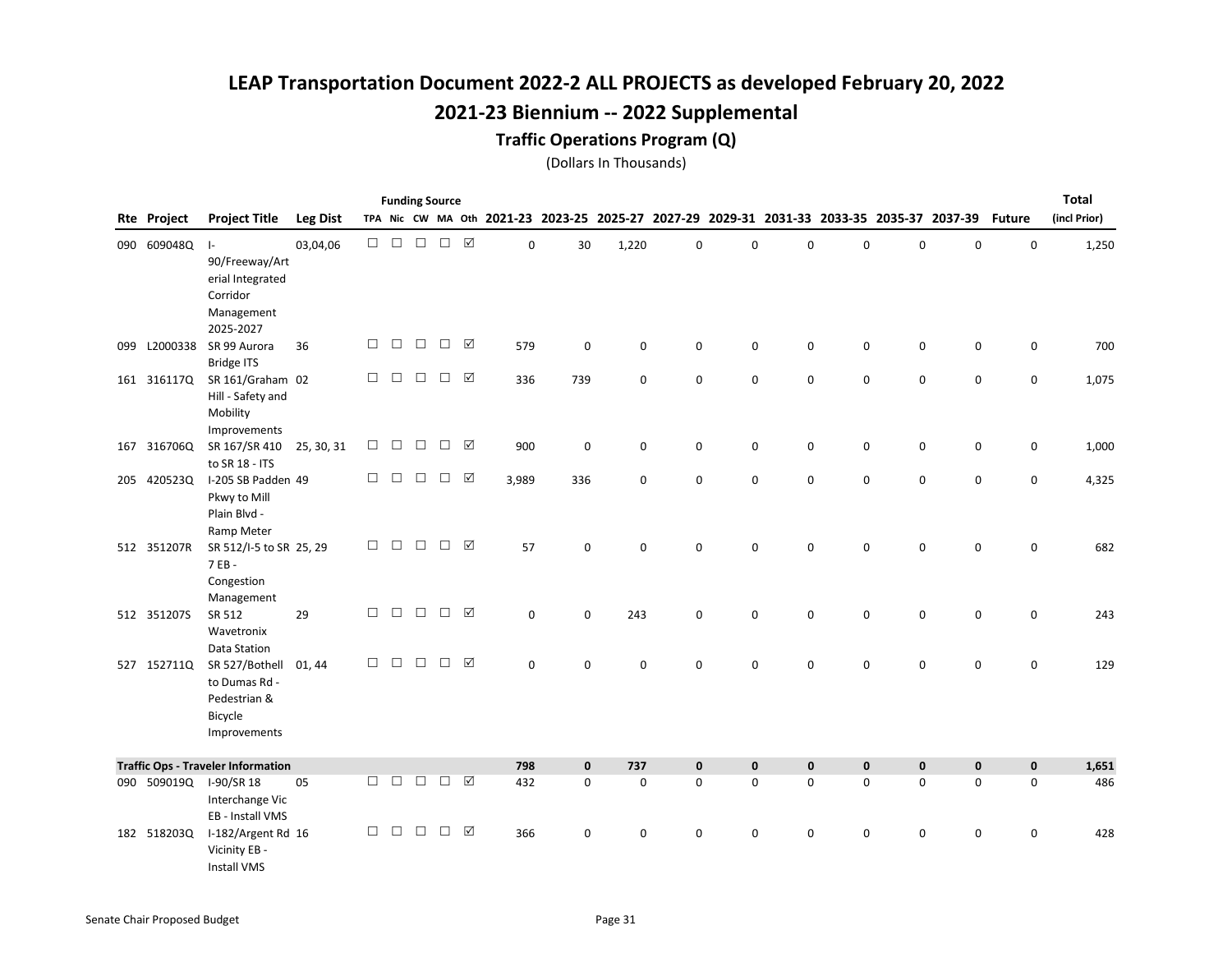# LEAP Transportation Document 2022-2 ALL PROJECTS as developed February 20, 2022

## 2021-23 Biennium -- 2022 Supplemental

### Traffic Operations Program (Q)

(Dollars In Thousands)

| Rte | Project | Project Title | Leg Dist | TPA | Nic | CW | MA | Oth | 2021-23 | 2023-25 | 2025-27 | 2027-29 | 2029-31 | 2031-33 | 2033-35 | 2035-37 | 2037-39 | Future | Total (incl Prior) |
|---|---|---|---|---|---|---|---|---|---|---|---|---|---|---|---|---|---|---|---|
| 090 | 609048Q | I-90/Freeway/Arterial Integrated Corridor Management 2025-2027 | 03,04,06 | ☐ | ☐ | ☐ | ☐ | ☑ | 0 | 30 | 1,220 | 0 | 0 | 0 | 0 | 0 | 0 | 0 | 1,250 |
| 099 | L2000338 | SR 99 Aurora Bridge ITS | 36 | ☐ | ☐ | ☐ | ☐ | ☑ | 579 | 0 | 0 | 0 | 0 | 0 | 0 | 0 | 0 | 0 | 700 |
| 161 | 316117Q | SR 161/Graham Hill - Safety and Mobility Improvements | 02 | ☐ | ☐ | ☐ | ☐ | ☑ | 336 | 739 | 0 | 0 | 0 | 0 | 0 | 0 | 0 | 0 | 1,075 |
| 167 | 316706Q | SR 167/SR 410 to SR 18 - ITS | 25, 30, 31 | ☐ | ☐ | ☐ | ☐ | ☑ | 900 | 0 | 0 | 0 | 0 | 0 | 0 | 0 | 0 | 0 | 1,000 |
| 205 | 420523Q | I-205 SB Padden Pkwy to Mill Plain Blvd - Ramp Meter | 49 | ☐ | ☐ | ☐ | ☐ | ☑ | 3,989 | 336 | 0 | 0 | 0 | 0 | 0 | 0 | 0 | 0 | 4,325 |
| 512 | 351207R | SR 512/I-5 to SR 7 EB - Congestion Management | 25, 29 | ☐ | ☐ | ☐ | ☐ | ☑ | 57 | 0 | 0 | 0 | 0 | 0 | 0 | 0 | 0 | 0 | 682 |
| 512 | 351207S | SR 512 Wavetronix Data Station | 29 | ☐ | ☐ | ☐ | ☐ | ☑ | 0 | 0 | 243 | 0 | 0 | 0 | 0 | 0 | 0 | 0 | 243 |
| 527 | 152711Q | SR 527/Bothell to Dumas Rd - Pedestrian & Bicycle Improvements | 01, 44 | ☐ | ☐ | ☐ | ☐ | ☑ | 0 | 0 | 0 | 0 | 0 | 0 | 0 | 0 | 0 | 0 | 129 |
| **Traffic Ops - Traveler Information** | | | | | | | | | **798** | **0** | **737** | **0** | **0** | **0** | **0** | **0** | **0** | **0** | **1,651** |
| 090 | 509019Q | I-90/SR 18 Interchange Vic EB - Install VMS | 05 | ☐ | ☐ | ☐ | ☐ | ☑ | 432 | 0 | 0 | 0 | 0 | 0 | 0 | 0 | 0 | 0 | 486 |
| 182 | 518203Q | I-182/Argent Rd Vicinity EB - Install VMS | 16 | ☐ | ☐ | ☐ | ☐ | ☑ | 366 | 0 | 0 | 0 | 0 | 0 | 0 | 0 | 0 | 0 | 428 |

Senate Chair Proposed Budget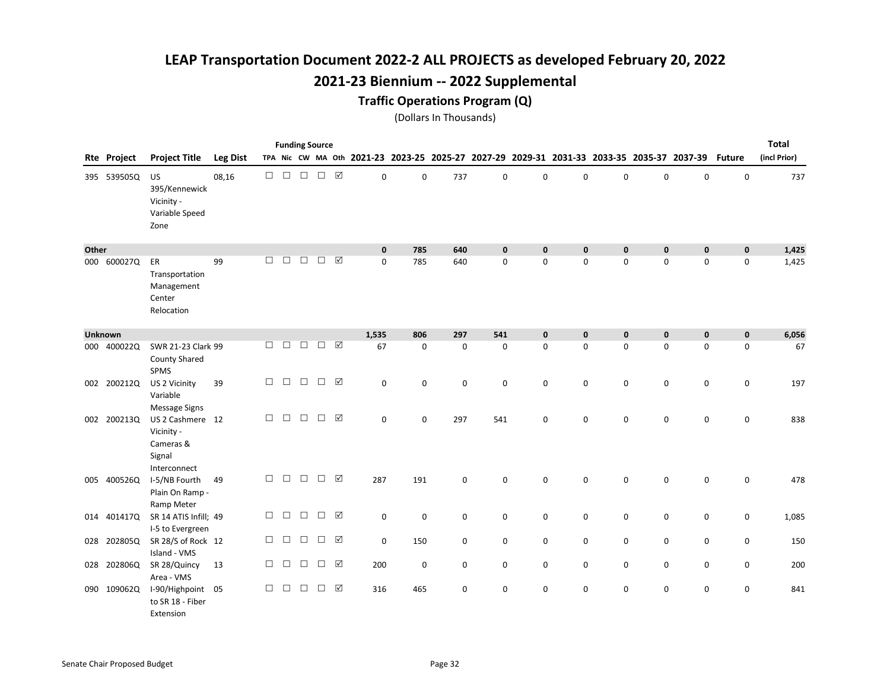# LEAP Transportation Document 2022-2 ALL PROJECTS as developed February 20, 2022

## 2021-23 Biennium -- 2022 Supplemental

### Traffic Operations Program (Q)

(Dollars In Thousands)

| Rte | Project | Project Title | Leg Dist | Funding Source TPA | Nic | CW | MA | Oth | 2021-23 | 2023-25 | 2025-27 | 2027-29 | 2029-31 | 2031-33 | 2033-35 | 2035-37 | 2037-39 | Future | Total (incl Prior) |
|---|---|---|---|---|---|---|---|---|---|---|---|---|---|---|---|---|---|---|---|
| 395 | 539505Q | US 395/Kennewick Vicinity - Variable Speed Zone | 08,16 | ☐ | ☐ | ☐ | ☐ | ☑ | 0 | 0 | 737 | 0 | 0 | 0 | 0 | 0 | 0 | 0 | 737 |
| **Other** | | | | | | | | | **0** | **785** | **640** | **0** | **0** | **0** | **0** | **0** | **0** | **0** | **1,425** |
| 000 | 600027Q | ER Transportation Management Center Relocation | 99 | ☐ | ☐ | ☐ | ☐ | ☑ | 0 | 785 | 640 | 0 | 0 | 0 | 0 | 0 | 0 | 0 | 1,425 |
| **Unknown** | | | | | | | | | **1,535** | **806** | **297** | **541** | **0** | **0** | **0** | **0** | **0** | **0** | **6,056** |
| 000 | 400022Q | SWR 21-23 Clark County Shared SPMS | 99 | ☐ | ☐ | ☐ | ☐ | ☑ | 67 | 0 | 0 | 0 | 0 | 0 | 0 | 0 | 0 | 0 | 67 |
| 002 | 200212Q | US 2 Vicinity Variable Message Signs | 39 | ☐ | ☐ | ☐ | ☐ | ☑ | 0 | 0 | 0 | 0 | 0 | 0 | 0 | 0 | 0 | 0 | 197 |
| 002 | 200213Q | US 2 Cashmere Vicinity - Cameras & Signal Interconnect | 12 | ☐ | ☐ | ☐ | ☐ | ☑ | 0 | 0 | 297 | 541 | 0 | 0 | 0 | 0 | 0 | 0 | 838 |
| 005 | 400526Q | I-5/NB Fourth Plain On Ramp - Ramp Meter | 49 | ☐ | ☐ | ☐ | ☐ | ☑ | 287 | 191 | 0 | 0 | 0 | 0 | 0 | 0 | 0 | 0 | 478 |
| 014 | 401417Q | SR 14 ATIS Infill; I-5 to Evergreen | 49 | ☐ | ☐ | ☐ | ☐ | ☑ | 0 | 0 | 0 | 0 | 0 | 0 | 0 | 0 | 0 | 0 | 1,085 |
| 028 | 202805Q | SR 28/S of Rock Island - VMS | 12 | ☐ | ☐ | ☐ | ☐ | ☑ | 0 | 150 | 0 | 0 | 0 | 0 | 0 | 0 | 0 | 0 | 150 |
| 028 | 202806Q | SR 28/Quincy Area - VMS | 13 | ☐ | ☐ | ☐ | ☐ | ☑ | 200 | 0 | 0 | 0 | 0 | 0 | 0 | 0 | 0 | 0 | 200 |
| 090 | 109062Q | I-90/Highpoint to SR 18 - Fiber Extension | 05 | ☐ | ☐ | ☐ | ☐ | ☑ | 316 | 465 | 0 | 0 | 0 | 0 | 0 | 0 | 0 | 0 | 841 |

Senate Chair Proposed Budget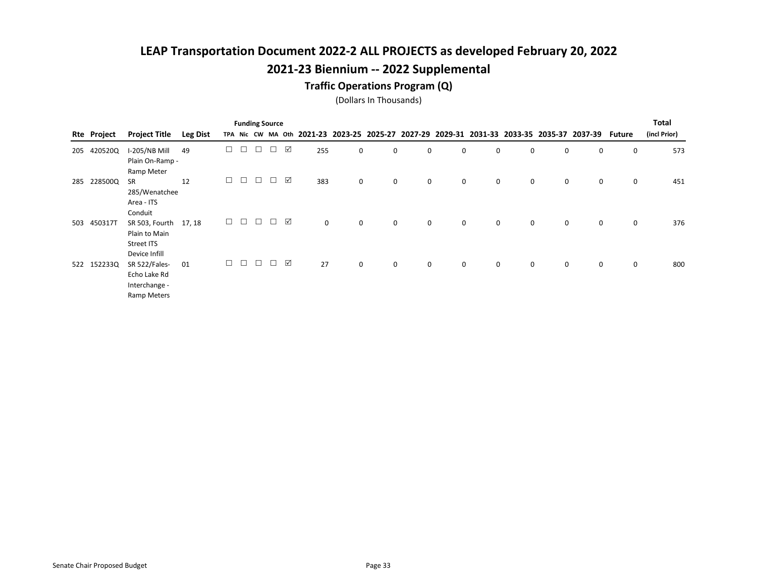# LEAP Transportation Document 2022-2 ALL PROJECTS as developed February 20, 2022

## 2021-23 Biennium -- 2022 Supplemental

### Traffic Operations Program (Q)

(Dollars In Thousands)

| Rte | Project | Project Title | Leg Dist | Funding Source TPA | Nic | CW | MA | Oth | 2021-23 | 2023-25 | 2025-27 | 2027-29 | 2029-31 | 2031-33 | 2033-35 | 2035-37 | 2037-39 | Future | Total (incl Prior) |
|---|---|---|---|---|---|---|---|---|---|---|---|---|---|---|---|---|---|---|---|
| 205 | 420520Q | I-205/NB Mill Plain On-Ramp - Ramp Meter | 49 | ☐ | ☐ | ☐ | ☐ | ☑ | 255 | 0 | 0 | 0 | 0 | 0 | 0 | 0 | 0 | 0 | 573 |
| 285 | 228500Q | SR 285/Wenatchee Area - ITS Conduit | 12 | ☐ | ☐ | ☐ | ☐ | ☑ | 383 | 0 | 0 | 0 | 0 | 0 | 0 | 0 | 0 | 0 | 451 |
| 503 | 450317T | SR 503, Fourth Plain to Main Street ITS Device Infill | 17, 18 | ☐ | ☐ | ☐ | ☐ | ☑ | 0 | 0 | 0 | 0 | 0 | 0 | 0 | 0 | 0 | 0 | 376 |
| 522 | 152233Q | SR 522/Fales-Echo Lake Rd Interchange - Ramp Meters | 01 | ☐ | ☐ | ☐ | ☐ | ☑ | 27 | 0 | 0 | 0 | 0 | 0 | 0 | 0 | 0 | 0 | 800 |

Senate Chair Proposed Budget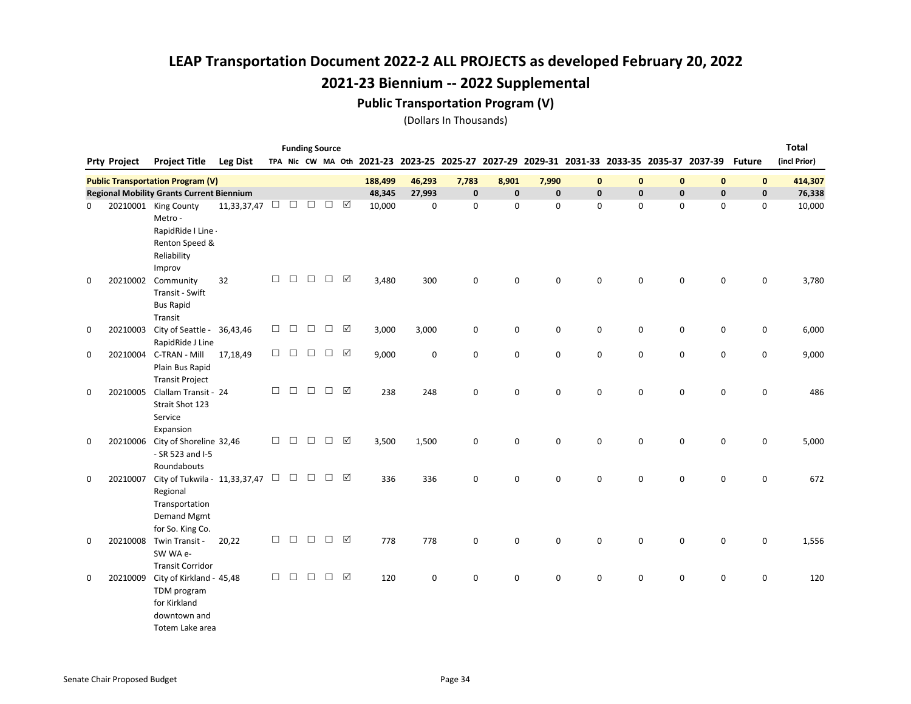# LEAP Transportation Document 2022-2 ALL PROJECTS as developed February 20, 2022

## 2021-23 Biennium -- 2022 Supplemental

### Public Transportation Program (V)

(Dollars In Thousands)

| Prty | Project | Project Title | Leg Dist | TPA | Nic | CW | MA | Oth | 2021-23 | 2023-25 | 2025-27 | 2027-29 | 2029-31 | 2031-33 | 2033-35 | 2035-37 | 2037-39 | Future | Total (incl Prior) |
|---|---|---|---|---|---|---|---|---|---|---|---|---|---|---|---|---|---|---|---|
| **Public Transportation Program (V)** | | | | | | | | | **188,499** | **46,293** | **7,783** | **8,901** | **7,990** | **0** | **0** | **0** | **0** | **0** | **414,307** |
| **Regional Mobility Grants Current Biennium** | | | | | | | | | **48,345** | **27,993** | **0** | **0** | **0** | **0** | **0** | **0** | **0** | **0** | **76,338** |
| 0 | 20210001 | King County Metro - RapidRide I Line - Renton Speed & Reliability Improv | 11,33,37,47 | ☐ | ☐ | ☐ | ☐ | ☑ | 10,000 | 0 | 0 | 0 | 0 | 0 | 0 | 0 | 0 | 0 | 10,000 |
| 0 | 20210002 | Community Transit - Swift Bus Rapid Transit | 32 | ☐ | ☐ | ☐ | ☐ | ☑ | 3,480 | 300 | 0 | 0 | 0 | 0 | 0 | 0 | 0 | 0 | 3,780 |
| 0 | 20210003 | City of Seattle - RapidRide J Line | 36,43,46 | ☐ | ☐ | ☐ | ☐ | ☑ | 3,000 | 3,000 | 0 | 0 | 0 | 0 | 0 | 0 | 0 | 0 | 6,000 |
| 0 | 20210004 | C-TRAN - Mill Plain Bus Rapid Transit Project | 17,18,49 | ☐ | ☐ | ☐ | ☐ | ☑ | 9,000 | 0 | 0 | 0 | 0 | 0 | 0 | 0 | 0 | 0 | 9,000 |
| 0 | 20210005 | Clallam Transit - Strait Shot 123 Service Expansion | 24 | ☐ | ☐ | ☐ | ☐ | ☑ | 238 | 248 | 0 | 0 | 0 | 0 | 0 | 0 | 0 | 0 | 486 |
| 0 | 20210006 | City of Shoreline - SR 523 and I-5 Roundabouts | 32,46 | ☐ | ☐ | ☐ | ☐ | ☑ | 3,500 | 1,500 | 0 | 0 | 0 | 0 | 0 | 0 | 0 | 0 | 5,000 |
| 0 | 20210007 | City of Tukwila - Regional Transportation Demand Mgmt for So. King Co. | 11,33,37,47 | ☐ | ☐ | ☐ | ☐ | ☑ | 336 | 336 | 0 | 0 | 0 | 0 | 0 | 0 | 0 | 0 | 672 |
| 0 | 20210008 | Twin Transit - SW WA e-Transit Corridor | 20,22 | ☐ | ☐ | ☐ | ☐ | ☑ | 778 | 778 | 0 | 0 | 0 | 0 | 0 | 0 | 0 | 0 | 1,556 |
| 0 | 20210009 | City of Kirkland - TDM program for Kirkland downtown and Totem Lake area | 45,48 | ☐ | ☐ | ☐ | ☐ | ☑ | 120 | 0 | 0 | 0 | 0 | 0 | 0 | 0 | 0 | 0 | 120 |

Senate Chair Proposed Budget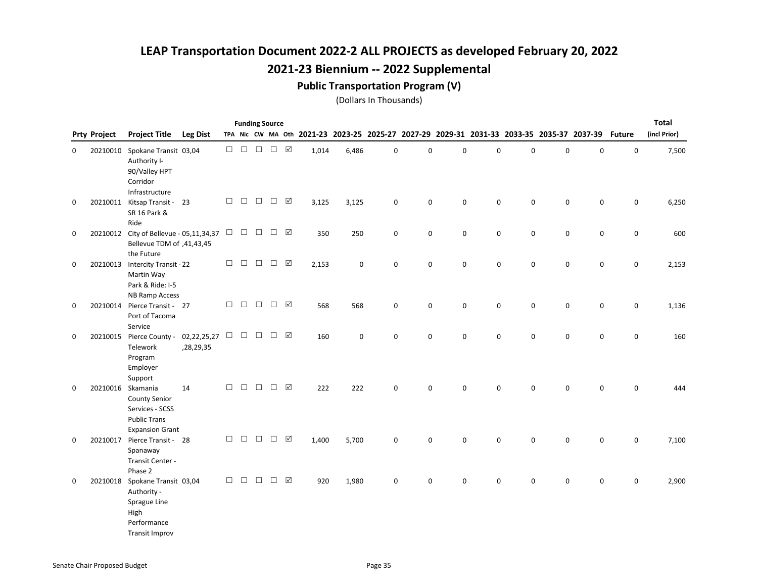# LEAP Transportation Document 2022-2 ALL PROJECTS as developed February 20, 2022

## 2021-23 Biennium -- 2022 Supplemental

### Public Transportation Program (V)

(Dollars In Thousands)

| Prty | Project | Project Title | Leg Dist | Funding Source TPA | Nic | CW | MA | Oth | 2021-23 | 2023-25 | 2025-27 | 2027-29 | 2029-31 | 2031-33 | 2033-35 | 2035-37 | 2037-39 | Future | Total (incl Prior) |
|---|---|---|---|---|---|---|---|---|---|---|---|---|---|---|---|---|---|---|---|
| 0 | 20210010 | Spokane Transit Authority I-90/Valley HPT Corridor Infrastructure | 03,04 | ☐ | ☐ | ☐ | ☐ | ☑ | 1,014 | 6,486 | 0 | 0 | 0 | 0 | 0 | 0 | 0 | 0 | 7,500 |
| 0 | 20210011 | Kitsap Transit - SR 16 Park & Ride | 23 | ☐ | ☐ | ☐ | ☐ | ☑ | 3,125 | 3,125 | 0 | 0 | 0 | 0 | 0 | 0 | 0 | 0 | 6,250 |
| 0 | 20210012 | City of Bellevue - Bellevue TDM of the Future | 05,11,34,37,41,43,45 | ☐ | ☐ | ☐ | ☐ | ☑ | 350 | 250 | 0 | 0 | 0 | 0 | 0 | 0 | 0 | 0 | 600 |
| 0 | 20210013 | Intercity Transit - Martin Way Park & Ride: I-5 NB Ramp Access | 22 | ☐ | ☐ | ☐ | ☐ | ☑ | 2,153 | 0 | 0 | 0 | 0 | 0 | 0 | 0 | 0 | 0 | 2,153 |
| 0 | 20210014 | Pierce Transit - Port of Tacoma Service | 27 | ☐ | ☐ | ☐ | ☐ | ☑ | 568 | 568 | 0 | 0 | 0 | 0 | 0 | 0 | 0 | 0 | 1,136 |
| 0 | 20210015 | Pierce County - Telework Program Employer Support | 02,22,25,27,28,29,35 | ☐ | ☐ | ☐ | ☐ | ☑ | 160 | 0 | 0 | 0 | 0 | 0 | 0 | 0 | 0 | 0 | 160 |
| 0 | 20210016 | Skamania County Senior Services - SCSS Public Trans Expansion Grant | 14 | ☐ | ☐ | ☐ | ☐ | ☑ | 222 | 222 | 0 | 0 | 0 | 0 | 0 | 0 | 0 | 0 | 444 |
| 0 | 20210017 | Pierce Transit - Spanaway Transit Center - Phase 2 | 28 | ☐ | ☐ | ☐ | ☐ | ☑ | 1,400 | 5,700 | 0 | 0 | 0 | 0 | 0 | 0 | 0 | 0 | 7,100 |
| 0 | 20210018 | Spokane Transit Authority - Sprague Line High Performance Transit Improv | 03,04 | ☐ | ☐ | ☐ | ☐ | ☑ | 920 | 1,980 | 0 | 0 | 0 | 0 | 0 | 0 | 0 | 0 | 2,900 |

Senate Chair Proposed Budget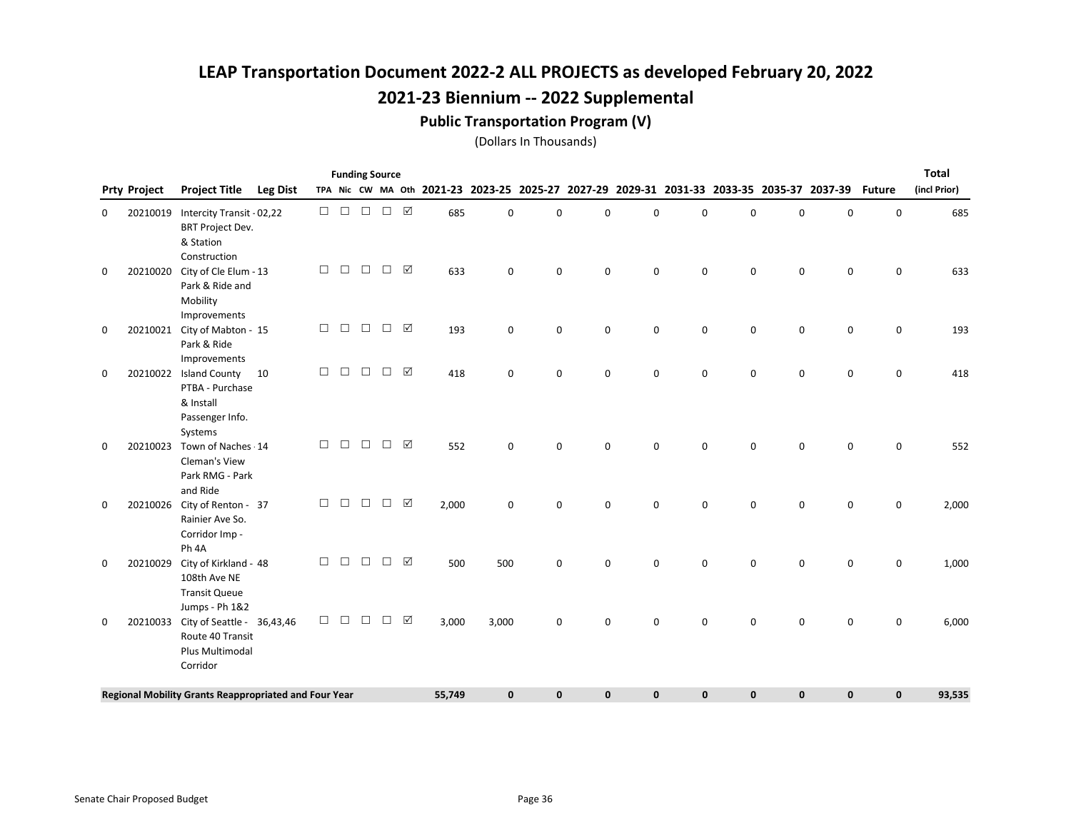# LEAP Transportation Document 2022-2 ALL PROJECTS as developed February 20, 2022

## 2021-23 Biennium -- 2022 Supplemental

### Public Transportation Program (V)

(Dollars In Thousands)

| Prty | Project | Project Title | Leg Dist | TPA | Nic | CW | MA | Oth | 2021-23 | 2023-25 | 2025-27 | 2027-29 | 2029-31 | 2031-33 | 2033-35 | 2035-37 | 2037-39 | Future | Total (incl Prior) |
|---|---|---|---|---|---|---|---|---|---|---|---|---|---|---|---|---|---|---|---|
| 0 | 20210019 | Intercity Transit - BRT Project Dev. & Station Construction | 02,22 | ☐ | ☐ | ☐ | ☐ | ☑ | 685 | 0 | 0 | 0 | 0 | 0 | 0 | 0 | 0 | 0 | 685 |
| 0 | 20210020 | City of Cle Elum - Park & Ride and Mobility Improvements | 13 | ☐ | ☐ | ☐ | ☐ | ☑ | 633 | 0 | 0 | 0 | 0 | 0 | 0 | 0 | 0 | 0 | 633 |
| 0 | 20210021 | City of Mabton - Park & Ride Improvements | 15 | ☐ | ☐ | ☐ | ☐ | ☑ | 193 | 0 | 0 | 0 | 0 | 0 | 0 | 0 | 0 | 0 | 193 |
| 0 | 20210022 | Island County PTBA - Purchase & Install Passenger Info. Systems | 10 | ☐ | ☐ | ☐ | ☐ | ☑ | 418 | 0 | 0 | 0 | 0 | 0 | 0 | 0 | 0 | 0 | 418 |
| 0 | 20210023 | Town of Naches - Cleman's View Park RMG - Park and Ride | 14 | ☐ | ☐ | ☐ | ☐ | ☑ | 552 | 0 | 0 | 0 | 0 | 0 | 0 | 0 | 0 | 0 | 552 |
| 0 | 20210026 | City of Renton - Rainier Ave So. Corridor Imp - Ph 4A | 37 | ☐ | ☐ | ☐ | ☐ | ☑ | 2,000 | 0 | 0 | 0 | 0 | 0 | 0 | 0 | 0 | 0 | 2,000 |
| 0 | 20210029 | City of Kirkland - 108th Ave NE Transit Queue Jumps - Ph 1&2 | 48 | ☐ | ☐ | ☐ | ☐ | ☑ | 500 | 500 | 0 | 0 | 0 | 0 | 0 | 0 | 0 | 0 | 1,000 |
| 0 | 20210033 | City of Seattle - Route 40 Transit Plus Multimodal Corridor | 36,43,46 | ☐ | ☐ | ☐ | ☐ | ☑ | 3,000 | 3,000 | 0 | 0 | 0 | 0 | 0 | 0 | 0 | 0 | 6,000 |
| **Regional Mobility Grants Reappropriated and Four Year** | | | | | | | | | **55,749** | **0** | **0** | **0** | **0** | **0** | **0** | **0** | **0** | **0** | **93,535** |

Senate Chair Proposed Budget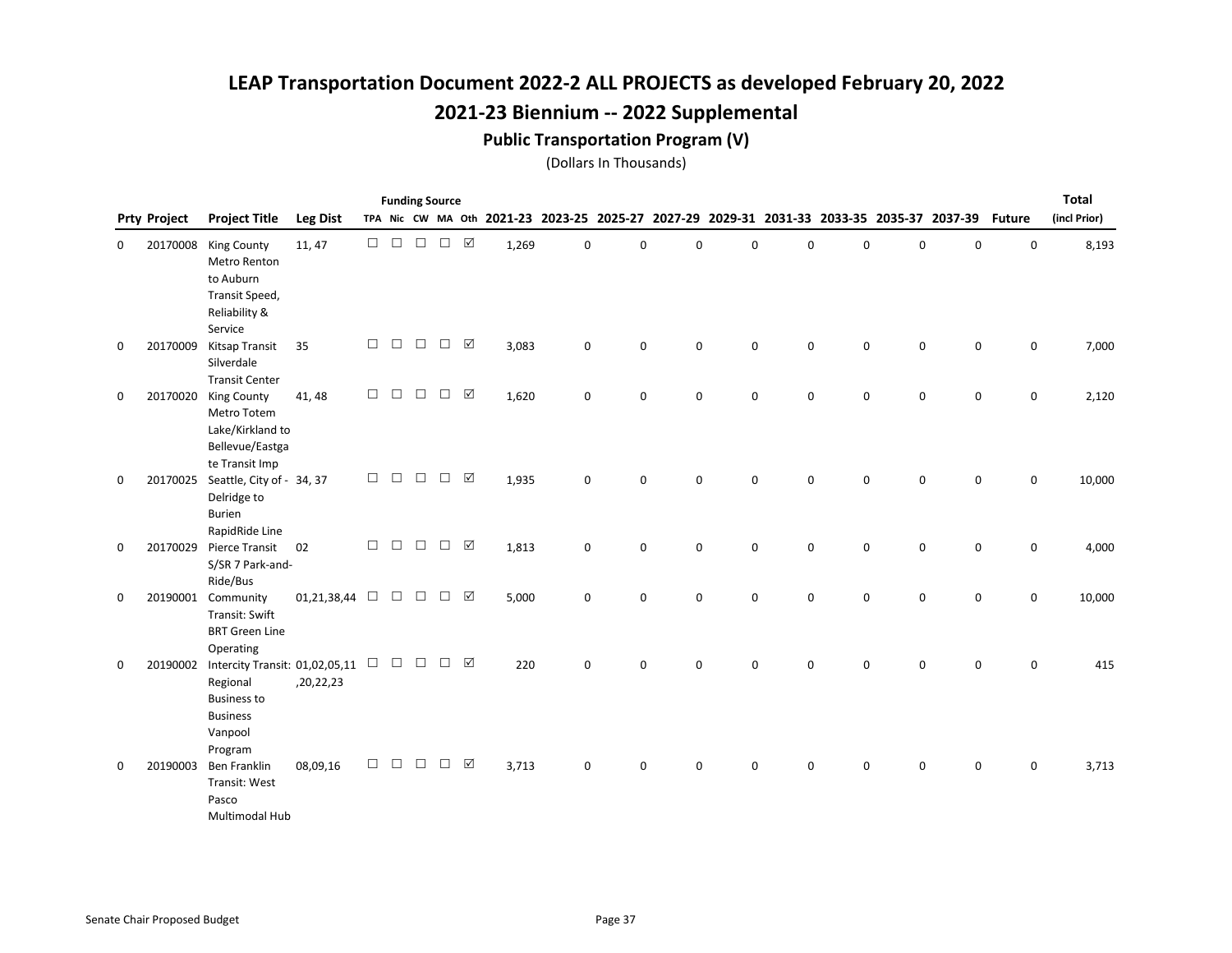# LEAP Transportation Document 2022-2 ALL PROJECTS as developed February 20, 2022

## 2021-23 Biennium -- 2022 Supplemental

### Public Transportation Program (V)

(Dollars In Thousands)

| Prty | Project | Project Title | Leg Dist | TPA | Nic | CW | MA | Oth | 2021-23 | 2023-25 | 2025-27 | 2027-29 | 2029-31 | 2031-33 | 2033-35 | 2035-37 | 2037-39 | Future | Total (incl Prior) |
|---|---|---|---|---|---|---|---|---|---|---|---|---|---|---|---|---|---|---|---|
| 0 | 20170008 | King County Metro Renton to Auburn Transit Speed, Reliability & Service | 11, 47 | ☐ | ☐ | ☐ | ☐ | ☑ | 1,269 | 0 | 0 | 0 | 0 | 0 | 0 | 0 | 0 | 0 | 8,193 |
| 0 | 20170009 | Kitsap Transit Silverdale Transit Center | 35 | ☐ | ☐ | ☐ | ☐ | ☑ | 3,083 | 0 | 0 | 0 | 0 | 0 | 0 | 0 | 0 | 0 | 7,000 |
| 0 | 20170020 | King County Metro Totem Lake/Kirkland to Bellevue/Eastgate Transit Imp | 41, 48 | ☐ | ☐ | ☐ | ☐ | ☑ | 1,620 | 0 | 0 | 0 | 0 | 0 | 0 | 0 | 0 | 0 | 2,120 |
| 0 | 20170025 | Seattle, City of - Delridge to Burien RapidRide Line | 34, 37 | ☐ | ☐ | ☐ | ☐ | ☑ | 1,935 | 0 | 0 | 0 | 0 | 0 | 0 | 0 | 0 | 0 | 10,000 |
| 0 | 20170029 | Pierce Transit S/SR 7 Park-and-Ride/Bus | 02 | ☐ | ☐ | ☐ | ☐ | ☑ | 1,813 | 0 | 0 | 0 | 0 | 0 | 0 | 0 | 0 | 0 | 4,000 |
| 0 | 20190001 | Community Transit: Swift BRT Green Line Operating | 01,21,38,44 | ☐ | ☐ | ☐ | ☐ | ☑ | 5,000 | 0 | 0 | 0 | 0 | 0 | 0 | 0 | 0 | 0 | 10,000 |
| 0 | 20190002 | Intercity Transit: Regional Business to Business Vanpool Program | 01,02,05,11,20,22,23 | ☐ | ☐ | ☐ | ☐ | ☑ | 220 | 0 | 0 | 0 | 0 | 0 | 0 | 0 | 0 | 0 | 415 |
| 0 | 20190003 | Ben Franklin Transit: West Pasco Multimodal Hub | 08,09,16 | ☐ | ☐ | ☐ | ☐ | ☑ | 3,713 | 0 | 0 | 0 | 0 | 0 | 0 | 0 | 0 | 0 | 3,713 |

Senate Chair Proposed Budget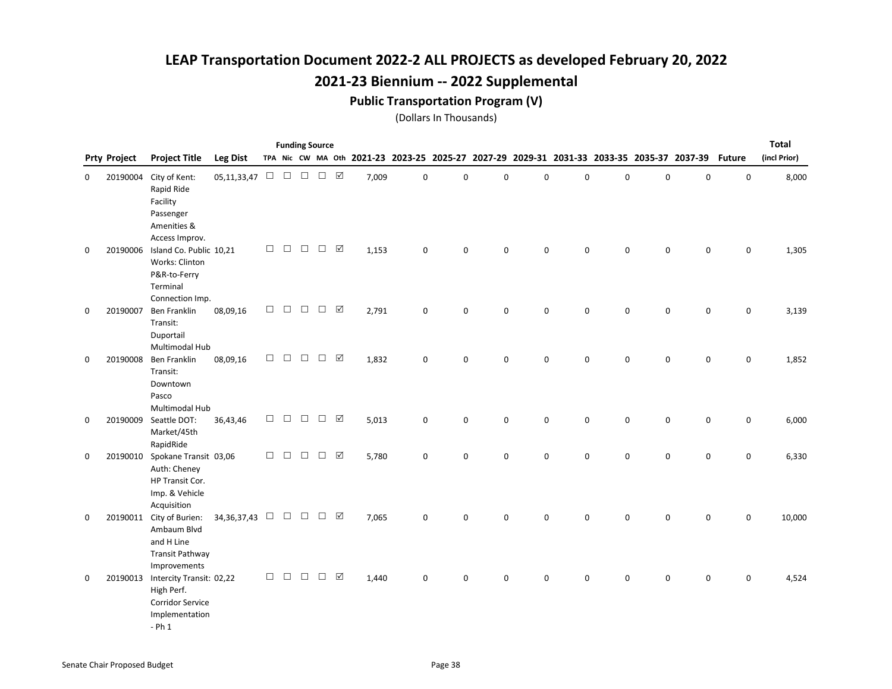# LEAP Transportation Document 2022-2 ALL PROJECTS as developed February 20, 2022

## 2021-23 Biennium -- 2022 Supplemental

### Public Transportation Program (V)

(Dollars In Thousands)

| Prty | Project | Project Title | Leg Dist | Funding Source TPA | Nic | CW | MA | Oth | 2021-23 | 2023-25 | 2025-27 | 2027-29 | 2029-31 | 2031-33 | 2033-35 | 2035-37 | 2037-39 | Future | Total (incl Prior) |
|---|---|---|---|---|---|---|---|---|---|---|---|---|---|---|---|---|---|---|---|
| 0 | 20190004 | City of Kent: Rapid Ride Facility Passenger Amenities & Access Improv. | 05,11,33,47 | ☐ | ☐ | ☐ | ☐ | ☑ | 7,009 | 0 | 0 | 0 | 0 | 0 | 0 | 0 | 0 | 0 | 8,000 |
| 0 | 20190006 | Island Co. Public Works: Clinton P&R-to-Ferry Terminal Connection Imp. | 10,21 | ☐ | ☐ | ☐ | ☐ | ☑ | 1,153 | 0 | 0 | 0 | 0 | 0 | 0 | 0 | 0 | 0 | 1,305 |
| 0 | 20190007 | Ben Franklin Transit: Duportail Multimodal Hub | 08,09,16 | ☐ | ☐ | ☐ | ☐ | ☑ | 2,791 | 0 | 0 | 0 | 0 | 0 | 0 | 0 | 0 | 0 | 3,139 |
| 0 | 20190008 | Ben Franklin Transit: Downtown Pasco Multimodal Hub | 08,09,16 | ☐ | ☐ | ☐ | ☐ | ☑ | 1,832 | 0 | 0 | 0 | 0 | 0 | 0 | 0 | 0 | 0 | 1,852 |
| 0 | 20190009 | Seattle DOT: Market/45th RapidRide | 36,43,46 | ☐ | ☐ | ☐ | ☐ | ☑ | 5,013 | 0 | 0 | 0 | 0 | 0 | 0 | 0 | 0 | 0 | 6,000 |
| 0 | 20190010 | Spokane Transit Auth: Cheney HP Transit Cor. Imp. & Vehicle Acquisition | 03,06 | ☐ | ☐ | ☐ | ☐ | ☑ | 5,780 | 0 | 0 | 0 | 0 | 0 | 0 | 0 | 0 | 0 | 6,330 |
| 0 | 20190011 | City of Burien: Ambaum Blvd and H Line Transit Pathway Improvements | 34,36,37,43 | ☐ | ☐ | ☐ | ☐ | ☑ | 7,065 | 0 | 0 | 0 | 0 | 0 | 0 | 0 | 0 | 0 | 10,000 |
| 0 | 20190013 | Intercity Transit: High Perf. Corridor Service Implementation - Ph 1 | 02,22 | ☐ | ☐ | ☐ | ☐ | ☑ | 1,440 | 0 | 0 | 0 | 0 | 0 | 0 | 0 | 0 | 0 | 4,524 |

Senate Chair Proposed Budget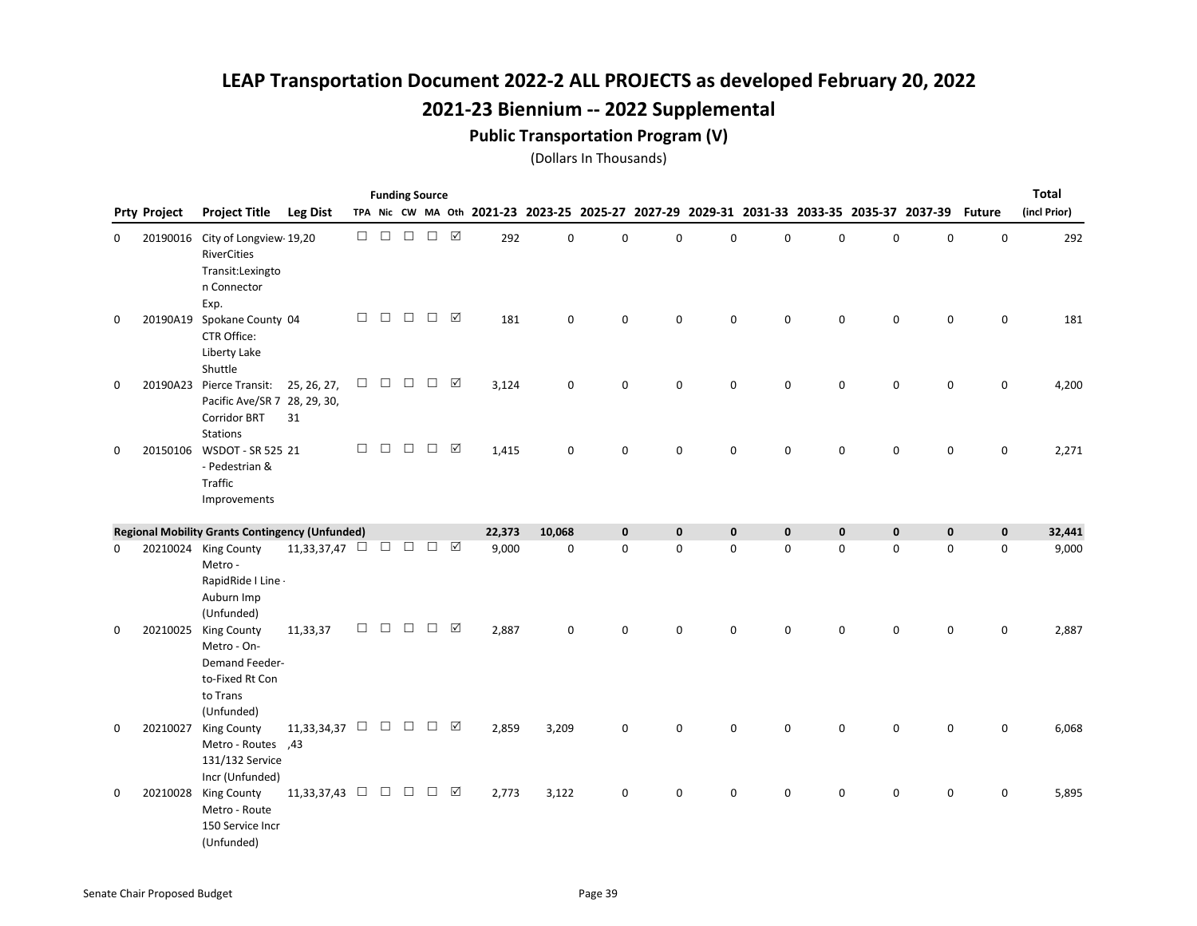# LEAP Transportation Document 2022-2 ALL PROJECTS as developed February 20, 2022

## 2021-23 Biennium -- 2022 Supplemental

### Public Transportation Program (V)

(Dollars In Thousands)

| Prty | Project | Project Title | Leg Dist | Funding Source TPA | Nic | CW | MA | Oth | 2021-23 | 2023-25 | 2025-27 | 2027-29 | 2029-31 | 2031-33 | 2033-35 | 2035-37 | 2037-39 | Future | Total (incl Prior) |
|---|---|---|---|---|---|---|---|---|---|---|---|---|---|---|---|---|---|---|---|
| 0 | 20190016 | City of Longview-RiverCities Transit:Lexington Connector Exp. | 19,20 | ☐ | ☐ | ☐ | ☐ | ☑ | 292 | 0 | 0 | 0 | 0 | 0 | 0 | 0 | 0 | 0 | 292 |
| 0 | 20190A19 | Spokane County CTR Office: Liberty Lake Shuttle | 04 | ☐ | ☐ | ☐ | ☐ | ☑ | 181 | 0 | 0 | 0 | 0 | 0 | 0 | 0 | 0 | 0 | 181 |
| 0 | 20190A23 | Pierce Transit: Pacific Ave/SR 7 Corridor BRT Stations | 25, 26, 27, 28, 29, 30, 31 | ☐ | ☐ | ☐ | ☐ | ☑ | 3,124 | 0 | 0 | 0 | 0 | 0 | 0 | 0 | 0 | 0 | 4,200 |
| 0 | 20150106 | WSDOT - SR 525 - Pedestrian & Traffic Improvements | 21 | ☐ | ☐ | ☐ | ☐ | ☑ | 1,415 | 0 | 0 | 0 | 0 | 0 | 0 | 0 | 0 | 0 | 2,271 |
| **Regional Mobility Grants Contingency (Unfunded)** | | | | | | | | | **22,373** | **10,068** | **0** | **0** | **0** | **0** | **0** | **0** | **0** | **0** | **32,441** |
| 0 | 20210024 | King County Metro - RapidRide I Line - Auburn Imp (Unfunded) | 11,33,37,47 | ☐ | ☐ | ☐ | ☐ | ☑ | 9,000 | 0 | 0 | 0 | 0 | 0 | 0 | 0 | 0 | 0 | 9,000 |
| 0 | 20210025 | King County Metro - On-Demand Feeder-to-Fixed Rt Con to Trans (Unfunded) | 11,33,37 | ☐ | ☐ | ☐ | ☐ | ☑ | 2,887 | 0 | 0 | 0 | 0 | 0 | 0 | 0 | 0 | 0 | 2,887 |
| 0 | 20210027 | King County Metro - Routes 131/132 Service Incr (Unfunded) | 11,33,34,37,43 | ☐ | ☐ | ☐ | ☐ | ☑ | 2,859 | 3,209 | 0 | 0 | 0 | 0 | 0 | 0 | 0 | 0 | 6,068 |
| 0 | 20210028 | King County Metro - Route 150 Service Incr (Unfunded) | 11,33,37,43 | ☐ | ☐ | ☐ | ☐ | ☑ | 2,773 | 3,122 | 0 | 0 | 0 | 0 | 0 | 0 | 0 | 0 | 5,895 |

Senate Chair Proposed Budget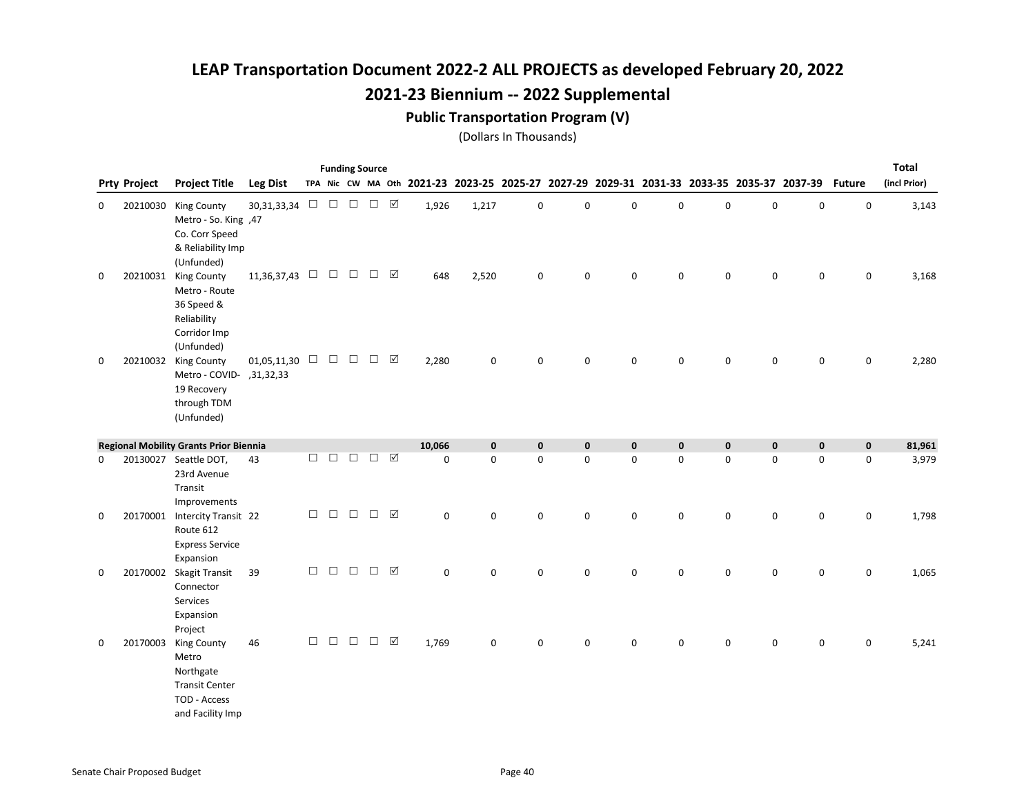# LEAP Transportation Document 2022-2 ALL PROJECTS as developed February 20, 2022

## 2021-23 Biennium -- 2022 Supplemental

### Public Transportation Program (V)

(Dollars In Thousands)

| Prty | Project | Project Title | Leg Dist | TPA | Nic | CW | MA | Oth | 2021-23 | 2023-25 | 2025-27 | 2027-29 | 2029-31 | 2031-33 | 2033-35 | 2035-37 | 2037-39 | Future | Total (incl Prior) |
|---|---|---|---|---|---|---|---|---|---|---|---|---|---|---|---|---|---|---|---|
| 0 | 20210030 | King County Metro - So. King Co. Corr Speed & Reliability Imp (Unfunded) | 30,31,33,34,47 | ☐ | ☐ | ☐ | ☐ | ☑ | 1,926 | 1,217 | 0 | 0 | 0 | 0 | 0 | 0 | 0 | 0 | 3,143 |
| 0 | 20210031 | King County Metro - Route 36 Speed & Reliability Corridor Imp (Unfunded) | 11,36,37,43 | ☐ | ☐ | ☐ | ☐ | ☑ | 648 | 2,520 | 0 | 0 | 0 | 0 | 0 | 0 | 0 | 0 | 3,168 |
| 0 | 20210032 | King County Metro - COVID-19 Recovery through TDM (Unfunded) | 01,05,11,30,31,32,33 | ☐ | ☐ | ☐ | ☐ | ☑ | 2,280 | 0 | 0 | 0 | 0 | 0 | 0 | 0 | 0 | 0 | 2,280 |
| **Regional Mobility Grants Prior Biennia** | | | | | | | | | **10,066** | **0** | **0** | **0** | **0** | **0** | **0** | **0** | **0** | **0** | **81,961** |
| 0 | 20130027 | Seattle DOT, 23rd Avenue Transit Improvements | 43 | ☐ | ☐ | ☐ | ☐ | ☑ | 0 | 0 | 0 | 0 | 0 | 0 | 0 | 0 | 0 | 0 | 3,979 |
| 0 | 20170001 | Intercity Transit Route 612 Express Service Expansion | 22 | ☐ | ☐ | ☐ | ☐ | ☑ | 0 | 0 | 0 | 0 | 0 | 0 | 0 | 0 | 0 | 0 | 1,798 |
| 0 | 20170002 | Skagit Transit Connector Services Expansion Project | 39 | ☐ | ☐ | ☐ | ☐ | ☑ | 0 | 0 | 0 | 0 | 0 | 0 | 0 | 0 | 0 | 0 | 1,065 |
| 0 | 20170003 | King County Metro Northgate Transit Center TOD - Access and Facility Imp | 46 | ☐ | ☐ | ☐ | ☐ | ☑ | 1,769 | 0 | 0 | 0 | 0 | 0 | 0 | 0 | 0 | 0 | 5,241 |

Senate Chair Proposed Budget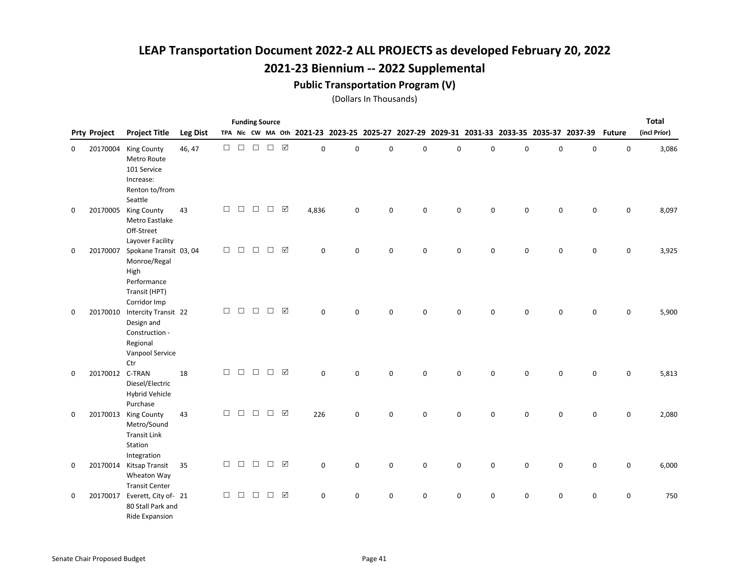# LEAP Transportation Document 2022-2 ALL PROJECTS as developed February 20, 2022

## 2021-23 Biennium -- 2022 Supplemental

### Public Transportation Program (V)

(Dollars In Thousands)

| Prty | Project | Project Title | Leg Dist | TPA | Nic | CW | MA | Oth | 2021-23 | 2023-25 | 2025-27 | 2027-29 | 2029-31 | 2031-33 | 2033-35 | 2035-37 | 2037-39 | Future | Total (incl Prior) |
|---|---|---|---|---|---|---|---|---|---|---|---|---|---|---|---|---|---|---|---|
| 0 | 20170004 | King County Metro Route 101 Service Increase: Renton to/from Seattle | 46, 47 | ☐ | ☐ | ☐ | ☐ | ☑ | 0 | 0 | 0 | 0 | 0 | 0 | 0 | 0 | 0 | 0 | 3,086 |
| 0 | 20170005 | King County Metro Eastlake Off-Street Layover Facility | 43 | ☐ | ☐ | ☐ | ☐ | ☑ | 4,836 | 0 | 0 | 0 | 0 | 0 | 0 | 0 | 0 | 0 | 8,097 |
| 0 | 20170007 | Spokane Transit Monroe/Regal High Performance Transit (HPT) Corridor Imp | 03, 04 | ☐ | ☐ | ☐ | ☐ | ☑ | 0 | 0 | 0 | 0 | 0 | 0 | 0 | 0 | 0 | 0 | 3,925 |
| 0 | 20170010 | Intercity Transit Design and Construction - Regional Vanpool Service Ctr | 22 | ☐ | ☐ | ☐ | ☐ | ☑ | 0 | 0 | 0 | 0 | 0 | 0 | 0 | 0 | 0 | 0 | 5,900 |
| 0 | 20170012 | C-TRAN Diesel/Electric Hybrid Vehicle Purchase | 18 | ☐ | ☐ | ☐ | ☐ | ☑ | 0 | 0 | 0 | 0 | 0 | 0 | 0 | 0 | 0 | 0 | 5,813 |
| 0 | 20170013 | King County Metro/Sound Transit Link Station Integration | 43 | ☐ | ☐ | ☐ | ☐ | ☑ | 226 | 0 | 0 | 0 | 0 | 0 | 0 | 0 | 0 | 0 | 2,080 |
| 0 | 20170014 | Kitsap Transit Wheaton Way Transit Center | 35 | ☐ | ☐ | ☐ | ☐ | ☑ | 0 | 0 | 0 | 0 | 0 | 0 | 0 | 0 | 0 | 0 | 6,000 |
| 0 | 20170017 | Everett, City of- 80 Stall Park and Ride Expansion | 21 | ☐ | ☐ | ☐ | ☐ | ☑ | 0 | 0 | 0 | 0 | 0 | 0 | 0 | 0 | 0 | 0 | 750 |

Senate Chair Proposed Budget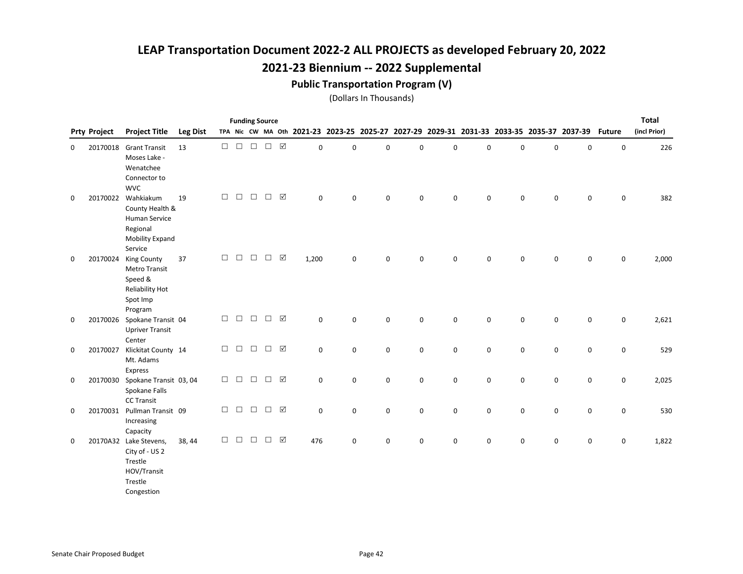# LEAP Transportation Document 2022-2 ALL PROJECTS as developed February 20, 2022

## 2021-23 Biennium -- 2022 Supplemental

### Public Transportation Program (V)

(Dollars In Thousands)

| Prty | Project | Project Title | Leg Dist | Funding Source TPA | Nic | CW | MA | Oth | 2021-23 | 2023-25 | 2025-27 | 2027-29 | 2029-31 | 2031-33 | 2033-35 | 2035-37 | 2037-39 | Future | Total (incl Prior) |
|---|---|---|---|---|---|---|---|---|---|---|---|---|---|---|---|---|---|---|---|
| 0 | 20170018 | Grant Transit Moses Lake - Wenatchee Connector to WVC | 13 | ☐ | ☐ | ☐ | ☐ | ☑ | 0 | 0 | 0 | 0 | 0 | 0 | 0 | 0 | 0 | 0 | 226 |
| 0 | 20170022 | Wahkiakum County Health & Human Service Regional Mobility Expand Service | 19 | ☐ | ☐ | ☐ | ☐ | ☑ | 0 | 0 | 0 | 0 | 0 | 0 | 0 | 0 | 0 | 0 | 382 |
| 0 | 20170024 | King County Metro Transit Speed & Reliability Hot Spot Imp Program | 37 | ☐ | ☐ | ☐ | ☐ | ☑ | 1,200 | 0 | 0 | 0 | 0 | 0 | 0 | 0 | 0 | 0 | 2,000 |
| 0 | 20170026 | Spokane Transit Upriver Transit Center | 04 | ☐ | ☐ | ☐ | ☐ | ☑ | 0 | 0 | 0 | 0 | 0 | 0 | 0 | 0 | 0 | 0 | 2,621 |
| 0 | 20170027 | Klickitat County Mt. Adams Express | 14 | ☐ | ☐ | ☐ | ☐ | ☑ | 0 | 0 | 0 | 0 | 0 | 0 | 0 | 0 | 0 | 0 | 529 |
| 0 | 20170030 | Spokane Transit Spokane Falls CC Transit | 03, 04 | ☐ | ☐ | ☐ | ☐ | ☑ | 0 | 0 | 0 | 0 | 0 | 0 | 0 | 0 | 0 | 0 | 2,025 |
| 0 | 20170031 | Pullman Transit Increasing Capacity | 09 | ☐ | ☐ | ☐ | ☐ | ☑ | 0 | 0 | 0 | 0 | 0 | 0 | 0 | 0 | 0 | 0 | 530 |
| 0 | 20170A32 | Lake Stevens, City of - US 2 Trestle HOV/Transit Trestle Congestion | 38, 44 | ☐ | ☐ | ☐ | ☐ | ☑ | 476 | 0 | 0 | 0 | 0 | 0 | 0 | 0 | 0 | 0 | 1,822 |

Senate Chair Proposed Budget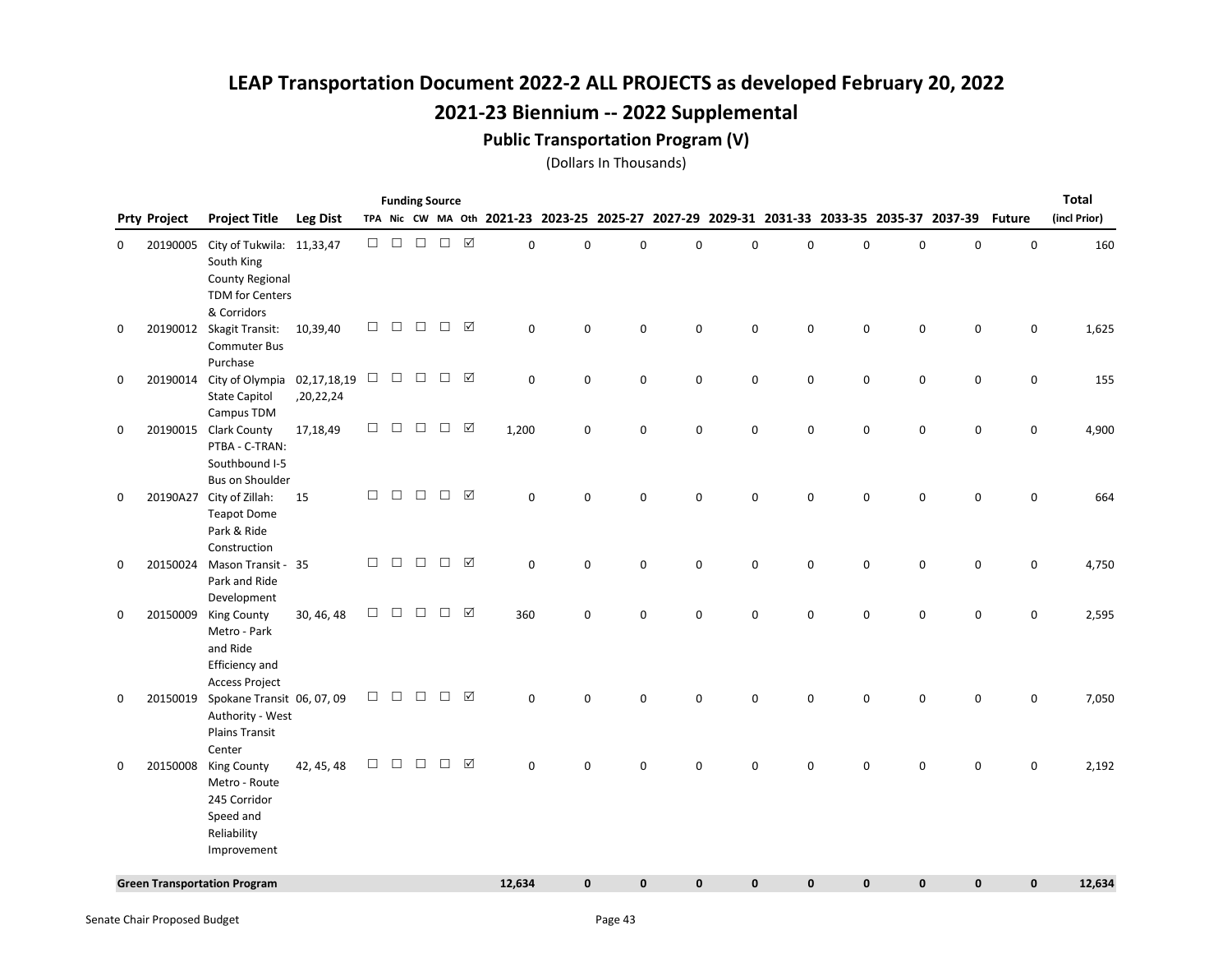# LEAP Transportation Document 2022-2 ALL PROJECTS as developed February 20, 2022

## 2021-23 Biennium -- 2022 Supplemental

### Public Transportation Program (V)

(Dollars In Thousands)

| Prty | Project | Project Title | Leg Dist | TPA | Nic | CW | MA | Oth | 2021-23 | 2023-25 | 2025-27 | 2027-29 | 2029-31 | 2031-33 | 2033-35 | 2035-37 | 2037-39 | Future | Total (incl Prior) |
|---|---|---|---|---|---|---|---|---|---|---|---|---|---|---|---|---|---|---|---|
| 0 | 20190005 | City of Tukwila: South King County Regional TDM for Centers & Corridors | 11,33,47 | ☐ | ☐ | ☐ | ☐ | ☑ | 0 | 0 | 0 | 0 | 0 | 0 | 0 | 0 | 0 | 0 | 160 |
| 0 | 20190012 | Skagit Transit: Commuter Bus Purchase | 10,39,40 | ☐ | ☐ | ☐ | ☐ | ☑ | 0 | 0 | 0 | 0 | 0 | 0 | 0 | 0 | 0 | 0 | 1,625 |
| 0 | 20190014 | City of Olympia State Capitol Campus TDM | 02,17,18,19,20,22,24 | ☐ | ☐ | ☐ | ☐ | ☑ | 0 | 0 | 0 | 0 | 0 | 0 | 0 | 0 | 0 | 0 | 155 |
| 0 | 20190015 | Clark County PTBA - C-TRAN: Southbound I-5 Bus on Shoulder | 17,18,49 | ☐ | ☐ | ☐ | ☐ | ☑ | 1,200 | 0 | 0 | 0 | 0 | 0 | 0 | 0 | 0 | 0 | 4,900 |
| 0 | 20190A27 | City of Zillah: Teapot Dome Park & Ride Construction | 15 | ☐ | ☐ | ☐ | ☐ | ☑ | 0 | 0 | 0 | 0 | 0 | 0 | 0 | 0 | 0 | 0 | 664 |
| 0 | 20150024 | Mason Transit - Park and Ride Development | 35 | ☐ | ☐ | ☐ | ☐ | ☑ | 0 | 0 | 0 | 0 | 0 | 0 | 0 | 0 | 0 | 0 | 4,750 |
| 0 | 20150009 | King County Metro - Park and Ride Efficiency and Access Project | 30, 46, 48 | ☐ | ☐ | ☐ | ☐ | ☑ | 360 | 0 | 0 | 0 | 0 | 0 | 0 | 0 | 0 | 0 | 2,595 |
| 0 | 20150019 | Spokane Transit Authority - West Plains Transit Center | 06, 07, 09 | ☐ | ☐ | ☐ | ☐ | ☑ | 0 | 0 | 0 | 0 | 0 | 0 | 0 | 0 | 0 | 0 | 7,050 |
| 0 | 20150008 | King County Metro - Route 245 Corridor Speed and Reliability Improvement | 42, 45, 48 | ☐ | ☐ | ☐ | ☐ | ☑ | 0 | 0 | 0 | 0 | 0 | 0 | 0 | 0 | 0 | 0 | 2,192 |
| **Green Transportation Program** | | | | | | | | | **12,634** | **0** | **0** | **0** | **0** | **0** | **0** | **0** | **0** | **0** | **12,634** |

Senate Chair Proposed Budget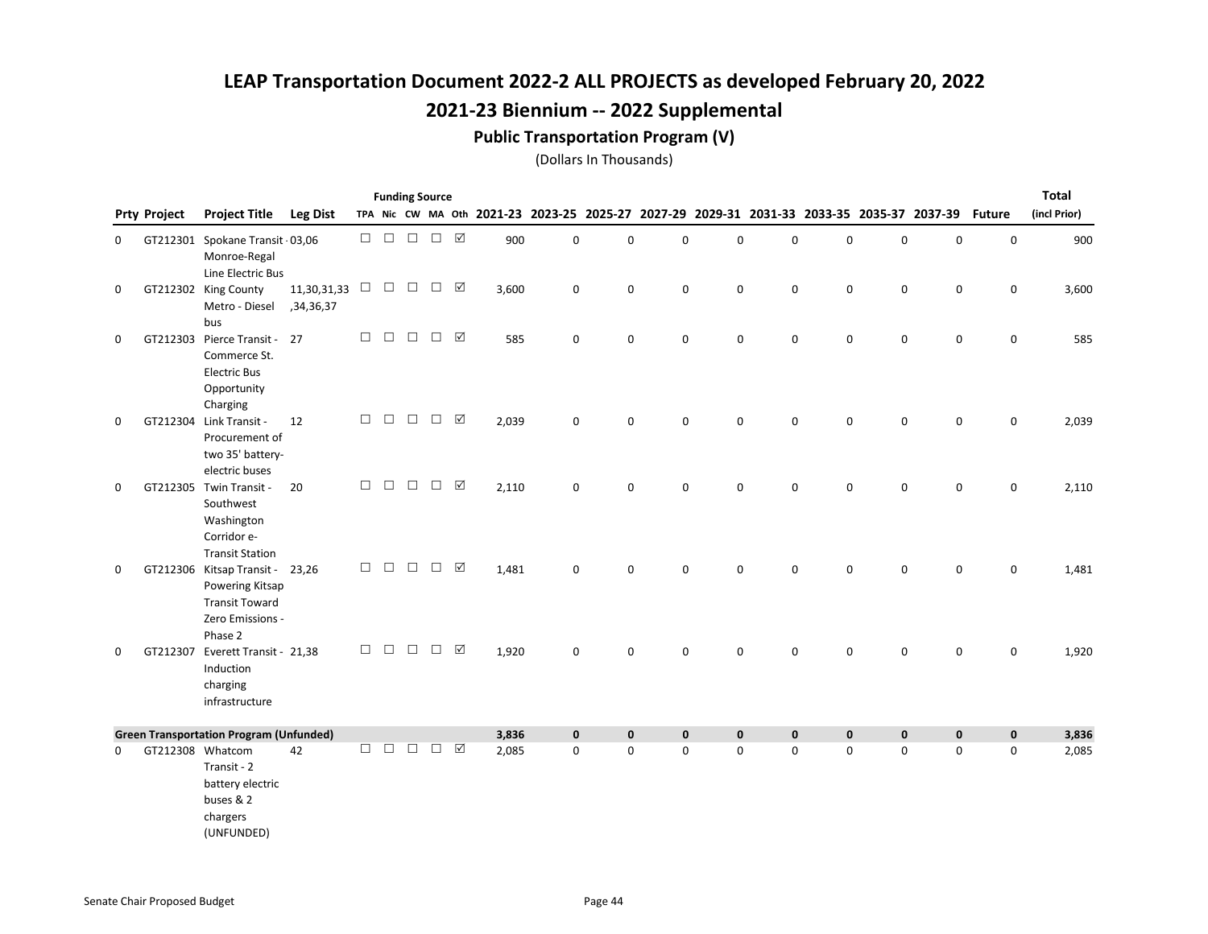# LEAP Transportation Document 2022-2 ALL PROJECTS as developed February 20, 2022

## 2021-23 Biennium -- 2022 Supplemental

### Public Transportation Program (V)

(Dollars In Thousands)

| Prty | Project | Project Title | Leg Dist | Funding Source TPA | Nic | CW | MA | Oth | 2021-23 | 2023-25 | 2025-27 | 2027-29 | 2029-31 | 2031-33 | 2033-35 | 2035-37 | 2037-39 | Future | Total (incl Prior) |
|---|---|---|---|---|---|---|---|---|---|---|---|---|---|---|---|---|---|---|---|
| 0 | GT212301 | Spokane Transit - Monroe-Regal Line Electric Bus | 03,06 | ☐ | ☐ | ☐ | ☐ | ☑ | 900 | 0 | 0 | 0 | 0 | 0 | 0 | 0 | 0 | 0 | 900 |
| 0 | GT212302 | King County Metro - Diesel bus | 11,30,31,33,34,36,37 | ☐ | ☐ | ☐ | ☐ | ☑ | 3,600 | 0 | 0 | 0 | 0 | 0 | 0 | 0 | 0 | 0 | 3,600 |
| 0 | GT212303 | Pierce Transit - Commerce St. Electric Bus Opportunity Charging | 27 | ☐ | ☐ | ☐ | ☐ | ☑ | 585 | 0 | 0 | 0 | 0 | 0 | 0 | 0 | 0 | 0 | 585 |
| 0 | GT212304 | Link Transit - Procurement of two 35' battery-electric buses | 12 | ☐ | ☐ | ☐ | ☐ | ☑ | 2,039 | 0 | 0 | 0 | 0 | 0 | 0 | 0 | 0 | 0 | 2,039 |
| 0 | GT212305 | Twin Transit - Southwest Washington Corridor e-Transit Station | 20 | ☐ | ☐ | ☐ | ☐ | ☑ | 2,110 | 0 | 0 | 0 | 0 | 0 | 0 | 0 | 0 | 0 | 2,110 |
| 0 | GT212306 | Kitsap Transit - Powering Kitsap Transit Toward Zero Emissions - Phase 2 | 23,26 | ☐ | ☐ | ☐ | ☐ | ☑ | 1,481 | 0 | 0 | 0 | 0 | 0 | 0 | 0 | 0 | 0 | 1,481 |
| 0 | GT212307 | Everett Transit - Induction charging infrastructure | 21,38 | ☐ | ☐ | ☐ | ☐ | ☑ | 1,920 | 0 | 0 | 0 | 0 | 0 | 0 | 0 | 0 | 0 | 1,920 |
| **Green Transportation Program (Unfunded)** | | | | | | | | | **3,836** | **0** | **0** | **0** | **0** | **0** | **0** | **0** | **0** | **0** | **3,836** |
| 0 | GT212308 | Whatcom Transit - 2 battery electric buses & 2 chargers (UNFUNDED) | 42 | ☐ | ☐ | ☐ | ☐ | ☑ | 2,085 | 0 | 0 | 0 | 0 | 0 | 0 | 0 | 0 | 0 | 2,085 |

Senate Chair Proposed Budget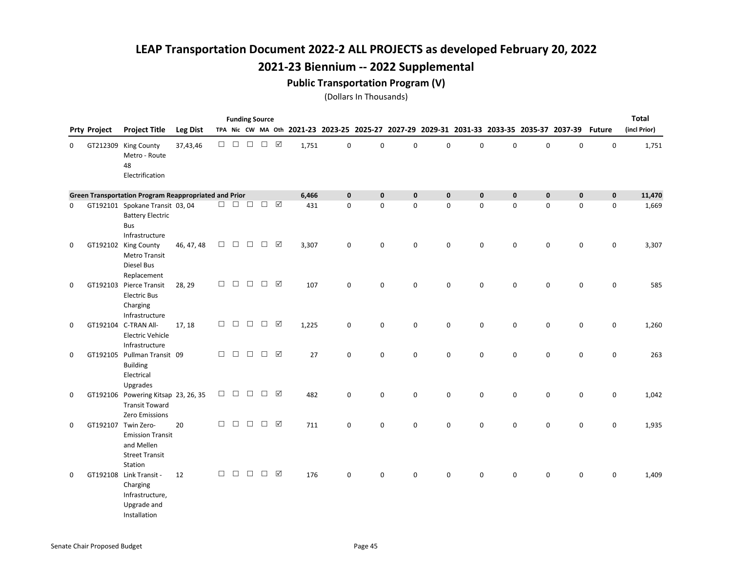# LEAP Transportation Document 2022-2 ALL PROJECTS as developed February 20, 2022

## 2021-23 Biennium -- 2022 Supplemental

### Public Transportation Program (V)

(Dollars In Thousands)

| Prty | Project | Project Title | Leg Dist | TPA | Nic | CW | MA | Oth | 2021-23 | 2023-25 | 2025-27 | 2027-29 | 2029-31 | 2031-33 | 2033-35 | 2035-37 | 2037-39 | Future | Total (incl Prior) |
|---|---|---|---|---|---|---|---|---|---|---|---|---|---|---|---|---|---|---|---|
| 0 | GT212309 | King County Metro - Route 48 Electrification | 37,43,46 | ☐ | ☐ | ☐ | ☐ | ☑ | 1,751 | 0 | 0 | 0 | 0 | 0 | 0 | 0 | 0 | 0 | 1,751 |
| **Green Transportation Program Reappropriated and Prior** | | | | | | | | | **6,466** | **0** | **0** | **0** | **0** | **0** | **0** | **0** | **0** | **0** | **11,470** |
| 0 | GT192101 | Spokane Transit Battery Electric Bus Infrastructure | 03, 04 | ☐ | ☐ | ☐ | ☐ | ☑ | 431 | 0 | 0 | 0 | 0 | 0 | 0 | 0 | 0 | 0 | 1,669 |
| 0 | GT192102 | King County Metro Transit Diesel Bus Replacement | 46, 47, 48 | ☐ | ☐ | ☐ | ☐ | ☑ | 3,307 | 0 | 0 | 0 | 0 | 0 | 0 | 0 | 0 | 0 | 3,307 |
| 0 | GT192103 | Pierce Transit Electric Bus Charging Infrastructure | 28, 29 | ☐ | ☐ | ☐ | ☐ | ☑ | 107 | 0 | 0 | 0 | 0 | 0 | 0 | 0 | 0 | 0 | 585 |
| 0 | GT192104 | C-TRAN All-Electric Vehicle Infrastructure | 17, 18 | ☐ | ☐ | ☐ | ☐ | ☑ | 1,225 | 0 | 0 | 0 | 0 | 0 | 0 | 0 | 0 | 0 | 1,260 |
| 0 | GT192105 | Pullman Transit Building Electrical Upgrades | 09 | ☐ | ☐ | ☐ | ☐ | ☑ | 27 | 0 | 0 | 0 | 0 | 0 | 0 | 0 | 0 | 0 | 263 |
| 0 | GT192106 | Powering Kitsap Transit Toward Zero Emissions | 23, 26, 35 | ☐ | ☐ | ☐ | ☐ | ☑ | 482 | 0 | 0 | 0 | 0 | 0 | 0 | 0 | 0 | 0 | 1,042 |
| 0 | GT192107 | Twin Zero-Emission Transit and Mellen Street Transit Station | 20 | ☐ | ☐ | ☐ | ☐ | ☑ | 711 | 0 | 0 | 0 | 0 | 0 | 0 | 0 | 0 | 0 | 1,935 |
| 0 | GT192108 | Link Transit - Charging Infrastructure, Upgrade and Installation | 12 | ☐ | ☐ | ☐ | ☐ | ☑ | 176 | 0 | 0 | 0 | 0 | 0 | 0 | 0 | 0 | 0 | 1,409 |

Senate Chair Proposed Budget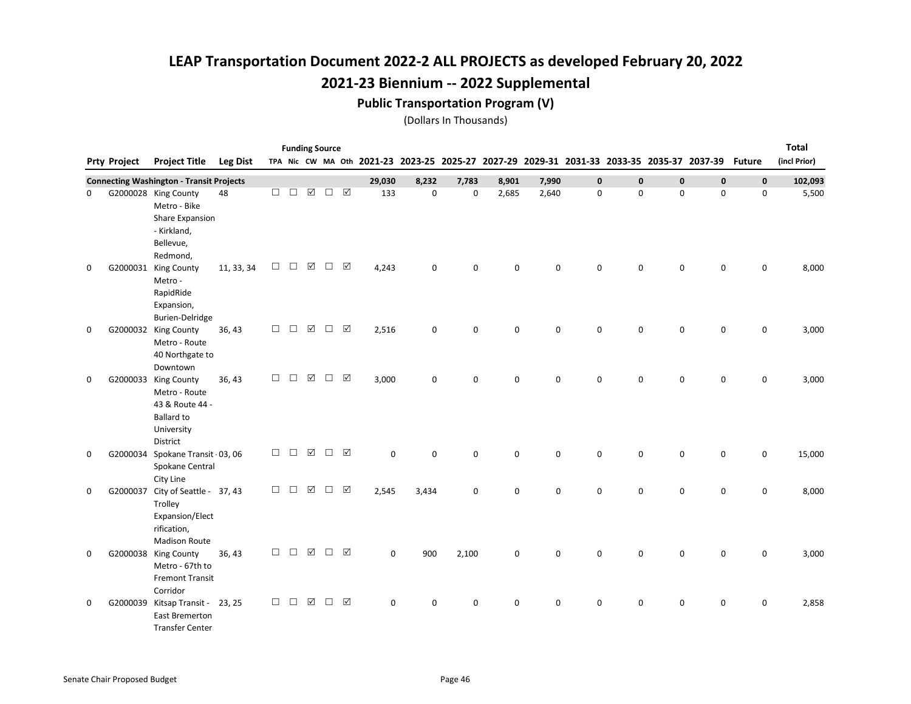# LEAP Transportation Document 2022-2 ALL PROJECTS as developed February 20, 2022

## 2021-23 Biennium -- 2022 Supplemental

### Public Transportation Program (V)

(Dollars In Thousands)

| Prty | Project | Project Title | Leg Dist | TPA | Nic | CW | MA | Oth | 2021-23 | 2023-25 | 2025-27 | 2027-29 | 2029-31 | 2031-33 | 2033-35 | 2035-37 | 2037-39 | Future | Total (incl Prior) |
|---|---|---|---|---|---|---|---|---|---|---|---|---|---|---|---|---|---|---|---|
| **Connecting Washington - Transit Projects** | | | | | | | | | **29,030** | **8,232** | **7,783** | **8,901** | **7,990** | **0** | **0** | **0** | **0** | **0** | **102,093** |
| 0 | G2000028 | King County Metro - Bike Share Expansion - Kirkland, Bellevue, Redmond, | 48 | ☐ | ☐ | ☑ | ☐ | ☑ | 133 | 0 | 0 | 2,685 | 2,640 | 0 | 0 | 0 | 0 | 0 | 5,500 |
| 0 | G2000031 | King County Metro - RapidRide Expansion, Burien-Delridge | 11, 33, 34 | ☐ | ☐ | ☑ | ☐ | ☑ | 4,243 | 0 | 0 | 0 | 0 | 0 | 0 | 0 | 0 | 0 | 8,000 |
| 0 | G2000032 | King County Metro - Route 40 Northgate to Downtown | 36, 43 | ☐ | ☐ | ☑ | ☐ | ☑ | 2,516 | 0 | 0 | 0 | 0 | 0 | 0 | 0 | 0 | 0 | 3,000 |
| 0 | G2000033 | King County Metro - Route 43 & Route 44 - Ballard to University District | 36, 43 | ☐ | ☐ | ☑ | ☐ | ☑ | 3,000 | 0 | 0 | 0 | 0 | 0 | 0 | 0 | 0 | 0 | 3,000 |
| 0 | G2000034 | Spokane Transit - Spokane Central City Line | 03, 06 | ☐ | ☐ | ☑ | ☐ | ☑ | 0 | 0 | 0 | 0 | 0 | 0 | 0 | 0 | 0 | 0 | 15,000 |
| 0 | G2000037 | City of Seattle - Trolley Expansion/Electrification, Madison Route | 37, 43 | ☐ | ☐ | ☑ | ☐ | ☑ | 2,545 | 3,434 | 0 | 0 | 0 | 0 | 0 | 0 | 0 | 0 | 8,000 |
| 0 | G2000038 | King County Metro - 67th to Fremont Transit Corridor | 36, 43 | ☐ | ☐ | ☑ | ☐ | ☑ | 0 | 900 | 2,100 | 0 | 0 | 0 | 0 | 0 | 0 | 0 | 3,000 |
| 0 | G2000039 | Kitsap Transit - East Bremerton Transfer Center | 23, 25 | ☐ | ☐ | ☑ | ☐ | ☑ | 0 | 0 | 0 | 0 | 0 | 0 | 0 | 0 | 0 | 0 | 2,858 |

Senate Chair Proposed Budget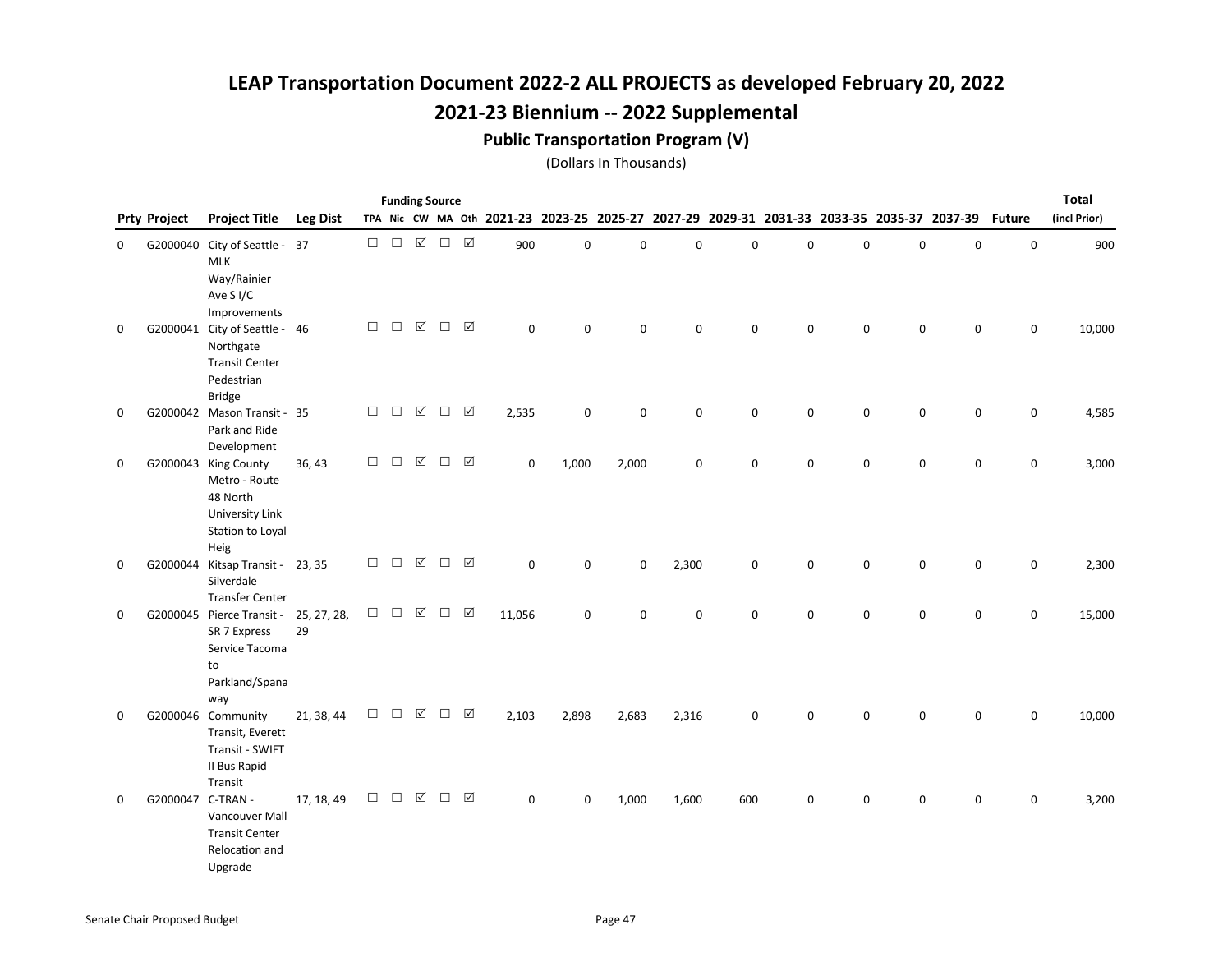# LEAP Transportation Document 2022-2 ALL PROJECTS as developed February 20, 2022

## 2021-23 Biennium -- 2022 Supplemental

### Public Transportation Program (V)

(Dollars In Thousands)

| Prty | Project | Project Title | Leg Dist | TPA | Nic | CW | MA | Oth | 2021-23 | 2023-25 | 2025-27 | 2027-29 | 2029-31 | 2031-33 | 2033-35 | 2035-37 | 2037-39 | Future | Total (incl Prior) |
|---|---|---|---|---|---|---|---|---|---|---|---|---|---|---|---|---|---|---|---|
| 0 | G2000040 | City of Seattle - MLK Way/Rainier Ave S I/C Improvements | 37 | ☐ | ☐ | ☑ | ☐ | ☑ | 900 | 0 | 0 | 0 | 0 | 0 | 0 | 0 | 0 | 0 | 900 |
| 0 | G2000041 | City of Seattle - Northgate Transit Center Pedestrian Bridge | 46 | ☐ | ☐ | ☑ | ☐ | ☑ | 0 | 0 | 0 | 0 | 0 | 0 | 0 | 0 | 0 | 0 | 10,000 |
| 0 | G2000042 | Mason Transit - Park and Ride Development | 35 | ☐ | ☐ | ☑ | ☐ | ☑ | 2,535 | 0 | 0 | 0 | 0 | 0 | 0 | 0 | 0 | 0 | 4,585 |
| 0 | G2000043 | King County Metro - Route 48 North University Link Station to Loyal Heig | 36, 43 | ☐ | ☐ | ☑ | ☐ | ☑ | 0 | 1,000 | 2,000 | 0 | 0 | 0 | 0 | 0 | 0 | 0 | 3,000 |
| 0 | G2000044 | Kitsap Transit - Silverdale Transfer Center | 23, 35 | ☐ | ☐ | ☑ | ☐ | ☑ | 0 | 0 | 0 | 2,300 | 0 | 0 | 0 | 0 | 0 | 0 | 2,300 |
| 0 | G2000045 | Pierce Transit - SR 7 Express Service Tacoma to Parkland/Spanaway | 25, 27, 28, 29 | ☐ | ☐ | ☑ | ☐ | ☑ | 11,056 | 0 | 0 | 0 | 0 | 0 | 0 | 0 | 0 | 0 | 15,000 |
| 0 | G2000046 | Community Transit, Everett Transit - SWIFT II Bus Rapid Transit | 21, 38, 44 | ☐ | ☐ | ☑ | ☐ | ☑ | 2,103 | 2,898 | 2,683 | 2,316 | 0 | 0 | 0 | 0 | 0 | 0 | 10,000 |
| 0 | G2000047 | C-TRAN - Vancouver Mall Transit Center Relocation and Upgrade | 17, 18, 49 | ☐ | ☐ | ☑ | ☐ | ☑ | 0 | 0 | 1,000 | 1,600 | 600 | 0 | 0 | 0 | 0 | 0 | 3,200 |

Senate Chair Proposed Budget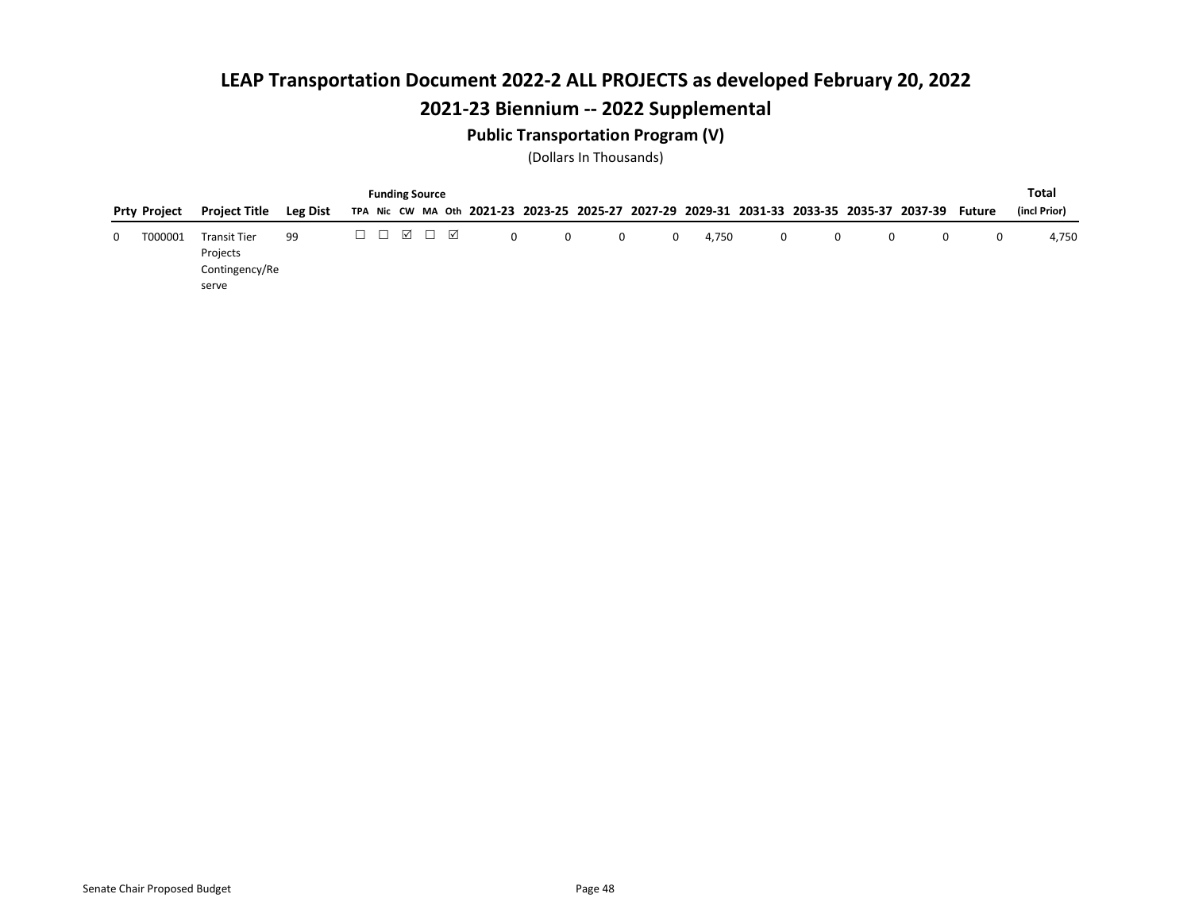# LEAP Transportation Document 2022-2 ALL PROJECTS as developed February 20, 2022

## 2021-23 Biennium -- 2022 Supplemental

### Public Transportation Program (V)

(Dollars In Thousands)

| Prty | Project | Project Title | Leg Dist | Funding Source TPA | Nic | CW | MA | Oth | 2021-23 | 2023-25 | 2025-27 | 2027-29 | 2029-31 | 2031-33 | 2033-35 | 2035-37 | 2037-39 | Future | Total (incl Prior) |
|---|---|---|---|---|---|---|---|---|---|---|---|---|---|---|---|---|---|---|---|
| 0 | T000001 | Transit Tier Projects Contingency/Reserve | 99 | ☐ | ☐ | ☑ | ☐ | ☑ | 0 | 0 | 0 | 0 | 4,750 | 0 | 0 | 0 | 0 | 0 | 4,750 |

Senate Chair Proposed Budget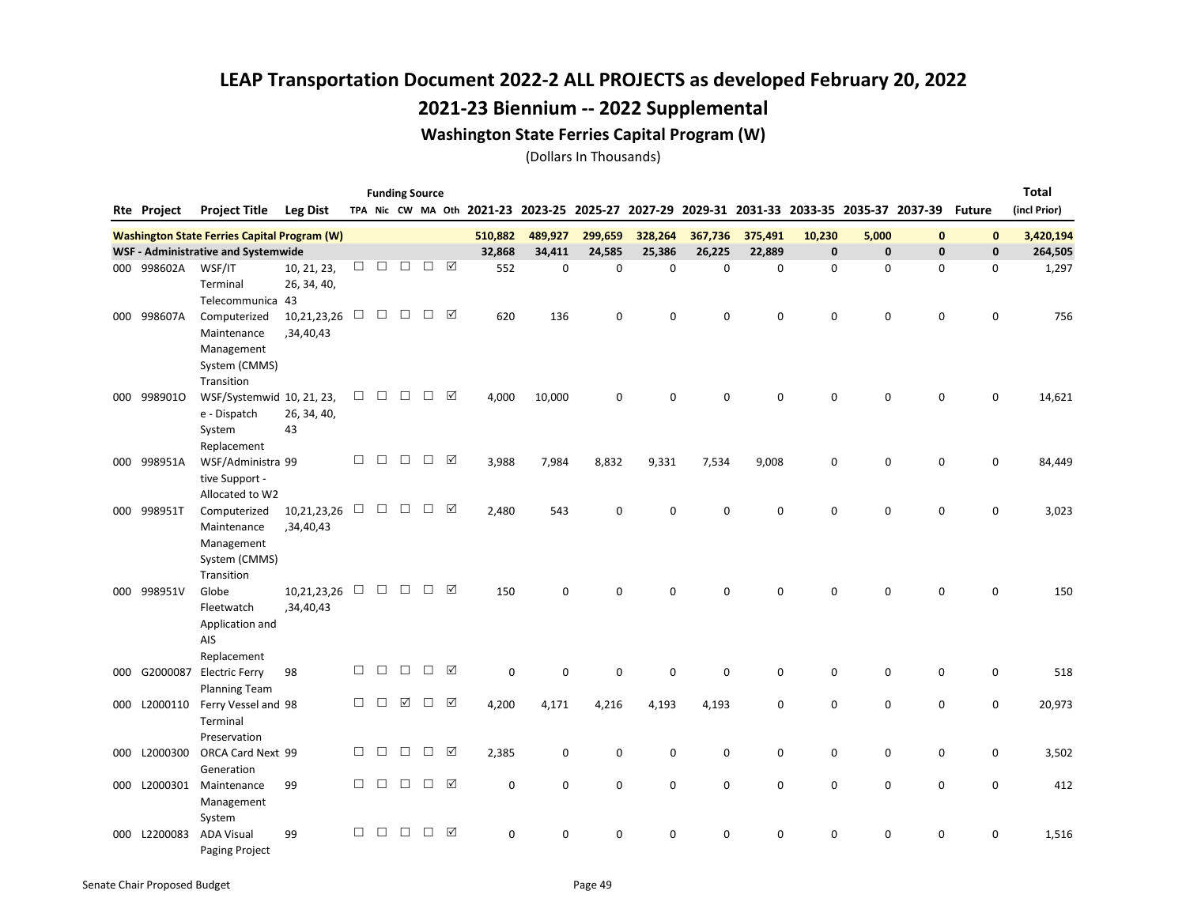# LEAP Transportation Document 2022-2 ALL PROJECTS as developed February 20, 2022

## 2021-23 Biennium -- 2022 Supplemental

### Washington State Ferries Capital Program (W)

(Dollars In Thousands)

| Rte | Project | Project Title | Leg Dist | TPA | Nic | CW | MA | Oth | 2021-23 | 2023-25 | 2025-27 | 2027-29 | 2029-31 | 2031-33 | 2033-35 | 2035-37 | 2037-39 | Future | Total (incl Prior) |
|---|---|---|---|---|---|---|---|---|---|---|---|---|---|---|---|---|---|---|---|
| | | | | Funding Source | | | | | | | | | | | | | | | |
| **Washington State Ferries Capital Program (W)** | | | | | | | | | **510,882** | **489,927** | **299,659** | **328,264** | **367,736** | **375,491** | **10,230** | **5,000** | **0** | **0** | **3,420,194** |
| **WSF - Administrative and Systemwide** | | | | | | | | | **32,868** | **34,411** | **24,585** | **25,386** | **26,225** | **22,889** | **0** | **0** | **0** | **0** | **264,505** |
| 000 | 998602A | WSF/IT Terminal Telecommunica | 10, 21, 23, 26, 34, 40, 43 | ☐ | ☐ | ☐ | ☐ | ☑ | 552 | 0 | 0 | 0 | 0 | 0 | 0 | 0 | 0 | 0 | 1,297 |
| 000 | 998607A | Computerized Maintenance Management System (CMMS) Transition | 10,21,23,26,34,40,43 | ☐ | ☐ | ☐ | ☐ | ☑ | 620 | 136 | 0 | 0 | 0 | 0 | 0 | 0 | 0 | 0 | 756 |
| 000 | 998901O | WSF/Systemwide - Dispatch System Replacement | 10, 21, 23, 26, 34, 40, 43 | ☐ | ☐ | ☐ | ☐ | ☑ | 4,000 | 10,000 | 0 | 0 | 0 | 0 | 0 | 0 | 0 | 0 | 14,621 |
| 000 | 998951A | WSF/Administrative Support - Allocated to W2 | 99 | ☐ | ☐ | ☐ | ☐ | ☑ | 3,988 | 7,984 | 8,832 | 9,331 | 7,534 | 9,008 | 0 | 0 | 0 | 0 | 84,449 |
| 000 | 998951T | Computerized Maintenance Management System (CMMS) Transition | 10,21,23,26,34,40,43 | ☐ | ☐ | ☐ | ☐ | ☑ | 2,480 | 543 | 0 | 0 | 0 | 0 | 0 | 0 | 0 | 0 | 3,023 |
| 000 | 998951V | Globe Fleetwatch Application and AIS Replacement | 10,21,23,26,34,40,43 | ☐ | ☐ | ☐ | ☐ | ☑ | 150 | 0 | 0 | 0 | 0 | 0 | 0 | 0 | 0 | 0 | 150 |
| 000 | G2000087 | Electric Ferry Planning Team | 98 | ☐ | ☐ | ☐ | ☐ | ☑ | 0 | 0 | 0 | 0 | 0 | 0 | 0 | 0 | 0 | 0 | 518 |
| 000 | L2000110 | Ferry Vessel and Terminal Preservation | 98 | ☐ | ☐ | ☑ | ☐ | ☑ | 4,200 | 4,171 | 4,216 | 4,193 | 4,193 | 0 | 0 | 0 | 0 | 0 | 20,973 |
| 000 | L2000300 | ORCA Card Next Generation | 99 | ☐ | ☐ | ☐ | ☐ | ☑ | 2,385 | 0 | 0 | 0 | 0 | 0 | 0 | 0 | 0 | 0 | 3,502 |
| 000 | L2000301 | Maintenance Management System | 99 | ☐ | ☐ | ☐ | ☐ | ☑ | 0 | 0 | 0 | 0 | 0 | 0 | 0 | 0 | 0 | 0 | 412 |
| 000 | L2200083 | ADA Visual Paging Project | 99 | ☐ | ☐ | ☐ | ☐ | ☑ | 0 | 0 | 0 | 0 | 0 | 0 | 0 | 0 | 0 | 0 | 1,516 |

Senate Chair Proposed Budget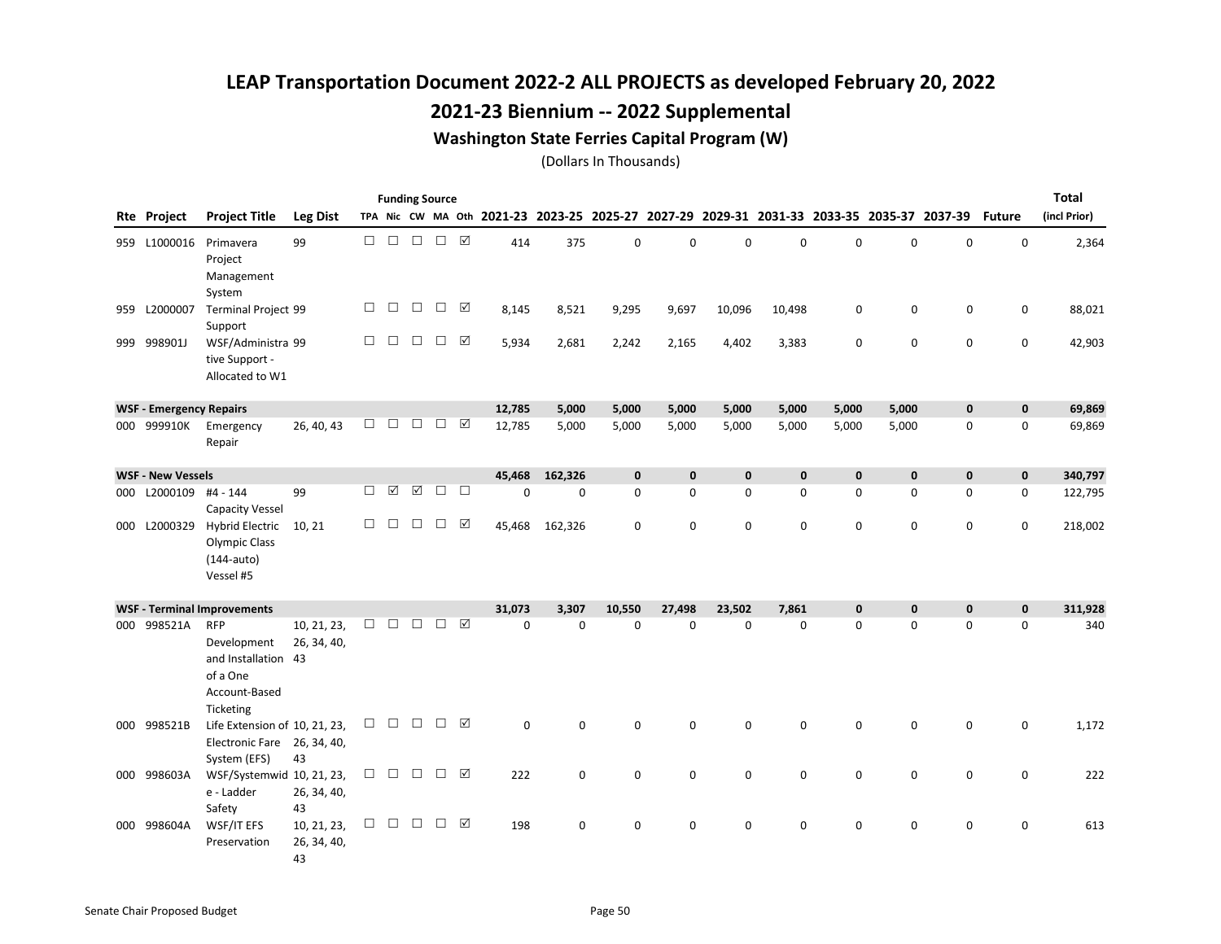# LEAP Transportation Document 2022-2 ALL PROJECTS as developed February 20, 2022

## 2021-23 Biennium -- 2022 Supplemental

### Washington State Ferries Capital Program (W)

(Dollars In Thousands)

| Rte | Project | Project Title | Leg Dist | TPA | Nic | CW | MA | Oth | 2021-23 | 2023-25 | 2025-27 | 2027-29 | 2029-31 | 2031-33 | 2033-35 | 2035-37 | 2037-39 | Future | Total (incl Prior) |
|---|---|---|---|---|---|---|---|---|---|---|---|---|---|---|---|---|---|---|---|
| | | | | | | Funding Source | | | | | | | | | | | | | |
| 959 | L1000016 | Primavera Project Management System | 99 | ☐ | ☐ | ☐ | ☐ | ☑ | 414 | 375 | 0 | 0 | 0 | 0 | 0 | 0 | 0 | 0 | 2,364 |
| 959 | L2000007 | Terminal Project Support | 99 | ☐ | ☐ | ☐ | ☐ | ☑ | 8,145 | 8,521 | 9,295 | 9,697 | 10,096 | 10,498 | 0 | 0 | 0 | 0 | 88,021 |
| 999 | 998901J | WSF/Administrative Support - Allocated to W1 | 99 | ☐ | ☐ | ☐ | ☐ | ☑ | 5,934 | 2,681 | 2,242 | 2,165 | 4,402 | 3,383 | 0 | 0 | 0 | 0 | 42,903 |
| **WSF - Emergency Repairs** | | | | | | | | | **12,785** | **5,000** | **5,000** | **5,000** | **5,000** | **5,000** | **5,000** | **5,000** | **0** | **0** | **69,869** |
| 000 | 999910K | Emergency Repair | 26, 40, 43 | ☐ | ☐ | ☐ | ☐ | ☑ | 12,785 | 5,000 | 5,000 | 5,000 | 5,000 | 5,000 | 5,000 | 5,000 | 0 | 0 | 69,869 |
| **WSF - New Vessels** | | | | | | | | | **45,468** | **162,326** | **0** | **0** | **0** | **0** | **0** | **0** | **0** | **0** | **340,797** |
| 000 | L2000109 | #4 - 144 Capacity Vessel | 99 | ☐ | ☑ | ☑ | ☐ | ☐ | 0 | 0 | 0 | 0 | 0 | 0 | 0 | 0 | 0 | 0 | 122,795 |
| 000 | L2000329 | Hybrid Electric Olympic Class (144-auto) Vessel #5 | 10, 21 | ☐ | ☐ | ☐ | ☐ | ☑ | 45,468 | 162,326 | 0 | 0 | 0 | 0 | 0 | 0 | 0 | 0 | 218,002 |
| **WSF - Terminal Improvements** | | | | | | | | | **31,073** | **3,307** | **10,550** | **27,498** | **23,502** | **7,861** | **0** | **0** | **0** | **0** | **311,928** |
| 000 | 998521A | RFP Development and Installation of a One Account-Based Ticketing | 10, 21, 23, 26, 34, 40, 43 | ☐ | ☐ | ☐ | ☐ | ☑ | 0 | 0 | 0 | 0 | 0 | 0 | 0 | 0 | 0 | 0 | 340 |
| 000 | 998521B | Life Extension of Electronic Fare System (EFS) | 10, 21, 23, 26, 34, 40, 43 | ☐ | ☐ | ☐ | ☐ | ☑ | 0 | 0 | 0 | 0 | 0 | 0 | 0 | 0 | 0 | 0 | 1,172 |
| 000 | 998603A | WSF/Systemwide - Ladder Safety | 10, 21, 23, 26, 34, 40, 43 | ☐ | ☐ | ☐ | ☐ | ☑ | 222 | 0 | 0 | 0 | 0 | 0 | 0 | 0 | 0 | 0 | 222 |
| 000 | 998604A | WSF/IT EFS Preservation | 10, 21, 23, 26, 34, 40, 43 | ☐ | ☐ | ☐ | ☐ | ☑ | 198 | 0 | 0 | 0 | 0 | 0 | 0 | 0 | 0 | 0 | 613 |

Senate Chair Proposed Budget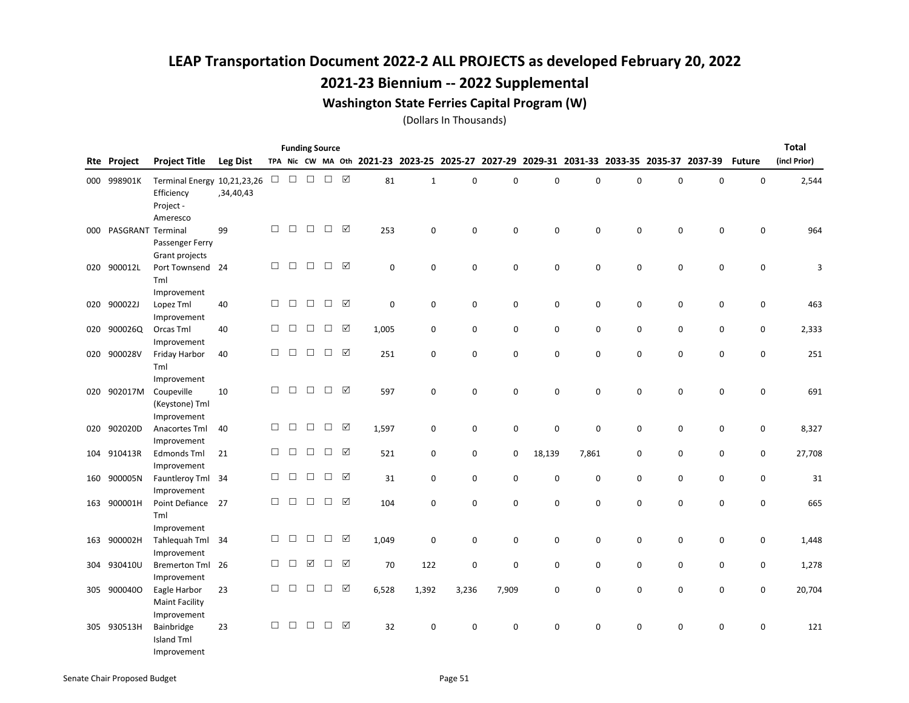# LEAP Transportation Document 2022-2 ALL PROJECTS as developed February 20, 2022

## 2021-23 Biennium -- 2022 Supplemental

### Washington State Ferries Capital Program (W)

(Dollars In Thousands)

| Rte | Project | Project Title | Leg Dist | Funding Source TPA | Nic | CW | MA | Oth | 2021-23 | 2023-25 | 2025-27 | 2027-29 | 2029-31 | 2031-33 | 2033-35 | 2035-37 | 2037-39 | Future | Total (incl Prior) |
|---|---|---|---|---|---|---|---|---|---|---|---|---|---|---|---|---|---|---|---|
| 000 | 998901K | Terminal Energy Efficiency Project - Ameresco | 10,21,23,26,34,40,43 | ☐ | ☐ | ☐ | ☐ | ☑ | 81 | 1 | 0 | 0 | 0 | 0 | 0 | 0 | 0 | 0 | 2,544 |
| 000 | PASGRANT | Terminal Passenger Ferry Grant projects | 99 | ☐ | ☐ | ☐ | ☐ | ☑ | 253 | 0 | 0 | 0 | 0 | 0 | 0 | 0 | 0 | 0 | 964 |
| 020 | 900012L | Port Townsend Tml Improvement | 24 | ☐ | ☐ | ☐ | ☐ | ☑ | 0 | 0 | 0 | 0 | 0 | 0 | 0 | 0 | 0 | 0 | 3 |
| 020 | 900022J | Lopez Tml Improvement | 40 | ☐ | ☐ | ☐ | ☐ | ☑ | 0 | 0 | 0 | 0 | 0 | 0 | 0 | 0 | 0 | 0 | 463 |
| 020 | 900026Q | Orcas Tml Improvement | 40 | ☐ | ☐ | ☐ | ☐ | ☑ | 1,005 | 0 | 0 | 0 | 0 | 0 | 0 | 0 | 0 | 0 | 2,333 |
| 020 | 900028V | Friday Harbor Tml Improvement | 40 | ☐ | ☐ | ☐ | ☐ | ☑ | 251 | 0 | 0 | 0 | 0 | 0 | 0 | 0 | 0 | 0 | 251 |
| 020 | 902017M | Coupeville (Keystone) Tml Improvement | 10 | ☐ | ☐ | ☐ | ☐ | ☑ | 597 | 0 | 0 | 0 | 0 | 0 | 0 | 0 | 0 | 0 | 691 |
| 020 | 902020D | Anacortes Tml Improvement | 40 | ☐ | ☐ | ☐ | ☐ | ☑ | 1,597 | 0 | 0 | 0 | 0 | 0 | 0 | 0 | 0 | 0 | 8,327 |
| 104 | 910413R | Edmonds Tml Improvement | 21 | ☐ | ☐ | ☐ | ☐ | ☑ | 521 | 0 | 0 | 0 | 18,139 | 7,861 | 0 | 0 | 0 | 0 | 27,708 |
| 160 | 900005N | Fauntleroy Tml Improvement | 34 | ☐ | ☐ | ☐ | ☐ | ☑ | 31 | 0 | 0 | 0 | 0 | 0 | 0 | 0 | 0 | 0 | 31 |
| 163 | 900001H | Point Defiance Tml Improvement | 27 | ☐ | ☐ | ☐ | ☐ | ☑ | 104 | 0 | 0 | 0 | 0 | 0 | 0 | 0 | 0 | 0 | 665 |
| 163 | 900002H | Tahlequah Tml Improvement | 34 | ☐ | ☐ | ☐ | ☐ | ☑ | 1,049 | 0 | 0 | 0 | 0 | 0 | 0 | 0 | 0 | 0 | 1,448 |
| 304 | 930410U | Bremerton Tml Improvement | 26 | ☐ | ☐ | ☑ | ☐ | ☑ | 70 | 122 | 0 | 0 | 0 | 0 | 0 | 0 | 0 | 0 | 1,278 |
| 305 | 900040O | Eagle Harbor Maint Facility Improvement | 23 | ☐ | ☐ | ☐ | ☐ | ☑ | 6,528 | 1,392 | 3,236 | 7,909 | 0 | 0 | 0 | 0 | 0 | 0 | 20,704 |
| 305 | 930513H | Bainbridge Island Tml Improvement | 23 | ☐ | ☐ | ☐ | ☐ | ☑ | 32 | 0 | 0 | 0 | 0 | 0 | 0 | 0 | 0 | 0 | 121 |

Senate Chair Proposed Budget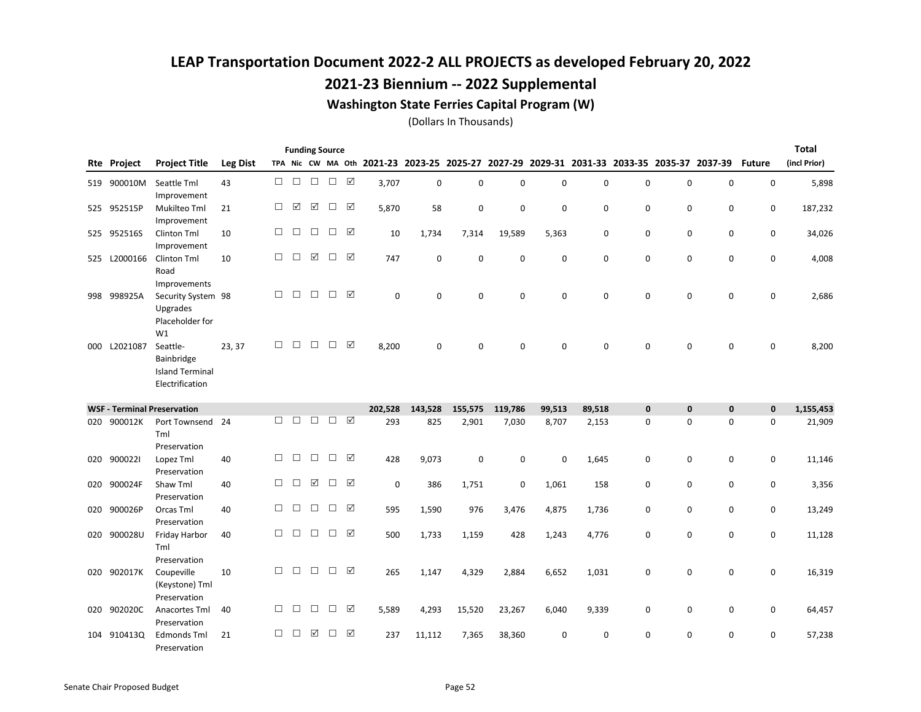# LEAP Transportation Document 2022-2 ALL PROJECTS as developed February 20, 2022

## 2021-23 Biennium -- 2022 Supplemental

### Washington State Ferries Capital Program (W)

(Dollars In Thousands)

| Rte | Project | Project Title | Leg Dist | TPA | Nic | CW | MA | Oth | 2021-23 | 2023-25 | 2025-27 | 2027-29 | 2029-31 | 2031-33 | 2033-35 | 2035-37 | 2037-39 | Future | Total (incl Prior) |
|---|---|---|---|---|---|---|---|---|---|---|---|---|---|---|---|---|---|---|---|
| | | | | Funding Source | | | | | | | | | | | | | | | |
| 519 | 900010M | Seattle Tml Improvement | 43 | ☐ | ☐ | ☐ | ☐ | ☑ | 3,707 | 0 | 0 | 0 | 0 | 0 | 0 | 0 | 0 | 0 | 5,898 |
| 525 | 952515P | Mukilteo Tml Improvement | 21 | ☐ | ☑ | ☑ | ☐ | ☑ | 5,870 | 58 | 0 | 0 | 0 | 0 | 0 | 0 | 0 | 0 | 187,232 |
| 525 | 952516S | Clinton Tml Improvement | 10 | ☐ | ☐ | ☐ | ☐ | ☑ | 10 | 1,734 | 7,314 | 19,589 | 5,363 | 0 | 0 | 0 | 0 | 0 | 34,026 |
| 525 | L2000166 | Clinton Tml Road Improvements | 10 | ☐ | ☐ | ☑ | ☐ | ☑ | 747 | 0 | 0 | 0 | 0 | 0 | 0 | 0 | 0 | 0 | 4,008 |
| 998 | 998925A | Security System Upgrades Placeholder for W1 | 98 | ☐ | ☐ | ☐ | ☐ | ☑ | 0 | 0 | 0 | 0 | 0 | 0 | 0 | 0 | 0 | 0 | 2,686 |
| 000 | L2021087 | Seattle-Bainbridge Island Terminal Electrification | 23, 37 | ☐ | ☐ | ☐ | ☐ | ☑ | 8,200 | 0 | 0 | 0 | 0 | 0 | 0 | 0 | 0 | 0 | 8,200 |
| **WSF - Terminal Preservation** | | | | | | | | | **202,528** | **143,528** | **155,575** | **119,786** | **99,513** | **89,518** | **0** | **0** | **0** | **0** | **1,155,453** |
| 020 | 900012K | Port Townsend Tml Preservation | 24 | ☐ | ☐ | ☐ | ☐ | ☑ | 293 | 825 | 2,901 | 7,030 | 8,707 | 2,153 | 0 | 0 | 0 | 0 | 21,909 |
| 020 | 900022I | Lopez Tml Preservation | 40 | ☐ | ☐ | ☐ | ☐ | ☑ | 428 | 9,073 | 0 | 0 | 0 | 1,645 | 0 | 0 | 0 | 0 | 11,146 |
| 020 | 900024F | Shaw Tml Preservation | 40 | ☐ | ☐ | ☑ | ☐ | ☑ | 0 | 386 | 1,751 | 0 | 1,061 | 158 | 0 | 0 | 0 | 0 | 3,356 |
| 020 | 900026P | Orcas Tml Preservation | 40 | ☐ | ☐ | ☐ | ☐ | ☑ | 595 | 1,590 | 976 | 3,476 | 4,875 | 1,736 | 0 | 0 | 0 | 0 | 13,249 |
| 020 | 900028U | Friday Harbor Tml Preservation | 40 | ☐ | ☐ | ☐ | ☐ | ☑ | 500 | 1,733 | 1,159 | 428 | 1,243 | 4,776 | 0 | 0 | 0 | 0 | 11,128 |
| 020 | 902017K | Coupeville (Keystone) Tml Preservation | 10 | ☐ | ☐ | ☐ | ☐ | ☑ | 265 | 1,147 | 4,329 | 2,884 | 6,652 | 1,031 | 0 | 0 | 0 | 0 | 16,319 |
| 020 | 902020C | Anacortes Tml Preservation | 40 | ☐ | ☐ | ☐ | ☐ | ☑ | 5,589 | 4,293 | 15,520 | 23,267 | 6,040 | 9,339 | 0 | 0 | 0 | 0 | 64,457 |
| 104 | 910413Q | Edmonds Tml Preservation | 21 | ☐ | ☐ | ☑ | ☐ | ☑ | 237 | 11,112 | 7,365 | 38,360 | 0 | 0 | 0 | 0 | 0 | 0 | 57,238 |

Senate Chair Proposed Budget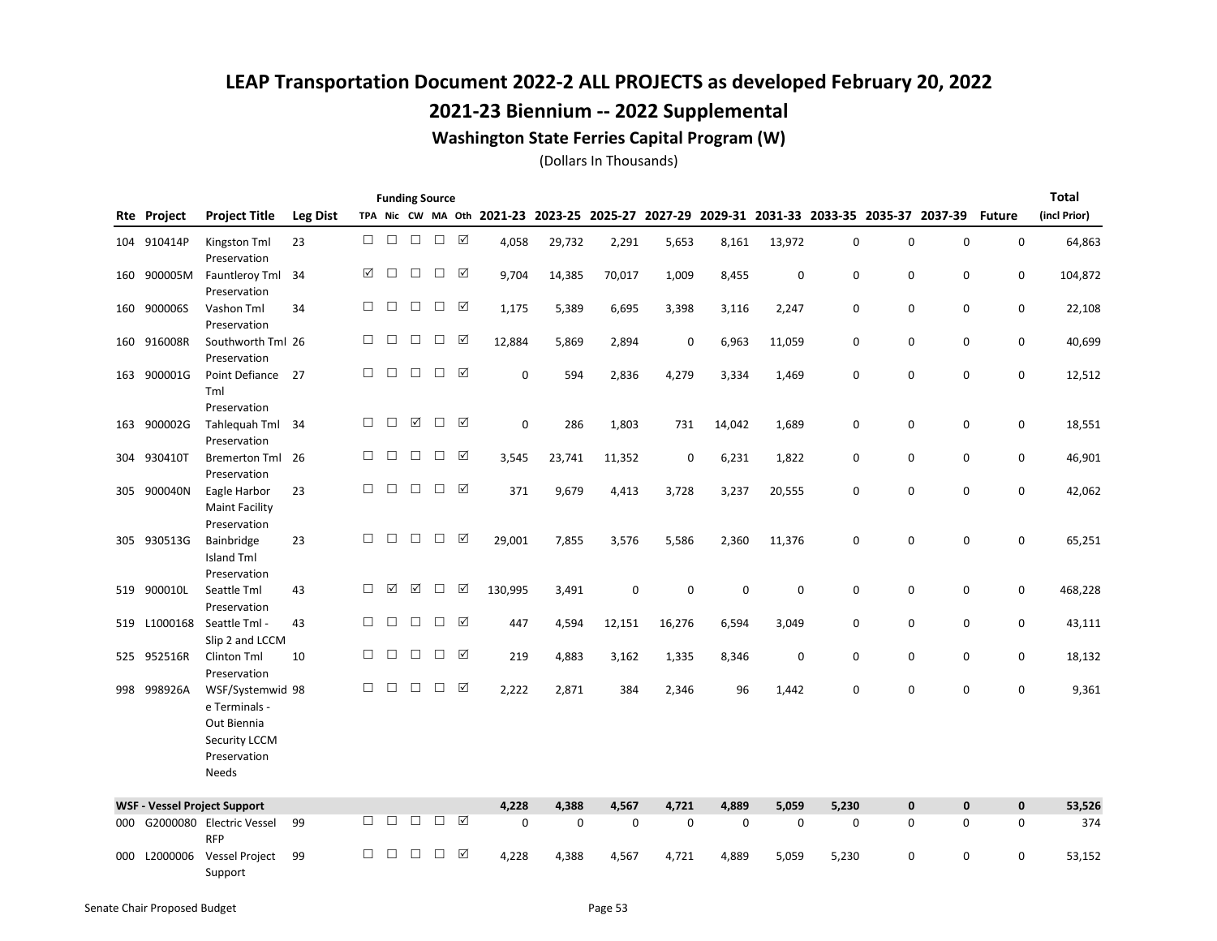# LEAP Transportation Document 2022-2 ALL PROJECTS as developed February 20, 2022

## 2021-23 Biennium -- 2022 Supplemental

### Washington State Ferries Capital Program (W)

(Dollars In Thousands)

| Rte | Project | Project Title | Leg Dist | Funding Source TPA | Nic | CW | MA | Oth | 2021-23 | 2023-25 | 2025-27 | 2027-29 | 2029-31 | 2031-33 | 2033-35 | 2035-37 | 2037-39 | Future | Total (incl Prior) |
|---|---|---|---|---|---|---|---|---|---|---|---|---|---|---|---|---|---|---|---|
| 104 | 910414P | Kingston Tml Preservation | 23 | ☐ | ☐ | ☐ | ☐ | ☑ | 4,058 | 29,732 | 2,291 | 5,653 | 8,161 | 13,972 | 0 | 0 | 0 | 0 | 64,863 |
| 160 | 900005M | Fauntleroy Tml Preservation | 34 | ☑ | ☐ | ☐ | ☐ | ☑ | 9,704 | 14,385 | 70,017 | 1,009 | 8,455 | 0 | 0 | 0 | 0 | 0 | 104,872 |
| 160 | 900006S | Vashon Tml Preservation | 34 | ☐ | ☐ | ☐ | ☐ | ☑ | 1,175 | 5,389 | 6,695 | 3,398 | 3,116 | 2,247 | 0 | 0 | 0 | 0 | 22,108 |
| 160 | 916008R | Southworth Tml Preservation | 26 | ☐ | ☐ | ☐ | ☐ | ☑ | 12,884 | 5,869 | 2,894 | 0 | 6,963 | 11,059 | 0 | 0 | 0 | 0 | 40,699 |
| 163 | 900001G | Point Defiance Tml Preservation | 27 | ☐ | ☐ | ☐ | ☐ | ☑ | 0 | 594 | 2,836 | 4,279 | 3,334 | 1,469 | 0 | 0 | 0 | 0 | 12,512 |
| 163 | 900002G | Tahlequah Tml Preservation | 34 | ☐ | ☐ | ☑ | ☐ | ☑ | 0 | 286 | 1,803 | 731 | 14,042 | 1,689 | 0 | 0 | 0 | 0 | 18,551 |
| 304 | 930410T | Bremerton Tml Preservation | 26 | ☐ | ☐ | ☐ | ☐ | ☑ | 3,545 | 23,741 | 11,352 | 0 | 6,231 | 1,822 | 0 | 0 | 0 | 0 | 46,901 |
| 305 | 900040N | Eagle Harbor Maint Facility Preservation | 23 | ☐ | ☐ | ☐ | ☐ | ☑ | 371 | 9,679 | 4,413 | 3,728 | 3,237 | 20,555 | 0 | 0 | 0 | 0 | 42,062 |
| 305 | 930513G | Bainbridge Island Tml Preservation | 23 | ☐ | ☐ | ☐ | ☐ | ☑ | 29,001 | 7,855 | 3,576 | 5,586 | 2,360 | 11,376 | 0 | 0 | 0 | 0 | 65,251 |
| 519 | 900010L | Seattle Tml Preservation | 43 | ☐ | ☑ | ☑ | ☐ | ☑ | 130,995 | 3,491 | 0 | 0 | 0 | 0 | 0 | 0 | 0 | 0 | 468,228 |
| 519 | L1000168 | Seattle Tml - Slip 2 and LCCM | 43 | ☐ | ☐ | ☐ | ☐ | ☑ | 447 | 4,594 | 12,151 | 16,276 | 6,594 | 3,049 | 0 | 0 | 0 | 0 | 43,111 |
| 525 | 952516R | Clinton Tml Preservation | 10 | ☐ | ☐ | ☐ | ☐ | ☑ | 219 | 4,883 | 3,162 | 1,335 | 8,346 | 0 | 0 | 0 | 0 | 0 | 18,132 |
| 998 | 998926A | WSF/Systemwide Terminals - Out Biennia Security LCCM Preservation Needs | 98 | ☐ | ☐ | ☐ | ☐ | ☑ | 2,222 | 2,871 | 384 | 2,346 | 96 | 1,442 | 0 | 0 | 0 | 0 | 9,361 |
| **WSF - Vessel Project Support** | | | | | | | | | **4,228** | **4,388** | **4,567** | **4,721** | **4,889** | **5,059** | **5,230** | **0** | **0** | **0** | **53,526** |
| 000 | G2000080 | Electric Vessel RFP | 99 | ☐ | ☐ | ☐ | ☐ | ☑ | 0 | 0 | 0 | 0 | 0 | 0 | 0 | 0 | 0 | 0 | 374 |
| 000 | L2000006 | Vessel Project Support | 99 | ☐ | ☐ | ☐ | ☐ | ☑ | 4,228 | 4,388 | 4,567 | 4,721 | 4,889 | 5,059 | 5,230 | 0 | 0 | 0 | 53,152 |

Senate Chair Proposed Budget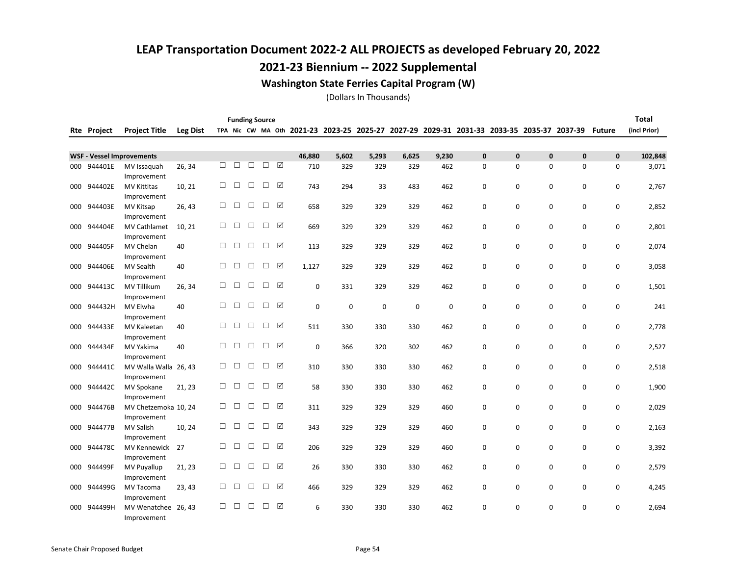# LEAP Transportation Document 2022-2 ALL PROJECTS as developed February 20, 2022

## 2021-23 Biennium -- 2022 Supplemental

### Washington State Ferries Capital Program (W)

(Dollars In Thousands)

| Rte | Project | Project Title | Leg Dist | Funding Source TPA | Nic | CW | MA | Oth | 2021-23 | 2023-25 | 2025-27 | 2027-29 | 2029-31 | 2031-33 | 2033-35 | 2035-37 | 2037-39 | Future | Total (incl Prior) |
|---|---|---|---|---|---|---|---|---|---|---|---|---|---|---|---|---|---|---|---|
| **WSF - Vessel Improvements** | | | | | | | | | **46,880** | **5,602** | **5,293** | **6,625** | **9,230** | **0** | **0** | **0** | **0** | **0** | **102,848** |
| 000 | 944401E | MV Issaquah Improvement | 26, 34 | ☐ | ☐ | ☐ | ☐ | ☑ | 710 | 329 | 329 | 329 | 462 | 0 | 0 | 0 | 0 | 0 | 3,071 |
| 000 | 944402E | MV Kittitas Improvement | 10, 21 | ☐ | ☐ | ☐ | ☐ | ☑ | 743 | 294 | 33 | 483 | 462 | 0 | 0 | 0 | 0 | 0 | 2,767 |
| 000 | 944403E | MV Kitsap Improvement | 26, 43 | ☐ | ☐ | ☐ | ☐ | ☑ | 658 | 329 | 329 | 329 | 462 | 0 | 0 | 0 | 0 | 0 | 2,852 |
| 000 | 944404E | MV Cathlamet Improvement | 10, 21 | ☐ | ☐ | ☐ | ☐ | ☑ | 669 | 329 | 329 | 329 | 462 | 0 | 0 | 0 | 0 | 0 | 2,801 |
| 000 | 944405F | MV Chelan Improvement | 40 | ☐ | ☐ | ☐ | ☐ | ☑ | 113 | 329 | 329 | 329 | 462 | 0 | 0 | 0 | 0 | 0 | 2,074 |
| 000 | 944406E | MV Sealth Improvement | 40 | ☐ | ☐ | ☐ | ☐ | ☑ | 1,127 | 329 | 329 | 329 | 462 | 0 | 0 | 0 | 0 | 0 | 3,058 |
| 000 | 944413C | MV Tillikum Improvement | 26, 34 | ☐ | ☐ | ☐ | ☐ | ☑ | 0 | 331 | 329 | 329 | 462 | 0 | 0 | 0 | 0 | 0 | 1,501 |
| 000 | 944432H | MV Elwha Improvement | 40 | ☐ | ☐ | ☐ | ☐ | ☑ | 0 | 0 | 0 | 0 | 0 | 0 | 0 | 0 | 0 | 0 | 241 |
| 000 | 944433E | MV Kaleetan Improvement | 40 | ☐ | ☐ | ☐ | ☐ | ☑ | 511 | 330 | 330 | 330 | 462 | 0 | 0 | 0 | 0 | 0 | 2,778 |
| 000 | 944434E | MV Yakima Improvement | 40 | ☐ | ☐ | ☐ | ☐ | ☑ | 0 | 366 | 320 | 302 | 462 | 0 | 0 | 0 | 0 | 0 | 2,527 |
| 000 | 944441C | MV Walla Walla Improvement | 26, 43 | ☐ | ☐ | ☐ | ☐ | ☑ | 310 | 330 | 330 | 330 | 462 | 0 | 0 | 0 | 0 | 0 | 2,518 |
| 000 | 944442C | MV Spokane Improvement | 21, 23 | ☐ | ☐ | ☐ | ☐ | ☑ | 58 | 330 | 330 | 330 | 462 | 0 | 0 | 0 | 0 | 0 | 1,900 |
| 000 | 944476B | MV Chetzemoka Improvement | 10, 24 | ☐ | ☐ | ☐ | ☐ | ☑ | 311 | 329 | 329 | 329 | 460 | 0 | 0 | 0 | 0 | 0 | 2,029 |
| 000 | 944477B | MV Salish Improvement | 10, 24 | ☐ | ☐ | ☐ | ☐ | ☑ | 343 | 329 | 329 | 329 | 460 | 0 | 0 | 0 | 0 | 0 | 2,163 |
| 000 | 944478C | MV Kennewick Improvement | 27 | ☐ | ☐ | ☐ | ☐ | ☑ | 206 | 329 | 329 | 329 | 460 | 0 | 0 | 0 | 0 | 0 | 3,392 |
| 000 | 944499F | MV Puyallup Improvement | 21, 23 | ☐ | ☐ | ☐ | ☐ | ☑ | 26 | 330 | 330 | 330 | 462 | 0 | 0 | 0 | 0 | 0 | 2,579 |
| 000 | 944499G | MV Tacoma Improvement | 23, 43 | ☐ | ☐ | ☐ | ☐ | ☑ | 466 | 329 | 329 | 329 | 462 | 0 | 0 | 0 | 0 | 0 | 4,245 |
| 000 | 944499H | MV Wenatchee Improvement | 26, 43 | ☐ | ☐ | ☐ | ☐ | ☑ | 6 | 330 | 330 | 330 | 462 | 0 | 0 | 0 | 0 | 0 | 2,694 |

Senate Chair Proposed Budget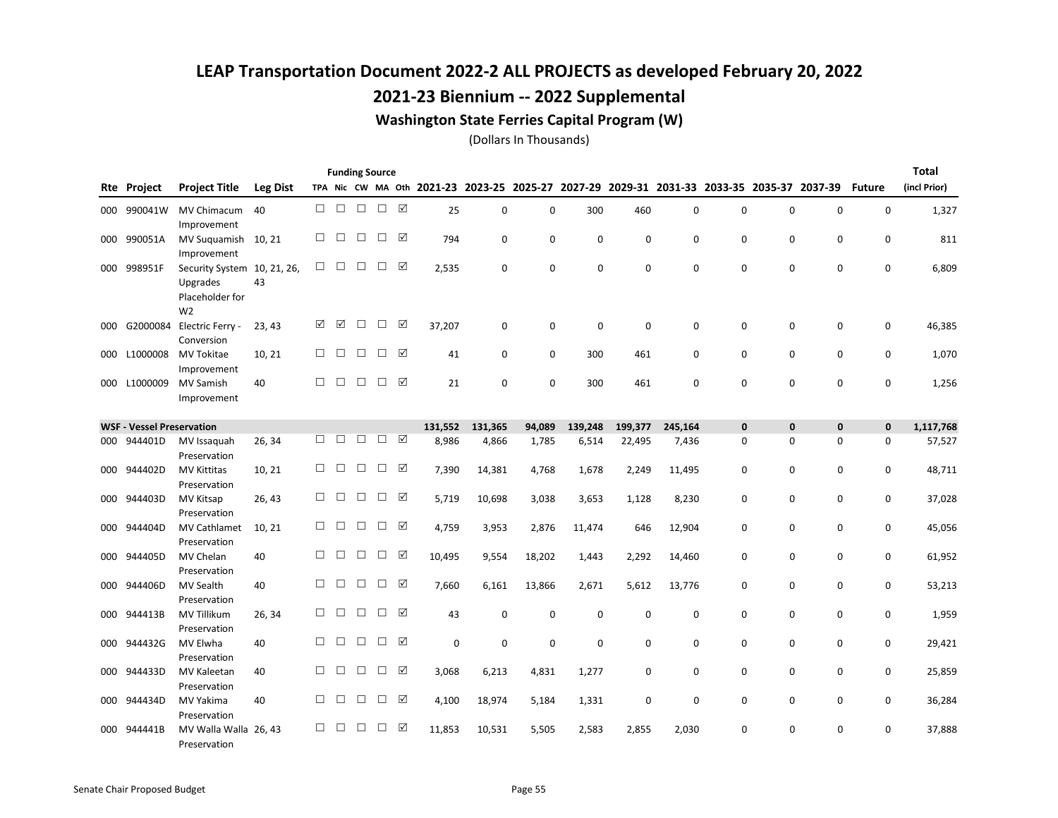# LEAP Transportation Document 2022-2 ALL PROJECTS as developed February 20, 2022

## 2021-23 Biennium -- 2022 Supplemental

### Washington State Ferries Capital Program (W)

(Dollars In Thousands)

| Rte | Project | Project Title | Leg Dist | Funding Source TPA | Nic | CW | MA | Oth | 2021-23 | 2023-25 | 2025-27 | 2027-29 | 2029-31 | 2031-33 | 2033-35 | 2035-37 | 2037-39 | Future | Total (incl Prior) |
|---|---|---|---|---|---|---|---|---|---|---|---|---|---|---|---|---|---|---|---|
| 000 | 990041W | MV Chimacum Improvement | 40 | ☐ | ☐ | ☐ | ☐ | ☑ | 25 | 0 | 0 | 300 | 460 | 0 | 0 | 0 | 0 | 0 | 1,327 |
| 000 | 990051A | MV Suquamish Improvement | 10, 21 | ☐ | ☐ | ☐ | ☐ | ☑ | 794 | 0 | 0 | 0 | 0 | 0 | 0 | 0 | 0 | 0 | 811 |
| 000 | 998951F | Security System Upgrades Placeholder for W2 | 10, 21, 26, 43 | ☐ | ☐ | ☐ | ☐ | ☑ | 2,535 | 0 | 0 | 0 | 0 | 0 | 0 | 0 | 0 | 0 | 6,809 |
| 000 | G2000084 | Electric Ferry - Conversion | 23, 43 | ☑ | ☑ | ☐ | ☐ | ☑ | 37,207 | 0 | 0 | 0 | 0 | 0 | 0 | 0 | 0 | 0 | 46,385 |
| 000 | L1000008 | MV Tokitae Improvement | 10, 21 | ☐ | ☐ | ☐ | ☐ | ☑ | 41 | 0 | 0 | 300 | 461 | 0 | 0 | 0 | 0 | 0 | 1,070 |
| 000 | L1000009 | MV Samish Improvement | 40 | ☐ | ☐ | ☐ | ☐ | ☑ | 21 | 0 | 0 | 300 | 461 | 0 | 0 | 0 | 0 | 0 | 1,256 |
| **WSF - Vessel Preservation** | | | | | | | | | **131,552** | **131,365** | **94,089** | **139,248** | **199,377** | **245,164** | **0** | **0** | **0** | **0** | **1,117,768** |
| 000 | 944401D | MV Issaquah Preservation | 26, 34 | ☐ | ☐ | ☐ | ☐ | ☑ | 8,986 | 4,866 | 1,785 | 6,514 | 22,495 | 7,436 | 0 | 0 | 0 | 0 | 57,527 |
| 000 | 944402D | MV Kittitas Preservation | 10, 21 | ☐ | ☐ | ☐ | ☐ | ☑ | 7,390 | 14,381 | 4,768 | 1,678 | 2,249 | 11,495 | 0 | 0 | 0 | 0 | 48,711 |
| 000 | 944403D | MV Kitsap Preservation | 26, 43 | ☐ | ☐ | ☐ | ☐ | ☑ | 5,719 | 10,698 | 3,038 | 3,653 | 1,128 | 8,230 | 0 | 0 | 0 | 0 | 37,028 |
| 000 | 944404D | MV Cathlamet Preservation | 10, 21 | ☐ | ☐ | ☐ | ☐ | ☑ | 4,759 | 3,953 | 2,876 | 11,474 | 646 | 12,904 | 0 | 0 | 0 | 0 | 45,056 |
| 000 | 944405D | MV Chelan Preservation | 40 | ☐ | ☐ | ☐ | ☐ | ☑ | 10,495 | 9,554 | 18,202 | 1,443 | 2,292 | 14,460 | 0 | 0 | 0 | 0 | 61,952 |
| 000 | 944406D | MV Sealth Preservation | 40 | ☐ | ☐ | ☐ | ☐ | ☑ | 7,660 | 6,161 | 13,866 | 2,671 | 5,612 | 13,776 | 0 | 0 | 0 | 0 | 53,213 |
| 000 | 944413B | MV Tillikum Preservation | 26, 34 | ☐ | ☐ | ☐ | ☐ | ☑ | 43 | 0 | 0 | 0 | 0 | 0 | 0 | 0 | 0 | 0 | 1,959 |
| 000 | 944432G | MV Elwha Preservation | 40 | ☐ | ☐ | ☐ | ☐ | ☑ | 0 | 0 | 0 | 0 | 0 | 0 | 0 | 0 | 0 | 0 | 29,421 |
| 000 | 944433D | MV Kaleetan Preservation | 40 | ☐ | ☐ | ☐ | ☐ | ☑ | 3,068 | 6,213 | 4,831 | 1,277 | 0 | 0 | 0 | 0 | 0 | 0 | 25,859 |
| 000 | 944434D | MV Yakima Preservation | 40 | ☐ | ☐ | ☐ | ☐ | ☑ | 4,100 | 18,974 | 5,184 | 1,331 | 0 | 0 | 0 | 0 | 0 | 0 | 36,284 |
| 000 | 944441B | MV Walla Walla Preservation | 26, 43 | ☐ | ☐ | ☐ | ☐ | ☑ | 11,853 | 10,531 | 5,505 | 2,583 | 2,855 | 2,030 | 0 | 0 | 0 | 0 | 37,888 |

Senate Chair Proposed Budget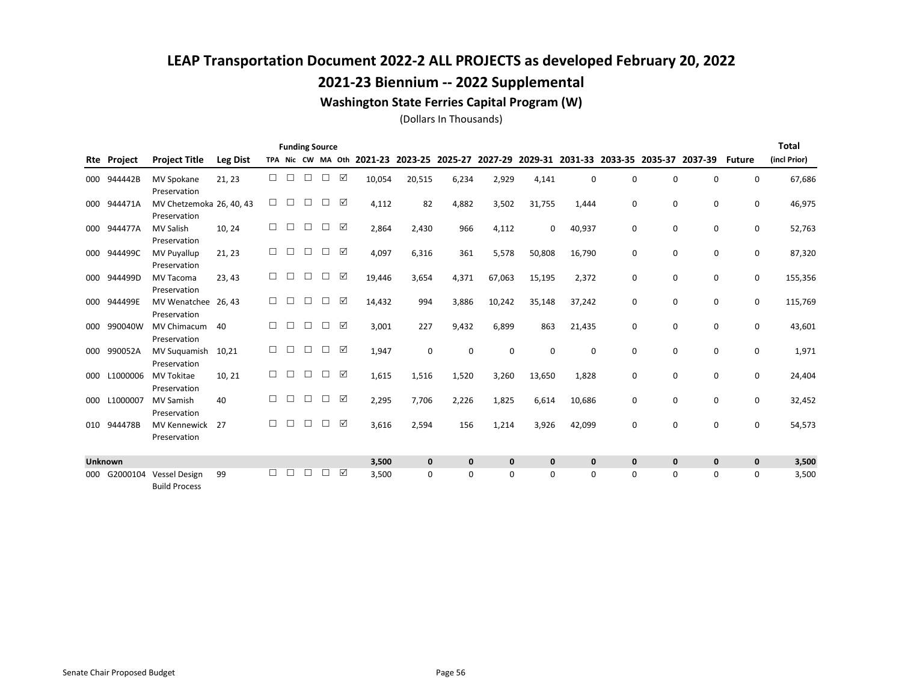# LEAP Transportation Document 2022-2 ALL PROJECTS as developed February 20, 2022

## 2021-23 Biennium -- 2022 Supplemental

### Washington State Ferries Capital Program (W)

(Dollars In Thousands)

| Rte | Project | Project Title | Leg Dist | Funding Source TPA | Nic | CW | MA | Oth | 2021-23 | 2023-25 | 2025-27 | 2027-29 | 2029-31 | 2031-33 | 2033-35 | 2035-37 | 2037-39 | Future | Total (incl Prior) |
|---|---|---|---|---|---|---|---|---|---|---|---|---|---|---|---|---|---|---|---|
| 000 | 944442B | MV Spokane Preservation | 21, 23 | ☐ | ☐ | ☐ | ☐ | ☑ | 10,054 | 20,515 | 6,234 | 2,929 | 4,141 | 0 | 0 | 0 | 0 | 0 | 67,686 |
| 000 | 944471A | MV Chetzemoka Preservation | 26, 40, 43 | ☐ | ☐ | ☐ | ☐ | ☑ | 4,112 | 82 | 4,882 | 3,502 | 31,755 | 1,444 | 0 | 0 | 0 | 0 | 46,975 |
| 000 | 944477A | MV Salish Preservation | 10, 24 | ☐ | ☐ | ☐ | ☐ | ☑ | 2,864 | 2,430 | 966 | 4,112 | 0 | 40,937 | 0 | 0 | 0 | 0 | 52,763 |
| 000 | 944499C | MV Puyallup Preservation | 21, 23 | ☐ | ☐ | ☐ | ☐ | ☑ | 4,097 | 6,316 | 361 | 5,578 | 50,808 | 16,790 | 0 | 0 | 0 | 0 | 87,320 |
| 000 | 944499D | MV Tacoma Preservation | 23, 43 | ☐ | ☐ | ☐ | ☐ | ☑ | 19,446 | 3,654 | 4,371 | 67,063 | 15,195 | 2,372 | 0 | 0 | 0 | 0 | 155,356 |
| 000 | 944499E | MV Wenatchee Preservation | 26, 43 | ☐ | ☐ | ☐ | ☐ | ☑ | 14,432 | 994 | 3,886 | 10,242 | 35,148 | 37,242 | 0 | 0 | 0 | 0 | 115,769 |
| 000 | 990040W | MV Chimacum Preservation | 40 | ☐ | ☐ | ☐ | ☐ | ☑ | 3,001 | 227 | 9,432 | 6,899 | 863 | 21,435 | 0 | 0 | 0 | 0 | 43,601 |
| 000 | 990052A | MV Suquamish Preservation | 10,21 | ☐ | ☐ | ☐ | ☐ | ☑ | 1,947 | 0 | 0 | 0 | 0 | 0 | 0 | 0 | 0 | 0 | 1,971 |
| 000 | L1000006 | MV Tokitae Preservation | 10, 21 | ☐ | ☐ | ☐ | ☐ | ☑ | 1,615 | 1,516 | 1,520 | 3,260 | 13,650 | 1,828 | 0 | 0 | 0 | 0 | 24,404 |
| 000 | L1000007 | MV Samish Preservation | 40 | ☐ | ☐ | ☐ | ☐ | ☑ | 2,295 | 7,706 | 2,226 | 1,825 | 6,614 | 10,686 | 0 | 0 | 0 | 0 | 32,452 |
| 010 | 944478B | MV Kennewick Preservation | 27 | ☐ | ☐ | ☐ | ☐ | ☑ | 3,616 | 2,594 | 156 | 1,214 | 3,926 | 42,099 | 0 | 0 | 0 | 0 | 54,573 |
| **Unknown** | | | | | | | | | **3,500** | **0** | **0** | **0** | **0** | **0** | **0** | **0** | **0** | **0** | **3,500** |
| 000 | G2000104 | Vessel Design Build Process | 99 | ☐ | ☐ | ☐ | ☐ | ☑ | 3,500 | 0 | 0 | 0 | 0 | 0 | 0 | 0 | 0 | 0 | 3,500 |

Senate Chair Proposed Budget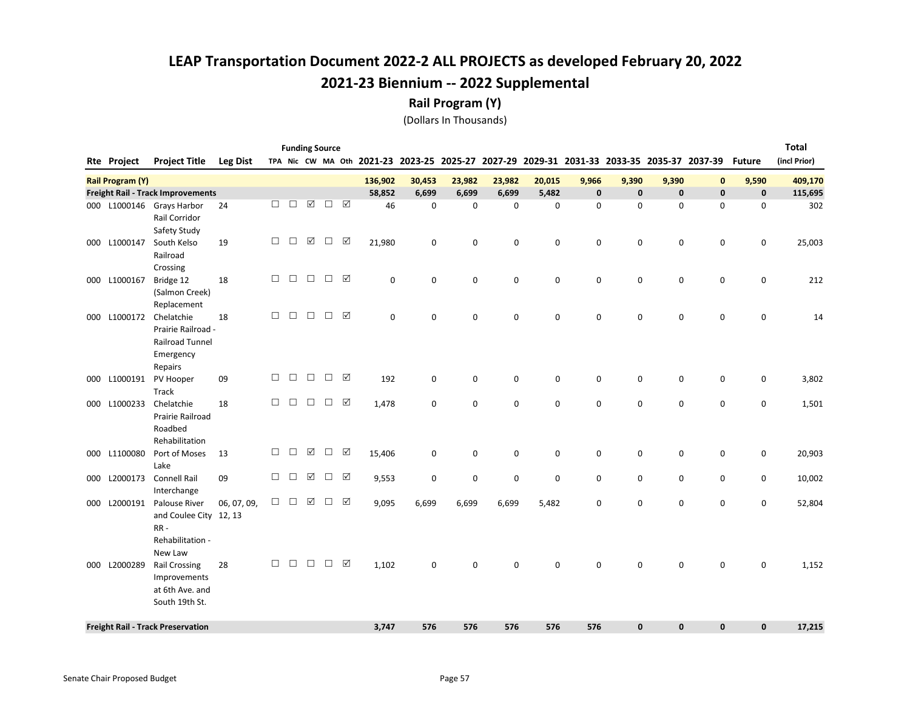# LEAP Transportation Document 2022-2 ALL PROJECTS as developed February 20, 2022

## 2021-23 Biennium -- 2022 Supplemental

### Rail Program (Y)

(Dollars In Thousands)

| Rte | Project | Project Title | Leg Dist | TPA | Nic | CW | MA | Oth | 2021-23 | 2023-25 | 2025-27 | 2027-29 | 2029-31 | 2031-33 | 2033-35 | 2035-37 | 2037-39 | Future | Total (incl Prior) |
|---|---|---|---|---|---|---|---|---|---|---|---|---|---|---|---|---|---|---|---|
| **Rail Program (Y)** | | | | | | | | | **136,902** | **30,453** | **23,982** | **23,982** | **20,015** | **9,966** | **9,390** | **9,390** | **0** | **9,590** | **409,170** |
| **Freight Rail - Track Improvements** | | | | | | | | | **58,852** | **6,699** | **6,699** | **6,699** | **5,482** | **0** | **0** | **0** | **0** | **0** | **115,695** |
| 000 | L1000146 | Grays Harbor Rail Corridor Safety Study | 24 | ☐ | ☐ | ☑ | ☐ | ☑ | 46 | 0 | 0 | 0 | 0 | 0 | 0 | 0 | 0 | 0 | 302 |
| 000 | L1000147 | South Kelso Railroad Crossing | 19 | ☐ | ☐ | ☑ | ☐ | ☑ | 21,980 | 0 | 0 | 0 | 0 | 0 | 0 | 0 | 0 | 0 | 25,003 |
| 000 | L1000167 | Bridge 12 (Salmon Creek) Replacement | 18 | ☐ | ☐ | ☐ | ☐ | ☑ | 0 | 0 | 0 | 0 | 0 | 0 | 0 | 0 | 0 | 0 | 212 |
| 000 | L1000172 | Chelatchie Prairie Railroad - Railroad Tunnel Emergency Repairs | 18 | ☐ | ☐ | ☐ | ☐ | ☑ | 0 | 0 | 0 | 0 | 0 | 0 | 0 | 0 | 0 | 0 | 14 |
| 000 | L1000191 | PV Hooper Track | 09 | ☐ | ☐ | ☐ | ☐ | ☑ | 192 | 0 | 0 | 0 | 0 | 0 | 0 | 0 | 0 | 0 | 3,802 |
| 000 | L1000233 | Chelatchie Prairie Railroad Roadbed Rehabilitation | 18 | ☐ | ☐ | ☐ | ☐ | ☑ | 1,478 | 0 | 0 | 0 | 0 | 0 | 0 | 0 | 0 | 0 | 1,501 |
| 000 | L1100080 | Port of Moses Lake | 13 | ☐ | ☐ | ☑ | ☐ | ☑ | 15,406 | 0 | 0 | 0 | 0 | 0 | 0 | 0 | 0 | 0 | 20,903 |
| 000 | L2000173 | Connell Rail Interchange | 09 | ☐ | ☐ | ☑ | ☐ | ☑ | 9,553 | 0 | 0 | 0 | 0 | 0 | 0 | 0 | 0 | 0 | 10,002 |
| 000 | L2000191 | Palouse River and Coulee City RR - Rehabilitation - New Law | 06, 07, 09, 12, 13 | ☐ | ☐ | ☑ | ☐ | ☑ | 9,095 | 6,699 | 6,699 | 6,699 | 5,482 | 0 | 0 | 0 | 0 | 0 | 52,804 |
| 000 | L2000289 | Rail Crossing Improvements at 6th Ave. and South 19th St. | 28 | ☐ | ☐ | ☐ | ☐ | ☑ | 1,102 | 0 | 0 | 0 | 0 | 0 | 0 | 0 | 0 | 0 | 1,152 |
| **Freight Rail - Track Preservation** | | | | | | | | | **3,747** | **576** | **576** | **576** | **576** | **576** | **0** | **0** | **0** | **0** | **17,215** |

Senate Chair Proposed Budget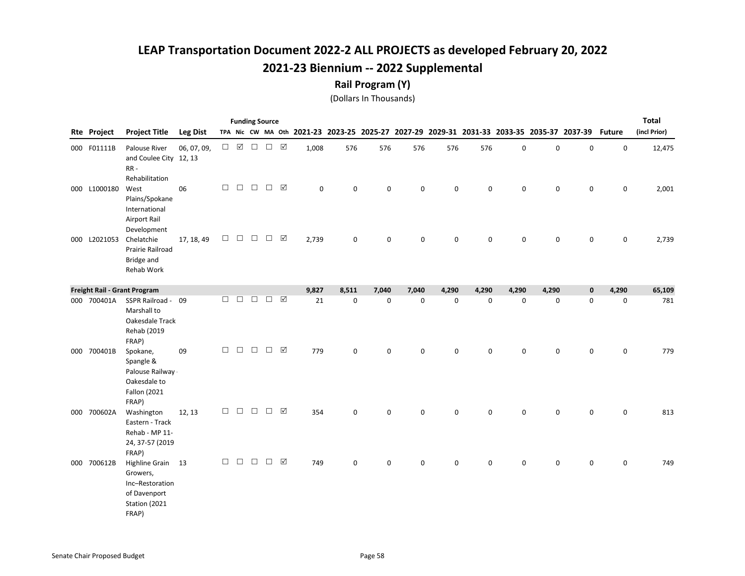# LEAP Transportation Document 2022-2 ALL PROJECTS as developed February 20, 2022

## 2021-23 Biennium -- 2022 Supplemental

### Rail Program (Y)

(Dollars In Thousands)

| Rte | Project | Project Title | Leg Dist | TPA | Nic | CW | MA | Oth | 2021-23 | 2023-25 | 2025-27 | 2027-29 | 2029-31 | 2031-33 | 2033-35 | 2035-37 | 2037-39 | Future | Total (incl Prior) |
|---|---|---|---|---|---|---|---|---|---|---|---|---|---|---|---|---|---|---|---|
| 000 | F01111B | Palouse River and Coulee City RR - Rehabilitation | 06, 07, 09, 12, 13 | ☐ | ☑ | ☐ | ☐ | ☑ | 1,008 | 576 | 576 | 576 | 576 | 576 | 0 | 0 | 0 | 0 | 12,475 |
| 000 | L1000180 | West Plains/Spokane International Airport Rail Development | 06 | ☐ | ☐ | ☐ | ☐ | ☑ | 0 | 0 | 0 | 0 | 0 | 0 | 0 | 0 | 0 | 0 | 2,001 |
| 000 | L2021053 | Chelatchie Prairie Railroad Bridge and Rehab Work | 17, 18, 49 | ☐ | ☐ | ☐ | ☐ | ☑ | 2,739 | 0 | 0 | 0 | 0 | 0 | 0 | 0 | 0 | 0 | 2,739 |
| **Freight Rail - Grant Program** | | | | | | | | | **9,827** | **8,511** | **7,040** | **7,040** | **4,290** | **4,290** | **4,290** | **4,290** | **0** | **4,290** | **65,109** |
| 000 | 700401A | SSPR Railroad - Marshall to Oakesdale Track Rehab (2019 FRAP) | 09 | ☐ | ☐ | ☐ | ☐ | ☑ | 21 | 0 | 0 | 0 | 0 | 0 | 0 | 0 | 0 | 0 | 781 |
| 000 | 700401B | Spokane, Spangle & Palouse Railway - Oakesdale to Fallon (2021 FRAP) | 09 | ☐ | ☐ | ☐ | ☐ | ☑ | 779 | 0 | 0 | 0 | 0 | 0 | 0 | 0 | 0 | 0 | 779 |
| 000 | 700602A | Washington Eastern - Track Rehab - MP 11-24, 37-57 (2019 FRAP) | 12, 13 | ☐ | ☐ | ☐ | ☐ | ☑ | 354 | 0 | 0 | 0 | 0 | 0 | 0 | 0 | 0 | 0 | 813 |
| 000 | 700612B | Highline Grain Growers, Inc–Restoration of Davenport Station (2021 FRAP) | 13 | ☐ | ☐ | ☐ | ☐ | ☑ | 749 | 0 | 0 | 0 | 0 | 0 | 0 | 0 | 0 | 0 | 749 |

Senate Chair Proposed Budget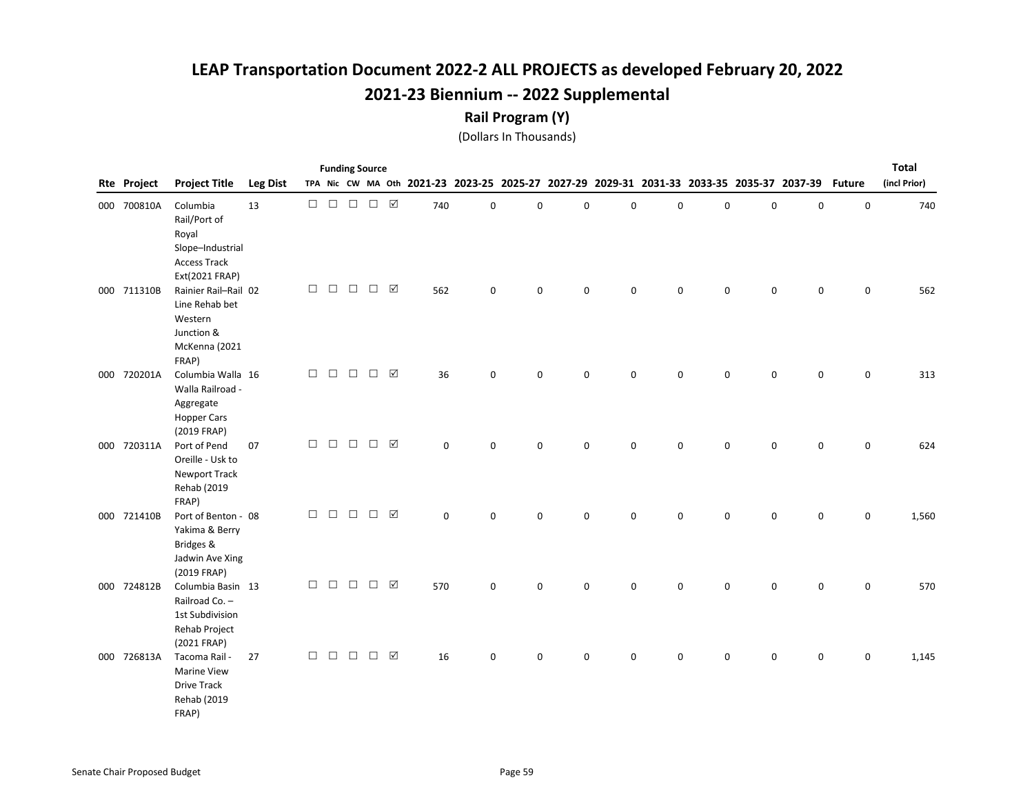# LEAP Transportation Document 2022-2 ALL PROJECTS as developed February 20, 2022

## 2021-23 Biennium -- 2022 Supplemental

### Rail Program (Y)

(Dollars In Thousands)

| Rte | Project | Project Title | Leg Dist | Funding Source TPA | Nic | CW | MA | Oth | 2021-23 | 2023-25 | 2025-27 | 2027-29 | 2029-31 | 2031-33 | 2033-35 | 2035-37 | 2037-39 | Future | Total (incl Prior) |
|---|---|---|---|---|---|---|---|---|---|---|---|---|---|---|---|---|---|---|---|
| 000 | 700810A | Columbia Rail/Port of Royal Slope–Industrial Access Track Ext(2021 FRAP) | 13 | ☐ | ☐ | ☐ | ☐ | ☑ | 740 | 0 | 0 | 0 | 0 | 0 | 0 | 0 | 0 | 0 | 740 |
| 000 | 711310B | Rainier Rail–Rail Line Rehab bet Western Junction & McKenna (2021 FRAP) | 02 | ☐ | ☐ | ☐ | ☐ | ☑ | 562 | 0 | 0 | 0 | 0 | 0 | 0 | 0 | 0 | 0 | 562 |
| 000 | 720201A | Columbia Walla Walla Railroad - Aggregate Hopper Cars (2019 FRAP) | 16 | ☐ | ☐ | ☐ | ☐ | ☑ | 36 | 0 | 0 | 0 | 0 | 0 | 0 | 0 | 0 | 0 | 313 |
| 000 | 720311A | Port of Pend Oreille - Usk to Newport Track Rehab (2019 FRAP) | 07 | ☐ | ☐ | ☐ | ☐ | ☑ | 0 | 0 | 0 | 0 | 0 | 0 | 0 | 0 | 0 | 0 | 624 |
| 000 | 721410B | Port of Benton - Yakima & Berry Bridges & Jadwin Ave Xing (2019 FRAP) | 08 | ☐ | ☐ | ☐ | ☐ | ☑ | 0 | 0 | 0 | 0 | 0 | 0 | 0 | 0 | 0 | 0 | 1,560 |
| 000 | 724812B | Columbia Basin Railroad Co. – 1st Subdivision Rehab Project (2021 FRAP) | 13 | ☐ | ☐ | ☐ | ☐ | ☑ | 570 | 0 | 0 | 0 | 0 | 0 | 0 | 0 | 0 | 0 | 570 |
| 000 | 726813A | Tacoma Rail - Marine View Drive Track Rehab (2019 FRAP) | 27 | ☐ | ☐ | ☐ | ☐ | ☑ | 16 | 0 | 0 | 0 | 0 | 0 | 0 | 0 | 0 | 0 | 1,145 |

Senate Chair Proposed Budget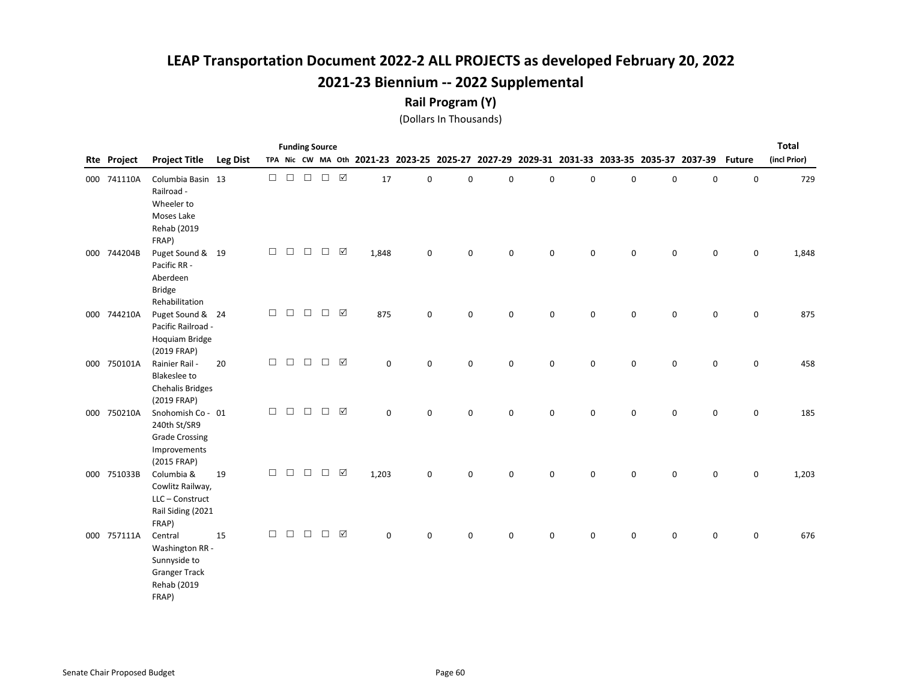# LEAP Transportation Document 2022-2 ALL PROJECTS as developed February 20, 2022

## 2021-23 Biennium -- 2022 Supplemental

### Rail Program (Y)

(Dollars In Thousands)

| Rte | Project | Project Title | Leg Dist | TPA | Nic | CW | MA | Oth | 2021-23 | 2023-25 | 2025-27 | 2027-29 | 2029-31 | 2031-33 | 2033-35 | 2035-37 | 2037-39 | Future | Total (incl Prior) |
|---|---|---|---|---|---|---|---|---|---|---|---|---|---|---|---|---|---|---|---|
| 000 | 741110A | Columbia Basin Railroad - Wheeler to Moses Lake Rehab (2019 FRAP) | 13 | ☐ | ☐ | ☐ | ☐ | ☑ | 17 | 0 | 0 | 0 | 0 | 0 | 0 | 0 | 0 | 0 | 729 |
| 000 | 744204B | Puget Sound & Pacific RR - Aberdeen Bridge Rehabilitation | 19 | ☐ | ☐ | ☐ | ☐ | ☑ | 1,848 | 0 | 0 | 0 | 0 | 0 | 0 | 0 | 0 | 0 | 1,848 |
| 000 | 744210A | Puget Sound & Pacific Railroad - Hoquiam Bridge (2019 FRAP) | 24 | ☐ | ☐ | ☐ | ☐ | ☑ | 875 | 0 | 0 | 0 | 0 | 0 | 0 | 0 | 0 | 0 | 875 |
| 000 | 750101A | Rainier Rail - Blakeslee to Chehalis Bridges (2019 FRAP) | 20 | ☐ | ☐ | ☐ | ☐ | ☑ | 0 | 0 | 0 | 0 | 0 | 0 | 0 | 0 | 0 | 0 | 458 |
| 000 | 750210A | Snohomish Co - 240th St/SR9 Grade Crossing Improvements (2015 FRAP) | 01 | ☐ | ☐ | ☐ | ☐ | ☑ | 0 | 0 | 0 | 0 | 0 | 0 | 0 | 0 | 0 | 0 | 185 |
| 000 | 751033B | Columbia & Cowlitz Railway, LLC – Construct Rail Siding (2021 FRAP) | 19 | ☐ | ☐ | ☐ | ☐ | ☑ | 1,203 | 0 | 0 | 0 | 0 | 0 | 0 | 0 | 0 | 0 | 1,203 |
| 000 | 757111A | Central Washington RR - Sunnyside to Granger Track Rehab (2019 FRAP) | 15 | ☐ | ☐ | ☐ | ☐ | ☑ | 0 | 0 | 0 | 0 | 0 | 0 | 0 | 0 | 0 | 0 | 676 |

Senate Chair Proposed Budget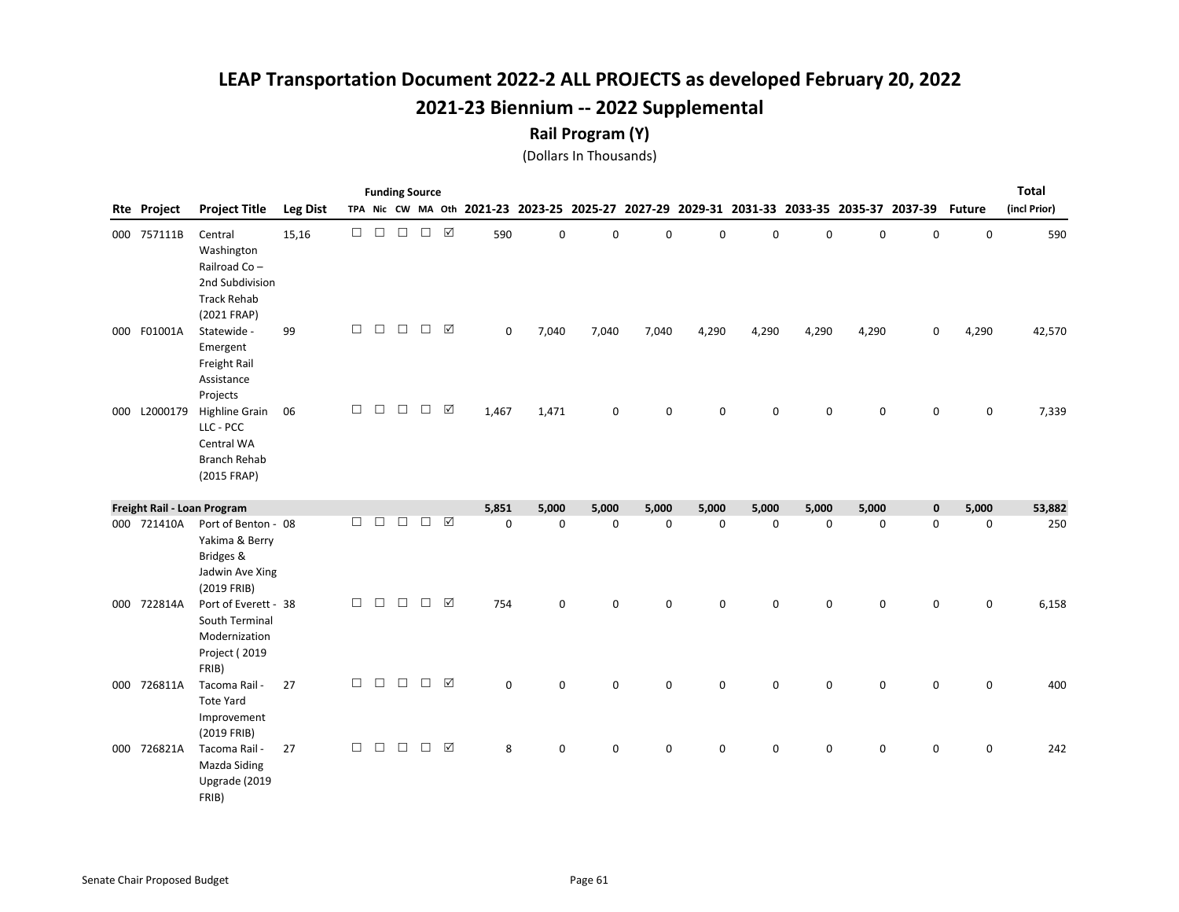# LEAP Transportation Document 2022-2 ALL PROJECTS as developed February 20, 2022

## 2021-23 Biennium -- 2022 Supplemental

### Rail Program (Y)

(Dollars In Thousands)

| Rte | Project | Project Title | Leg Dist | TPA | Nic | CW | MA | Oth | 2021-23 | 2023-25 | 2025-27 | 2027-29 | 2029-31 | 2031-33 | 2033-35 | 2035-37 | 2037-39 | Future | Total (incl Prior) |
|---|---|---|---|---|---|---|---|---|---|---|---|---|---|---|---|---|---|---|---|
| 000 | 757111B | Central Washington Railroad Co – 2nd Subdivision Track Rehab (2021 FRAP) | 15,16 | ☐ | ☐ | ☐ | ☐ | ☑ | 590 | 0 | 0 | 0 | 0 | 0 | 0 | 0 | 0 | 0 | 590 |
| 000 | F01001A | Statewide - Emergent Freight Rail Assistance Projects | 99 | ☐ | ☐ | ☐ | ☐ | ☑ | 0 | 7,040 | 7,040 | 7,040 | 4,290 | 4,290 | 4,290 | 4,290 | 0 | 4,290 | 42,570 |
| 000 | L2000179 | Highline Grain LLC - PCC Central WA Branch Rehab (2015 FRAP) | 06 | ☐ | ☐ | ☐ | ☐ | ☑ | 1,467 | 1,471 | 0 | 0 | 0 | 0 | 0 | 0 | 0 | 0 | 7,339 |
| **Freight Rail - Loan Program** | | | | | | | | | **5,851** | **5,000** | **5,000** | **5,000** | **5,000** | **5,000** | **5,000** | **5,000** | **0** | **5,000** | **53,882** |
| 000 | 721410A | Port of Benton - Yakima & Berry Bridges & Jadwin Ave Xing (2019 FRIB) | 08 | ☐ | ☐ | ☐ | ☐ | ☑ | 0 | 0 | 0 | 0 | 0 | 0 | 0 | 0 | 0 | 0 | 250 |
| 000 | 722814A | Port of Everett - South Terminal Modernization Project ( 2019 FRIB) | 38 | ☐ | ☐ | ☐ | ☐ | ☑ | 754 | 0 | 0 | 0 | 0 | 0 | 0 | 0 | 0 | 0 | 6,158 |
| 000 | 726811A | Tacoma Rail - Tote Yard Improvement (2019 FRIB) | 27 | ☐ | ☐ | ☐ | ☐ | ☑ | 0 | 0 | 0 | 0 | 0 | 0 | 0 | 0 | 0 | 0 | 400 |
| 000 | 726821A | Tacoma Rail - Mazda Siding Upgrade (2019 FRIB) | 27 | ☐ | ☐ | ☐ | ☐ | ☑ | 8 | 0 | 0 | 0 | 0 | 0 | 0 | 0 | 0 | 0 | 242 |

Senate Chair Proposed Budget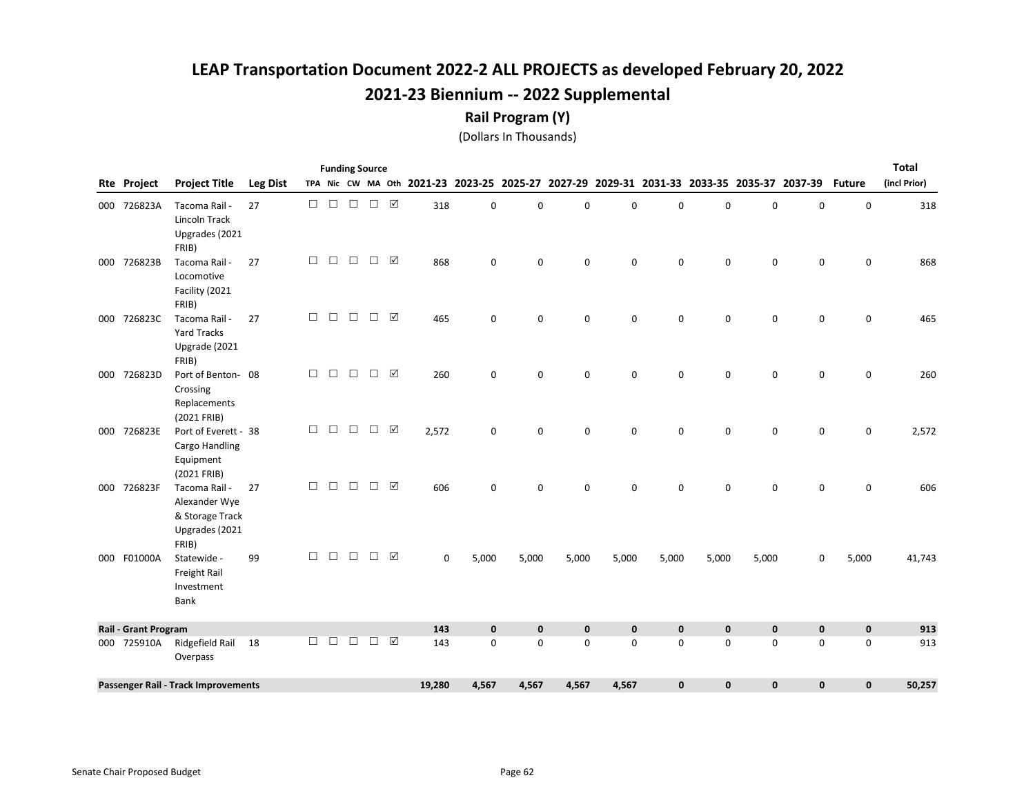# LEAP Transportation Document 2022-2 ALL PROJECTS as developed February 20, 2022

## 2021-23 Biennium -- 2022 Supplemental

### Rail Program (Y)

(Dollars In Thousands)

| Rte | Project | Project Title | Leg Dist | TPA | Nic | CW | MA | Oth | 2021-23 | 2023-25 | 2025-27 | 2027-29 | 2029-31 | 2031-33 | 2033-35 | 2035-37 | 2037-39 | Future | Total (incl Prior) |
|---|---|---|---|---|---|---|---|---|---|---|---|---|---|---|---|---|---|---|---|
| 000 | 726823A | Tacoma Rail - Lincoln Track Upgrades (2021 FRIB) | 27 | ☐ | ☐ | ☐ | ☐ | ☑ | 318 | 0 | 0 | 0 | 0 | 0 | 0 | 0 | 0 | 0 | 318 |
| 000 | 726823B | Tacoma Rail - Locomotive Facility (2021 FRIB) | 27 | ☐ | ☐ | ☐ | ☐ | ☑ | 868 | 0 | 0 | 0 | 0 | 0 | 0 | 0 | 0 | 0 | 868 |
| 000 | 726823C | Tacoma Rail - Yard Tracks Upgrade (2021 FRIB) | 27 | ☐ | ☐ | ☐ | ☐ | ☑ | 465 | 0 | 0 | 0 | 0 | 0 | 0 | 0 | 0 | 0 | 465 |
| 000 | 726823D | Port of Benton- Crossing Replacements (2021 FRIB) | 08 | ☐ | ☐ | ☐ | ☐ | ☑ | 260 | 0 | 0 | 0 | 0 | 0 | 0 | 0 | 0 | 0 | 260 |
| 000 | 726823E | Port of Everett - Cargo Handling Equipment (2021 FRIB) | 38 | ☐ | ☐ | ☐ | ☐ | ☑ | 2,572 | 0 | 0 | 0 | 0 | 0 | 0 | 0 | 0 | 0 | 2,572 |
| 000 | 726823F | Tacoma Rail - Alexander Wye & Storage Track Upgrades (2021 FRIB) | 27 | ☐ | ☐ | ☐ | ☐ | ☑ | 606 | 0 | 0 | 0 | 0 | 0 | 0 | 0 | 0 | 0 | 606 |
| 000 | F01000A | Statewide - Freight Rail Investment Bank | 99 | ☐ | ☐ | ☐ | ☐ | ☑ | 0 | 5,000 | 5,000 | 5,000 | 5,000 | 5,000 | 5,000 | 5,000 | 0 | 5,000 | 41,743 |
| **Rail - Grant Program** | | | | | | | | | **143** | **0** | **0** | **0** | **0** | **0** | **0** | **0** | **0** | **0** | **913** |
| 000 | 725910A | Ridgefield Rail Overpass | 18 | ☐ | ☐ | ☐ | ☐ | ☑ | 143 | 0 | 0 | 0 | 0 | 0 | 0 | 0 | 0 | 0 | 913 |
| **Passenger Rail - Track Improvements** | | | | | | | | | **19,280** | **4,567** | **4,567** | **4,567** | **4,567** | **0** | **0** | **0** | **0** | **0** | **50,257** |

Senate Chair Proposed Budget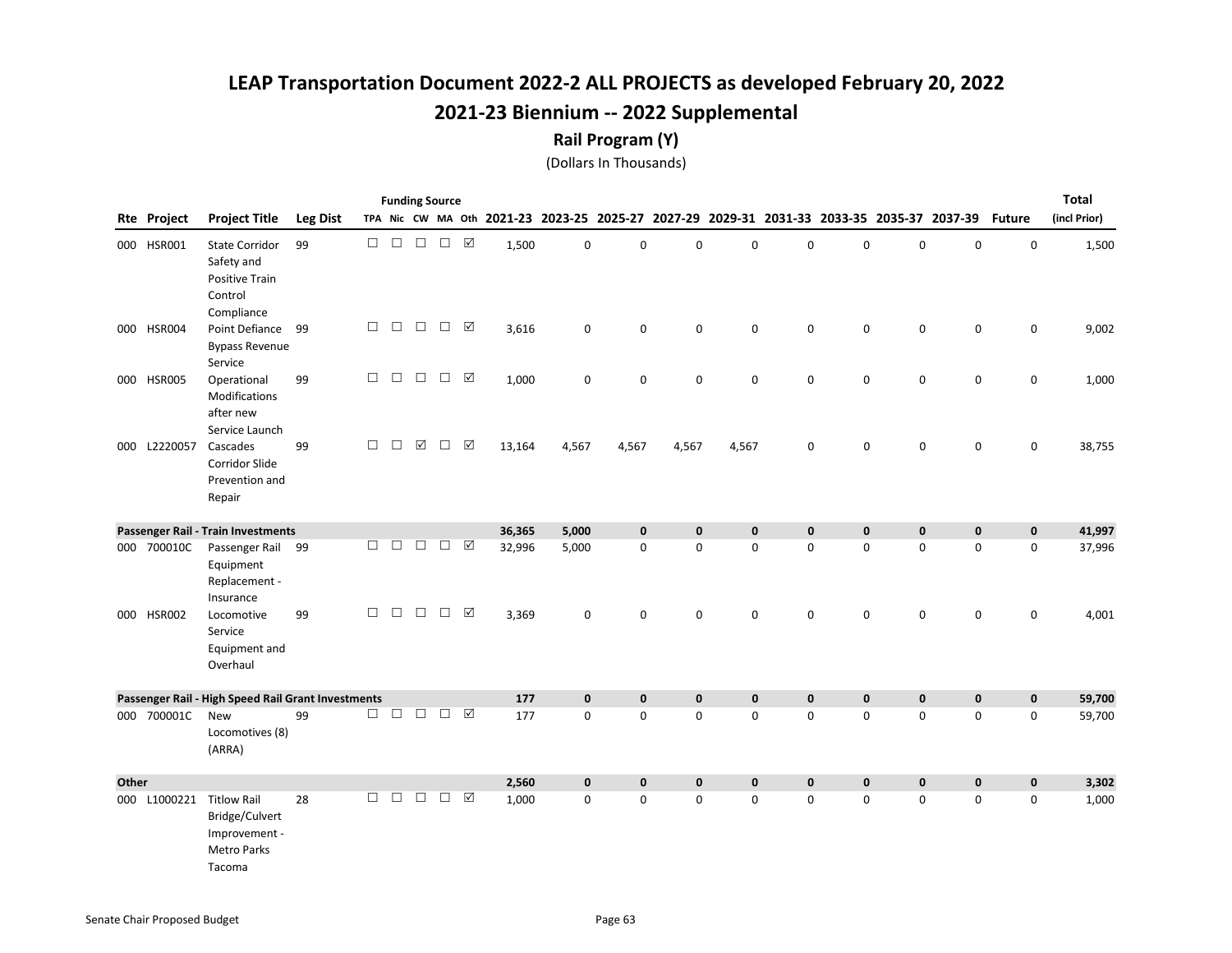# LEAP Transportation Document 2022-2 ALL PROJECTS as developed February 20, 2022

## 2021-23 Biennium -- 2022 Supplemental

### Rail Program (Y)

(Dollars In Thousands)

| Rte | Project | Project Title | Leg Dist | TPA | Nic | CW | MA | Oth | 2021-23 | 2023-25 | 2025-27 | 2027-29 | 2029-31 | 2031-33 | 2033-35 | 2035-37 | 2037-39 | Future | Total (incl Prior) |
|---|---|---|---|---|---|---|---|---|---|---|---|---|---|---|---|---|---|---|---|
| 000 | HSR001 | State Corridor Safety and Positive Train Control Compliance | 99 | ☐ | ☐ | ☐ | ☐ | ☑ | 1,500 | 0 | 0 | 0 | 0 | 0 | 0 | 0 | 0 | 0 | 1,500 |
| 000 | HSR004 | Point Defiance Bypass Revenue Service | 99 | ☐ | ☐ | ☐ | ☐ | ☑ | 3,616 | 0 | 0 | 0 | 0 | 0 | 0 | 0 | 0 | 0 | 9,002 |
| 000 | HSR005 | Operational Modifications after new Service Launch | 99 | ☐ | ☐ | ☐ | ☐ | ☑ | 1,000 | 0 | 0 | 0 | 0 | 0 | 0 | 0 | 0 | 0 | 1,000 |
| 000 | L2220057 | Cascades Corridor Slide Prevention and Repair | 99 | ☐ | ☐ | ☑ | ☐ | ☑ | 13,164 | 4,567 | 4,567 | 4,567 | 4,567 | 0 | 0 | 0 | 0 | 0 | 38,755 |
| **Passenger Rail - Train Investments** | | | | | | | | | **36,365** | **5,000** | **0** | **0** | **0** | **0** | **0** | **0** | **0** | **0** | **41,997** |
| 000 | 700010C | Passenger Rail Equipment Replacement - Insurance | 99 | ☐ | ☐ | ☐ | ☐ | ☑ | 32,996 | 5,000 | 0 | 0 | 0 | 0 | 0 | 0 | 0 | 0 | 37,996 |
| 000 | HSR002 | Locomotive Service Equipment and Overhaul | 99 | ☐ | ☐ | ☐ | ☐ | ☑ | 3,369 | 0 | 0 | 0 | 0 | 0 | 0 | 0 | 0 | 0 | 4,001 |
| **Passenger Rail - High Speed Rail Grant Investments** | | | | | | | | | **177** | **0** | **0** | **0** | **0** | **0** | **0** | **0** | **0** | **0** | **59,700** |
| 000 | 700001C | New Locomotives (8) (ARRA) | 99 | ☐ | ☐ | ☐ | ☐ | ☑ | 177 | 0 | 0 | 0 | 0 | 0 | 0 | 0 | 0 | 0 | 59,700 |
| **Other** | | | | | | | | | **2,560** | **0** | **0** | **0** | **0** | **0** | **0** | **0** | **0** | **0** | **3,302** |
| 000 | L1000221 | Titlow Rail Bridge/Culvert Improvement - Metro Parks Tacoma | 28 | ☐ | ☐ | ☐ | ☐ | ☑ | 1,000 | 0 | 0 | 0 | 0 | 0 | 0 | 0 | 0 | 0 | 1,000 |

Senate Chair Proposed Budget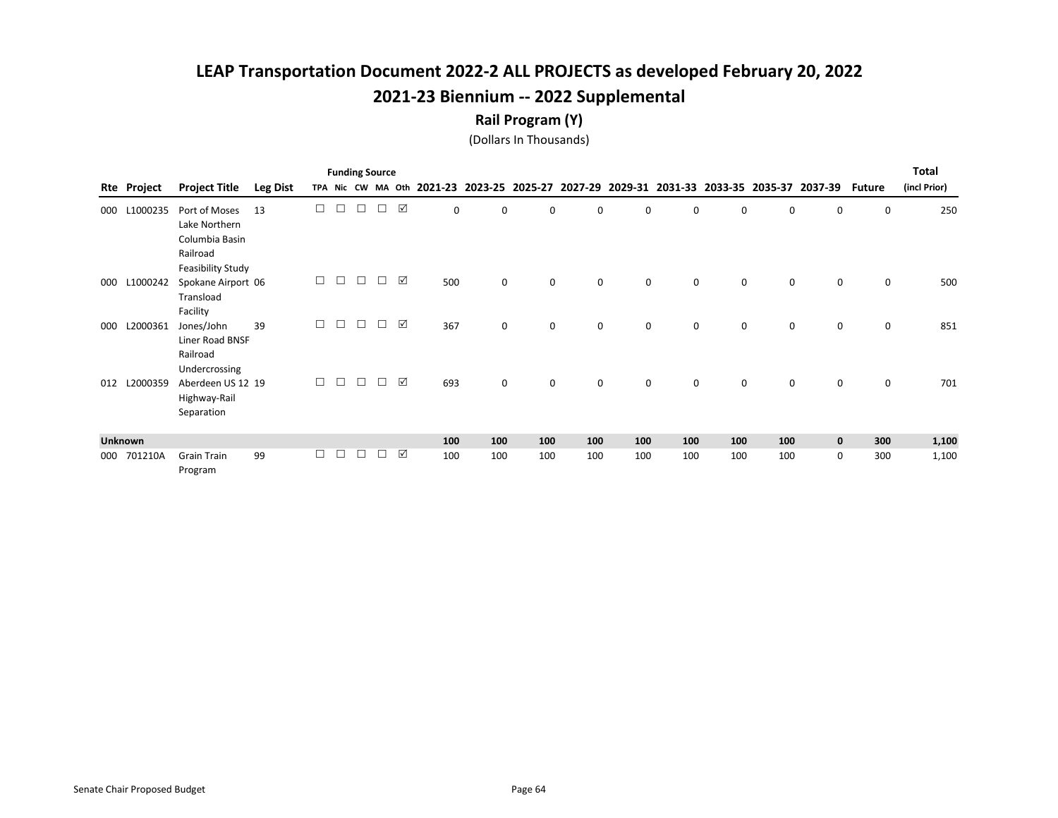# LEAP Transportation Document 2022-2 ALL PROJECTS as developed February 20, 2022

## 2021-23 Biennium -- 2022 Supplemental

### Rail Program (Y)

(Dollars In Thousands)

| Rte | Project | Project Title | Leg Dist | Funding Source TPA | Nic | CW | MA | Oth | 2021-23 | 2023-25 | 2025-27 | 2027-29 | 2029-31 | 2031-33 | 2033-35 | 2035-37 | 2037-39 | Future | Total (incl Prior) |
|---|---|---|---|---|---|---|---|---|---|---|---|---|---|---|---|---|---|---|---|
| 000 | L1000235 | Port of Moses Lake Northern Columbia Basin Railroad Feasibility Study | 13 | ☐ | ☐ | ☐ | ☐ | ☑ | 0 | 0 | 0 | 0 | 0 | 0 | 0 | 0 | 0 | 0 | 250 |
| 000 | L1000242 | Spokane Airport Transload Facility | 06 | ☐ | ☐ | ☐ | ☐ | ☑ | 500 | 0 | 0 | 0 | 0 | 0 | 0 | 0 | 0 | 0 | 500 |
| 000 | L2000361 | Jones/John Liner Road BNSF Railroad Undercrossing | 39 | ☐ | ☐ | ☐ | ☐ | ☑ | 367 | 0 | 0 | 0 | 0 | 0 | 0 | 0 | 0 | 0 | 851 |
| 012 | L2000359 | Aberdeen US 12 Highway-Rail Separation | 19 | ☐ | ☐ | ☐ | ☐ | ☑ | 693 | 0 | 0 | 0 | 0 | 0 | 0 | 0 | 0 | 0 | 701 |
| **Unknown** | | | | | | | | | **100** | **100** | **100** | **100** | **100** | **100** | **100** | **100** | **0** | **300** | **1,100** |
| 000 | 701210A | Grain Train Program | 99 | ☐ | ☐ | ☐ | ☐ | ☑ | 100 | 100 | 100 | 100 | 100 | 100 | 100 | 100 | 0 | 300 | 1,100 |

Senate Chair Proposed Budget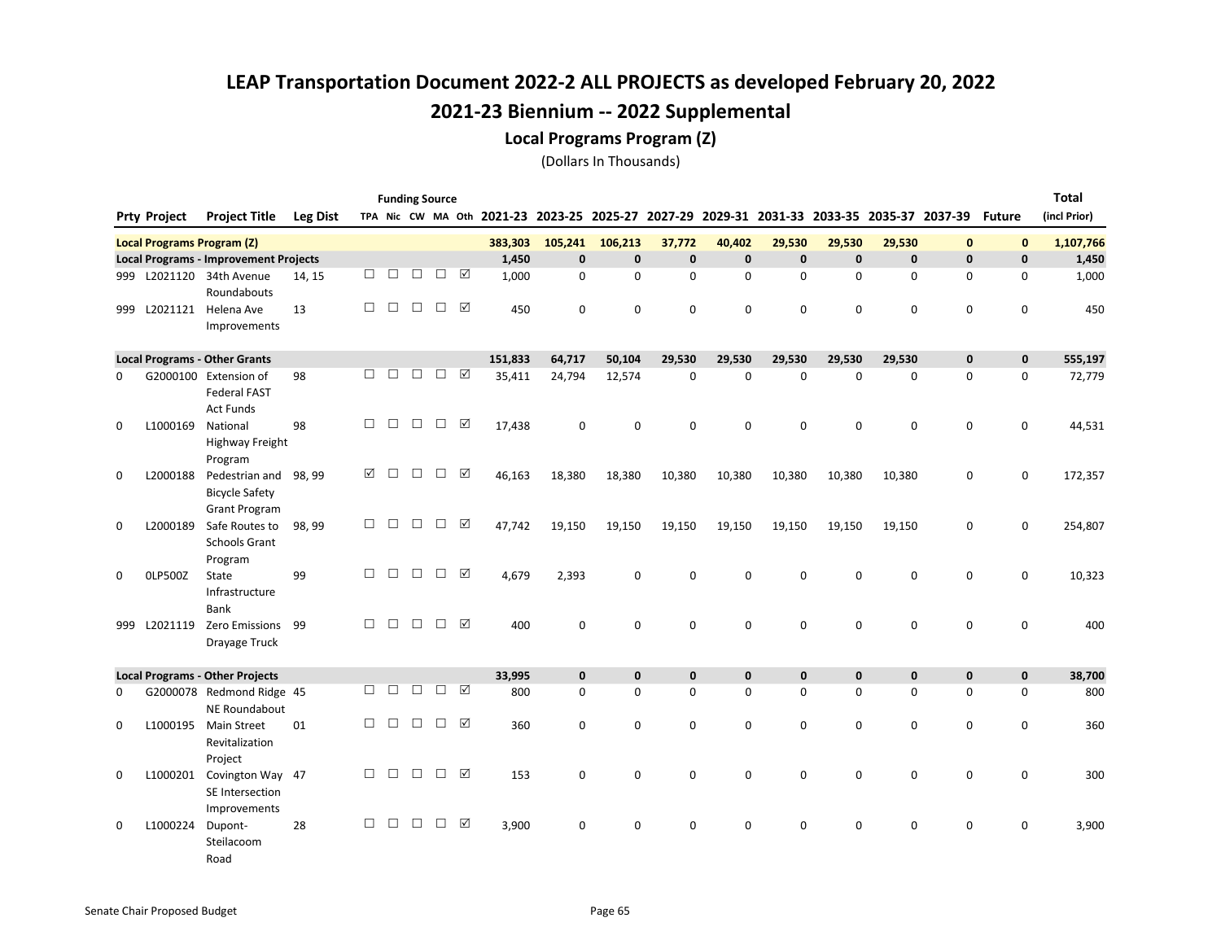# LEAP Transportation Document 2022-2 ALL PROJECTS as developed February 20, 2022

## 2021-23 Biennium -- 2022 Supplemental

### Local Programs Program (Z)

(Dollars In Thousands)

| Prty | Project | Project Title | Leg Dist | TPA | Nic | CW | MA | Oth | 2021-23 | 2023-25 | 2025-27 | 2027-29 | 2029-31 | 2031-33 | 2033-35 | 2035-37 | 2037-39 | Future | Total (incl Prior) |
|---|---|---|---|---|---|---|---|---|---|---|---|---|---|---|---|---|---|---|---|
| | | | | Funding Source | | | | | | | | | | | | | | | |
| **Local Programs Program (Z)** | | | | | | | | | **383,303** | **105,241** | **106,213** | **37,772** | **40,402** | **29,530** | **29,530** | **29,530** | **0** | **0** | **1,107,766** |
| **Local Programs - Improvement Projects** | | | | | | | | | **1,450** | **0** | **0** | **0** | **0** | **0** | **0** | **0** | **0** | **0** | **1,450** |
| 999 | L2021120 | 34th Avenue Roundabouts | 14, 15 | ☐ | ☐ | ☐ | ☐ | ☑ | 1,000 | 0 | 0 | 0 | 0 | 0 | 0 | 0 | 0 | 0 | 1,000 |
| 999 | L2021121 | Helena Ave Improvements | 13 | ☐ | ☐ | ☐ | ☐ | ☑ | 450 | 0 | 0 | 0 | 0 | 0 | 0 | 0 | 0 | 0 | 450 |
| **Local Programs - Other Grants** | | | | | | | | | **151,833** | **64,717** | **50,104** | **29,530** | **29,530** | **29,530** | **29,530** | **29,530** | **0** | **0** | **555,197** |
| 0 | G2000100 | Extension of Federal FAST Act Funds | 98 | ☐ | ☐ | ☐ | ☐ | ☑ | 35,411 | 24,794 | 12,574 | 0 | 0 | 0 | 0 | 0 | 0 | 0 | 72,779 |
| 0 | L1000169 | National Highway Freight Program | 98 | ☐ | ☐ | ☐ | ☐ | ☑ | 17,438 | 0 | 0 | 0 | 0 | 0 | 0 | 0 | 0 | 0 | 44,531 |
| 0 | L2000188 | Pedestrian and Bicycle Safety Grant Program | 98, 99 | ☑ | ☐ | ☐ | ☐ | ☑ | 46,163 | 18,380 | 18,380 | 10,380 | 10,380 | 10,380 | 10,380 | 10,380 | 0 | 0 | 172,357 |
| 0 | L2000189 | Safe Routes to Schools Grant Program | 98, 99 | ☐ | ☐ | ☐ | ☐ | ☑ | 47,742 | 19,150 | 19,150 | 19,150 | 19,150 | 19,150 | 19,150 | 19,150 | 0 | 0 | 254,807 |
| 0 | 0LP500Z | State Infrastructure Bank | 99 | ☐ | ☐ | ☐ | ☐ | ☑ | 4,679 | 2,393 | 0 | 0 | 0 | 0 | 0 | 0 | 0 | 0 | 10,323 |
| 999 | L2021119 | Zero Emissions Drayage Truck | 99 | ☐ | ☐ | ☐ | ☐ | ☑ | 400 | 0 | 0 | 0 | 0 | 0 | 0 | 0 | 0 | 0 | 400 |
| **Local Programs - Other Projects** | | | | | | | | | **33,995** | **0** | **0** | **0** | **0** | **0** | **0** | **0** | **0** | **0** | **38,700** |
| 0 | G2000078 | Redmond Ridge NE Roundabout | 45 | ☐ | ☐ | ☐ | ☐ | ☑ | 800 | 0 | 0 | 0 | 0 | 0 | 0 | 0 | 0 | 0 | 800 |
| 0 | L1000195 | Main Street Revitalization Project | 01 | ☐ | ☐ | ☐ | ☐ | ☑ | 360 | 0 | 0 | 0 | 0 | 0 | 0 | 0 | 0 | 0 | 360 |
| 0 | L1000201 | Covington Way SE Intersection Improvements | 47 | ☐ | ☐ | ☐ | ☐ | ☑ | 153 | 0 | 0 | 0 | 0 | 0 | 0 | 0 | 0 | 0 | 300 |
| 0 | L1000224 | Dupont-Steilacoom Road | 28 | ☐ | ☐ | ☐ | ☐ | ☑ | 3,900 | 0 | 0 | 0 | 0 | 0 | 0 | 0 | 0 | 0 | 3,900 |

Senate Chair Proposed Budget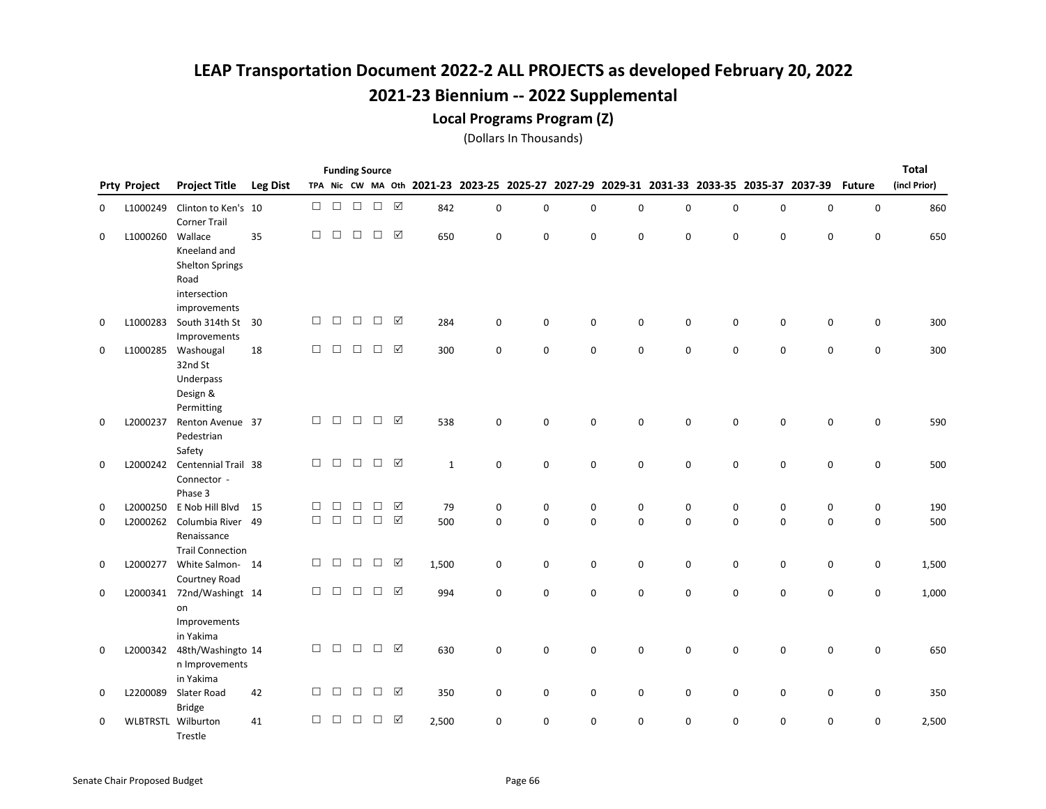# LEAP Transportation Document 2022-2 ALL PROJECTS as developed February 20, 2022

## 2021-23 Biennium -- 2022 Supplemental

### Local Programs Program (Z)

(Dollars In Thousands)

| Prty | Project | Project Title | Leg Dist | Funding Source TPA | Nic | CW | MA | Oth | 2021-23 | 2023-25 | 2025-27 | 2027-29 | 2029-31 | 2031-33 | 2033-35 | 2035-37 | 2037-39 | Future | Total (incl Prior) |
|---|---|---|---|---|---|---|---|---|---|---|---|---|---|---|---|---|---|---|---|
| 0 | L1000249 | Clinton to Ken's Corner Trail | 10 | ☐ | ☐ | ☐ | ☐ | ☑ | 842 | 0 | 0 | 0 | 0 | 0 | 0 | 0 | 0 | 0 | 860 |
| 0 | L1000260 | Wallace Kneeland and Shelton Springs Road intersection improvements | 35 | ☐ | ☐ | ☐ | ☐ | ☑ | 650 | 0 | 0 | 0 | 0 | 0 | 0 | 0 | 0 | 0 | 650 |
| 0 | L1000283 | South 314th St Improvements | 30 | ☐ | ☐ | ☐ | ☐ | ☑ | 284 | 0 | 0 | 0 | 0 | 0 | 0 | 0 | 0 | 0 | 300 |
| 0 | L1000285 | Washougal 32nd St Underpass Design & Permitting | 18 | ☐ | ☐ | ☐ | ☐ | ☑ | 300 | 0 | 0 | 0 | 0 | 0 | 0 | 0 | 0 | 0 | 300 |
| 0 | L2000237 | Renton Avenue Pedestrian Safety | 37 | ☐ | ☐ | ☐ | ☐ | ☑ | 538 | 0 | 0 | 0 | 0 | 0 | 0 | 0 | 0 | 0 | 590 |
| 0 | L2000242 | Centennial Trail Connector - Phase 3 | 38 | ☐ | ☐ | ☐ | ☐ | ☑ | 1 | 0 | 0 | 0 | 0 | 0 | 0 | 0 | 0 | 0 | 500 |
| 0 | L2000250 | E Nob Hill Blvd | 15 | ☐ | ☐ | ☐ | ☐ | ☑ | 79 | 0 | 0 | 0 | 0 | 0 | 0 | 0 | 0 | 0 | 190 |
| 0 | L2000262 | Columbia River Renaissance Trail Connection | 49 | ☐ | ☐ | ☐ | ☐ | ☑ | 500 | 0 | 0 | 0 | 0 | 0 | 0 | 0 | 0 | 0 | 500 |
| 0 | L2000277 | White Salmon-Courtney Road | 14 | ☐ | ☐ | ☐ | ☐ | ☑ | 1,500 | 0 | 0 | 0 | 0 | 0 | 0 | 0 | 0 | 0 | 1,500 |
| 0 | L2000341 | 72nd/Washington Improvements in Yakima | 14 | ☐ | ☐ | ☐ | ☐ | ☑ | 994 | 0 | 0 | 0 | 0 | 0 | 0 | 0 | 0 | 0 | 1,000 |
| 0 | L2000342 | 48th/Washington Improvements in Yakima | 14 | ☐ | ☐ | ☐ | ☐ | ☑ | 630 | 0 | 0 | 0 | 0 | 0 | 0 | 0 | 0 | 0 | 650 |
| 0 | L2200089 | Slater Road Bridge | 42 | ☐ | ☐ | ☐ | ☐ | ☑ | 350 | 0 | 0 | 0 | 0 | 0 | 0 | 0 | 0 | 0 | 350 |
| 0 | WLBTRSTL | Wilburton Trestle | 41 | ☐ | ☐ | ☐ | ☐ | ☑ | 2,500 | 0 | 0 | 0 | 0 | 0 | 0 | 0 | 0 | 0 | 2,500 |

Senate Chair Proposed Budget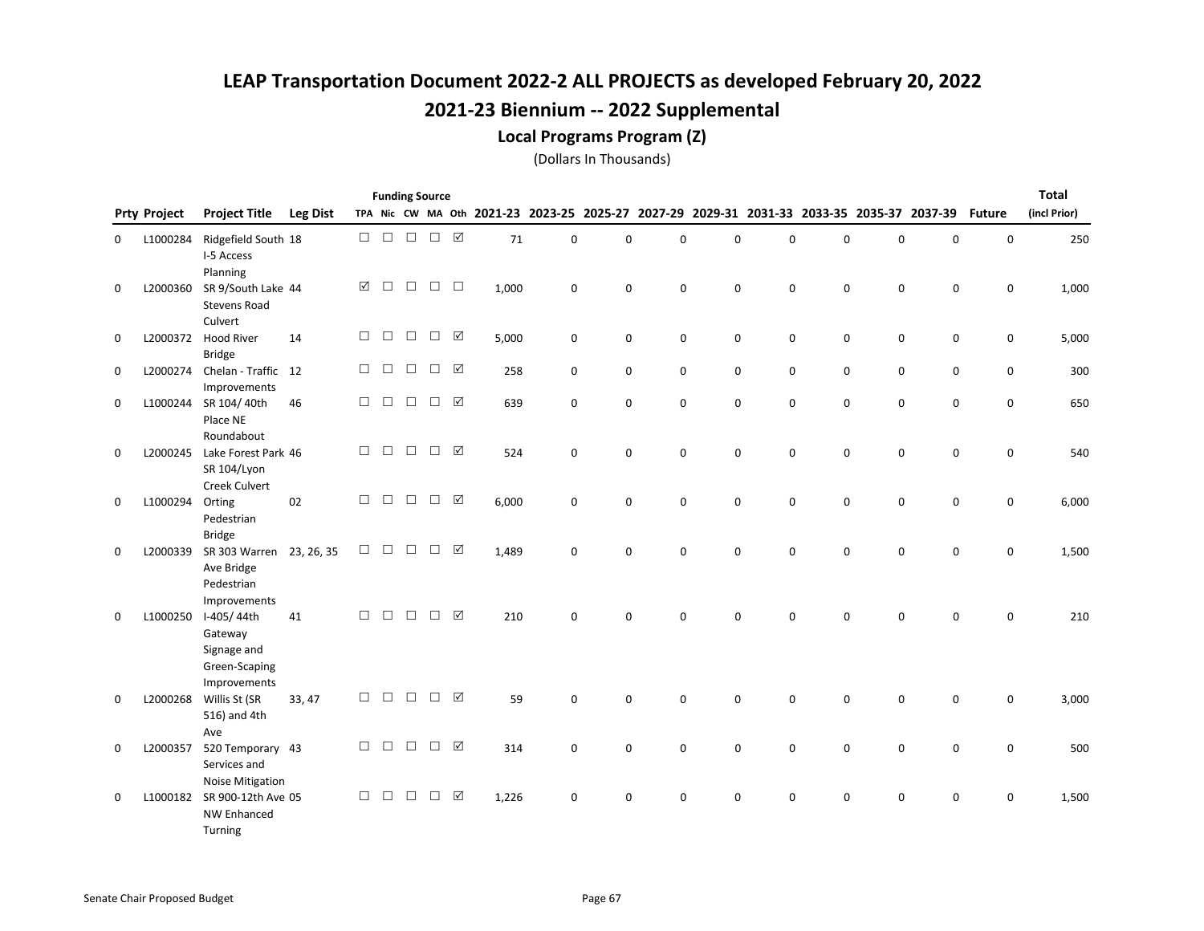# LEAP Transportation Document 2022-2 ALL PROJECTS as developed February 20, 2022

## 2021-23 Biennium -- 2022 Supplemental

### Local Programs Program (Z)

(Dollars In Thousands)

| Prty | Project | Project Title | Leg Dist | TPA | Nic | CW | MA | Oth | 2021-23 | 2023-25 | 2025-27 | 2027-29 | 2029-31 | 2031-33 | 2033-35 | 2035-37 | 2037-39 | Future | Total (incl Prior) |
|---|---|---|---|---|---|---|---|---|---|---|---|---|---|---|---|---|---|---|---|
| 0 | L1000284 | Ridgefield South I-5 Access Planning | 18 | ☐ | ☐ | ☐ | ☐ | ☑ | 71 | 0 | 0 | 0 | 0 | 0 | 0 | 0 | 0 | 0 | 250 |
| 0 | L2000360 | SR 9/South Lake Stevens Road Culvert | 44 | ☑ | ☐ | ☐ | ☐ | ☐ | 1,000 | 0 | 0 | 0 | 0 | 0 | 0 | 0 | 0 | 0 | 1,000 |
| 0 | L2000372 | Hood River Bridge | 14 | ☐ | ☐ | ☐ | ☐ | ☑ | 5,000 | 0 | 0 | 0 | 0 | 0 | 0 | 0 | 0 | 0 | 5,000 |
| 0 | L2000274 | Chelan - Traffic Improvements | 12 | ☐ | ☐ | ☐ | ☐ | ☑ | 258 | 0 | 0 | 0 | 0 | 0 | 0 | 0 | 0 | 0 | 300 |
| 0 | L1000244 | SR 104/ 40th Place NE Roundabout | 46 | ☐ | ☐ | ☐ | ☐ | ☑ | 639 | 0 | 0 | 0 | 0 | 0 | 0 | 0 | 0 | 0 | 650 |
| 0 | L2000245 | Lake Forest Park SR 104/Lyon Creek Culvert | 46 | ☐ | ☐ | ☐ | ☐ | ☑ | 524 | 0 | 0 | 0 | 0 | 0 | 0 | 0 | 0 | 0 | 540 |
| 0 | L1000294 | Orting Pedestrian Bridge | 02 | ☐ | ☐ | ☐ | ☐ | ☑ | 6,000 | 0 | 0 | 0 | 0 | 0 | 0 | 0 | 0 | 0 | 6,000 |
| 0 | L2000339 | SR 303 Warren Ave Bridge Pedestrian Improvements | 23, 26, 35 | ☐ | ☐ | ☐ | ☐ | ☑ | 1,489 | 0 | 0 | 0 | 0 | 0 | 0 | 0 | 0 | 0 | 1,500 |
| 0 | L1000250 | I-405/ 44th Gateway Signage and Green-Scaping Improvements | 41 | ☐ | ☐ | ☐ | ☐ | ☑ | 210 | 0 | 0 | 0 | 0 | 0 | 0 | 0 | 0 | 0 | 210 |
| 0 | L2000268 | Willis St (SR 516) and 4th Ave | 33, 47 | ☐ | ☐ | ☐ | ☐ | ☑ | 59 | 0 | 0 | 0 | 0 | 0 | 0 | 0 | 0 | 0 | 3,000 |
| 0 | L2000357 | 520 Temporary Services and Noise Mitigation | 43 | ☐ | ☐ | ☐ | ☐ | ☑ | 314 | 0 | 0 | 0 | 0 | 0 | 0 | 0 | 0 | 0 | 500 |
| 0 | L1000182 | SR 900-12th Ave NW Enhanced Turning | 05 | ☐ | ☐ | ☐ | ☐ | ☑ | 1,226 | 0 | 0 | 0 | 0 | 0 | 0 | 0 | 0 | 0 | 1,500 |

Senate Chair Proposed Budget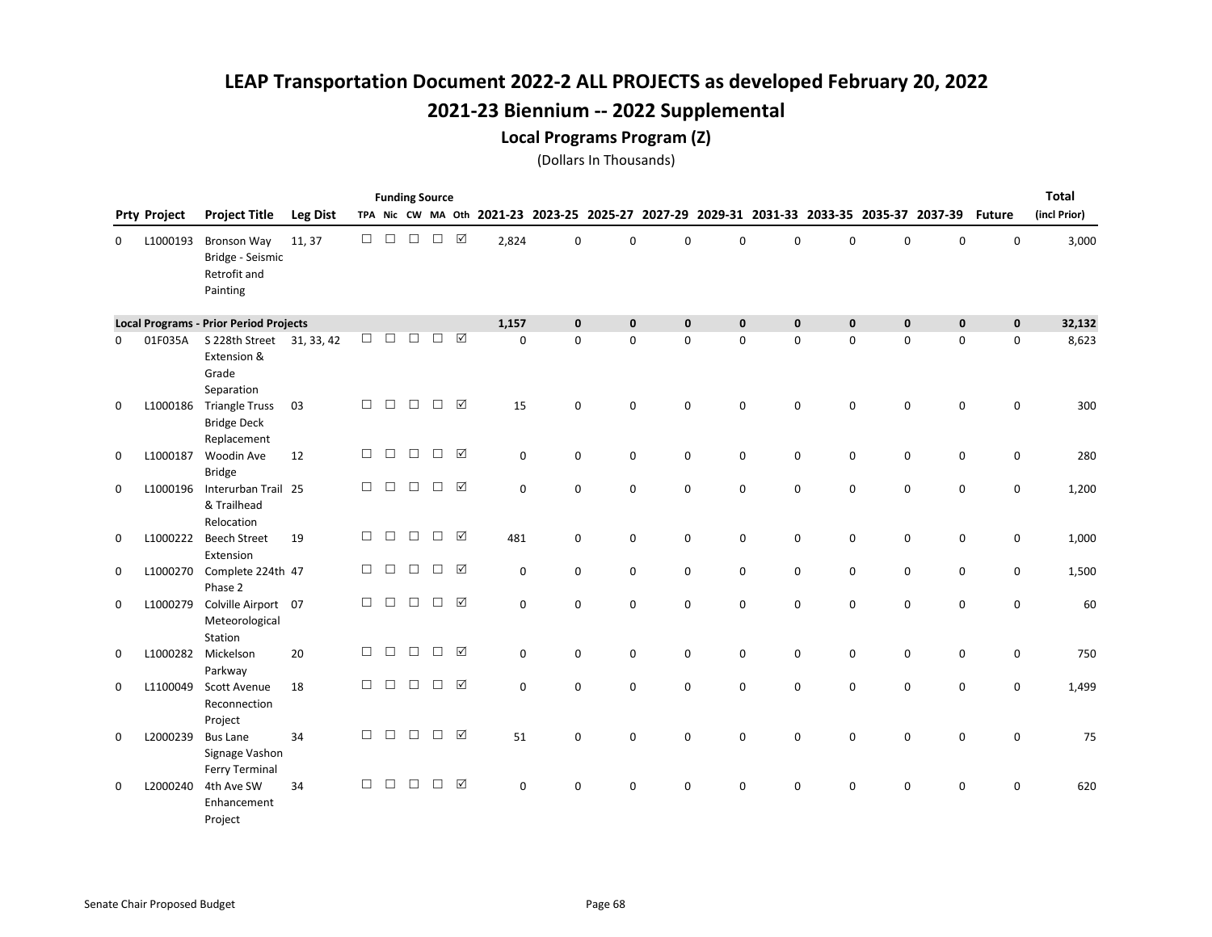# LEAP Transportation Document 2022-2 ALL PROJECTS as developed February 20, 2022

## 2021-23 Biennium -- 2022 Supplemental

### Local Programs Program (Z)

(Dollars In Thousands)

| Prty | Project | Project Title | Leg Dist | Funding Source TPA | Nic | CW | MA | Oth | 2021-23 | 2023-25 | 2025-27 | 2027-29 | 2029-31 | 2031-33 | 2033-35 | 2035-37 | 2037-39 | Future | Total (incl Prior) |
|---|---|---|---|---|---|---|---|---|---|---|---|---|---|---|---|---|---|---|---|
| 0 | L1000193 | Bronson Way Bridge - Seismic Retrofit and Painting | 11, 37 | ☐ | ☐ | ☐ | ☐ | ☑ | 2,824 | 0 | 0 | 0 | 0 | 0 | 0 | 0 | 0 | 0 | 3,000 |
| **Local Programs - Prior Period Projects** | | | | | | | | | **1,157** | **0** | **0** | **0** | **0** | **0** | **0** | **0** | **0** | **0** | **32,132** |
| 0 | 01F035A | S 228th Street Extension & Grade Separation | 31, 33, 42 | ☐ | ☐ | ☐ | ☐ | ☑ | 0 | 0 | 0 | 0 | 0 | 0 | 0 | 0 | 0 | 0 | 8,623 |
| 0 | L1000186 | Triangle Truss Bridge Deck Replacement | 03 | ☐ | ☐ | ☐ | ☐ | ☑ | 15 | 0 | 0 | 0 | 0 | 0 | 0 | 0 | 0 | 0 | 300 |
| 0 | L1000187 | Woodin Ave Bridge | 12 | ☐ | ☐ | ☐ | ☐ | ☑ | 0 | 0 | 0 | 0 | 0 | 0 | 0 | 0 | 0 | 0 | 280 |
| 0 | L1000196 | Interurban Trail & Trailhead Relocation | 25 | ☐ | ☐ | ☐ | ☐ | ☑ | 0 | 0 | 0 | 0 | 0 | 0 | 0 | 0 | 0 | 0 | 1,200 |
| 0 | L1000222 | Beech Street Extension | 19 | ☐ | ☐ | ☐ | ☐ | ☑ | 481 | 0 | 0 | 0 | 0 | 0 | 0 | 0 | 0 | 0 | 1,000 |
| 0 | L1000270 | Complete 224th Phase 2 | 47 | ☐ | ☐ | ☐ | ☐ | ☑ | 0 | 0 | 0 | 0 | 0 | 0 | 0 | 0 | 0 | 0 | 1,500 |
| 0 | L1000279 | Colville Airport Meteorological Station | 07 | ☐ | ☐ | ☐ | ☐ | ☑ | 0 | 0 | 0 | 0 | 0 | 0 | 0 | 0 | 0 | 0 | 60 |
| 0 | L1000282 | Mickelson Parkway | 20 | ☐ | ☐ | ☐ | ☐ | ☑ | 0 | 0 | 0 | 0 | 0 | 0 | 0 | 0 | 0 | 0 | 750 |
| 0 | L1100049 | Scott Avenue Reconnection Project | 18 | ☐ | ☐ | ☐ | ☐ | ☑ | 0 | 0 | 0 | 0 | 0 | 0 | 0 | 0 | 0 | 0 | 1,499 |
| 0 | L2000239 | Bus Lane Signage Vashon Ferry Terminal | 34 | ☐ | ☐ | ☐ | ☐ | ☑ | 51 | 0 | 0 | 0 | 0 | 0 | 0 | 0 | 0 | 0 | 75 |
| 0 | L2000240 | 4th Ave SW Enhancement Project | 34 | ☐ | ☐ | ☐ | ☐ | ☑ | 0 | 0 | 0 | 0 | 0 | 0 | 0 | 0 | 0 | 0 | 620 |

Senate Chair Proposed Budget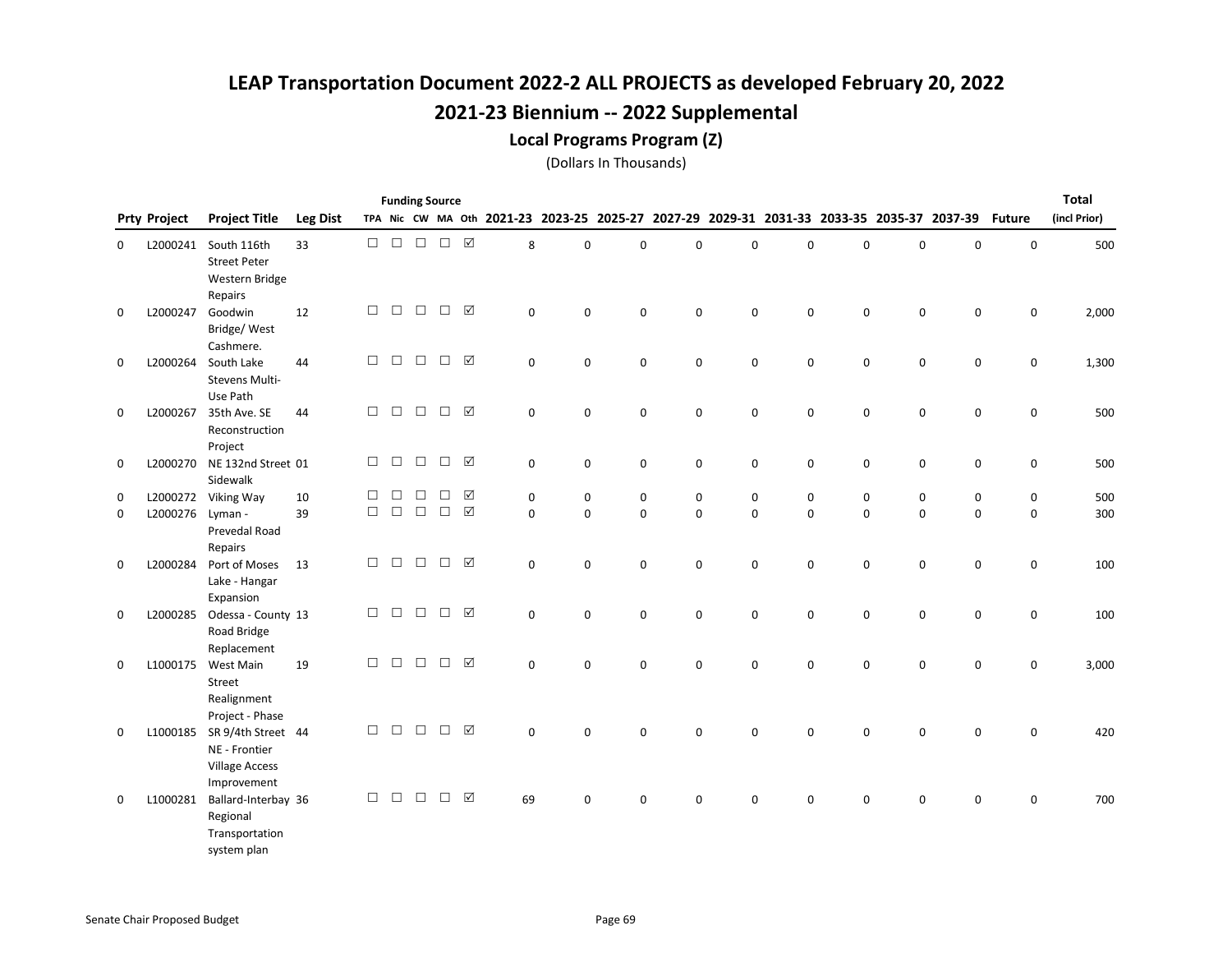# LEAP Transportation Document 2022-2 ALL PROJECTS as developed February 20, 2022

## 2021-23 Biennium -- 2022 Supplemental

### Local Programs Program (Z)

(Dollars In Thousands)

| Prty | Project | Project Title | Leg Dist | Funding Source TPA | Nic | CW | MA | Oth | 2021-23 | 2023-25 | 2025-27 | 2027-29 | 2029-31 | 2031-33 | 2033-35 | 2035-37 | 2037-39 | Future | Total (incl Prior) |
|---|---|---|---|---|---|---|---|---|---|---|---|---|---|---|---|---|---|---|---|
| 0 | L2000241 | South 116th Street Peter Western Bridge Repairs | 33 | ☐ | ☐ | ☐ | ☐ | ☑ | 8 | 0 | 0 | 0 | 0 | 0 | 0 | 0 | 0 | 0 | 500 |
| 0 | L2000247 | Goodwin Bridge/ West Cashmere. | 12 | ☐ | ☐ | ☐ | ☐ | ☑ | 0 | 0 | 0 | 0 | 0 | 0 | 0 | 0 | 0 | 0 | 2,000 |
| 0 | L2000264 | South Lake Stevens Multi-Use Path | 44 | ☐ | ☐ | ☐ | ☐ | ☑ | 0 | 0 | 0 | 0 | 0 | 0 | 0 | 0 | 0 | 0 | 1,300 |
| 0 | L2000267 | 35th Ave. SE Reconstruction Project | 44 | ☐ | ☐ | ☐ | ☐ | ☑ | 0 | 0 | 0 | 0 | 0 | 0 | 0 | 0 | 0 | 0 | 500 |
| 0 | L2000270 | NE 132nd Street Sidewalk | 01 | ☐ | ☐ | ☐ | ☐ | ☑ | 0 | 0 | 0 | 0 | 0 | 0 | 0 | 0 | 0 | 0 | 500 |
| 0 | L2000272 | Viking Way | 10 | ☐ | ☐ | ☐ | ☐ | ☑ | 0 | 0 | 0 | 0 | 0 | 0 | 0 | 0 | 0 | 0 | 500 |
| 0 | L2000276 | Lyman - Prevedal Road Repairs | 39 | ☐ | ☐ | ☐ | ☐ | ☑ | 0 | 0 | 0 | 0 | 0 | 0 | 0 | 0 | 0 | 0 | 300 |
| 0 | L2000284 | Port of Moses Lake - Hangar Expansion | 13 | ☐ | ☐ | ☐ | ☐ | ☑ | 0 | 0 | 0 | 0 | 0 | 0 | 0 | 0 | 0 | 0 | 100 |
| 0 | L2000285 | Odessa - County Road Bridge Replacement | 13 | ☐ | ☐ | ☐ | ☐ | ☑ | 0 | 0 | 0 | 0 | 0 | 0 | 0 | 0 | 0 | 0 | 100 |
| 0 | L1000175 | West Main Street Realignment Project - Phase | 19 | ☐ | ☐ | ☐ | ☐ | ☑ | 0 | 0 | 0 | 0 | 0 | 0 | 0 | 0 | 0 | 0 | 3,000 |
| 0 | L1000185 | SR 9/4th Street NE - Frontier Village Access Improvement | 44 | ☐ | ☐ | ☐ | ☐ | ☑ | 0 | 0 | 0 | 0 | 0 | 0 | 0 | 0 | 0 | 0 | 420 |
| 0 | L1000281 | Ballard-Interbay Regional Transportation system plan | 36 | ☐ | ☐ | ☐ | ☐ | ☑ | 69 | 0 | 0 | 0 | 0 | 0 | 0 | 0 | 0 | 0 | 700 |

Senate Chair Proposed Budget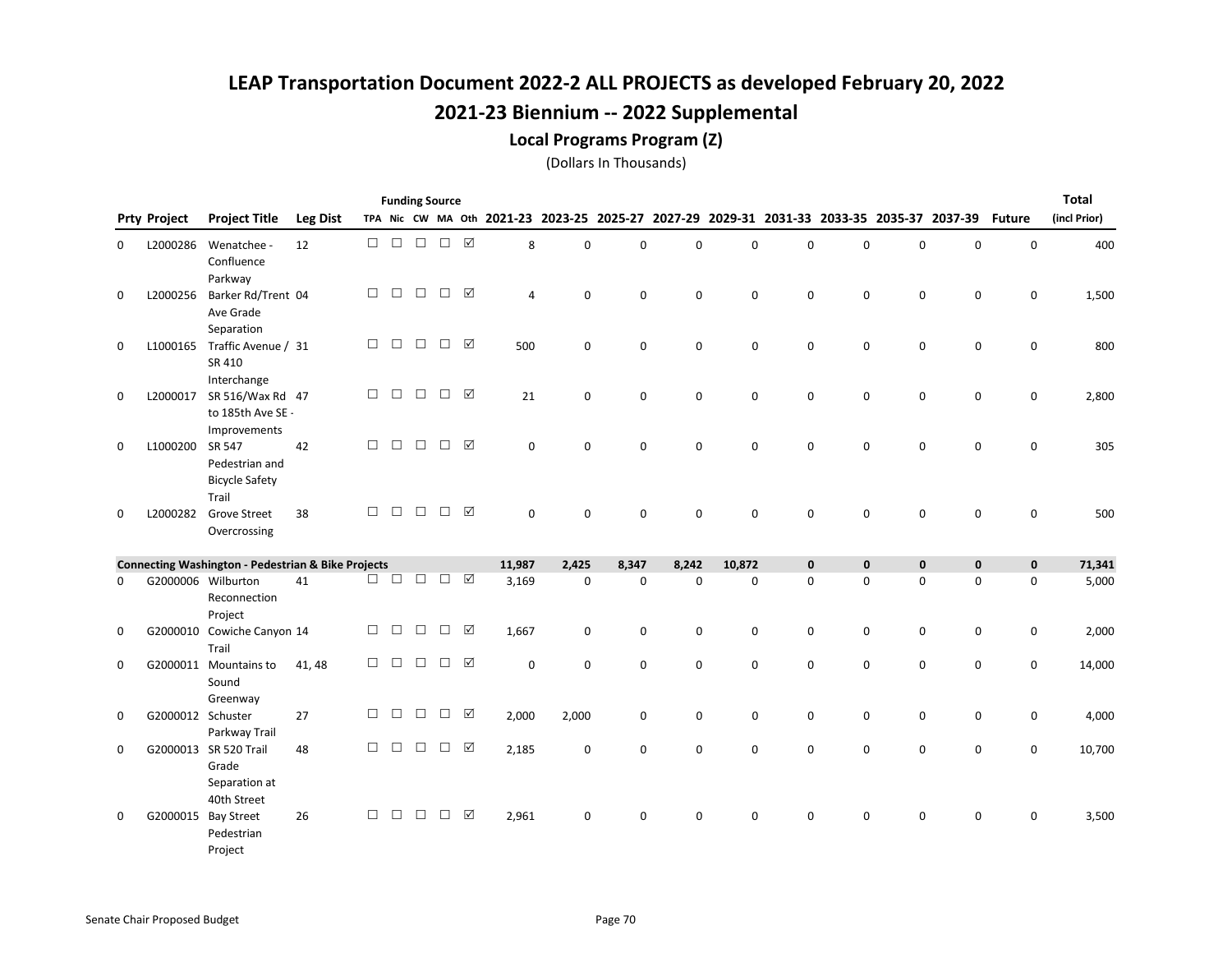# LEAP Transportation Document 2022-2 ALL PROJECTS as developed February 20, 2022

## 2021-23 Biennium -- 2022 Supplemental

### Local Programs Program (Z)

(Dollars In Thousands)

| Prty | Project | Project Title | Leg Dist | Funding Source TPA | Nic | CW | MA | Oth | 2021-23 | 2023-25 | 2025-27 | 2027-29 | 2029-31 | 2031-33 | 2033-35 | 2035-37 | 2037-39 | Future | Total (incl Prior) |
|---|---|---|---|---|---|---|---|---|---|---|---|---|---|---|---|---|---|---|---|
| 0 | L2000286 | Wenatchee - Confluence Parkway | 12 | ☐ | ☐ | ☐ | ☐ | ☑ | 8 | 0 | 0 | 0 | 0 | 0 | 0 | 0 | 0 | 0 | 400 |
| 0 | L2000256 | Barker Rd/Trent Ave Grade Separation | 04 | ☐ | ☐ | ☐ | ☐ | ☑ | 4 | 0 | 0 | 0 | 0 | 0 | 0 | 0 | 0 | 0 | 1,500 |
| 0 | L1000165 | Traffic Avenue / SR 410 Interchange | 31 | ☐ | ☐ | ☐ | ☐ | ☑ | 500 | 0 | 0 | 0 | 0 | 0 | 0 | 0 | 0 | 0 | 800 |
| 0 | L2000017 | SR 516/Wax Rd to 185th Ave SE - Improvements | 47 | ☐ | ☐ | ☐ | ☐ | ☑ | 21 | 0 | 0 | 0 | 0 | 0 | 0 | 0 | 0 | 0 | 2,800 |
| 0 | L1000200 | SR 547 Pedestrian and Bicycle Safety Trail | 42 | ☐ | ☐ | ☐ | ☐ | ☑ | 0 | 0 | 0 | 0 | 0 | 0 | 0 | 0 | 0 | 0 | 305 |
| 0 | L2000282 | Grove Street Overcrossing | 38 | ☐ | ☐ | ☐ | ☐ | ☑ | 0 | 0 | 0 | 0 | 0 | 0 | 0 | 0 | 0 | 0 | 500 |
| **Connecting Washington - Pedestrian & Bike Projects** | | | | | | | | | **11,987** | **2,425** | **8,347** | **8,242** | **10,872** | **0** | **0** | **0** | **0** | **0** | **71,341** |
| 0 | G2000006 | Wilburton Reconnection Project | 41 | ☐ | ☐ | ☐ | ☐ | ☑ | 3,169 | 0 | 0 | 0 | 0 | 0 | 0 | 0 | 0 | 0 | 5,000 |
| 0 | G2000010 | Cowiche Canyon Trail | 14 | ☐ | ☐ | ☐ | ☐ | ☑ | 1,667 | 0 | 0 | 0 | 0 | 0 | 0 | 0 | 0 | 0 | 2,000 |
| 0 | G2000011 | Mountains to Sound Greenway | 41, 48 | ☐ | ☐ | ☐ | ☐ | ☑ | 0 | 0 | 0 | 0 | 0 | 0 | 0 | 0 | 0 | 0 | 14,000 |
| 0 | G2000012 | Schuster Parkway Trail | 27 | ☐ | ☐ | ☐ | ☐ | ☑ | 2,000 | 2,000 | 0 | 0 | 0 | 0 | 0 | 0 | 0 | 0 | 4,000 |
| 0 | G2000013 | SR 520 Trail Grade Separation at 40th Street | 48 | ☐ | ☐ | ☐ | ☐ | ☑ | 2,185 | 0 | 0 | 0 | 0 | 0 | 0 | 0 | 0 | 0 | 10,700 |
| 0 | G2000015 | Bay Street Pedestrian Project | 26 | ☐ | ☐ | ☐ | ☐ | ☑ | 2,961 | 0 | 0 | 0 | 0 | 0 | 0 | 0 | 0 | 0 | 3,500 |

Senate Chair Proposed Budget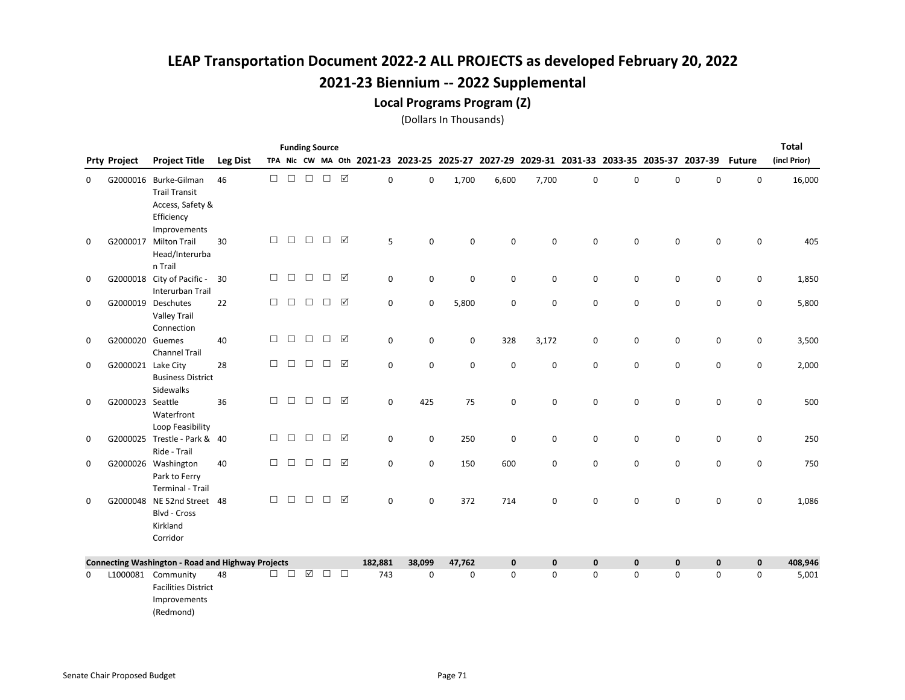# LEAP Transportation Document 2022-2 ALL PROJECTS as developed February 20, 2022

## 2021-23 Biennium -- 2022 Supplemental

### Local Programs Program (Z)

(Dollars In Thousands)

| Prty | Project | Project Title | Leg Dist | TPA | Nic | CW | MA | Oth | 2021-23 | 2023-25 | 2025-27 | 2027-29 | 2029-31 | 2031-33 | 2033-35 | 2035-37 | 2037-39 | Future | Total (incl Prior) |
|---|---|---|---|---|---|---|---|---|---|---|---|---|---|---|---|---|---|---|---|
| 0 | G2000016 | Burke-Gilman Trail Transit Access, Safety & Efficiency Improvements | 46 | ☐ | ☐ | ☐ | ☐ | ☑ | 0 | 0 | 1,700 | 6,600 | 7,700 | 0 | 0 | 0 | 0 | 0 | 16,000 |
| 0 | G2000017 | Milton Trail Head/Interurban Trail | 30 | ☐ | ☐ | ☐ | ☐ | ☑ | 5 | 0 | 0 | 0 | 0 | 0 | 0 | 0 | 0 | 0 | 405 |
| 0 | G2000018 | City of Pacific - Interurban Trail | 30 | ☐ | ☐ | ☐ | ☐ | ☑ | 0 | 0 | 0 | 0 | 0 | 0 | 0 | 0 | 0 | 0 | 1,850 |
| 0 | G2000019 | Deschutes Valley Trail Connection | 22 | ☐ | ☐ | ☐ | ☐ | ☑ | 0 | 0 | 5,800 | 0 | 0 | 0 | 0 | 0 | 0 | 0 | 5,800 |
| 0 | G2000020 | Guemes Channel Trail | 40 | ☐ | ☐ | ☐ | ☐ | ☑ | 0 | 0 | 0 | 328 | 3,172 | 0 | 0 | 0 | 0 | 0 | 3,500 |
| 0 | G2000021 | Lake City Business District Sidewalks | 28 | ☐ | ☐ | ☐ | ☐ | ☑ | 0 | 0 | 0 | 0 | 0 | 0 | 0 | 0 | 0 | 0 | 2,000 |
| 0 | G2000023 | Seattle Waterfront Loop Feasibility | 36 | ☐ | ☐ | ☐ | ☐ | ☑ | 0 | 425 | 75 | 0 | 0 | 0 | 0 | 0 | 0 | 0 | 500 |
| 0 | G2000025 | Trestle - Park & Ride - Trail | 40 | ☐ | ☐ | ☐ | ☐ | ☑ | 0 | 0 | 250 | 0 | 0 | 0 | 0 | 0 | 0 | 0 | 250 |
| 0 | G2000026 | Washington Park to Ferry Terminal - Trail | 40 | ☐ | ☐ | ☐ | ☐ | ☑ | 0 | 0 | 150 | 600 | 0 | 0 | 0 | 0 | 0 | 0 | 750 |
| 0 | G2000048 | NE 52nd Street Blvd - Cross Kirkland Corridor | 48 | ☐ | ☐ | ☐ | ☐ | ☑ | 0 | 0 | 372 | 714 | 0 | 0 | 0 | 0 | 0 | 0 | 1,086 |
| **Connecting Washington - Road and Highway Projects** | | | | | | | | | **182,881** | **38,099** | **47,762** | **0** | **0** | **0** | **0** | **0** | **0** | **0** | **408,946** |
| 0 | L1000081 | Community Facilities District Improvements (Redmond) | 48 | ☐ | ☐ | ☑ | ☐ | ☐ | 743 | 0 | 0 | 0 | 0 | 0 | 0 | 0 | 0 | 0 | 5,001 |

Senate Chair Proposed Budget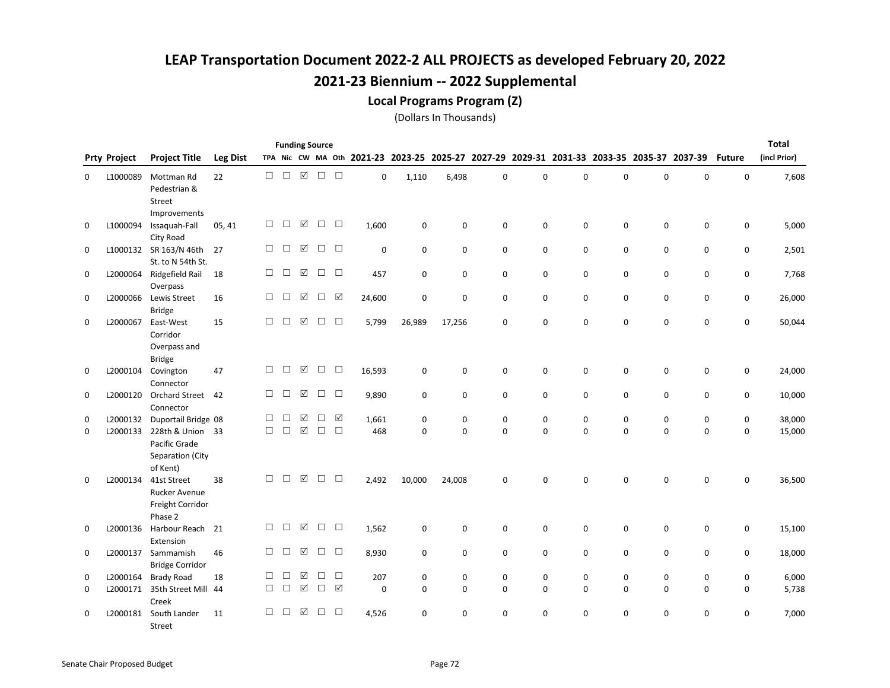# LEAP Transportation Document 2022-2 ALL PROJECTS as developed February 20, 2022

## 2021-23 Biennium -- 2022 Supplemental

### Local Programs Program (Z)

(Dollars In Thousands)

| Prty | Project | Project Title | Leg Dist | Funding Source TPA | Nic | CW | MA | Oth | 2021-23 | 2023-25 | 2025-27 | 2027-29 | 2029-31 | 2031-33 | 2033-35 | 2035-37 | 2037-39 | Future | Total (incl Prior) |
|---|---|---|---|---|---|---|---|---|---|---|---|---|---|---|---|---|---|---|---|
| 0 | L1000089 | Mottman Rd Pedestrian & Street Improvements | 22 | ☐ | ☐ | ☑ | ☐ | ☐ | 0 | 1,110 | 6,498 | 0 | 0 | 0 | 0 | 0 | 0 | 0 | 7,608 |
| 0 | L1000094 | Issaquah-Fall City Road | 05, 41 | ☐ | ☐ | ☑ | ☐ | ☐ | 1,600 | 0 | 0 | 0 | 0 | 0 | 0 | 0 | 0 | 0 | 5,000 |
| 0 | L1000132 | SR 163/N 46th St. to N 54th St. | 27 | ☐ | ☐ | ☑ | ☐ | ☐ | 0 | 0 | 0 | 0 | 0 | 0 | 0 | 0 | 0 | 0 | 2,501 |
| 0 | L2000064 | Ridgefield Rail Overpass | 18 | ☐ | ☐ | ☑ | ☐ | ☐ | 457 | 0 | 0 | 0 | 0 | 0 | 0 | 0 | 0 | 0 | 7,768 |
| 0 | L2000066 | Lewis Street Bridge | 16 | ☐ | ☐ | ☑ | ☐ | ☑ | 24,600 | 0 | 0 | 0 | 0 | 0 | 0 | 0 | 0 | 0 | 26,000 |
| 0 | L2000067 | East-West Corridor Overpass and Bridge | 15 | ☐ | ☐ | ☑ | ☐ | ☐ | 5,799 | 26,989 | 17,256 | 0 | 0 | 0 | 0 | 0 | 0 | 0 | 50,044 |
| 0 | L2000104 | Covington Connector | 47 | ☐ | ☐ | ☑ | ☐ | ☐ | 16,593 | 0 | 0 | 0 | 0 | 0 | 0 | 0 | 0 | 0 | 24,000 |
| 0 | L2000120 | Orchard Street Connector | 42 | ☐ | ☐ | ☑ | ☐ | ☐ | 9,890 | 0 | 0 | 0 | 0 | 0 | 0 | 0 | 0 | 0 | 10,000 |
| 0 | L2000132 | Duportail Bridge | 08 | ☐ | ☐ | ☑ | ☐ | ☑ | 1,661 | 0 | 0 | 0 | 0 | 0 | 0 | 0 | 0 | 0 | 38,000 |
| 0 | L2000133 | 228th & Union Pacific Grade Separation (City of Kent) | 33 | ☐ | ☐ | ☑ | ☐ | ☐ | 468 | 0 | 0 | 0 | 0 | 0 | 0 | 0 | 0 | 0 | 15,000 |
| 0 | L2000134 | 41st Street Rucker Avenue Freight Corridor Phase 2 | 38 | ☐ | ☐ | ☑ | ☐ | ☐ | 2,492 | 10,000 | 24,008 | 0 | 0 | 0 | 0 | 0 | 0 | 0 | 36,500 |
| 0 | L2000136 | Harbour Reach Extension | 21 | ☐ | ☐ | ☑ | ☐ | ☐ | 1,562 | 0 | 0 | 0 | 0 | 0 | 0 | 0 | 0 | 0 | 15,100 |
| 0 | L2000137 | Sammamish Bridge Corridor | 46 | ☐ | ☐ | ☑ | ☐ | ☐ | 8,930 | 0 | 0 | 0 | 0 | 0 | 0 | 0 | 0 | 0 | 18,000 |
| 0 | L2000164 | Brady Road | 18 | ☐ | ☐ | ☑ | ☐ | ☐ | 207 | 0 | 0 | 0 | 0 | 0 | 0 | 0 | 0 | 0 | 6,000 |
| 0 | L2000171 | 35th Street Mill Creek | 44 | ☐ | ☐ | ☑ | ☐ | ☑ | 0 | 0 | 0 | 0 | 0 | 0 | 0 | 0 | 0 | 0 | 5,738 |
| 0 | L2000181 | South Lander Street | 11 | ☐ | ☐ | ☑ | ☐ | ☐ | 4,526 | 0 | 0 | 0 | 0 | 0 | 0 | 0 | 0 | 0 | 7,000 |

Senate Chair Proposed Budget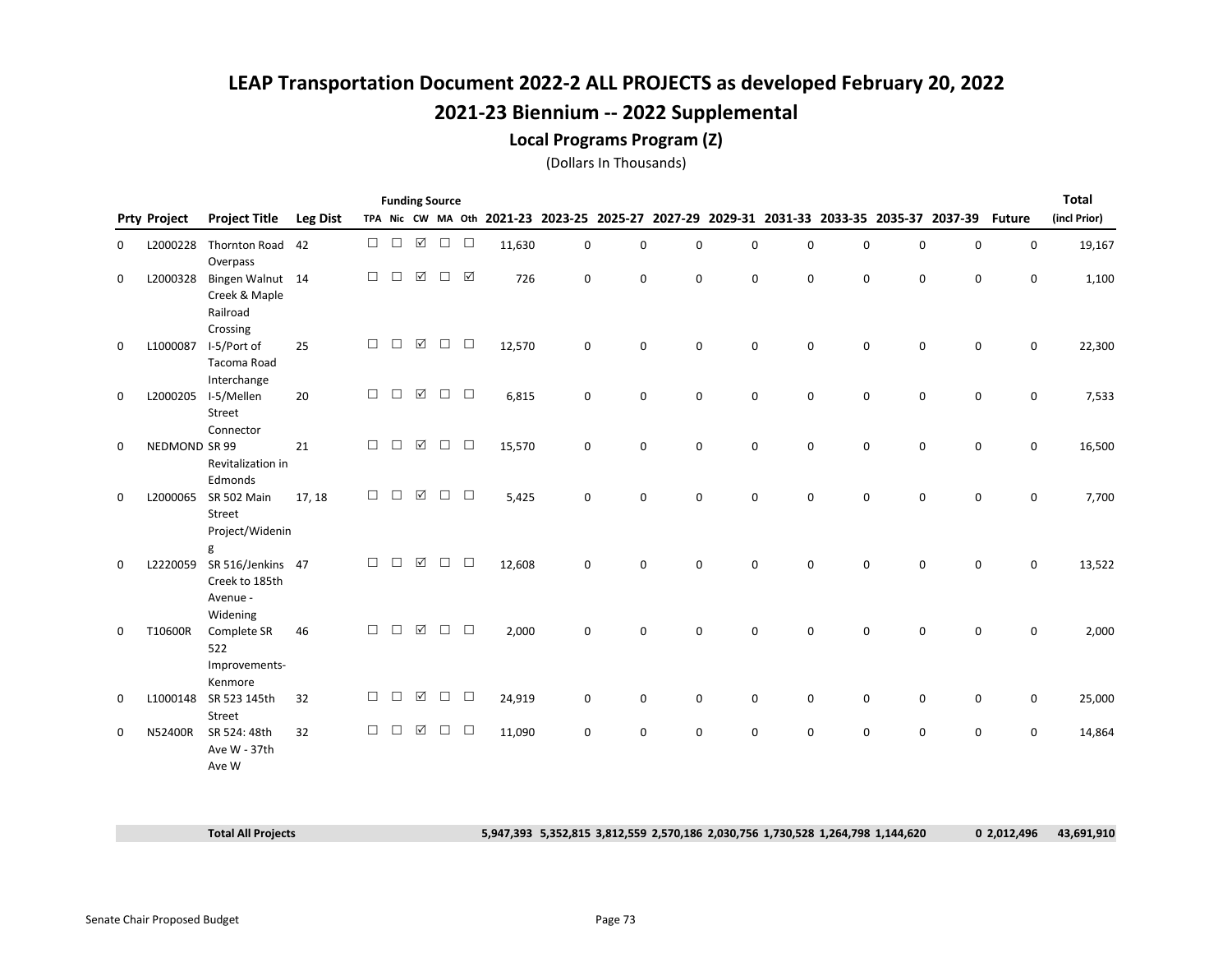# LEAP Transportation Document 2022-2 ALL PROJECTS as developed February 20, 2022

## 2021-23 Biennium -- 2022 Supplemental

### Local Programs Program (Z)

(Dollars In Thousands)

| Prty | Project | Project Title | Leg Dist | TPA | Nic | CW | MA | Oth | 2021-23 | 2023-25 | 2025-27 | 2027-29 | 2029-31 | 2031-33 | 2033-35 | 2035-37 | 2037-39 | Future | Total (incl Prior) |
|---|---|---|---|---|---|---|---|---|---|---|---|---|---|---|---|---|---|---|---|
| | | | | Funding Source | | | | | | | | | | | | | | | |
| 0 | L2000228 | Thornton Road Overpass | 42 | ☐ | ☐ | ☑ | ☐ | ☐ | 11,630 | 0 | 0 | 0 | 0 | 0 | 0 | 0 | 0 | 0 | 19,167 |
| 0 | L2000328 | Bingen Walnut Creek & Maple Railroad Crossing | 14 | ☐ | ☐ | ☑ | ☐ | ☑ | 726 | 0 | 0 | 0 | 0 | 0 | 0 | 0 | 0 | 0 | 1,100 |
| 0 | L1000087 | I-5/Port of Tacoma Road Interchange | 25 | ☐ | ☐ | ☑ | ☐ | ☐ | 12,570 | 0 | 0 | 0 | 0 | 0 | 0 | 0 | 0 | 0 | 22,300 |
| 0 | L2000205 | I-5/Mellen Street Connector | 20 | ☐ | ☐ | ☑ | ☐ | ☐ | 6,815 | 0 | 0 | 0 | 0 | 0 | 0 | 0 | 0 | 0 | 7,533 |
| 0 | NEDMOND | SR 99 Revitalization in Edmonds | 21 | ☐ | ☐ | ☑ | ☐ | ☐ | 15,570 | 0 | 0 | 0 | 0 | 0 | 0 | 0 | 0 | 0 | 16,500 |
| 0 | L2000065 | SR 502 Main Street Project/Widening | 17, 18 | ☐ | ☐ | ☑ | ☐ | ☐ | 5,425 | 0 | 0 | 0 | 0 | 0 | 0 | 0 | 0 | 0 | 7,700 |
| 0 | L2220059 | SR 516/Jenkins Creek to 185th Avenue - Widening | 47 | ☐ | ☐ | ☑ | ☐ | ☐ | 12,608 | 0 | 0 | 0 | 0 | 0 | 0 | 0 | 0 | 0 | 13,522 |
| 0 | T10600R | Complete SR 522 Improvements-Kenmore | 46 | ☐ | ☐ | ☑ | ☐ | ☐ | 2,000 | 0 | 0 | 0 | 0 | 0 | 0 | 0 | 0 | 0 | 2,000 |
| 0 | L1000148 | SR 523 145th Street | 32 | ☐ | ☐ | ☑ | ☐ | ☐ | 24,919 | 0 | 0 | 0 | 0 | 0 | 0 | 0 | 0 | 0 | 25,000 |
| 0 | N52400R | SR 524: 48th Ave W - 37th Ave W | 32 | ☐ | ☐ | ☑ | ☐ | ☐ | 11,090 | 0 | 0 | 0 | 0 | 0 | 0 | 0 | 0 | 0 | 14,864 |
| | | **Total All Projects** | | | | | | | **5,947,393** | **5,352,815** | **3,812,559** | **2,570,186** | **2,030,756** | **1,730,528** | **1,264,798** | **1,144,620** | **0** | **2,012,496** | **43,691,910** |

Senate Chair Proposed Budget